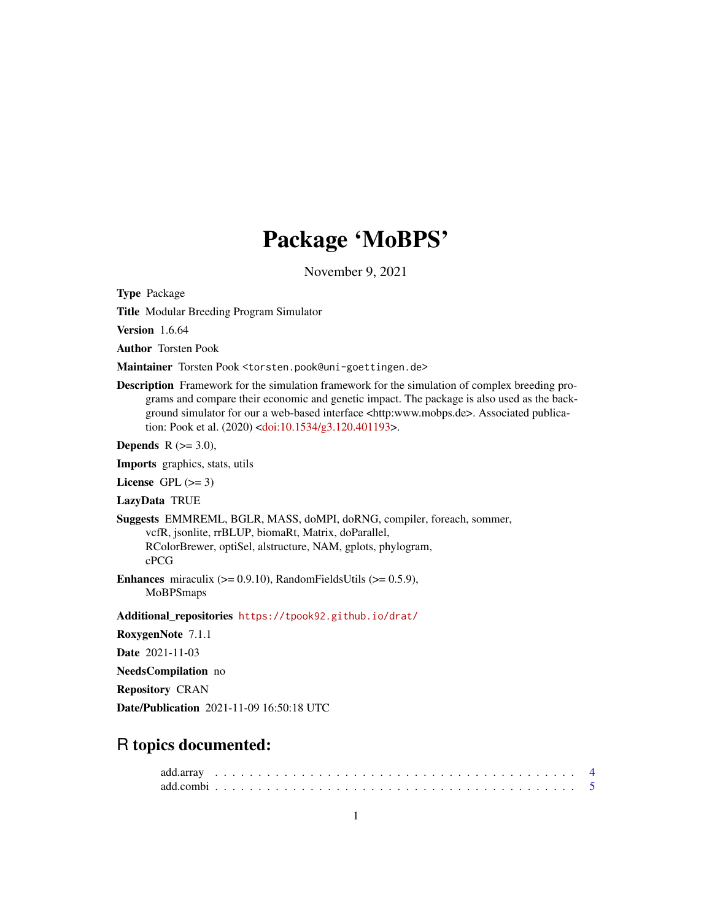# Package 'MoBPS'

November 9, 2021

**Type** Package

**Title** Modular Breeding Program Simulator

**Version** 1.6.64

**Author** Torsten Pook

**Maintainer** Torsten Pook <torsten.pook@uni-goettingen.de>

**Description** Framework for the simulation framework for the simulation of complex breeding programs and compare their economic and genetic impact. The package is also used as the background simulator for our a web-based interface <http:www.mobps.de>. Associated publication: Pook et al. (2020) <doi:10.1534/g3.120.401193>.

**Depends** R (>= 3.0),

**Imports** graphics, stats, utils

**License** GPL (>= 3)

**LazyData** TRUE

**Suggests** EMMREML, BGLR, MASS, doMPI, doRNG, compiler, foreach, sommer, vcfR, jsonlite, rrBLUP, biomaRt, Matrix, doParallel, RColorBrewer, optiSel, alstructure, NAM, gplots, phylogram, cPCG

**Enhances** miraculix (>= 0.9.10), RandomFieldsUtils (>= 0.5.9), MoBPSmaps

**Additional_repositories** https://tpook92.github.io/drat/

**RoxygenNote** 7.1.1

**Date** 2021-11-03

**NeedsCompilation** no

**Repository** CRAN

**Date/Publication** 2021-11-09 16:50:18 UTC

## R topics documented:

add.array . . . . . . . . . . . . . . . . . . . . . . . . . . . . . . . . . . . . . . . . . . 4
add.combi . . . . . . . . . . . . . . . . . . . . . . . . . . . . . . . . . . . . . . . . . . 5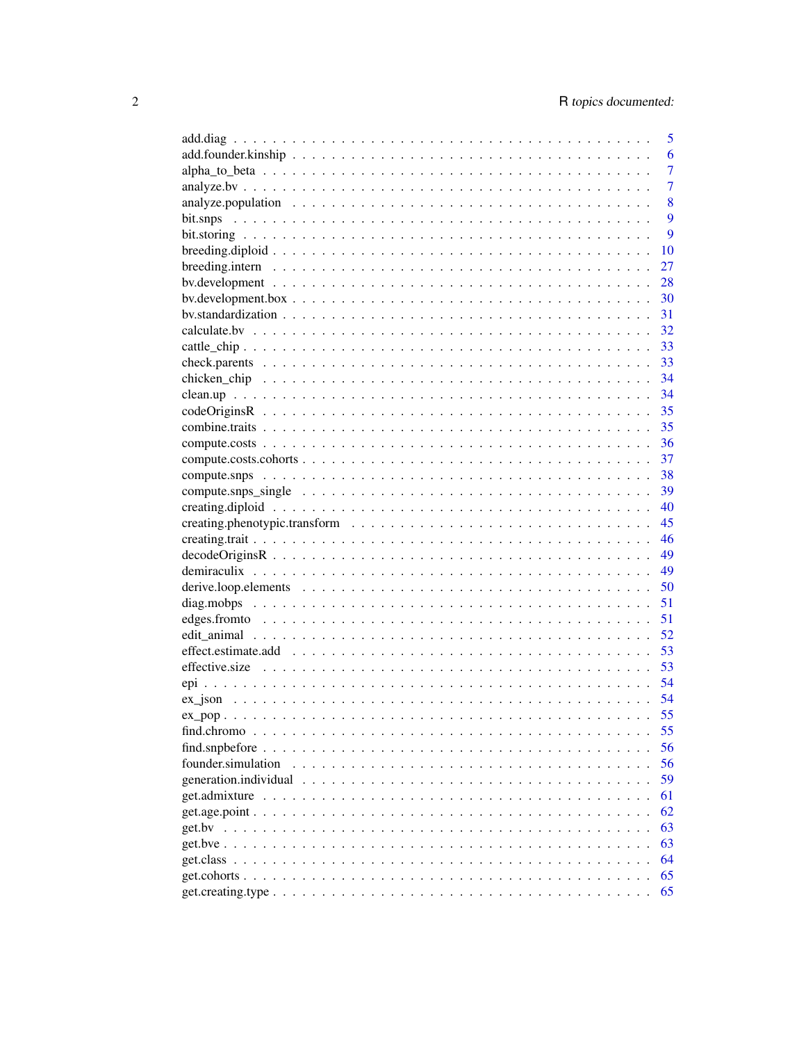add.diag . . . . . . . . . . . . . . . . . . . . . . . . . . . . . . . . . . . . . . . 5
add.founder.kinship . . . . . . . . . . . . . . . . . . . . . . . . . . . . . . . . . 6
alpha_to_beta . . . . . . . . . . . . . . . . . . . . . . . . . . . . . . . . . . . . 7
analyze.bv . . . . . . . . . . . . . . . . . . . . . . . . . . . . . . . . . . . . . . 7
analyze.population . . . . . . . . . . . . . . . . . . . . . . . . . . . . . . . . . 8
bit.snps . . . . . . . . . . . . . . . . . . . . . . . . . . . . . . . . . . . . . . . 9
bit.storing . . . . . . . . . . . . . . . . . . . . . . . . . . . . . . . . . . . . . . 9
breeding.diploid . . . . . . . . . . . . . . . . . . . . . . . . . . . . . . . . . . . 10
breeding.intern . . . . . . . . . . . . . . . . . . . . . . . . . . . . . . . . . . . 27
bv.development . . . . . . . . . . . . . . . . . . . . . . . . . . . . . . . . . . . 28
bv.development.box . . . . . . . . . . . . . . . . . . . . . . . . . . . . . . . . 30
bv.standardization . . . . . . . . . . . . . . . . . . . . . . . . . . . . . . . . . 31
calculate.bv . . . . . . . . . . . . . . . . . . . . . . . . . . . . . . . . . . . . . 32
cattle_chip . . . . . . . . . . . . . . . . . . . . . . . . . . . . . . . . . . . . . . 33
check.parents . . . . . . . . . . . . . . . . . . . . . . . . . . . . . . . . . . . . 33
chicken_chip . . . . . . . . . . . . . . . . . . . . . . . . . . . . . . . . . . . . . 34
clean.up . . . . . . . . . . . . . . . . . . . . . . . . . . . . . . . . . . . . . . . 34
codeOriginsR . . . . . . . . . . . . . . . . . . . . . . . . . . . . . . . . . . . . 35
combine.traits . . . . . . . . . . . . . . . . . . . . . . . . . . . . . . . . . . . . 35
compute.costs . . . . . . . . . . . . . . . . . . . . . . . . . . . . . . . . . . . . 36
compute.costs.cohorts . . . . . . . . . . . . . . . . . . . . . . . . . . . . . . . . 37
compute.snps . . . . . . . . . . . . . . . . . . . . . . . . . . . . . . . . . . . . 38
compute.snps_single . . . . . . . . . . . . . . . . . . . . . . . . . . . . . . . . 39
creating.diploid . . . . . . . . . . . . . . . . . . . . . . . . . . . . . . . . . . . 40
creating.phenotypic.transform . . . . . . . . . . . . . . . . . . . . . . . . . . . 45
creating.trait . . . . . . . . . . . . . . . . . . . . . . . . . . . . . . . . . . . . 46
decodeOriginsR . . . . . . . . . . . . . . . . . . . . . . . . . . . . . . . . . . . 49
demiraculix . . . . . . . . . . . . . . . . . . . . . . . . . . . . . . . . . . . . . 49
derive.loop.elements . . . . . . . . . . . . . . . . . . . . . . . . . . . . . . . . 50
diag.mobps . . . . . . . . . . . . . . . . . . . . . . . . . . . . . . . . . . . . . 51
edges.fromto . . . . . . . . . . . . . . . . . . . . . . . . . . . . . . . . . . . . . 51
edit_animal . . . . . . . . . . . . . . . . . . . . . . . . . . . . . . . . . . . . . 52
effect.estimate.add . . . . . . . . . . . . . . . . . . . . . . . . . . . . . . . . . 53
effective.size . . . . . . . . . . . . . . . . . . . . . . . . . . . . . . . . . . . . 53
epi . . . . . . . . . . . . . . . . . . . . . . . . . . . . . . . . . . . . . . . . . . 54
ex_json . . . . . . . . . . . . . . . . . . . . . . . . . . . . . . . . . . . . . . . 54
ex_pop . . . . . . . . . . . . . . . . . . . . . . . . . . . . . . . . . . . . . . . . 55
find.chromo . . . . . . . . . . . . . . . . . . . . . . . . . . . . . . . . . . . . . 55
find.snpbefore . . . . . . . . . . . . . . . . . . . . . . . . . . . . . . . . . . . . 56
founder.simulation . . . . . . . . . . . . . . . . . . . . . . . . . . . . . . . . . 56
generation.individual . . . . . . . . . . . . . . . . . . . . . . . . . . . . . . . . 59
get.admixture . . . . . . . . . . . . . . . . . . . . . . . . . . . . . . . . . . . . 61
get.age.point . . . . . . . . . . . . . . . . . . . . . . . . . . . . . . . . . . . . . 62
get.bv . . . . . . . . . . . . . . . . . . . . . . . . . . . . . . . . . . . . . . . . 63
get.bve . . . . . . . . . . . . . . . . . . . . . . . . . . . . . . . . . . . . . . . . 63
get.class . . . . . . . . . . . . . . . . . . . . . . . . . . . . . . . . . . . . . . . 64
get.cohorts . . . . . . . . . . . . . . . . . . . . . . . . . . . . . . . . . . . . . . 65
get.creating.type . . . . . . . . . . . . . . . . . . . . . . . . . . . . . . . . . . . 65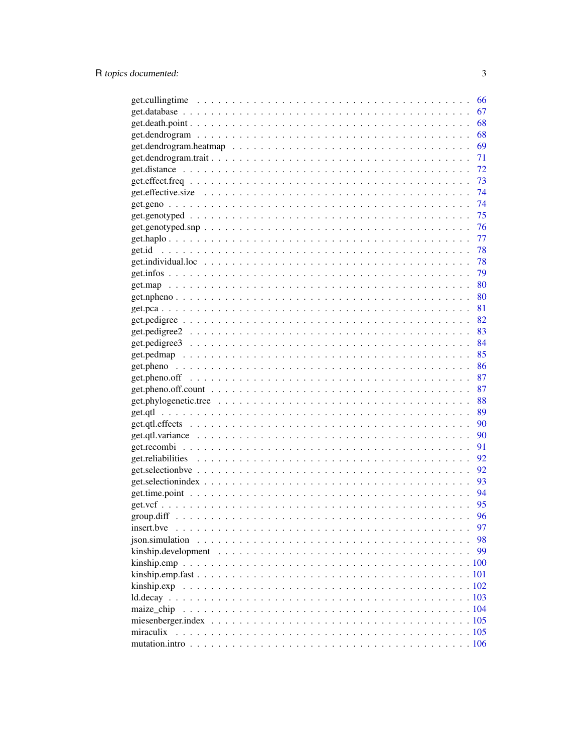get.cullingtime . . . . . . . . . . . . . . . . . . . . . . . . . . . . . . . . . . . . 66
get.database . . . . . . . . . . . . . . . . . . . . . . . . . . . . . . . . . . . . . . 67
get.death.point . . . . . . . . . . . . . . . . . . . . . . . . . . . . . . . . . . . . . 68
get.dendrogram . . . . . . . . . . . . . . . . . . . . . . . . . . . . . . . . . . . . . 68
get.dendrogram.heatmap . . . . . . . . . . . . . . . . . . . . . . . . . . . . . . . . 69
get.dendrogram.trait . . . . . . . . . . . . . . . . . . . . . . . . . . . . . . . . . . 71
get.distance . . . . . . . . . . . . . . . . . . . . . . . . . . . . . . . . . . . . . . 72
get.effect.freq . . . . . . . . . . . . . . . . . . . . . . . . . . . . . . . . . . . . . 73
get.effective.size . . . . . . . . . . . . . . . . . . . . . . . . . . . . . . . . . . . 74
get.geno . . . . . . . . . . . . . . . . . . . . . . . . . . . . . . . . . . . . . . . . 74
get.genotyped . . . . . . . . . . . . . . . . . . . . . . . . . . . . . . . . . . . . . 75
get.genotyped.snp . . . . . . . . . . . . . . . . . . . . . . . . . . . . . . . . . . . 76
get.haplo . . . . . . . . . . . . . . . . . . . . . . . . . . . . . . . . . . . . . . . 77
get.id . . . . . . . . . . . . . . . . . . . . . . . . . . . . . . . . . . . . . . . . . 78
get.individual.loc . . . . . . . . . . . . . . . . . . . . . . . . . . . . . . . . . . . 78
get.infos . . . . . . . . . . . . . . . . . . . . . . . . . . . . . . . . . . . . . . . 79
get.map . . . . . . . . . . . . . . . . . . . . . . . . . . . . . . . . . . . . . . . . 80
get.npheno . . . . . . . . . . . . . . . . . . . . . . . . . . . . . . . . . . . . . . 80
get.pca . . . . . . . . . . . . . . . . . . . . . . . . . . . . . . . . . . . . . . . . 81
get.pedigree . . . . . . . . . . . . . . . . . . . . . . . . . . . . . . . . . . . . . . 82
get.pedigree2 . . . . . . . . . . . . . . . . . . . . . . . . . . . . . . . . . . . . . 83
get.pedigree3 . . . . . . . . . . . . . . . . . . . . . . . . . . . . . . . . . . . . . 84
get.pedmap . . . . . . . . . . . . . . . . . . . . . . . . . . . . . . . . . . . . . . 85
get.pheno . . . . . . . . . . . . . . . . . . . . . . . . . . . . . . . . . . . . . . . 86
get.pheno.off . . . . . . . . . . . . . . . . . . . . . . . . . . . . . . . . . . . . . 87
get.pheno.off.count . . . . . . . . . . . . . . . . . . . . . . . . . . . . . . . . . . 87
get.phylogenetic.tree . . . . . . . . . . . . . . . . . . . . . . . . . . . . . . . . . 88
get.qtl . . . . . . . . . . . . . . . . . . . . . . . . . . . . . . . . . . . . . . . . . 89
get.qtl.effects . . . . . . . . . . . . . . . . . . . . . . . . . . . . . . . . . . . . 90
get.qtl.variance . . . . . . . . . . . . . . . . . . . . . . . . . . . . . . . . . . . . 90
get.recombi . . . . . . . . . . . . . . . . . . . . . . . . . . . . . . . . . . . . . . 91
get.reliabilities . . . . . . . . . . . . . . . . . . . . . . . . . . . . . . . . . . . . 92
get.selectionbve . . . . . . . . . . . . . . . . . . . . . . . . . . . . . . . . . . . . 92
get.selectionindex . . . . . . . . . . . . . . . . . . . . . . . . . . . . . . . . . . . 93
get.time.point . . . . . . . . . . . . . . . . . . . . . . . . . . . . . . . . . . . . . 94
get.vcf . . . . . . . . . . . . . . . . . . . . . . . . . . . . . . . . . . . . . . . . . 95
group.diff . . . . . . . . . . . . . . . . . . . . . . . . . . . . . . . . . . . . . . . 96
insert.bve . . . . . . . . . . . . . . . . . . . . . . . . . . . . . . . . . . . . . . . 97
json.simulation . . . . . . . . . . . . . . . . . . . . . . . . . . . . . . . . . . . . 98
kinship.development . . . . . . . . . . . . . . . . . . . . . . . . . . . . . . . . . . 99
kinship.emp . . . . . . . . . . . . . . . . . . . . . . . . . . . . . . . . . . . . . . 100
kinship.emp.fast . . . . . . . . . . . . . . . . . . . . . . . . . . . . . . . . . . . . 101
kinship.exp . . . . . . . . . . . . . . . . . . . . . . . . . . . . . . . . . . . . . . 102
ld.decay . . . . . . . . . . . . . . . . . . . . . . . . . . . . . . . . . . . . . . . . 103
maize_chip . . . . . . . . . . . . . . . . . . . . . . . . . . . . . . . . . . . . . . . 104
miesenberger.index . . . . . . . . . . . . . . . . . . . . . . . . . . . . . . . . . . 105
miraculix . . . . . . . . . . . . . . . . . . . . . . . . . . . . . . . . . . . . . . . 105
mutation.intro . . . . . . . . . . . . . . . . . . . . . . . . . . . . . . . . . . . . . 106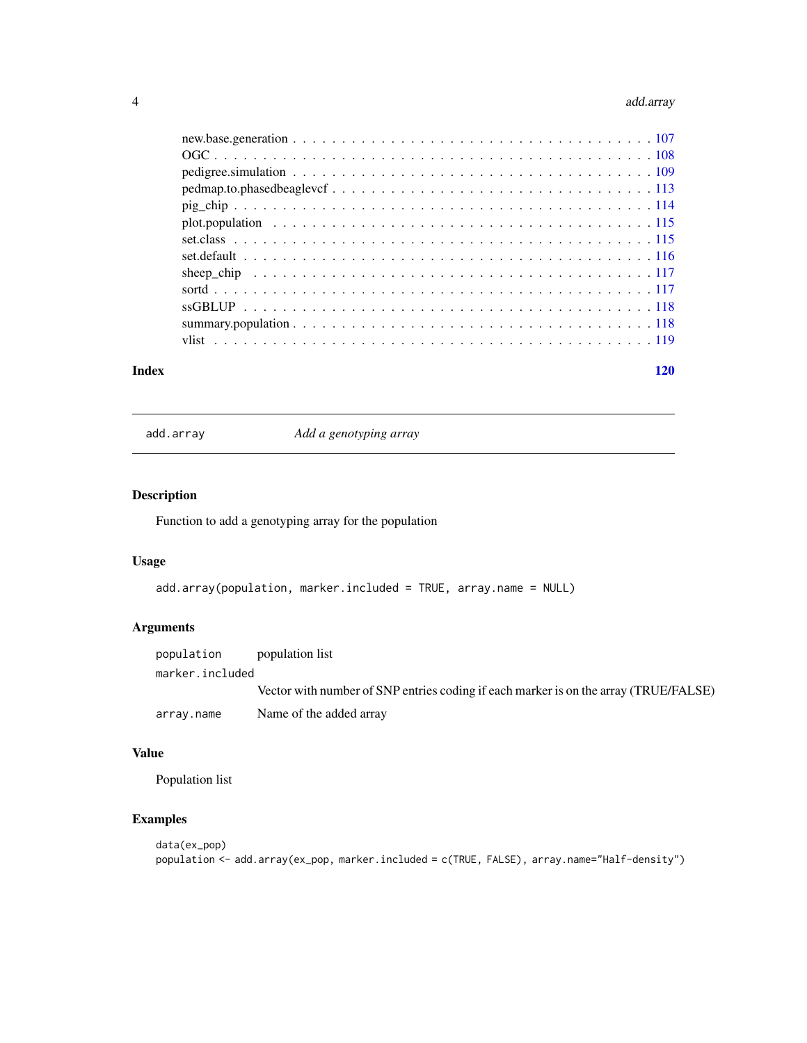new.base.generation . . . . . . . . . . . . . . . . . . . . . . . . . . . . . . . . . . . 107
OGC . . . . . . . . . . . . . . . . . . . . . . . . . . . . . . . . . . . . . . . . . . . 108
pedigree.simulation . . . . . . . . . . . . . . . . . . . . . . . . . . . . . . . . . . . 109
pedmap.to.phasedbeaglevcf . . . . . . . . . . . . . . . . . . . . . . . . . . . . . . 113
pig_chip . . . . . . . . . . . . . . . . . . . . . . . . . . . . . . . . . . . . . . . . . 114
plot.population . . . . . . . . . . . . . . . . . . . . . . . . . . . . . . . . . . . . . 115
set.class . . . . . . . . . . . . . . . . . . . . . . . . . . . . . . . . . . . . . . . . 115
set.default . . . . . . . . . . . . . . . . . . . . . . . . . . . . . . . . . . . . . . . 116
sheep_chip . . . . . . . . . . . . . . . . . . . . . . . . . . . . . . . . . . . . . . . 117
sortd . . . . . . . . . . . . . . . . . . . . . . . . . . . . . . . . . . . . . . . . . . 117
ssGBLUP . . . . . . . . . . . . . . . . . . . . . . . . . . . . . . . . . . . . . . . . 118
summary.population . . . . . . . . . . . . . . . . . . . . . . . . . . . . . . . . . . 118
vlist . . . . . . . . . . . . . . . . . . . . . . . . . . . . . . . . . . . . . . . . . . 119

**Index** **120**

---

## add.array — *Add a genotyping array*

### Description

Function to add a genotyping array for the population

### Usage

```
add.array(population, marker.included = TRUE, array.name = NULL)
```

### Arguments

| | |
|---|---|
| `population` | population list |
| `marker.included` | Vector with number of SNP entries coding if each marker is on the array (TRUE/FALSE) |
| `array.name` | Name of the added array |

### Value

Population list

### Examples

```
data(ex_pop)
population <- add.array(ex_pop, marker.included = c(TRUE, FALSE), array.name="Half-density")
```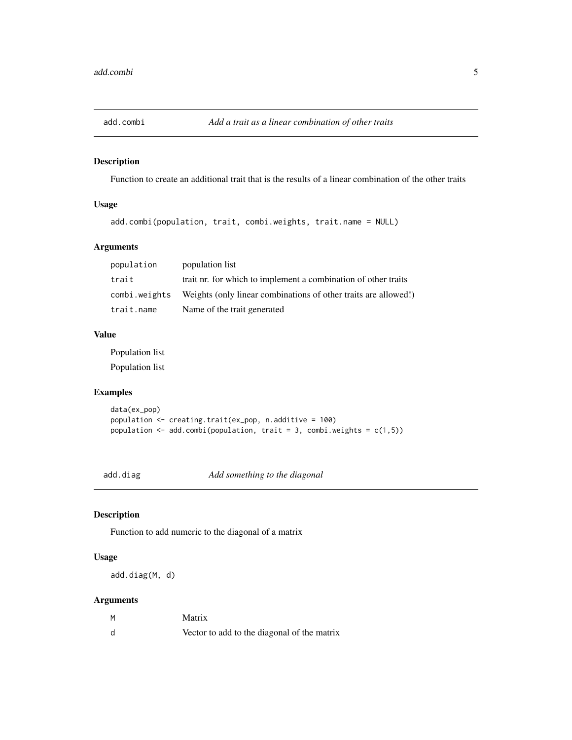## add.combi — *Add a trait as a linear combination of other traits*

### Description

Function to create an additional trait that is the results of a linear combination of the other traits

### Usage

```
add.combi(population, trait, combi.weights, trait.name = NULL)
```

### Arguments

| | |
|---|---|
| `population` | population list |
| `trait` | trait nr. for which to implement a combination of other traits |
| `combi.weights` | Weights (only linear combinations of other traits are allowed!) |
| `trait.name` | Name of the trait generated |

### Value

Population list

Population list

### Examples

```
data(ex_pop)
population <- creating.trait(ex_pop, n.additive = 100)
population <- add.combi(population, trait = 3, combi.weights = c(1,5))
```

## add.diag — *Add something to the diagonal*

### Description

Function to add numeric to the diagonal of a matrix

### Usage

```
add.diag(M, d)
```

### Arguments

| | |
|---|---|
| `M` | Matrix |
| `d` | Vector to add to the diagonal of the matrix |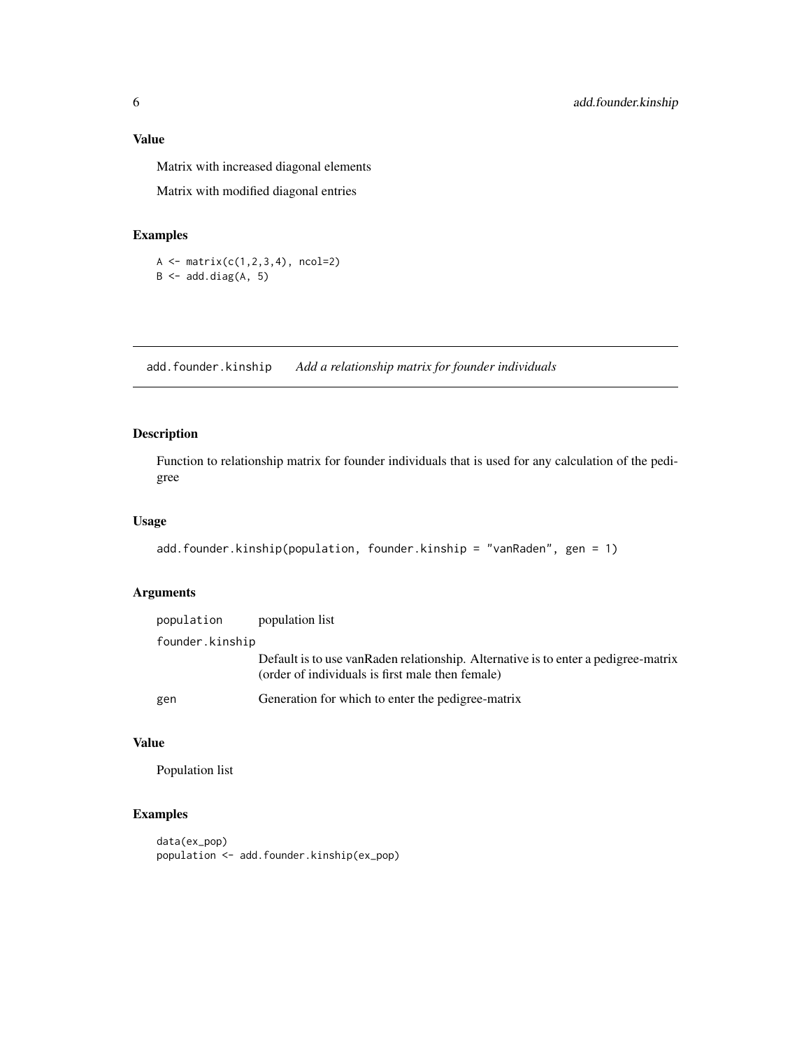## Value

Matrix with increased diagonal elements

Matrix with modified diagonal entries

## Examples

```
A <- matrix(c(1,2,3,4), ncol=2)
B <- add.diag(A, 5)
```

---

# add.founder.kinship *Add a relationship matrix for founder individuals*

---

## Description

Function to relationship matrix for founder individuals that is used for any calculation of the pedigree

## Usage

```
add.founder.kinship(population, founder.kinship = "vanRaden", gen = 1)
```

## Arguments

| | |
|---|---|
| population | population list |
| founder.kinship | Default is to use vanRaden relationship. Alternative is to enter a pedigree-matrix (order of individuals is first male then female) |
| gen | Generation for which to enter the pedigree-matrix |

## Value

Population list

## Examples

```
data(ex_pop)
population <- add.founder.kinship(ex_pop)
```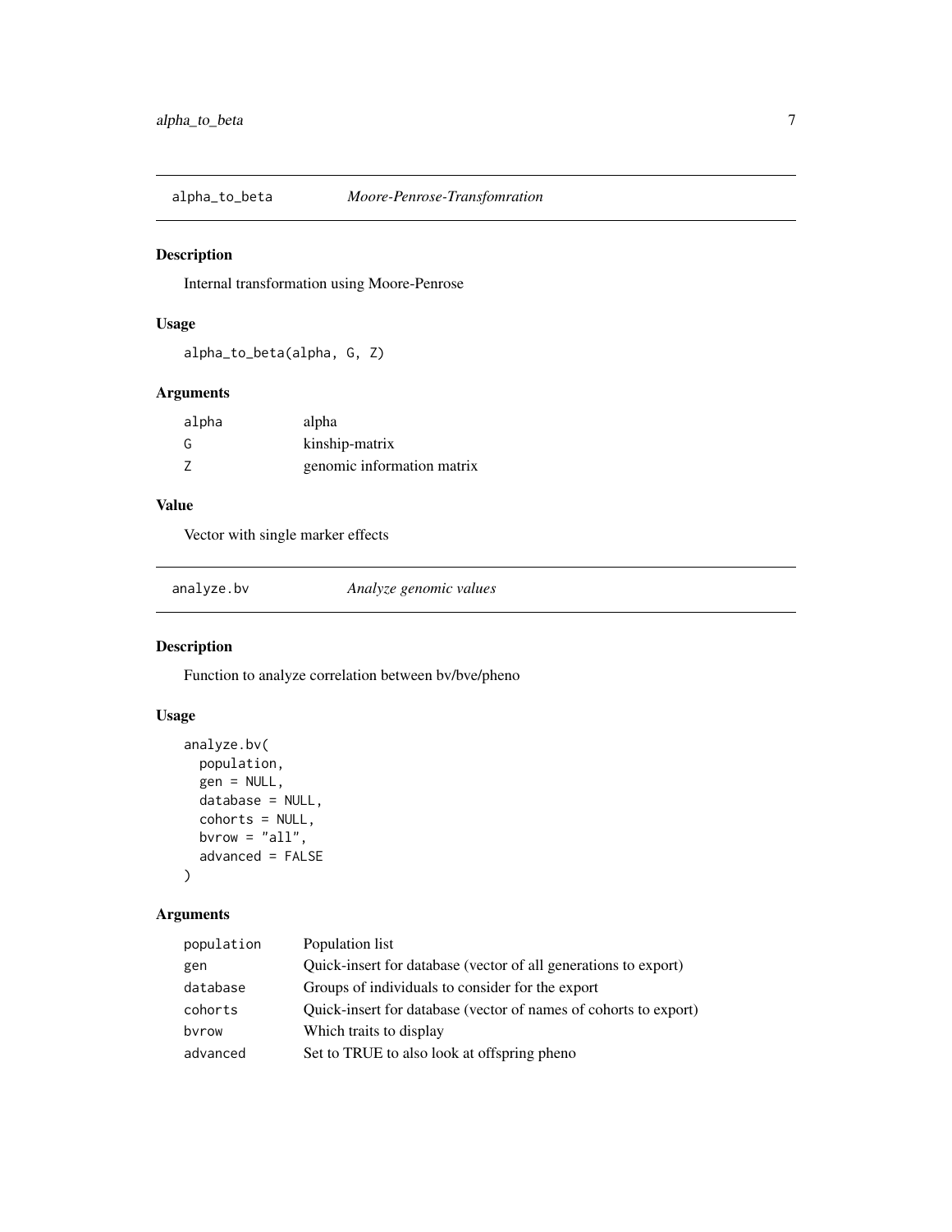## alpha_to_beta — *Moore-Penrose-Transfomration*

### Description

Internal transformation using Moore-Penrose

### Usage

```
alpha_to_beta(alpha, G, Z)
```

### Arguments

| | |
|---|---|
| alpha | alpha |
| G | kinship-matrix |
| Z | genomic information matrix |

### Value

Vector with single marker effects

## analyze.bv — *Analyze genomic values*

### Description

Function to analyze correlation between bv/bve/pheno

### Usage

```
analyze.bv(
  population,
  gen = NULL,
  database = NULL,
  cohorts = NULL,
  bvrow = "all",
  advanced = FALSE
)
```

### Arguments

| | |
|---|---|
| population | Population list |
| gen | Quick-insert for database (vector of all generations to export) |
| database | Groups of individuals to consider for the export |
| cohorts | Quick-insert for database (vector of names of cohorts to export) |
| bvrow | Which traits to display |
| advanced | Set to TRUE to also look at offspring pheno |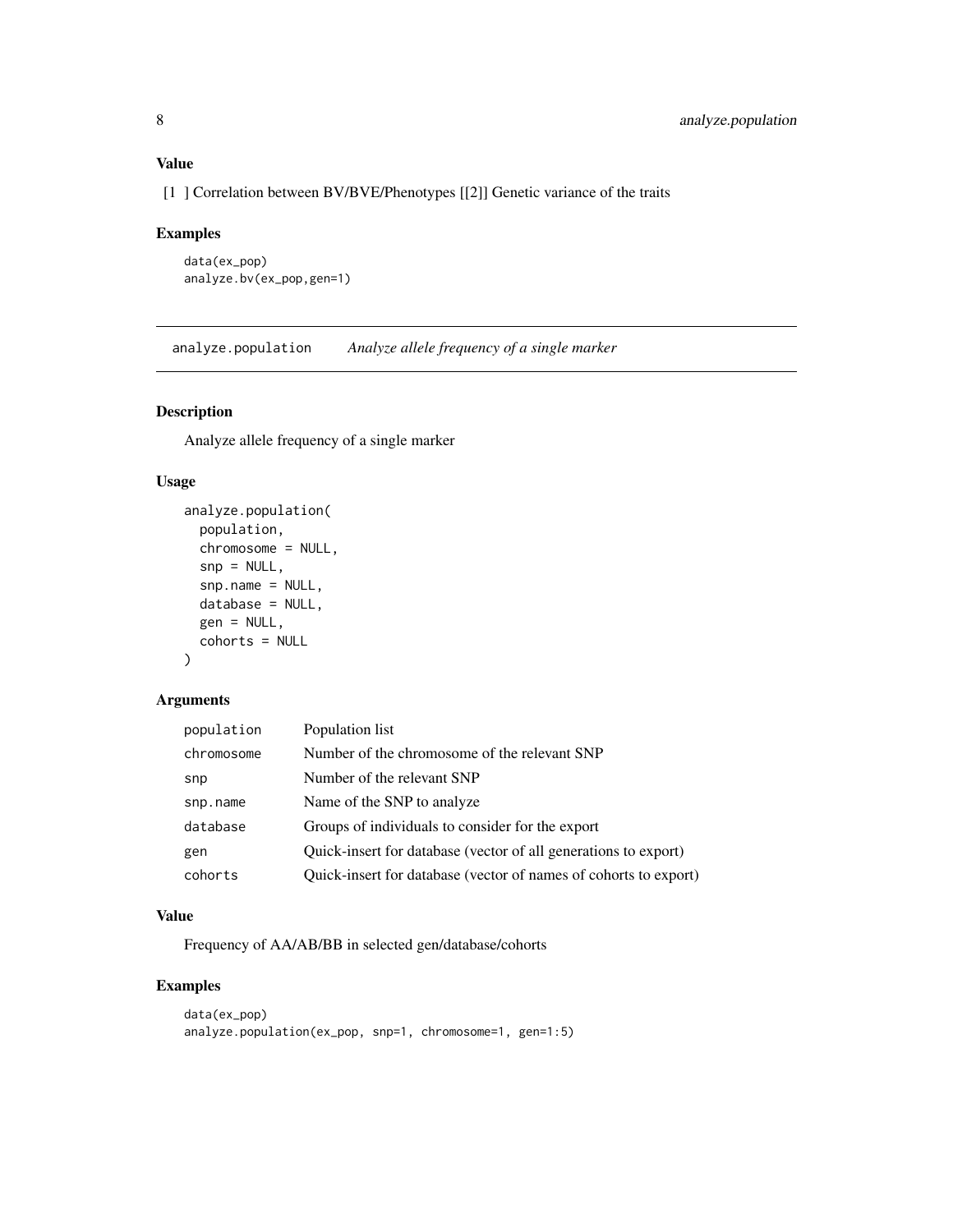### Value

[1 ] Correlation between BV/BVE/Phenotypes [[2]] Genetic variance of the traits

### Examples

```
data(ex_pop)
analyze.bv(ex_pop,gen=1)
```

---

## analyze.population *Analyze allele frequency of a single marker*

### Description

Analyze allele frequency of a single marker

### Usage

```
analyze.population(
  population,
  chromosome = NULL,
  snp = NULL,
  snp.name = NULL,
  database = NULL,
  gen = NULL,
  cohorts = NULL
)
```

### Arguments

| | |
|---|---|
| population | Population list |
| chromosome | Number of the chromosome of the relevant SNP |
| snp | Number of the relevant SNP |
| snp.name | Name of the SNP to analyze |
| database | Groups of individuals to consider for the export |
| gen | Quick-insert for database (vector of all generations to export) |
| cohorts | Quick-insert for database (vector of names of cohorts to export) |

### Value

Frequency of AA/AB/BB in selected gen/database/cohorts

### Examples

```
data(ex_pop)
analyze.population(ex_pop, snp=1, chromosome=1, gen=1:5)
```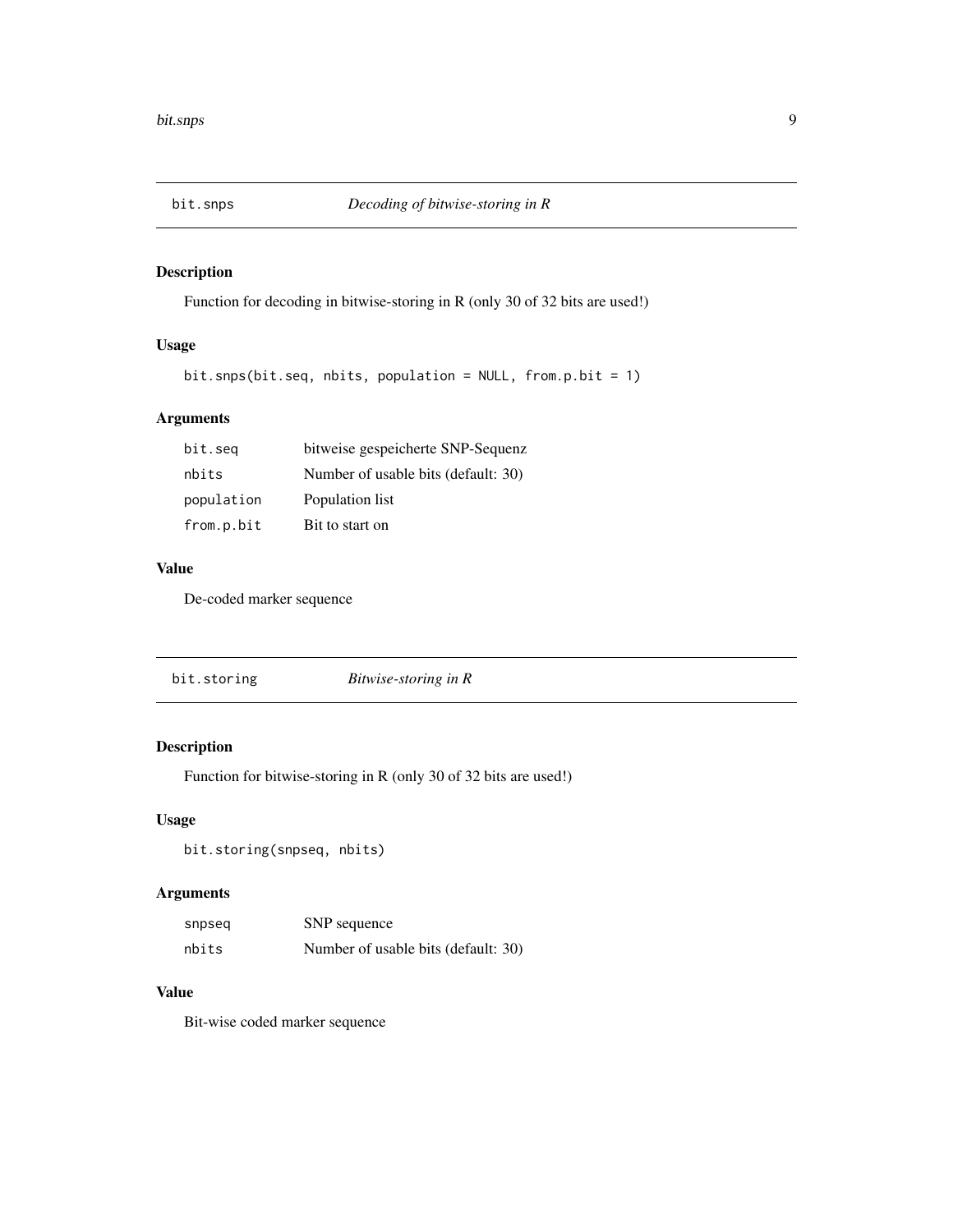## bit.snps    *Decoding of bitwise-storing in R*

### Description

Function for decoding in bitwise-storing in R (only 30 of 32 bits are used!)

### Usage

```
bit.snps(bit.seq, nbits, population = NULL, from.p.bit = 1)
```

### Arguments

| | |
|---|---|
| bit.seq | bitweise gespeicherte SNP-Sequenz |
| nbits | Number of usable bits (default: 30) |
| population | Population list |
| from.p.bit | Bit to start on |

### Value

De-coded marker sequence

## bit.storing    *Bitwise-storing in R*

### Description

Function for bitwise-storing in R (only 30 of 32 bits are used!)

### Usage

```
bit.storing(snpseq, nbits)
```

### Arguments

| | |
|---|---|
| snpseq | SNP sequence |
| nbits | Number of usable bits (default: 30) |

### Value

Bit-wise coded marker sequence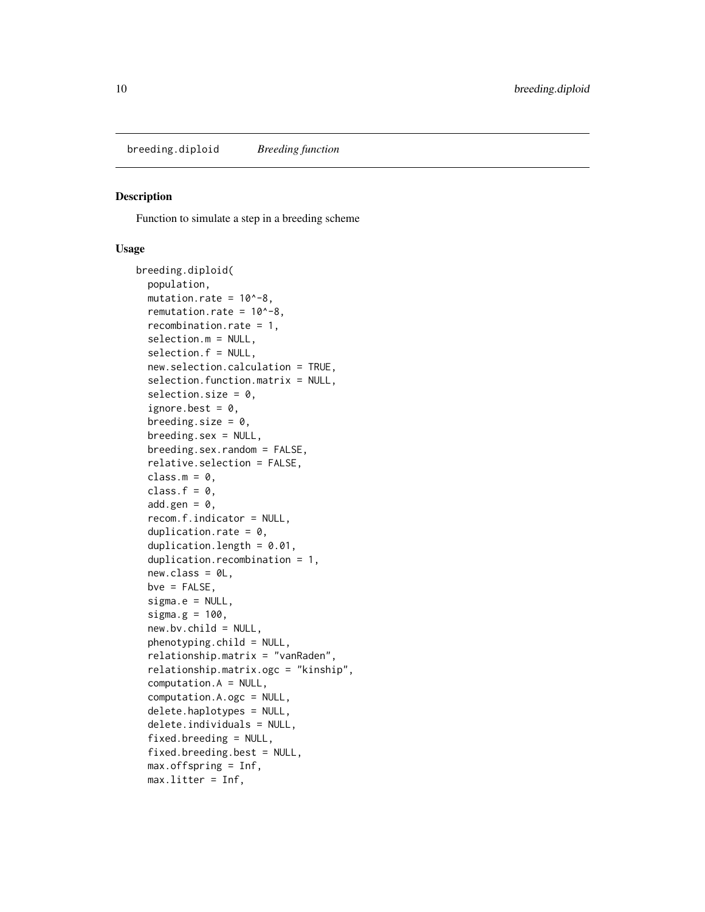breeding.diploid *Breeding function*

## Description

Function to simulate a step in a breeding scheme

## Usage

```
breeding.diploid(
  population,
  mutation.rate = 10^-8,
  remutation.rate = 10^-8,
  recombination.rate = 1,
  selection.m = NULL,
  selection.f = NULL,
  new.selection.calculation = TRUE,
  selection.function.matrix = NULL,
  selection.size = 0,
  ignore.best = 0,
  breeding.size = 0,
  breeding.sex = NULL,
  breeding.sex.random = FALSE,
  relative.selection = FALSE,
  class.m = 0,
  class.f = 0,
  add.gen = 0,
  recom.f.indicator = NULL,
  duplication.rate = 0,
  duplication.length = 0.01,
  duplication.recombination = 1,
  new.class = 0L,
  bve = FALSE,
  sigma.e = NULL,
  sigma.g = 100,
  new.bv.child = NULL,
  phenotyping.child = NULL,
  relationship.matrix = "vanRaden",
  relationship.matrix.ogc = "kinship",
  computation.A = NULL,
  computation.A.ogc = NULL,
  delete.haplotypes = NULL,
  delete.individuals = NULL,
  fixed.breeding = NULL,
  fixed.breeding.best = NULL,
  max.offspring = Inf,
  max.litter = Inf,
```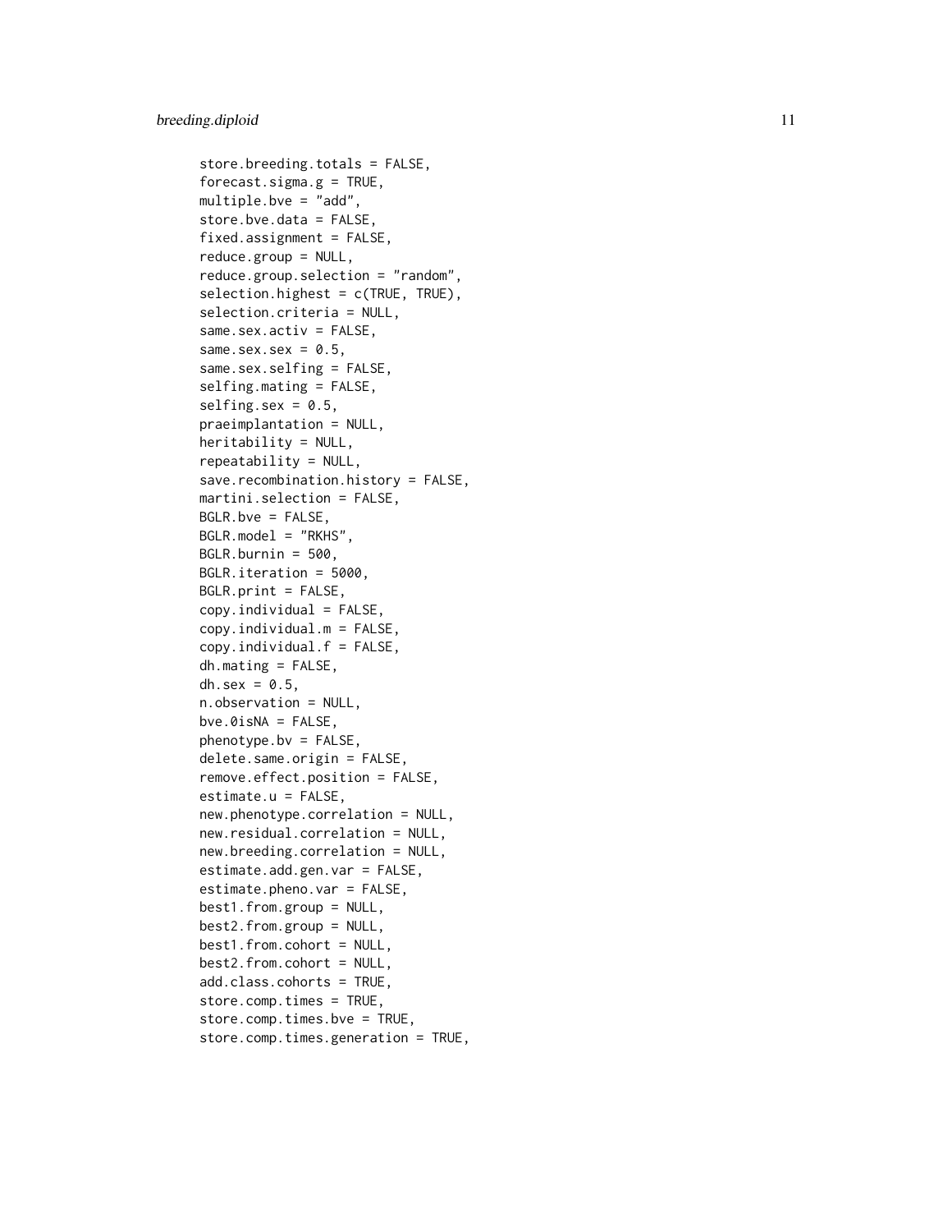```
store.breeding.totals = FALSE,
forecast.sigma.g = TRUE,
multiple.bve = "add",
store.bve.data = FALSE,
fixed.assignment = FALSE,
reduce.group = NULL,
reduce.group.selection = "random",
selection.highest = c(TRUE, TRUE),
selection.criteria = NULL,
same.sex.activ = FALSE,
same.sex.sex = 0.5,
same.sex.selfing = FALSE,
selfing.mating = FALSE,
selfing.sex = 0.5,
praeimplantation = NULL,
heritability = NULL,
repeatability = NULL,
save.recombination.history = FALSE,
martini.selection = FALSE,
BGLR.bve = FALSE,
BGLR.model = "RKHS",
BGLR.burnin = 500,
BGLR.iteration = 5000,
BGLR.print = FALSE,
copy.individual = FALSE,
copy.individual.m = FALSE,
copy.individual.f = FALSE,
dh.mating = FALSE,
dh.sex = 0.5,
n.observation = NULL,
bve.0isNA = FALSE,
phenotype.bv = FALSE,
delete.same.origin = FALSE,
remove.effect.position = FALSE,
estimate.u = FALSE,
new.phenotype.correlation = NULL,
new.residual.correlation = NULL,
new.breeding.correlation = NULL,
estimate.add.gen.var = FALSE,
estimate.pheno.var = FALSE,
best1.from.group = NULL,
best2.from.group = NULL,
best1.from.cohort = NULL,
best2.from.cohort = NULL,
add.class.cohorts = TRUE,
store.comp.times = TRUE,
store.comp.times.bve = TRUE,
store.comp.times.generation = TRUE,
```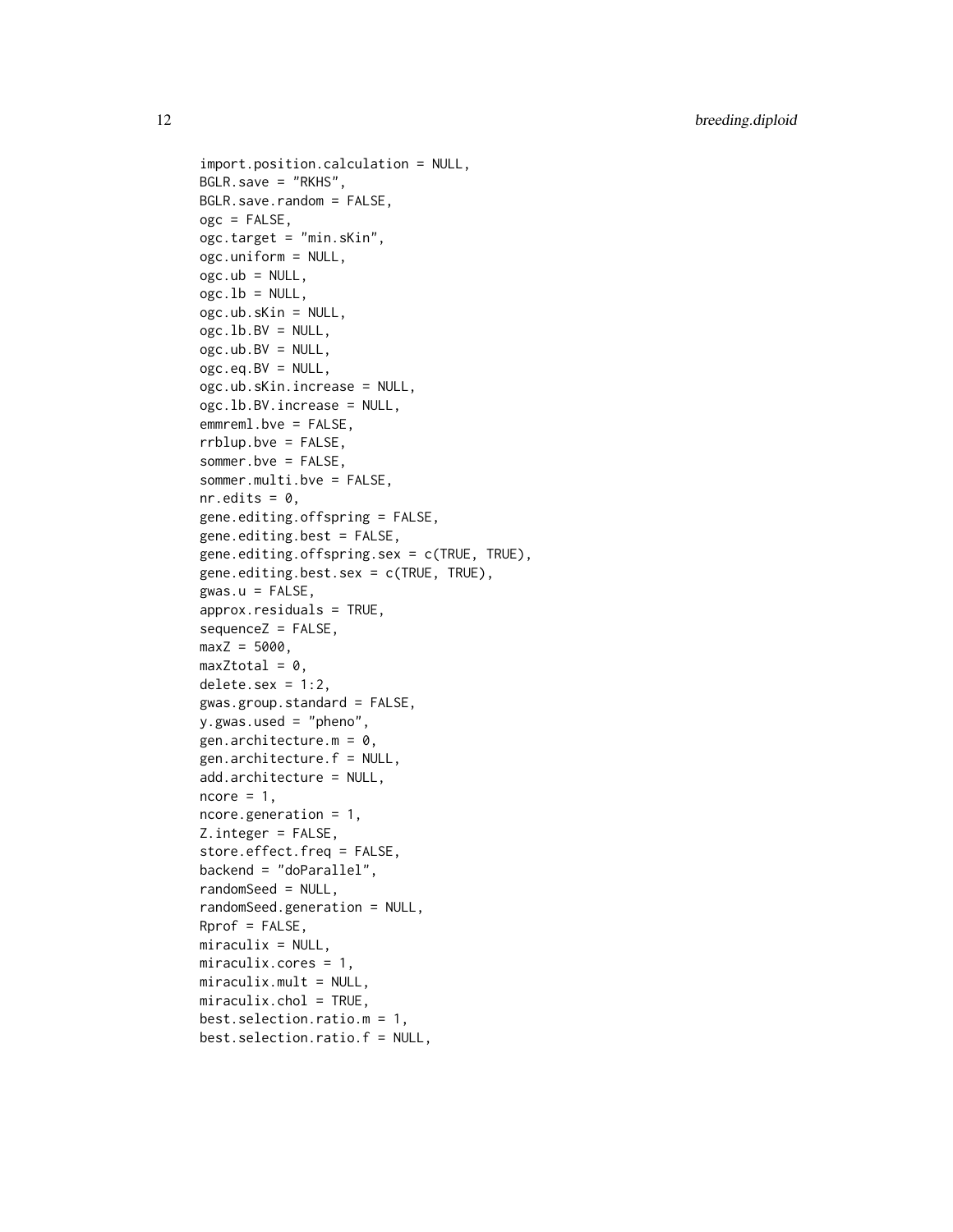```
  import.position.calculation = NULL,
  BGLR.save = "RKHS",
  BGLR.save.random = FALSE,
  ogc = FALSE,
  ogc.target = "min.sKin",
  ogc.uniform = NULL,
  ogc.ub = NULL,
  ogc.lb = NULL,
  ogc.ub.sKin = NULL,
  ogc.lb.BV = NULL,
  ogc.ub.BV = NULL,
  ogc.eq.BV = NULL,
  ogc.ub.sKin.increase = NULL,
  ogc.lb.BV.increase = NULL,
  emmreml.bve = FALSE,
  rrblup.bve = FALSE,
  sommer.bve = FALSE,
  sommer.multi.bve = FALSE,
  nr.edits = 0,
  gene.editing.offspring = FALSE,
  gene.editing.best = FALSE,
  gene.editing.offspring.sex = c(TRUE, TRUE),
  gene.editing.best.sex = c(TRUE, TRUE),
  gwas.u = FALSE,
  approx.residuals = TRUE,
  sequenceZ = FALSE,
  maxZ = 5000,
  maxZtotal = 0,
  delete.sex = 1:2,
  gwas.group.standard = FALSE,
  y.gwas.used = "pheno",
  gen.architecture.m = 0,
  gen.architecture.f = NULL,
  add.architecture = NULL,
  ncore = 1,
  ncore.generation = 1,
  Z.integer = FALSE,
  store.effect.freq = FALSE,
  backend = "doParallel",
  randomSeed = NULL,
  randomSeed.generation = NULL,
  Rprof = FALSE,
  miraculix = NULL,
  miraculix.cores = 1,
  miraculix.mult = NULL,
  miraculix.chol = TRUE,
  best.selection.ratio.m = 1,
  best.selection.ratio.f = NULL,
```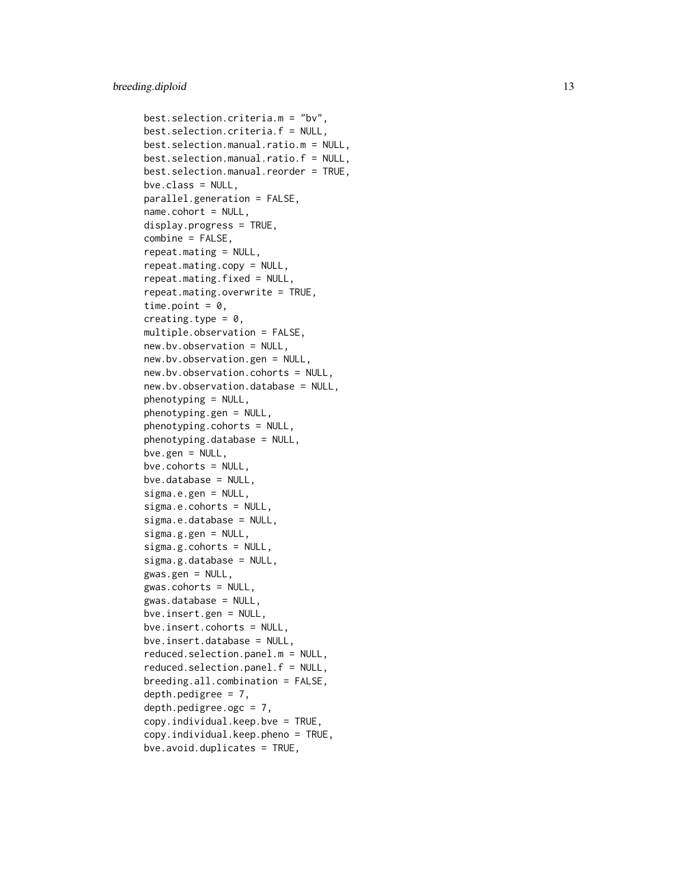```
best.selection.criteria.m = "bv",
best.selection.criteria.f = NULL,
best.selection.manual.ratio.m = NULL,
best.selection.manual.ratio.f = NULL,
best.selection.manual.reorder = TRUE,
bve.class = NULL,
parallel.generation = FALSE,
name.cohort = NULL,
display.progress = TRUE,
combine = FALSE,
repeat.mating = NULL,
repeat.mating.copy = NULL,
repeat.mating.fixed = NULL,
repeat.mating.overwrite = TRUE,
time.point = 0,
creating.type = 0,
multiple.observation = FALSE,
new.bv.observation = NULL,
new.bv.observation.gen = NULL,
new.bv.observation.cohorts = NULL,
new.bv.observation.database = NULL,
phenotyping = NULL,
phenotyping.gen = NULL,
phenotyping.cohorts = NULL,
phenotyping.database = NULL,
bve.gen = NULL,
bve.cohorts = NULL,
bve.database = NULL,
sigma.e.gen = NULL,
sigma.e.cohorts = NULL,
sigma.e.database = NULL,
sigma.g.gen = NULL,
sigma.g.cohorts = NULL,
sigma.g.database = NULL,
gwas.gen = NULL,
gwas.cohorts = NULL,
gwas.database = NULL,
bve.insert.gen = NULL,
bve.insert.cohorts = NULL,
bve.insert.database = NULL,
reduced.selection.panel.m = NULL,
reduced.selection.panel.f = NULL,
breeding.all.combination = FALSE,
depth.pedigree = 7,
depth.pedigree.ogc = 7,
copy.individual.keep.bve = TRUE,
copy.individual.keep.pheno = TRUE,
bve.avoid.duplicates = TRUE,
```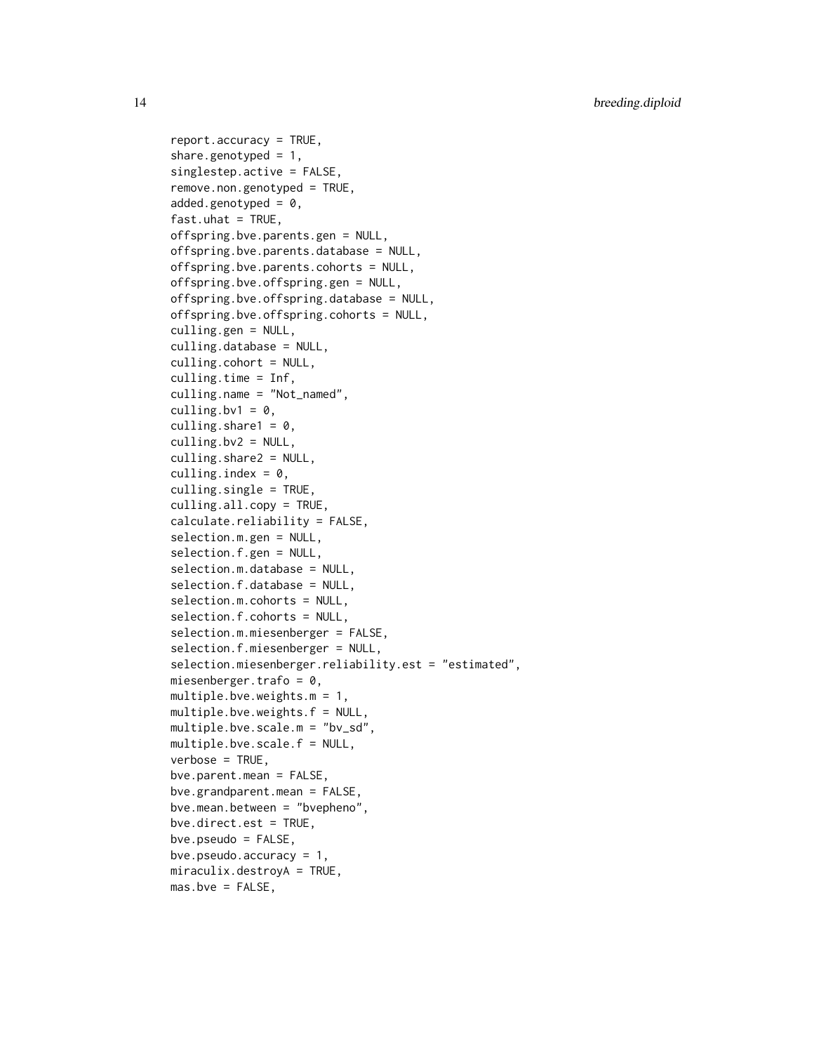```
  report.accuracy = TRUE,
  share.genotyped = 1,
  singlestep.active = FALSE,
  remove.non.genotyped = TRUE,
  added.genotyped = 0,
  fast.uhat = TRUE,
  offspring.bve.parents.gen = NULL,
  offspring.bve.parents.database = NULL,
  offspring.bve.parents.cohorts = NULL,
  offspring.bve.offspring.gen = NULL,
  offspring.bve.offspring.database = NULL,
  offspring.bve.offspring.cohorts = NULL,
  culling.gen = NULL,
  culling.database = NULL,
  culling.cohort = NULL,
  culling.time = Inf,
  culling.name = "Not_named",
  culling.bv1 = 0,
  culling.share1 = 0,
  culling.bv2 = NULL,
  culling.share2 = NULL,
  culling.index = 0,
  culling.single = TRUE,
  culling.all.copy = TRUE,
  calculate.reliability = FALSE,
  selection.m.gen = NULL,
  selection.f.gen = NULL,
  selection.m.database = NULL,
  selection.f.database = NULL,
  selection.m.cohorts = NULL,
  selection.f.cohorts = NULL,
  selection.m.miesenberger = FALSE,
  selection.f.miesenberger = NULL,
  selection.miesenberger.reliability.est = "estimated",
  miesenberger.trafo = 0,
  multiple.bve.weights.m = 1,
  multiple.bve.weights.f = NULL,
  multiple.bve.scale.m = "bv_sd",
  multiple.bve.scale.f = NULL,
  verbose = TRUE,
  bve.parent.mean = FALSE,
  bve.grandparent.mean = FALSE,
  bve.mean.between = "bvepheno",
  bve.direct.est = TRUE,
  bve.pseudo = FALSE,
  bve.pseudo.accuracy = 1,
  miraculix.destroyA = TRUE,
  mas.bve = FALSE,
```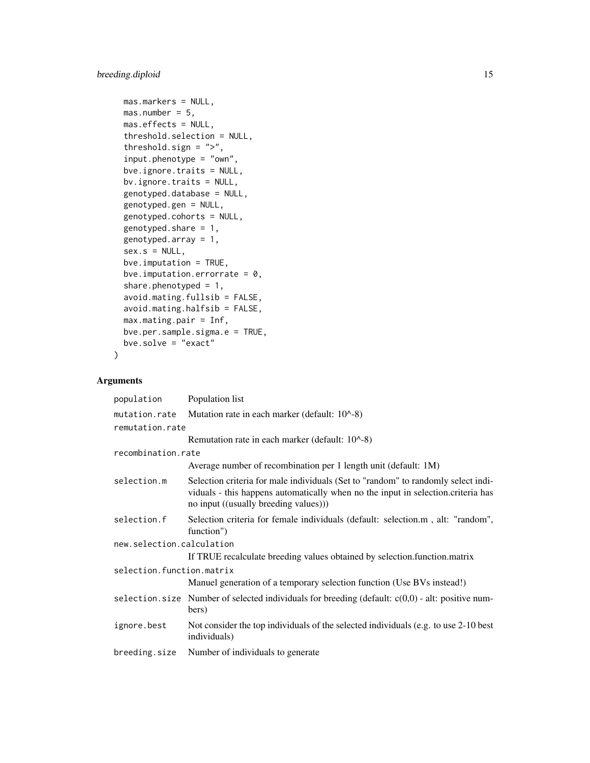```
  mas.markers = NULL,
  mas.number = 5,
  mas.effects = NULL,
  threshold.selection = NULL,
  threshold.sign = ">",
  input.phenotype = "own",
  bve.ignore.traits = NULL,
  bv.ignore.traits = NULL,
  genotyped.database = NULL,
  genotyped.gen = NULL,
  genotyped.cohorts = NULL,
  genotyped.share = 1,
  genotyped.array = 1,
  sex.s = NULL,
  bve.imputation = TRUE,
  bve.imputation.errorrate = 0,
  share.phenotyped = 1,
  avoid.mating.fullsib = FALSE,
  avoid.mating.halfsib = FALSE,
  max.mating.pair = Inf,
  bve.per.sample.sigma.e = TRUE,
  bve.solve = "exact"
)
```

## Arguments

| Argument | Description |
|---|---|
| `population` | Population list |
| `mutation.rate` | Mutation rate in each marker (default: 10^-8) |
| `remutation.rate` | Remutation rate in each marker (default: 10^-8) |
| `recombination.rate` | Average number of recombination per 1 length unit (default: 1M) |
| `selection.m` | Selection criteria for male individuals (Set to "random" to randomly select individuals - this happens automatically when no the input in selection.criteria has no input ((usually breeding values))) |
| `selection.f` | Selection criteria for female individuals (default: selection.m , alt: "random", function") |
| `new.selection.calculation` | If TRUE recalculate breeding values obtained by selection.function.matrix |
| `selection.function.matrix` | Manuel generation of a temporary selection function (Use BVs instead!) |
| `selection.size` | Number of selected individuals for breeding (default: c(0,0) - alt: positive numbers) |
| `ignore.best` | Not consider the top individuals of the selected individuals (e.g. to use 2-10 best individuals) |
| `breeding.size` | Number of individuals to generate |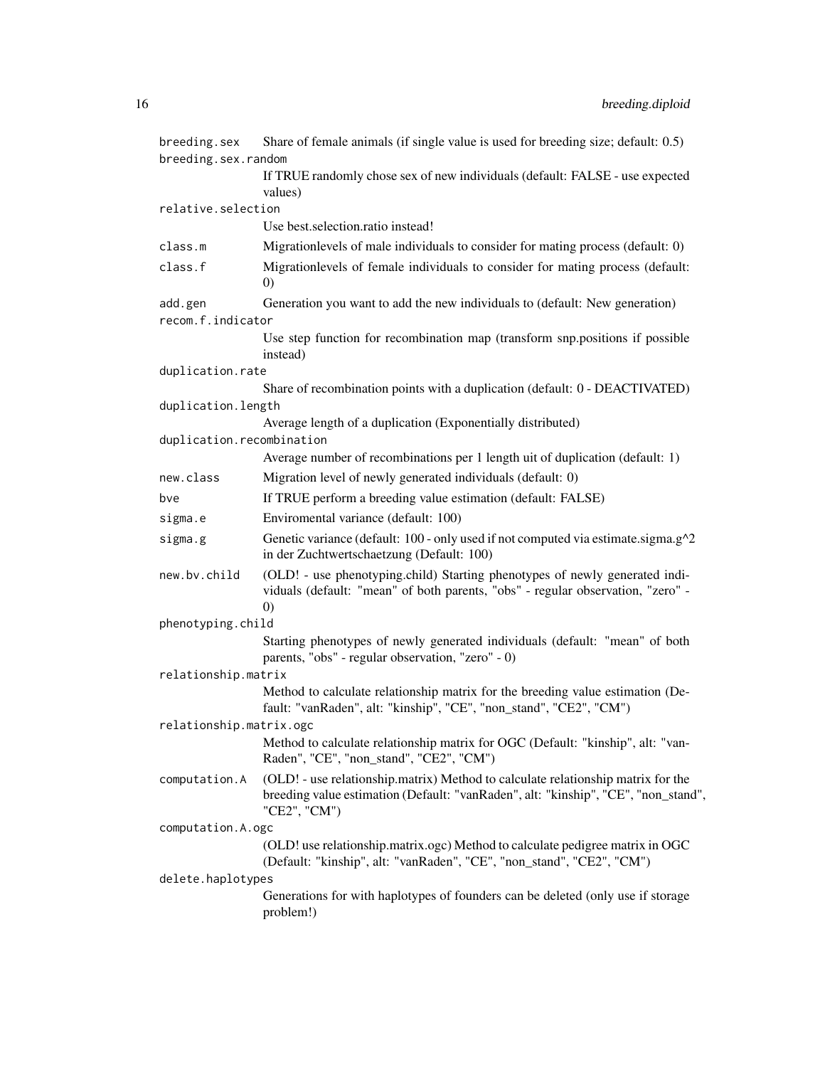| | |
|---|---|
| `breeding.sex` | Share of female animals (if single value is used for breeding size; default: 0.5) |
| `breeding.sex.random` | If TRUE randomly chose sex of new individuals (default: FALSE - use expected values) |
| `relative.selection` | Use best.selection.ratio instead! |
| `class.m` | Migrationlevels of male individuals to consider for mating process (default: 0) |
| `class.f` | Migrationlevels of female individuals to consider for mating process (default: 0) |
| `add.gen` | Generation you want to add the new individuals to (default: New generation) |
| `recom.f.indicator` | Use step function for recombination map (transform snp.positions if possible instead) |
| `duplication.rate` | Share of recombination points with a duplication (default: 0 - DEACTIVATED) |
| `duplication.length` | Average length of a duplication (Exponentially distributed) |
| `duplication.recombination` | Average number of recombinations per 1 length uit of duplication (default: 1) |
| `new.class` | Migration level of newly generated individuals (default: 0) |
| `bve` | If TRUE perform a breeding value estimation (default: FALSE) |
| `sigma.e` | Enviromental variance (default: 100) |
| `sigma.g` | Genetic variance (default: 100 - only used if not computed via estimate.sigma.g^2 in der Zuchtwertschaetzung (Default: 100) |
| `new.bv.child` | (OLD! - use phenotyping.child) Starting phenotypes of newly generated individuals (default: "mean" of both parents, "obs" - regular observation, "zero" - 0) |
| `phenotyping.child` | Starting phenotypes of newly generated individuals (default: "mean" of both parents, "obs" - regular observation, "zero" - 0) |
| `relationship.matrix` | Method to calculate relationship matrix for the breeding value estimation (Default: "vanRaden", alt: "kinship", "CE", "non_stand", "CE2", "CM") |
| `relationship.matrix.ogc` | Method to calculate relationship matrix for OGC (Default: "kinship", alt: "vanRaden", "CE", "non_stand", "CE2", "CM") |
| `computation.A` | (OLD! - use relationship.matrix) Method to calculate relationship matrix for the breeding value estimation (Default: "vanRaden", alt: "kinship", "CE", "non_stand", "CE2", "CM") |
| `computation.A.ogc` | (OLD! use relationship.matrix.ogc) Method to calculate pedigree matrix in OGC (Default: "kinship", alt: "vanRaden", "CE", "non_stand", "CE2", "CM") |
| `delete.haplotypes` | Generations for with haplotypes of founders can be deleted (only use if storage problem!) |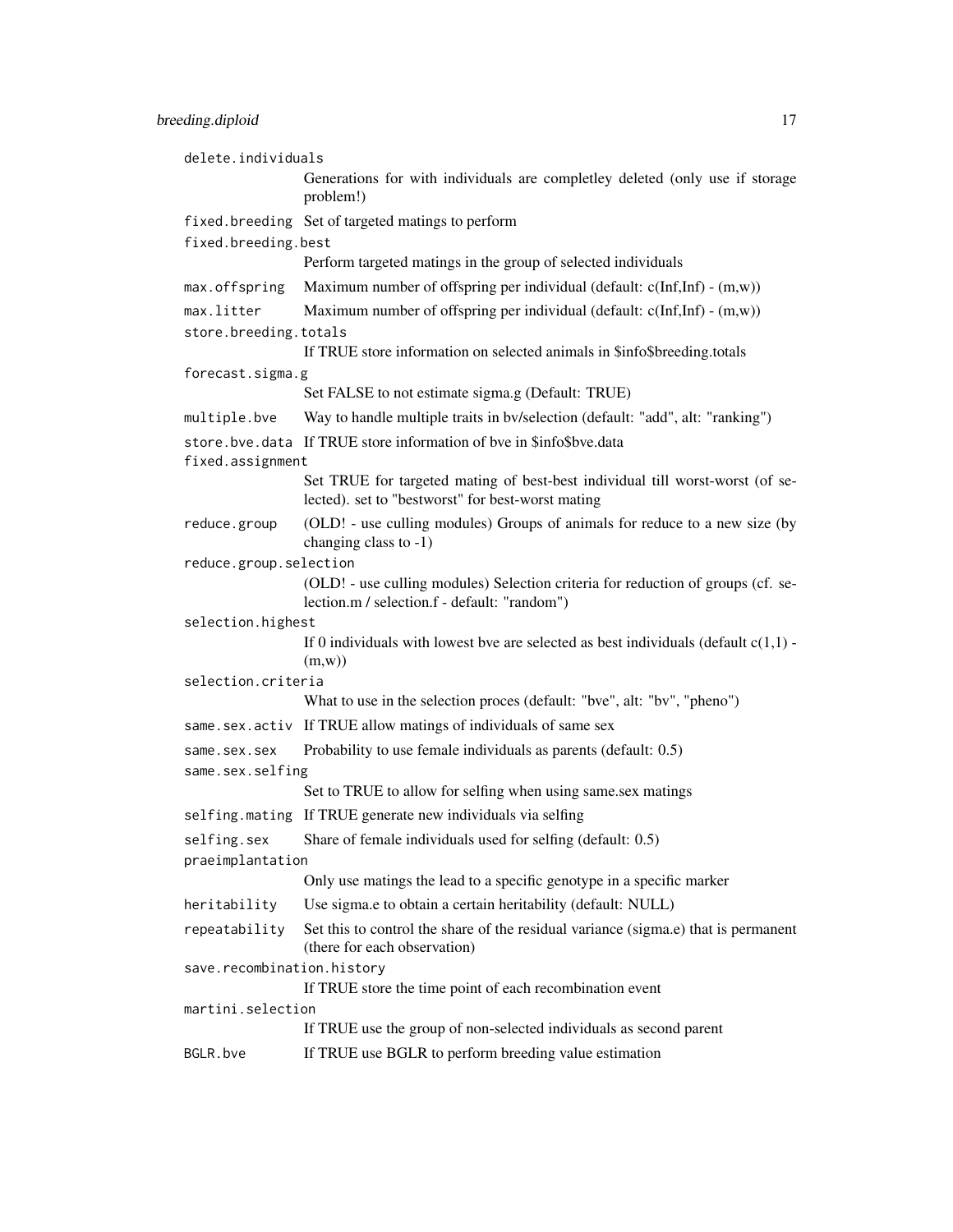| | |
|---|---|
| `delete.individuals` | Generations for with individuals are completley deleted (only use if storage problem!) |
| `fixed.breeding` | Set of targeted matings to perform |
| `fixed.breeding.best` | Perform targeted matings in the group of selected individuals |
| `max.offspring` | Maximum number of offspring per individual (default: c(Inf,Inf) - (m,w)) |
| `max.litter` | Maximum number of offspring per individual (default: c(Inf,Inf) - (m,w)) |
| `store.breeding.totals` | If TRUE store information on selected animals in $info$breeding.totals |
| `forecast.sigma.g` | Set FALSE to not estimate sigma.g (Default: TRUE) |
| `multiple.bve` | Way to handle multiple traits in bv/selection (default: "add", alt: "ranking") |
| `store.bve.data` | If TRUE store information of bve in $info$bve.data |
| `fixed.assignment` | Set TRUE for targeted mating of best-best individual till worst-worst (of selected). set to "bestworst" for best-worst mating |
| `reduce.group` | (OLD! - use culling modules) Groups of animals for reduce to a new size (by changing class to -1) |
| `reduce.group.selection` | (OLD! - use culling modules) Selection criteria for reduction of groups (cf. selection.m / selection.f - default: "random") |
| `selection.highest` | If 0 individuals with lowest bve are selected as best individuals (default c(1,1) - (m,w)) |
| `selection.criteria` | What to use in the selection proces (default: "bve", alt: "bv", "pheno") |
| `same.sex.activ` | If TRUE allow matings of individuals of same sex |
| `same.sex.sex` | Probability to use female individuals as parents (default: 0.5) |
| `same.sex.selfing` | Set to TRUE to allow for selfing when using same.sex matings |
| `selfing.mating` | If TRUE generate new individuals via selfing |
| `selfing.sex` | Share of female individuals used for selfing (default: 0.5) |
| `praeimplantation` | Only use matings the lead to a specific genotype in a specific marker |
| `heritability` | Use sigma.e to obtain a certain heritability (default: NULL) |
| `repeatability` | Set this to control the share of the residual variance (sigma.e) that is permanent (there for each observation) |
| `save.recombination.history` | If TRUE store the time point of each recombination event |
| `martini.selection` | If TRUE use the group of non-selected individuals as second parent |
| `BGLR.bve` | If TRUE use BGLR to perform breeding value estimation |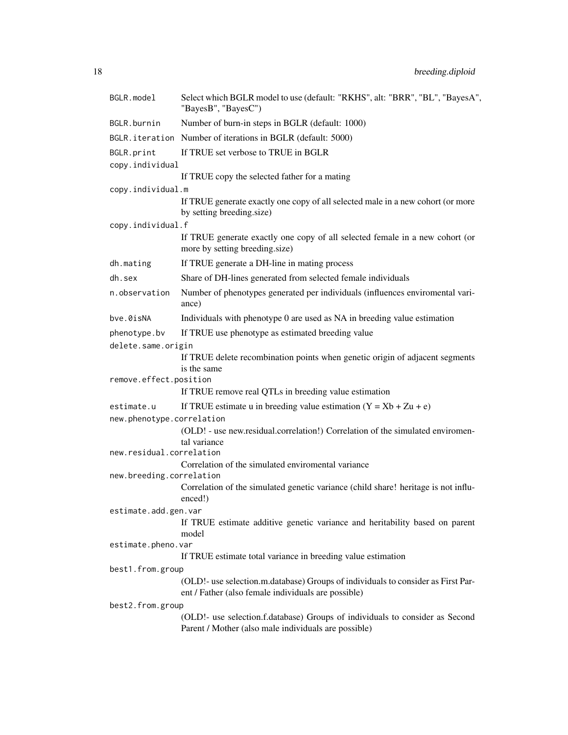| | |
|---|---|
| `BGLR.model` | Select which BGLR model to use (default: "RKHS", alt: "BRR", "BL", "BayesA", "BayesB", "BayesC") |
| `BGLR.burnin` | Number of burn-in steps in BGLR (default: 1000) |
| `BGLR.iteration` | Number of iterations in BGLR (default: 5000) |
| `BGLR.print` | If TRUE set verbose to TRUE in BGLR |
| `copy.individual` | If TRUE copy the selected father for a mating |
| `copy.individual.m` | If TRUE generate exactly one copy of all selected male in a new cohort (or more by setting breeding.size) |
| `copy.individual.f` | If TRUE generate exactly one copy of all selected female in a new cohort (or more by setting breeding.size) |
| `dh.mating` | If TRUE generate a DH-line in mating process |
| `dh.sex` | Share of DH-lines generated from selected female individuals |
| `n.observation` | Number of phenotypes generated per individuals (influences enviromental variance) |
| `bve.0isNA` | Individuals with phenotype 0 are used as NA in breeding value estimation |
| `phenotype.bv` | If TRUE use phenotype as estimated breeding value |
| `delete.same.origin` | If TRUE delete recombination points when genetic origin of adjacent segments is the same |
| `remove.effect.position` | If TRUE remove real QTLs in breeding value estimation |
| `estimate.u` | If TRUE estimate u in breeding value estimation ($Y = Xb + Zu + e$) |
| `new.phenotype.correlation` | (OLD! - use new.residual.correlation!) Correlation of the simulated enviromental variance |
| `new.residual.correlation` | Correlation of the simulated enviromental variance |
| `new.breeding.correlation` | Correlation of the simulated genetic variance (child share! heritage is not influenced!) |
| `estimate.add.gen.var` | If TRUE estimate additive genetic variance and heritability based on parent model |
| `estimate.pheno.var` | If TRUE estimate total variance in breeding value estimation |
| `best1.from.group` | (OLD!- use selection.m.database) Groups of individuals to consider as First Parent / Father (also female individuals are possible) |
| `best2.from.group` | (OLD!- use selection.f.database) Groups of individuals to consider as Second Parent / Mother (also male individuals are possible) |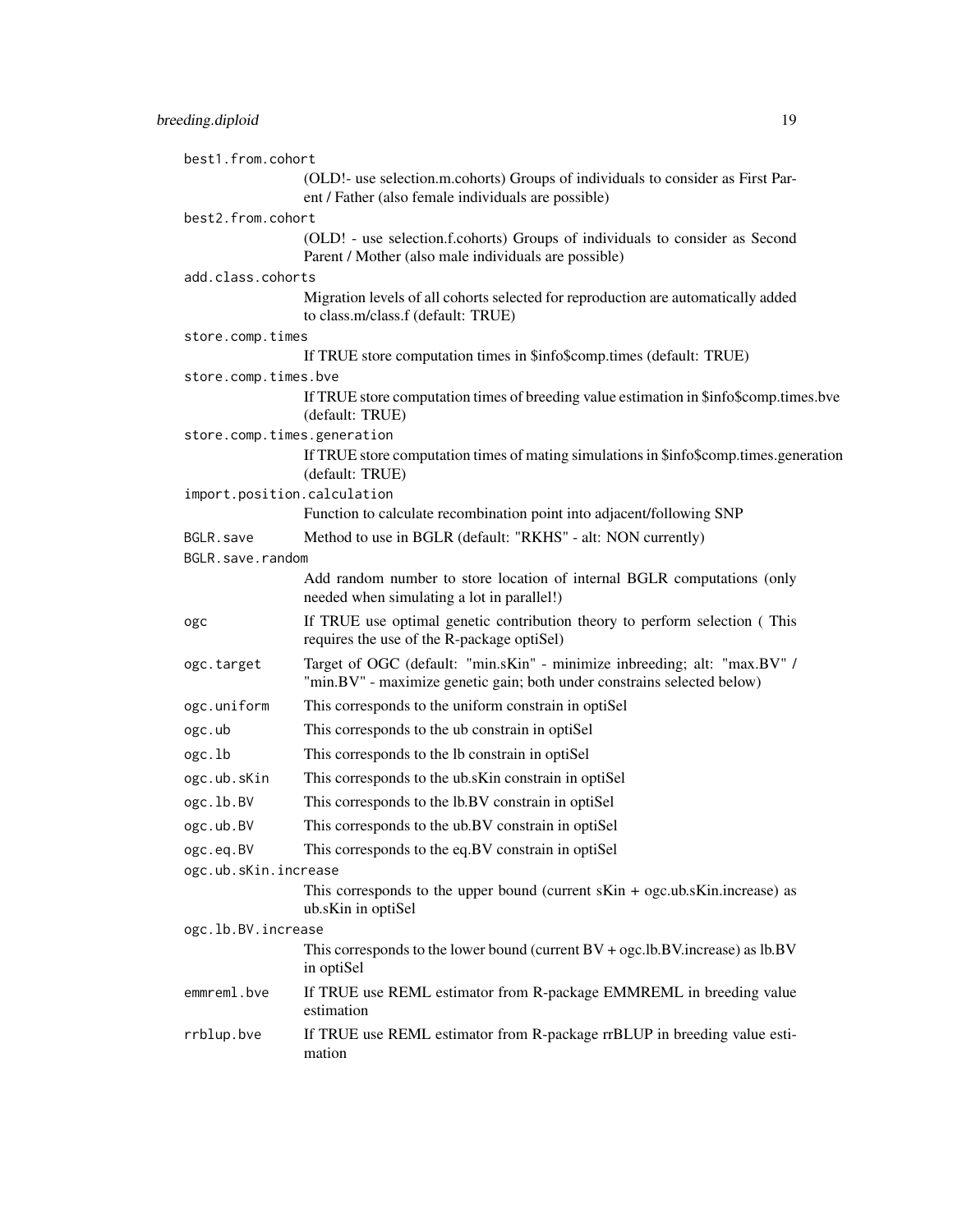`best1.from.cohort`
: (OLD!- use selection.m.cohorts) Groups of individuals to consider as First Parent / Father (also female individuals are possible)

`best2.from.cohort`
: (OLD! - use selection.f.cohorts) Groups of individuals to consider as Second Parent / Mother (also male individuals are possible)

`add.class.cohorts`
: Migration levels of all cohorts selected for reproduction are automatically added to class.m/class.f (default: TRUE)

`store.comp.times`
: If TRUE store computation times in $info$comp.times (default: TRUE)

`store.comp.times.bve`
: If TRUE store computation times of breeding value estimation in $info$comp.times.bve (default: TRUE)

`store.comp.times.generation`
: If TRUE store computation times of mating simulations in $info$comp.times.generation (default: TRUE)

`import.position.calculation`
: Function to calculate recombination point into adjacent/following SNP

`BGLR.save`
: Method to use in BGLR (default: "RKHS" - alt: NON currently)

`BGLR.save.random`
: Add random number to store location of internal BGLR computations (only needed when simulating a lot in parallel!)

`ogc`
: If TRUE use optimal genetic contribution theory to perform selection ( This requires the use of the R-package optiSel)

`ogc.target`
: Target of OGC (default: "min.sKin" - minimize inbreeding; alt: "max.BV" / "min.BV" - maximize genetic gain; both under constrains selected below)

`ogc.uniform`
: This corresponds to the uniform constrain in optiSel

`ogc.ub`
: This corresponds to the ub constrain in optiSel

`ogc.lb`
: This corresponds to the lb constrain in optiSel

`ogc.ub.sKin`
: This corresponds to the ub.sKin constrain in optiSel

`ogc.lb.BV`
: This corresponds to the lb.BV constrain in optiSel

`ogc.ub.BV`
: This corresponds to the ub.BV constrain in optiSel

`ogc.eq.BV`
: This corresponds to the eq.BV constrain in optiSel

`ogc.ub.sKin.increase`
: This corresponds to the upper bound (current sKin + ogc.ub.sKin.increase) as ub.sKin in optiSel

`ogc.lb.BV.increase`
: This corresponds to the lower bound (current BV + ogc.lb.BV.increase) as lb.BV in optiSel

`emmreml.bve`
: If TRUE use REML estimator from R-package EMMREML in breeding value estimation

`rrblup.bve`
: If TRUE use REML estimator from R-package rrBLUP in breeding value estimation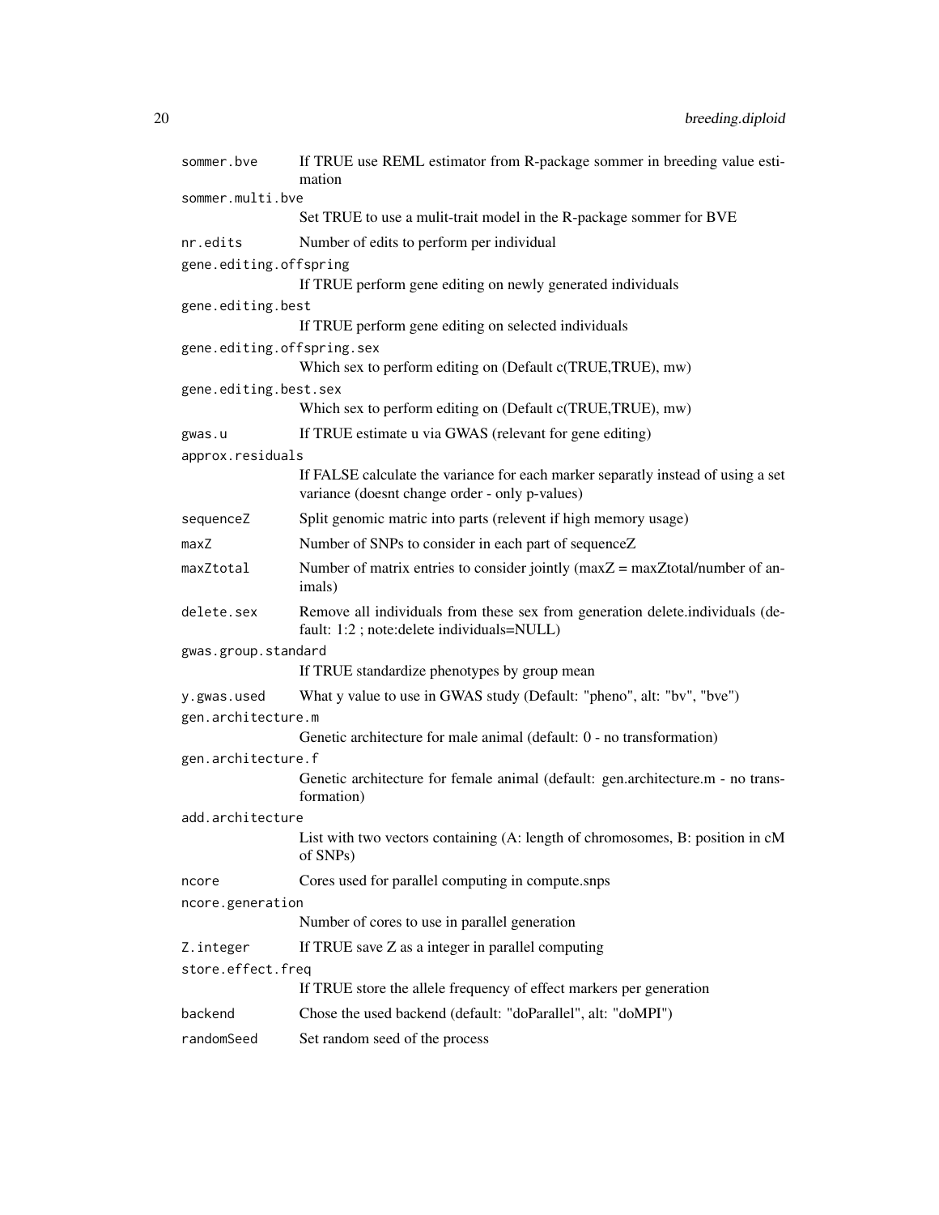| | |
|---|---|
| `sommer.bve` | If TRUE use REML estimator from R-package sommer in breeding value estimation |
| `sommer.multi.bve` | Set TRUE to use a mulit-trait model in the R-package sommer for BVE |
| `nr.edits` | Number of edits to perform per individual |
| `gene.editing.offspring` | If TRUE perform gene editing on newly generated individuals |
| `gene.editing.best` | If TRUE perform gene editing on selected individuals |
| `gene.editing.offspring.sex` | Which sex to perform editing on (Default c(TRUE,TRUE), mw) |
| `gene.editing.best.sex` | Which sex to perform editing on (Default c(TRUE,TRUE), mw) |
| `gwas.u` | If TRUE estimate u via GWAS (relevant for gene editing) |
| `approx.residuals` | If FALSE calculate the variance for each marker separatly instead of using a set variance (doesnt change order - only p-values) |
| `sequenceZ` | Split genomic matric into parts (relevent if high memory usage) |
| `maxZ` | Number of SNPs to consider in each part of sequenceZ |
| `maxZtotal` | Number of matrix entries to consider jointly (maxZ = maxZtotal/number of animals) |
| `delete.sex` | Remove all individuals from these sex from generation delete.individuals (default: 1:2 ; note:delete individuals=NULL) |
| `gwas.group.standard` | If TRUE standardize phenotypes by group mean |
| `y.gwas.used` | What y value to use in GWAS study (Default: "pheno", alt: "bv", "bve") |
| `gen.architecture.m` | Genetic architecture for male animal (default: 0 - no transformation) |
| `gen.architecture.f` | Genetic architecture for female animal (default: gen.architecture.m - no transformation) |
| `add.architecture` | List with two vectors containing (A: length of chromosomes, B: position in cM of SNPs) |
| `ncore` | Cores used for parallel computing in compute.snps |
| `ncore.generation` | Number of cores to use in parallel generation |
| `Z.integer` | If TRUE save Z as a integer in parallel computing |
| `store.effect.freq` | If TRUE store the allele frequency of effect markers per generation |
| `backend` | Chose the used backend (default: "doParallel", alt: "doMPI") |
| `randomSeed` | Set random seed of the process |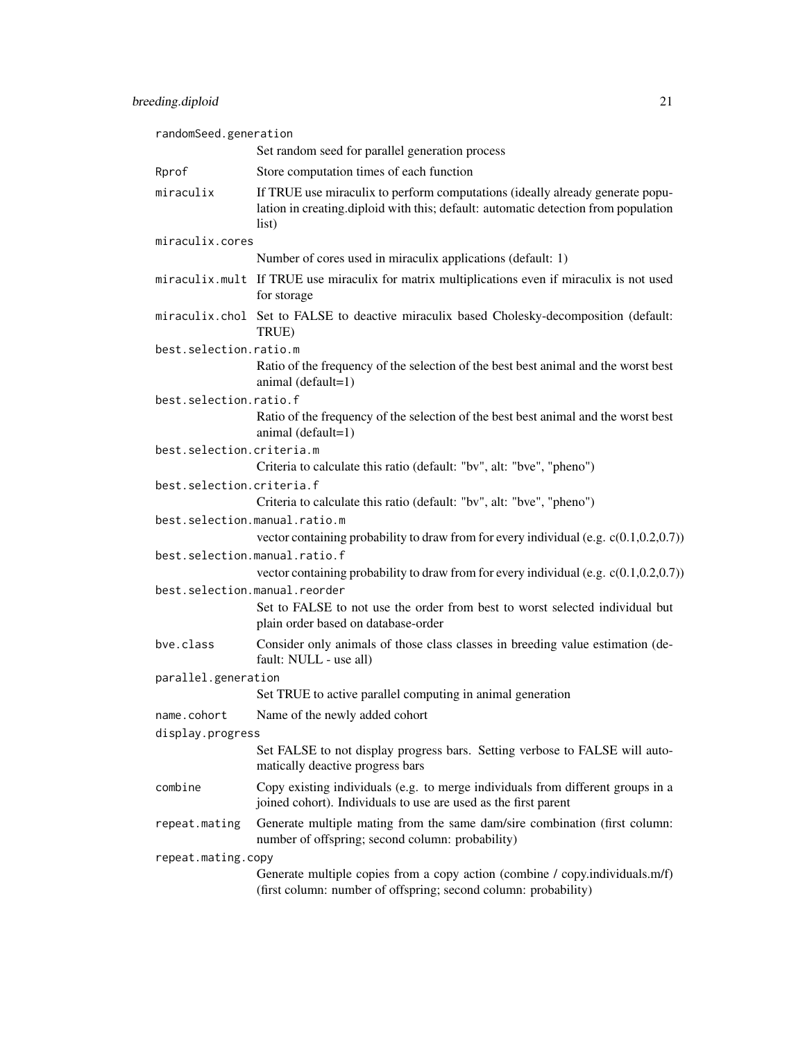randomSeed.generation
: Set random seed for parallel generation process

Rprof
: Store computation times of each function

miraculix
: If TRUE use miraculix to perform computations (ideally already generate population in creating.diploid with this; default: automatic detection from population list)

miraculix.cores
: Number of cores used in miraculix applications (default: 1)

miraculix.mult
: If TRUE use miraculix for matrix multiplications even if miraculix is not used for storage

miraculix.chol
: Set to FALSE to deactive miraculix based Cholesky-decomposition (default: TRUE)

best.selection.ratio.m
: Ratio of the frequency of the selection of the best best animal and the worst best animal (default=1)

best.selection.ratio.f
: Ratio of the frequency of the selection of the best best animal and the worst best animal (default=1)

best.selection.criteria.m
: Criteria to calculate this ratio (default: "bv", alt: "bve", "pheno")

best.selection.criteria.f
: Criteria to calculate this ratio (default: "bv", alt: "bve", "pheno")

best.selection.manual.ratio.m
: vector containing probability to draw from for every individual (e.g. c(0.1,0.2,0.7))

best.selection.manual.ratio.f
: vector containing probability to draw from for every individual (e.g. c(0.1,0.2,0.7))

best.selection.manual.reorder
: Set to FALSE to not use the order from best to worst selected individual but plain order based on database-order

bve.class
: Consider only animals of those class classes in breeding value estimation (default: NULL - use all)

parallel.generation
: Set TRUE to active parallel computing in animal generation

name.cohort
: Name of the newly added cohort

display.progress
: Set FALSE to not display progress bars. Setting verbose to FALSE will automatically deactive progress bars

combine
: Copy existing individuals (e.g. to merge individuals from different groups in a joined cohort). Individuals to use are used as the first parent

repeat.mating
: Generate multiple mating from the same dam/sire combination (first column: number of offspring; second column: probability)

repeat.mating.copy
: Generate multiple copies from a copy action (combine / copy.individuals.m/f) (first column: number of offspring; second column: probability)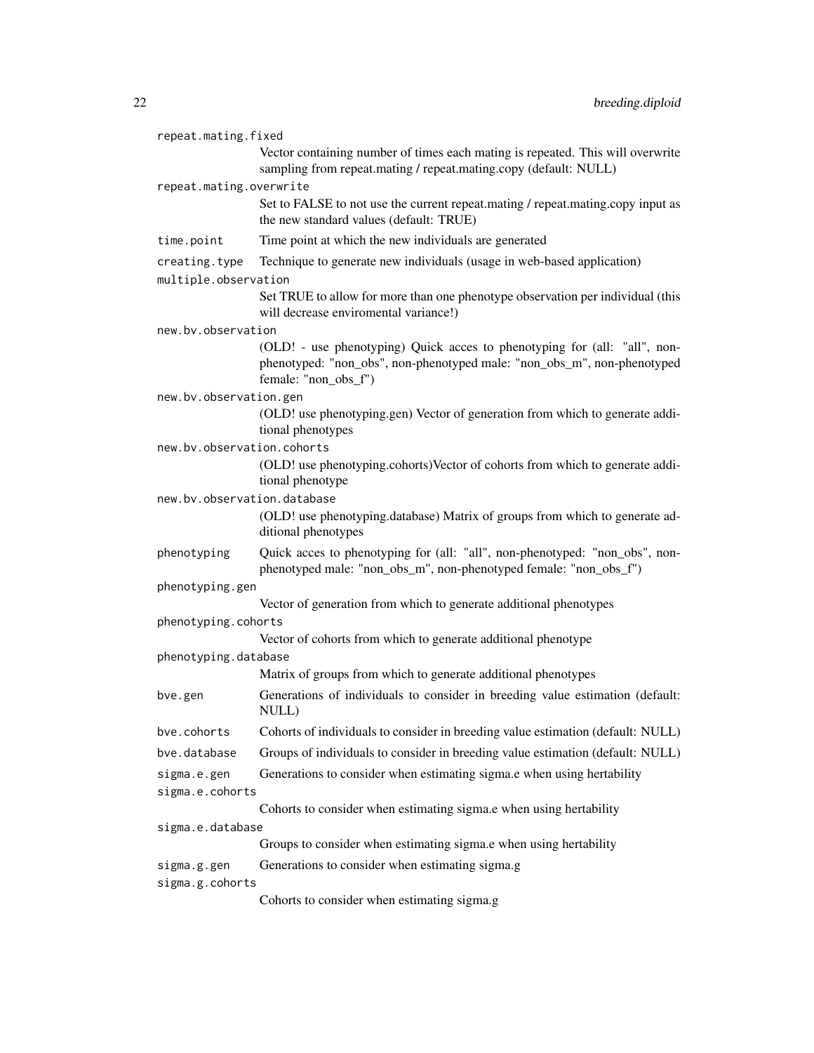repeat.mating.fixed
: Vector containing number of times each mating is repeated. This will overwrite sampling from repeat.mating / repeat.mating.copy (default: NULL)

repeat.mating.overwrite
: Set to FALSE to not use the current repeat.mating / repeat.mating.copy input as the new standard values (default: TRUE)

time.point
: Time point at which the new individuals are generated

creating.type
: Technique to generate new individuals (usage in web-based application)

multiple.observation
: Set TRUE to allow for more than one phenotype observation per individual (this will decrease enviromental variance!)

new.bv.observation
: (OLD! - use phenotyping) Quick acces to phenotyping for (all: "all", non-phenotyped: "non_obs", non-phenotyped male: "non_obs_m", non-phenotyped female: "non_obs_f")

new.bv.observation.gen
: (OLD! use phenotyping.gen) Vector of generation from which to generate additional phenotypes

new.bv.observation.cohorts
: (OLD! use phenotyping.cohorts)Vector of cohorts from which to generate additional phenotype

new.bv.observation.database
: (OLD! use phenotyping.database) Matrix of groups from which to generate additional phenotypes

phenotyping
: Quick acces to phenotyping for (all: "all", non-phenotyped: "non_obs", non-phenotyped male: "non_obs_m", non-phenotyped female: "non_obs_f")

phenotyping.gen
: Vector of generation from which to generate additional phenotypes

phenotyping.cohorts
: Vector of cohorts from which to generate additional phenotype

phenotyping.database
: Matrix of groups from which to generate additional phenotypes

bve.gen
: Generations of individuals to consider in breeding value estimation (default: NULL)

bve.cohorts
: Cohorts of individuals to consider in breeding value estimation (default: NULL)

bve.database
: Groups of individuals to consider in breeding value estimation (default: NULL)

sigma.e.gen
: Generations to consider when estimating sigma.e when using hertability

sigma.e.cohorts
: Cohorts to consider when estimating sigma.e when using hertability

sigma.e.database
: Groups to consider when estimating sigma.e when using hertability

sigma.g.gen
: Generations to consider when estimating sigma.g

sigma.g.cohorts
: Cohorts to consider when estimating sigma.g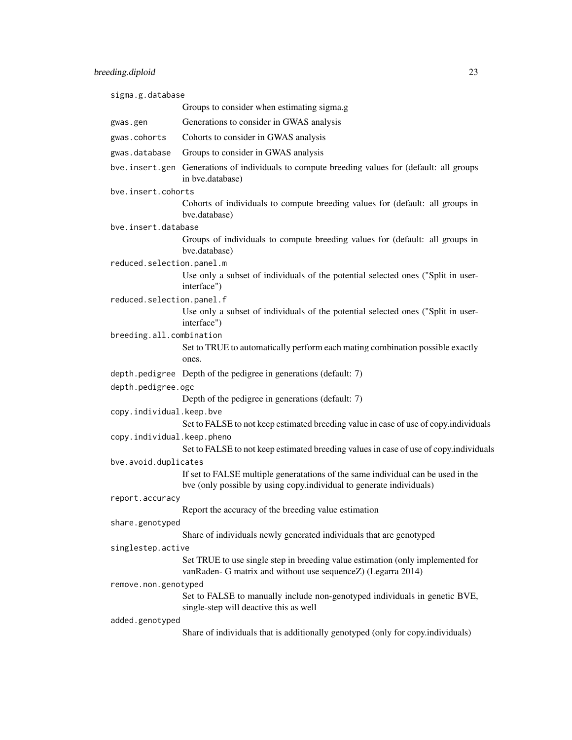sigma.g.database
: Groups to consider when estimating sigma.g

gwas.gen
: Generations to consider in GWAS analysis

gwas.cohorts
: Cohorts to consider in GWAS analysis

gwas.database
: Groups to consider in GWAS analysis

bve.insert.gen
: Generations of individuals to compute breeding values for (default: all groups in bve.database)

bve.insert.cohorts
: Cohorts of individuals to compute breeding values for (default: all groups in bve.database)

bve.insert.database
: Groups of individuals to compute breeding values for (default: all groups in bve.database)

reduced.selection.panel.m
: Use only a subset of individuals of the potential selected ones ("Split in user-interface")

reduced.selection.panel.f
: Use only a subset of individuals of the potential selected ones ("Split in user-interface")

breeding.all.combination
: Set to TRUE to automatically perform each mating combination possible exactly ones.

depth.pedigree
: Depth of the pedigree in generations (default: 7)

depth.pedigree.ogc
: Depth of the pedigree in generations (default: 7)

copy.individual.keep.bve
: Set to FALSE to not keep estimated breeding value in case of use of copy.individuals

copy.individual.keep.pheno
: Set to FALSE to not keep estimated breeding values in case of use of copy.individuals

bve.avoid.duplicates
: If set to FALSE multiple generatations of the same individual can be used in the bve (only possible by using copy.individual to generate individuals)

report.accuracy
: Report the accuracy of the breeding value estimation

share.genotyped
: Share of individuals newly generated individuals that are genotyped

singlestep.active
: Set TRUE to use single step in breeding value estimation (only implemented for vanRaden- G matrix and without use sequenceZ) (Legarra 2014)

remove.non.genotyped
: Set to FALSE to manually include non-genotyped individuals in genetic BVE, single-step will deactive this as well

added.genotyped
: Share of individuals that is additionally genotyped (only for copy.individuals)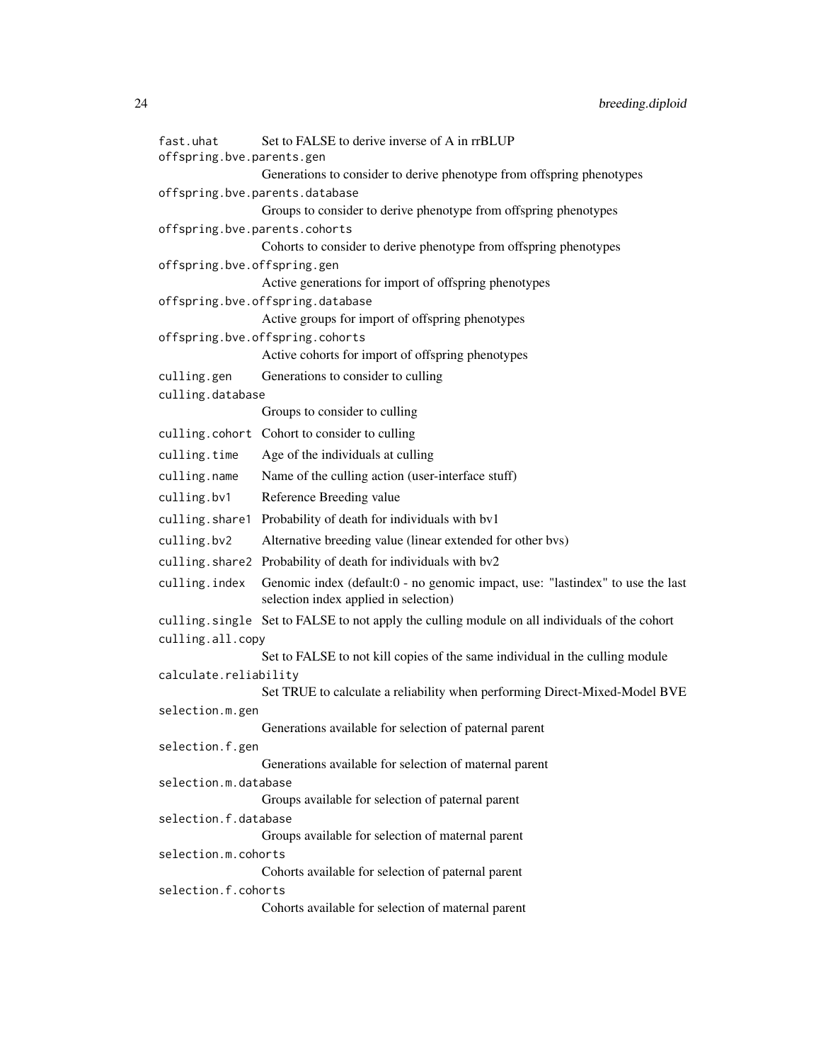| | |
|---|---|
| `fast.uhat` | Set to FALSE to derive inverse of A in rrBLUP |
| `offspring.bve.parents.gen` | Generations to consider to derive phenotype from offspring phenotypes |
| `offspring.bve.parents.database` | Groups to consider to derive phenotype from offspring phenotypes |
| `offspring.bve.parents.cohorts` | Cohorts to consider to derive phenotype from offspring phenotypes |
| `offspring.bve.offspring.gen` | Active generations for import of offspring phenotypes |
| `offspring.bve.offspring.database` | Active groups for import of offspring phenotypes |
| `offspring.bve.offspring.cohorts` | Active cohorts for import of offspring phenotypes |
| `culling.gen` | Generations to consider to culling |
| `culling.database` | Groups to consider to culling |
| `culling.cohort` | Cohort to consider to culling |
| `culling.time` | Age of the individuals at culling |
| `culling.name` | Name of the culling action (user-interface stuff) |
| `culling.bv1` | Reference Breeding value |
| `culling.share1` | Probability of death for individuals with bv1 |
| `culling.bv2` | Alternative breeding value (linear extended for other bvs) |
| `culling.share2` | Probability of death for individuals with bv2 |
| `culling.index` | Genomic index (default:0 - no genomic impact, use: "lastindex" to use the last selection index applied in selection) |
| `culling.single` | Set to FALSE to not apply the culling module on all individuals of the cohort |
| `culling.all.copy` | Set to FALSE to not kill copies of the same individual in the culling module |
| `calculate.reliability` | Set TRUE to calculate a reliability when performing Direct-Mixed-Model BVE |
| `selection.m.gen` | Generations available for selection of paternal parent |
| `selection.f.gen` | Generations available for selection of maternal parent |
| `selection.m.database` | Groups available for selection of paternal parent |
| `selection.f.database` | Groups available for selection of maternal parent |
| `selection.m.cohorts` | Cohorts available for selection of paternal parent |
| `selection.f.cohorts` | Cohorts available for selection of maternal parent |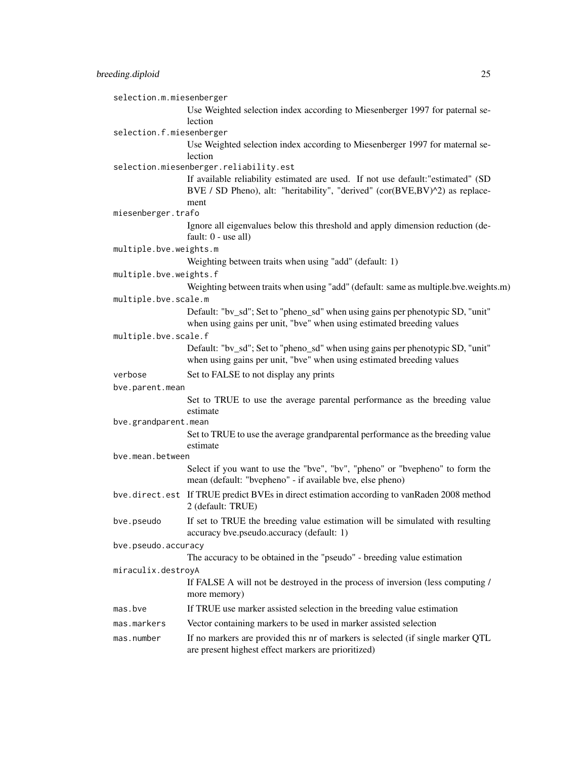selection.m.miesenberger
: Use Weighted selection index according to Miesenberger 1997 for paternal selection

selection.f.miesenberger
: Use Weighted selection index according to Miesenberger 1997 for maternal selection

selection.miesenberger.reliability.est
: If available reliability estimated are used. If not use default:"estimated" (SD BVE / SD Pheno), alt: "heritability", "derived" (cor(BVE,BV)^2) as replacement

miesenberger.trafo
: Ignore all eigenvalues below this threshold and apply dimension reduction (default: 0 - use all)

multiple.bve.weights.m
: Weighting between traits when using "add" (default: 1)

multiple.bve.weights.f
: Weighting between traits when using "add" (default: same as multiple.bve.weights.m)

multiple.bve.scale.m
: Default: "bv_sd"; Set to "pheno_sd" when using gains per phenotypic SD, "unit" when using gains per unit, "bve" when using estimated breeding values

multiple.bve.scale.f
: Default: "bv_sd"; Set to "pheno_sd" when using gains per phenotypic SD, "unit" when using gains per unit, "bve" when using estimated breeding values

verbose
: Set to FALSE to not display any prints

bve.parent.mean
: Set to TRUE to use the average parental performance as the breeding value estimate

bve.grandparent.mean
: Set to TRUE to use the average grandparental performance as the breeding value estimate

bve.mean.between
: Select if you want to use the "bve", "bv", "pheno" or "bvepheno" to form the mean (default: "bvepheno" - if available bve, else pheno)

bve.direct.est
: If TRUE predict BVEs in direct estimation according to vanRaden 2008 method 2 (default: TRUE)

bve.pseudo
: If set to TRUE the breeding value estimation will be simulated with resulting accuracy bve.pseudo.accuracy (default: 1)

bve.pseudo.accuracy
: The accuracy to be obtained in the "pseudo" - breeding value estimation

miraculix.destroyA
: If FALSE A will not be destroyed in the process of inversion (less computing / more memory)

mas.bve
: If TRUE use marker assisted selection in the breeding value estimation

mas.markers
: Vector containing markers to be used in marker assisted selection

mas.number
: If no markers are provided this nr of markers is selected (if single marker QTL are present highest effect markers are prioritized)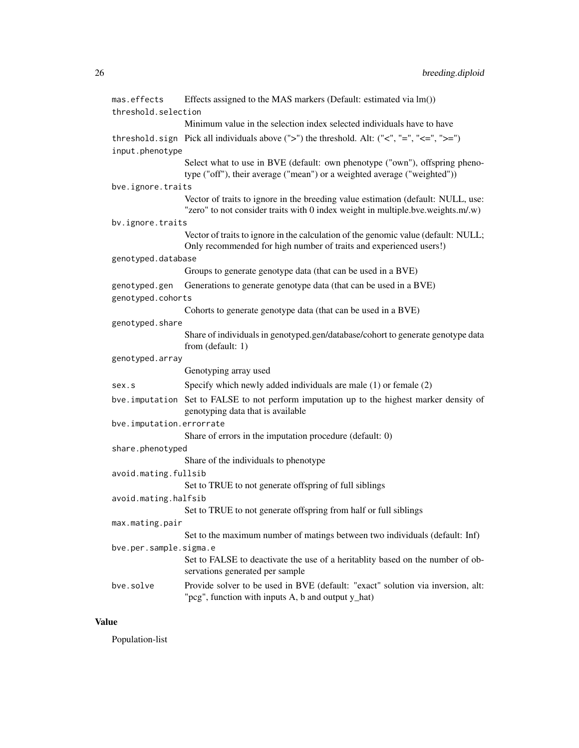| | |
|---|---|
| `mas.effects` | Effects assigned to the MAS markers (Default: estimated via lm()) |
| `threshold.selection` | Minimum value in the selection index selected individuals have to have |
| `threshold.sign` | Pick all individuals above (">") the threshold. Alt: ("<", "=", "<=", ">=") |
| `input.phenotype` | Select what to use in BVE (default: own phenotype ("own"), offspring phenotype ("off"), their average ("mean") or a weighted average ("weighted")) |
| `bve.ignore.traits` | Vector of traits to ignore in the breeding value estimation (default: NULL, use: "zero" to not consider traits with 0 index weight in multiple.bve.weights.m/.w) |
| `bv.ignore.traits` | Vector of traits to ignore in the calculation of the genomic value (default: NULL; Only recommended for high number of traits and experienced users!) |
| `genotyped.database` | Groups to generate genotype data (that can be used in a BVE) |
| `genotyped.gen` | Generations to generate genotype data (that can be used in a BVE) |
| `genotyped.cohorts` | Cohorts to generate genotype data (that can be used in a BVE) |
| `genotyped.share` | Share of individuals in genotyped.gen/database/cohort to generate genotype data from (default: 1) |
| `genotyped.array` | Genotyping array used |
| `sex.s` | Specify which newly added individuals are male (1) or female (2) |
| `bve.imputation` | Set to FALSE to not perform imputation up to the highest marker density of genotyping data that is available |
| `bve.imputation.errorrate` | Share of errors in the imputation procedure (default: 0) |
| `share.phenotyped` | Share of the individuals to phenotype |
| `avoid.mating.fullsib` | Set to TRUE to not generate offspring of full siblings |
| `avoid.mating.halfsib` | Set to TRUE to not generate offspring from half or full siblings |
| `max.mating.pair` | Set to the maximum number of matings between two individuals (default: Inf) |
| `bve.per.sample.sigma.e` | Set to FALSE to deactivate the use of a heritablity based on the number of observations generated per sample |
| `bve.solve` | Provide solver to be used in BVE (default: "exact" solution via inversion, alt: "pcg", function with inputs A, b and output y_hat) |

## Value

Population-list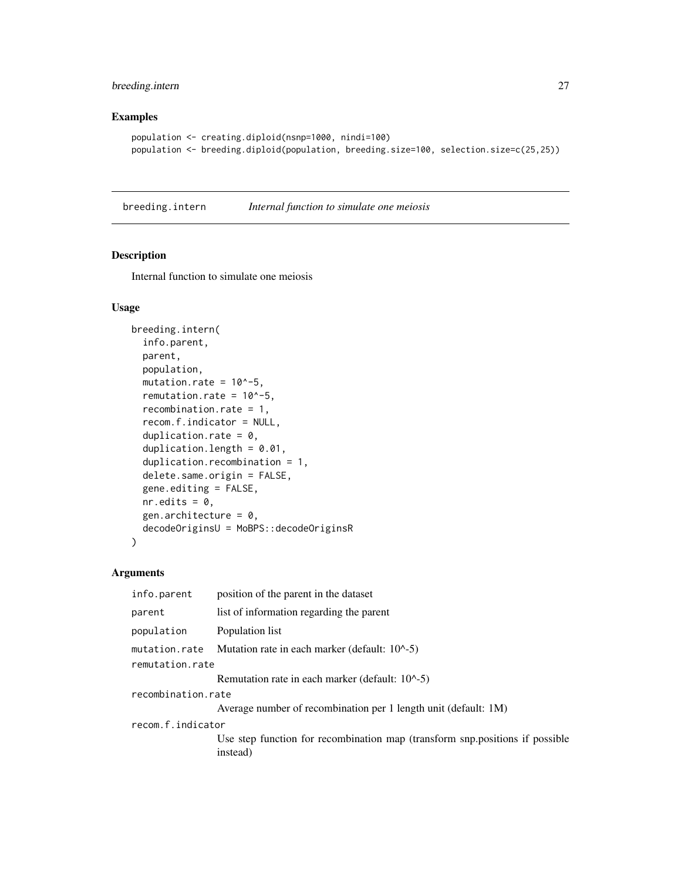## Examples

```
population <- creating.diploid(nsnp=1000, nindi=100)
population <- breeding.diploid(population, breeding.size=100, selection.size=c(25,25))
```

---

# breeding.intern — *Internal function to simulate one meiosis*

## Description

Internal function to simulate one meiosis

## Usage

```
breeding.intern(
  info.parent,
  parent,
  population,
  mutation.rate = 10^-5,
  remutation.rate = 10^-5,
  recombination.rate = 1,
  recom.f.indicator = NULL,
  duplication.rate = 0,
  duplication.length = 0.01,
  duplication.recombination = 1,
  delete.same.origin = FALSE,
  gene.editing = FALSE,
  nr.edits = 0,
  gen.architecture = 0,
  decodeOriginsU = MoBPS::decodeOriginsR
)
```

## Arguments

| | |
|---|---|
| `info.parent` | position of the parent in the dataset |
| `parent` | list of information regarding the parent |
| `population` | Population list |
| `mutation.rate` | Mutation rate in each marker (default: 10^-5) |
| `remutation.rate` | Remutation rate in each marker (default: 10^-5) |
| `recombination.rate` | Average number of recombination per 1 length unit (default: 1M) |
| `recom.f.indicator` | Use step function for recombination map (transform snp.positions if possible instead) |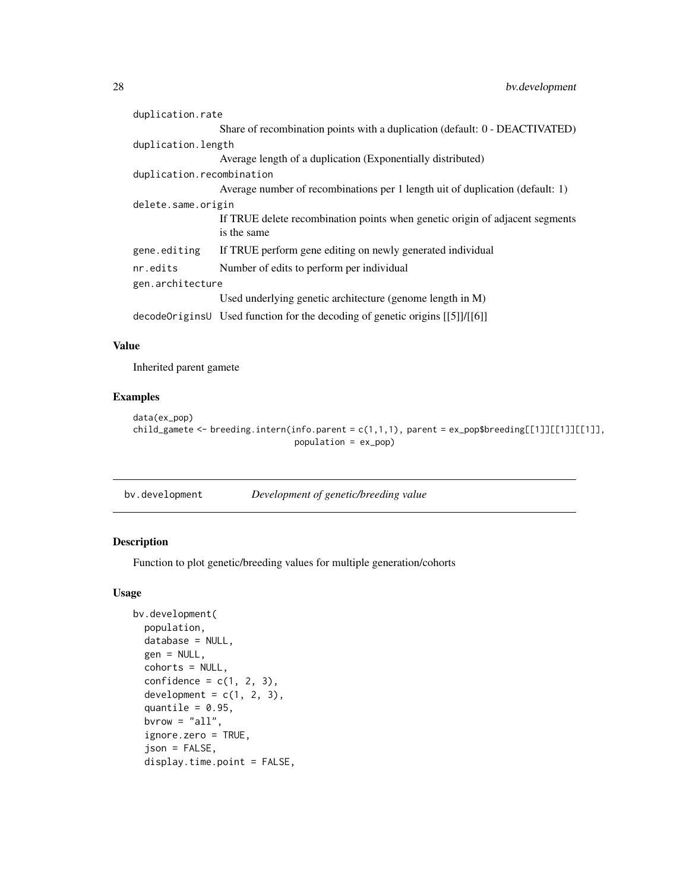duplication.rate
: Share of recombination points with a duplication (default: 0 - DEACTIVATED)

duplication.length
: Average length of a duplication (Exponentially distributed)

duplication.recombination
: Average number of recombinations per 1 length uit of duplication (default: 1)

delete.same.origin
: If TRUE delete recombination points when genetic origin of adjacent segments is the same

gene.editing
: If TRUE perform gene editing on newly generated individual

nr.edits
: Number of edits to perform per individual

gen.architecture
: Used underlying genetic architecture (genome length in M)

decodeOriginsU
: Used function for the decoding of genetic origins [[5]]/[[6]]

### Value

Inherited parent gamete

### Examples

```
data(ex_pop)
child_gamete <- breeding.intern(info.parent = c(1,1,1), parent = ex_pop$breeding[[1]][[1]][[1]],
                                population = ex_pop)
```

---

## bv.development    *Development of genetic/breeding value*

### Description

Function to plot genetic/breeding values for multiple generation/cohorts

### Usage

```
bv.development(
  population,
  database = NULL,
  gen = NULL,
  cohorts = NULL,
  confidence = c(1, 2, 3),
  development = c(1, 2, 3),
  quantile = 0.95,
  bvrow = "all",
  ignore.zero = TRUE,
  json = FALSE,
  display.time.point = FALSE,
```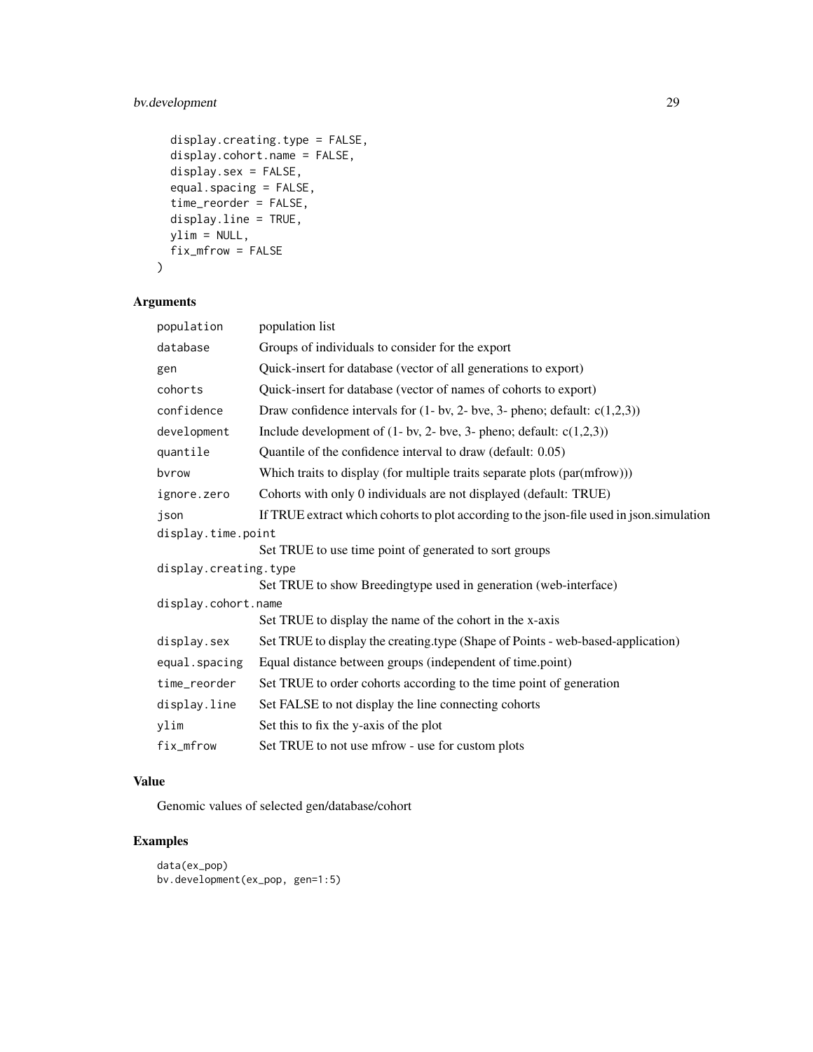```
  display.creating.type = FALSE,
  display.cohort.name = FALSE,
  display.sex = FALSE,
  equal.spacing = FALSE,
  time_reorder = FALSE,
  display.line = TRUE,
  ylim = NULL,
  fix_mfrow = FALSE
)
```

## Arguments

| | |
|---|---|
| `population` | population list |
| `database` | Groups of individuals to consider for the export |
| `gen` | Quick-insert for database (vector of all generations to export) |
| `cohorts` | Quick-insert for database (vector of names of cohorts to export) |
| `confidence` | Draw confidence intervals for (1- bv, 2- bve, 3- pheno; default: c(1,2,3)) |
| `development` | Include development of (1- bv, 2- bve, 3- pheno; default: c(1,2,3)) |
| `quantile` | Quantile of the confidence interval to draw (default: 0.05) |
| `bvrow` | Which traits to display (for multiple traits separate plots (par(mfrow))) |
| `ignore.zero` | Cohorts with only 0 individuals are not displayed (default: TRUE) |
| `json` | If TRUE extract which cohorts to plot according to the json-file used in json.simulation |
| `display.time.point` | Set TRUE to use time point of generated to sort groups |
| `display.creating.type` | Set TRUE to show Breedingtype used in generation (web-interface) |
| `display.cohort.name` | Set TRUE to display the name of the cohort in the x-axis |
| `display.sex` | Set TRUE to display the creating.type (Shape of Points - web-based-application) |
| `equal.spacing` | Equal distance between groups (independent of time.point) |
| `time_reorder` | Set TRUE to order cohorts according to the time point of generation |
| `display.line` | Set FALSE to not display the line connecting cohorts |
| `ylim` | Set this to fix the y-axis of the plot |
| `fix_mfrow` | Set TRUE to not use mfrow - use for custom plots |

## Value

Genomic values of selected gen/database/cohort

## Examples

```
data(ex_pop)
bv.development(ex_pop, gen=1:5)
```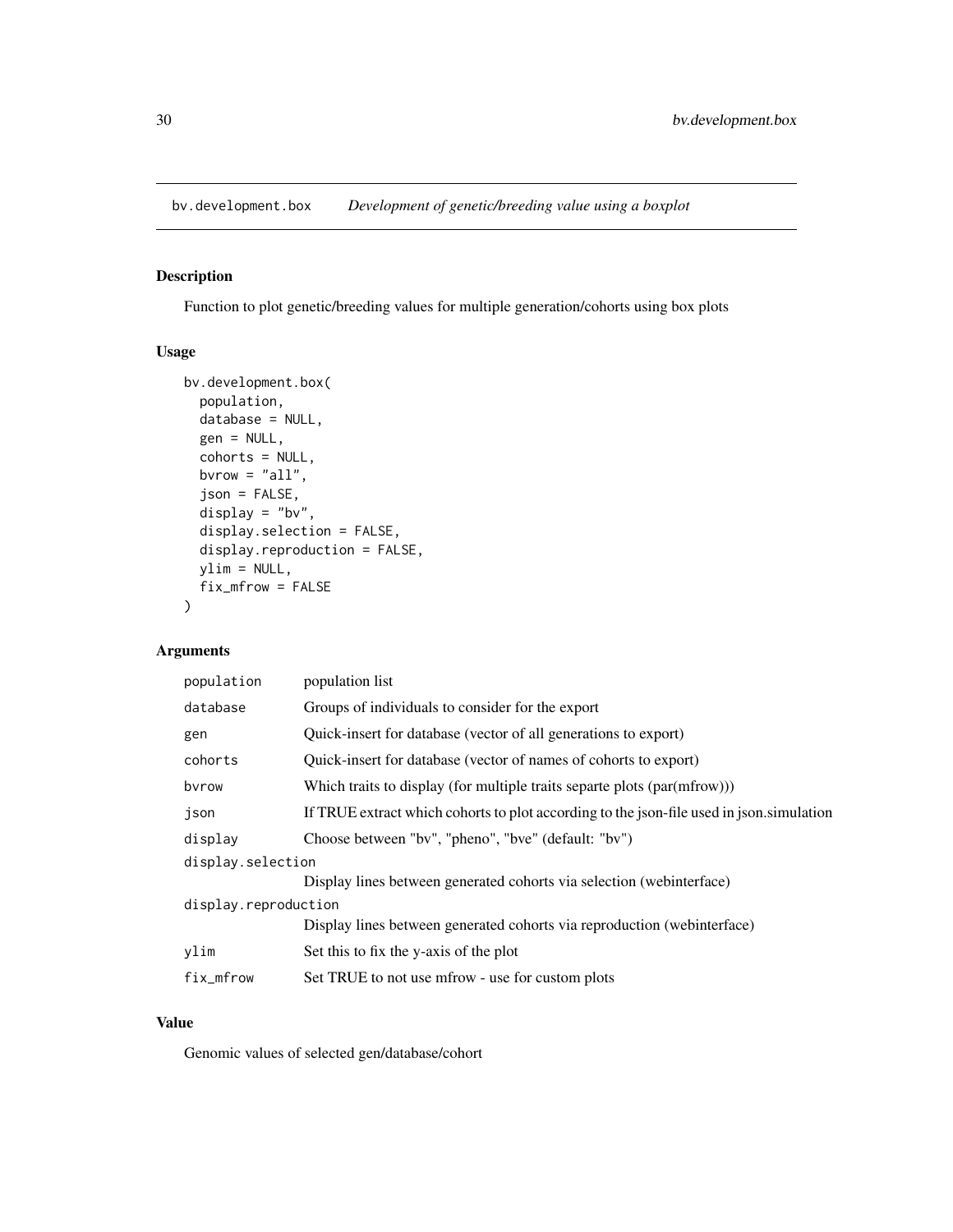# bv.development.box — *Development of genetic/breeding value using a boxplot*

## Description

Function to plot genetic/breeding values for multiple generation/cohorts using box plots

## Usage

```
bv.development.box(
  population,
  database = NULL,
  gen = NULL,
  cohorts = NULL,
  bvrow = "all",
  json = FALSE,
  display = "bv",
  display.selection = FALSE,
  display.reproduction = FALSE,
  ylim = NULL,
  fix_mfrow = FALSE
)
```

## Arguments

| | |
|---|---|
| `population` | population list |
| `database` | Groups of individuals to consider for the export |
| `gen` | Quick-insert for database (vector of all generations to export) |
| `cohorts` | Quick-insert for database (vector of names of cohorts to export) |
| `bvrow` | Which traits to display (for multiple traits separte plots (par(mfrow))) |
| `json` | If TRUE extract which cohorts to plot according to the json-file used in json.simulation |
| `display` | Choose between "bv", "pheno", "bve" (default: "bv") |
| `display.selection` | Display lines between generated cohorts via selection (webinterface) |
| `display.reproduction` | Display lines between generated cohorts via reproduction (webinterface) |
| `ylim` | Set this to fix the y-axis of the plot |
| `fix_mfrow` | Set TRUE to not use mfrow - use for custom plots |

## Value

Genomic values of selected gen/database/cohort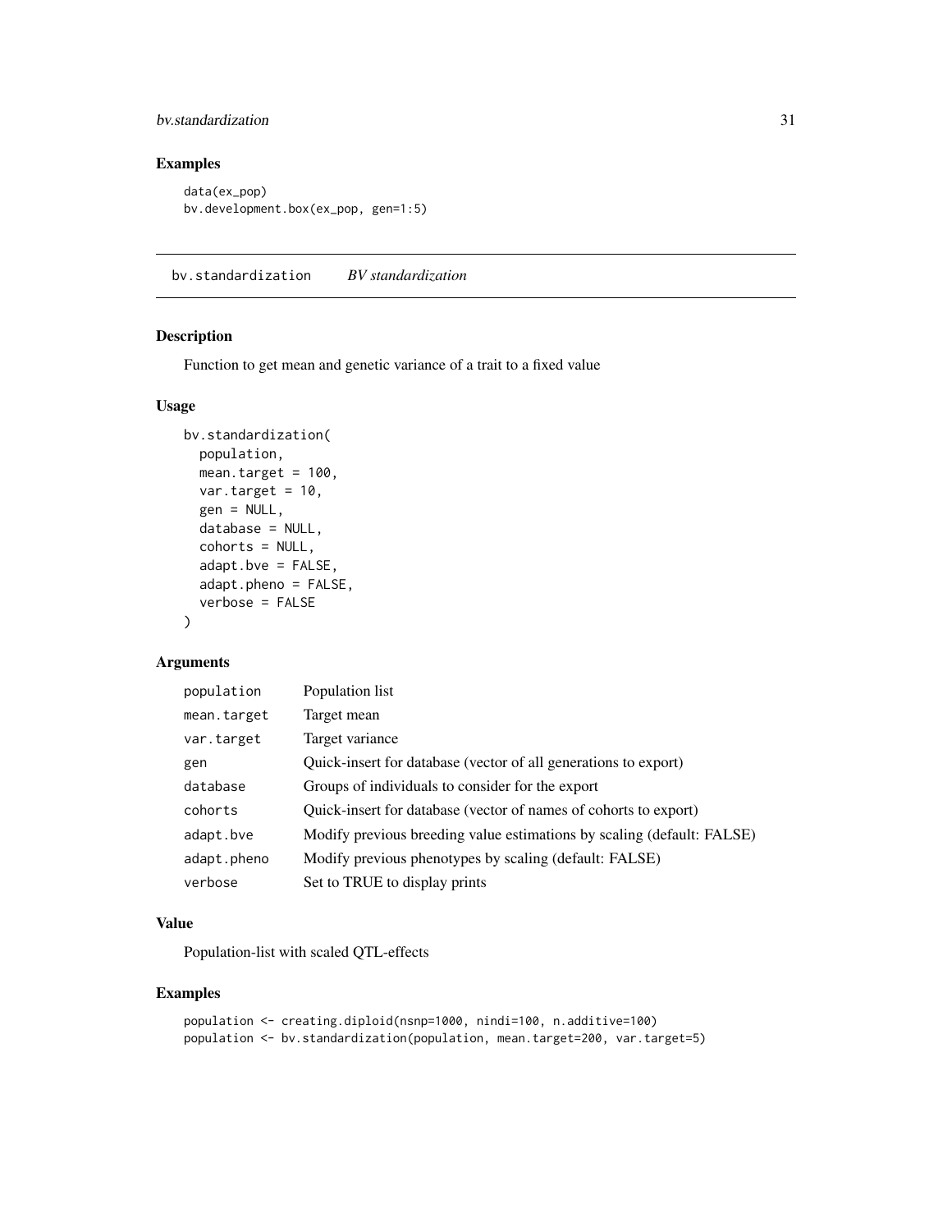## Examples

```
data(ex_pop)
bv.development.box(ex_pop, gen=1:5)
```

---

# bv.standardization *BV standardization*

## Description

Function to get mean and genetic variance of a trait to a fixed value

## Usage

```
bv.standardization(
  population,
  mean.target = 100,
  var.target = 10,
  gen = NULL,
  database = NULL,
  cohorts = NULL,
  adapt.bve = FALSE,
  adapt.pheno = FALSE,
  verbose = FALSE
)
```

## Arguments

| | |
|---|---|
| population | Population list |
| mean.target | Target mean |
| var.target | Target variance |
| gen | Quick-insert for database (vector of all generations to export) |
| database | Groups of individuals to consider for the export |
| cohorts | Quick-insert for database (vector of names of cohorts to export) |
| adapt.bve | Modify previous breeding value estimations by scaling (default: FALSE) |
| adapt.pheno | Modify previous phenotypes by scaling (default: FALSE) |
| verbose | Set to TRUE to display prints |

## Value

Population-list with scaled QTL-effects

## Examples

```
population <- creating.diploid(nsnp=1000, nindi=100, n.additive=100)
population <- bv.standardization(population, mean.target=200, var.target=5)
```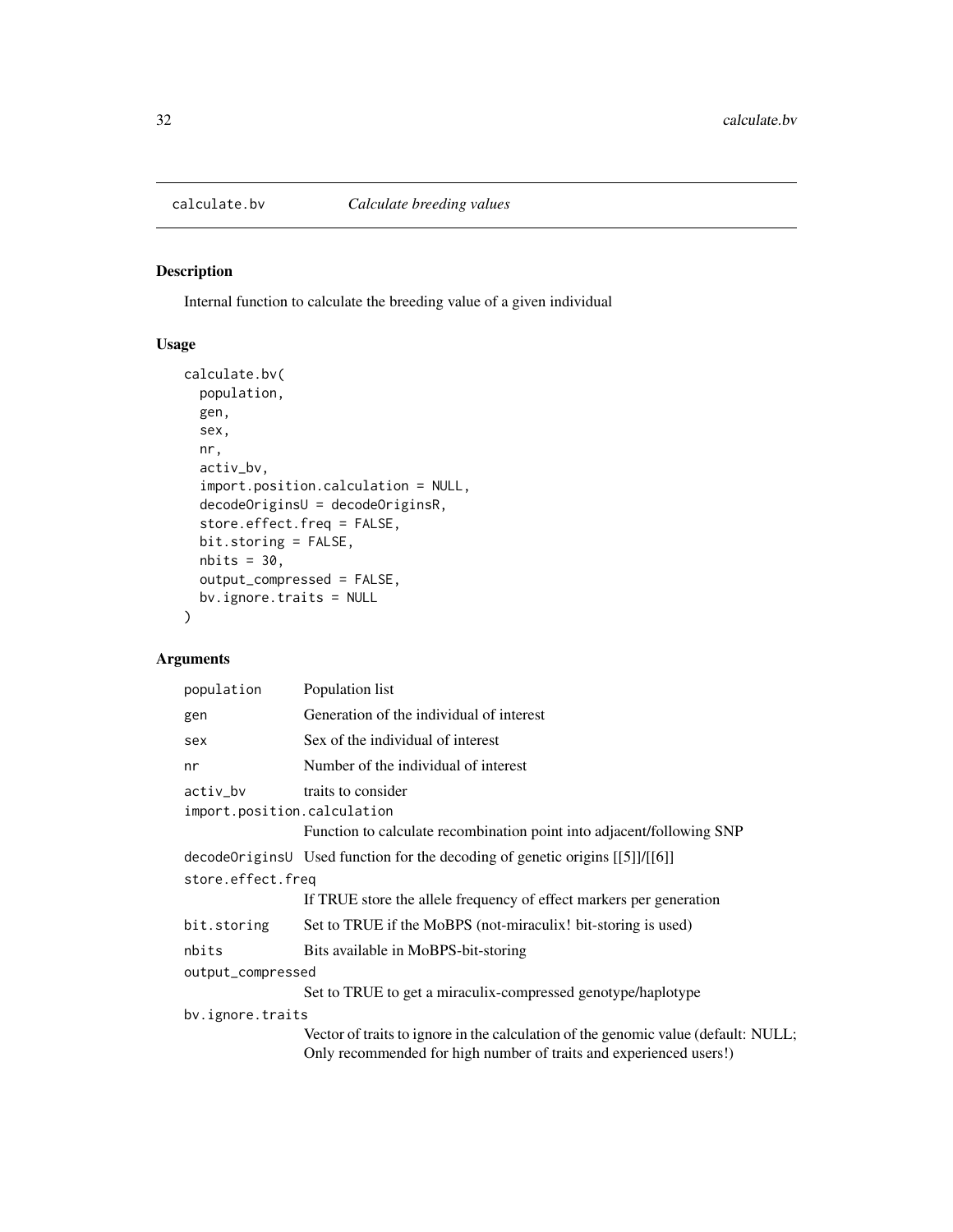# calculate.bv *Calculate breeding values*

## Description

Internal function to calculate the breeding value of a given individual

## Usage

```
calculate.bv(
  population,
  gen,
  sex,
  nr,
  activ_bv,
  import.position.calculation = NULL,
  decodeOriginsU = decodeOriginsR,
  store.effect.freq = FALSE,
  bit.storing = FALSE,
  nbits = 30,
  output_compressed = FALSE,
  bv.ignore.traits = NULL
)
```

## Arguments

| | |
|---|---|
| `population` | Population list |
| `gen` | Generation of the individual of interest |
| `sex` | Sex of the individual of interest |
| `nr` | Number of the individual of interest |
| `activ_bv` | traits to consider |
| `import.position.calculation` | Function to calculate recombination point into adjacent/following SNP |
| `decodeOriginsU` | Used function for the decoding of genetic origins [[5]]/[[6]] |
| `store.effect.freq` | If TRUE store the allele frequency of effect markers per generation |
| `bit.storing` | Set to TRUE if the MoBPS (not-miraculix! bit-storing is used) |
| `nbits` | Bits available in MoBPS-bit-storing |
| `output_compressed` | Set to TRUE to get a miraculix-compressed genotype/haplotype |
| `bv.ignore.traits` | Vector of traits to ignore in the calculation of the genomic value (default: NULL; Only recommended for high number of traits and experienced users!) |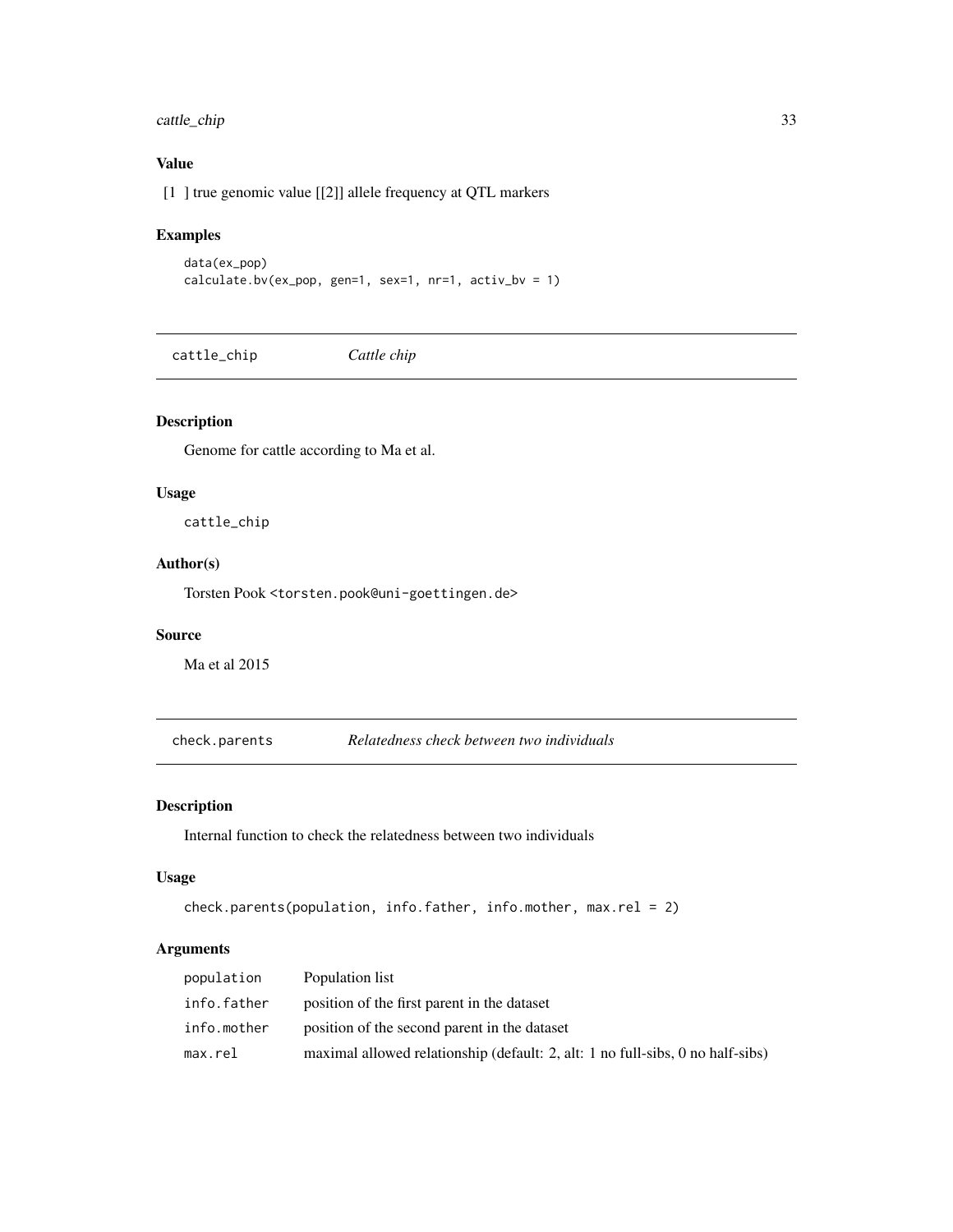### Value

[1 ] true genomic value [[2]] allele frequency at QTL markers

### Examples

```
data(ex_pop)
calculate.bv(ex_pop, gen=1, sex=1, nr=1, activ_bv = 1)
```

## cattle_chip — *Cattle chip*

### Description

Genome for cattle according to Ma et al.

### Usage

```
cattle_chip
```

### Author(s)

Torsten Pook <torsten.pook@uni-goettingen.de>

### Source

Ma et al 2015

## check.parents — *Relatedness check between two individuals*

### Description

Internal function to check the relatedness between two individuals

### Usage

```
check.parents(population, info.father, info.mother, max.rel = 2)
```

### Arguments

| | |
|---|---|
| population | Population list |
| info.father | position of the first parent in the dataset |
| info.mother | position of the second parent in the dataset |
| max.rel | maximal allowed relationship (default: 2, alt: 1 no full-sibs, 0 no half-sibs) |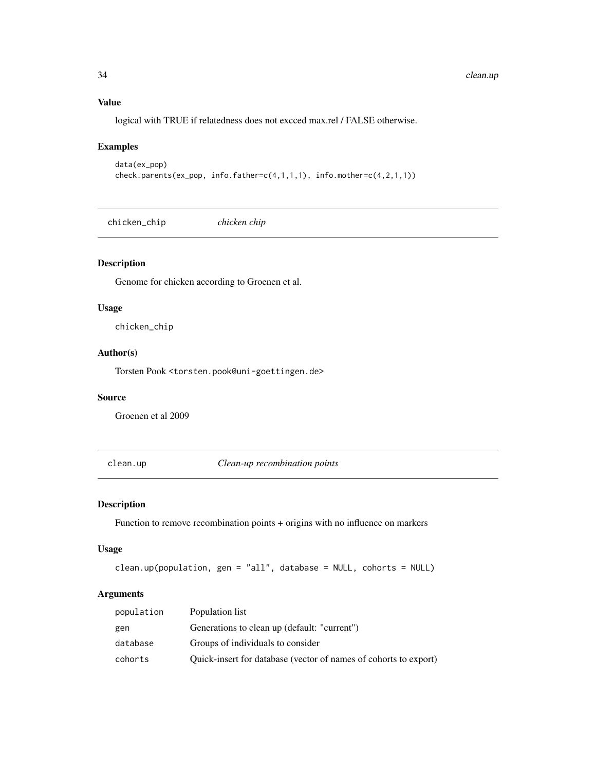### Value

logical with TRUE if relatedness does not excced max.rel / FALSE otherwise.

### Examples

```
data(ex_pop)
check.parents(ex_pop, info.father=c(4,1,1,1), info.mother=c(4,2,1,1))
```

---

## chicken_chip *chicken chip*

---

### Description

Genome for chicken according to Groenen et al.

### Usage

```
chicken_chip
```

### Author(s)

Torsten Pook <torsten.pook@uni-goettingen.de>

### Source

Groenen et al 2009

---

## clean.up *Clean-up recombination points*

---

### Description

Function to remove recombination points + origins with no influence on markers

### Usage

```
clean.up(population, gen = "all", database = NULL, cohorts = NULL)
```

### Arguments

| | |
|---|---|
| population | Population list |
| gen | Generations to clean up (default: "current") |
| database | Groups of individuals to consider |
| cohorts | Quick-insert for database (vector of names of cohorts to export) |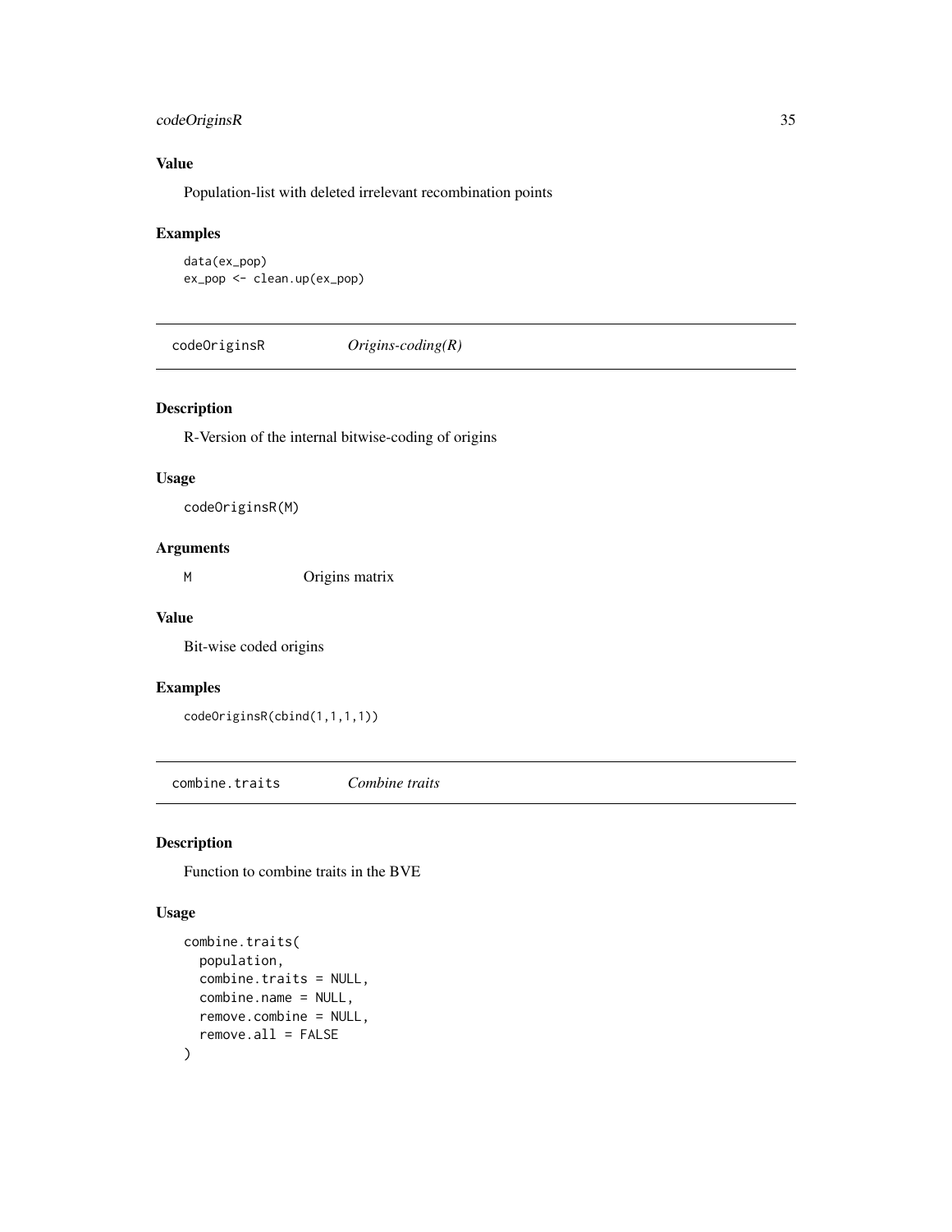### Value

Population-list with deleted irrelevant recombination points

### Examples

```
data(ex_pop)
ex_pop <- clean.up(ex_pop)
```

## codeOriginsR *Origins-coding(R)*

### Description

R-Version of the internal bitwise-coding of origins

### Usage

```
codeOriginsR(M)
```

### Arguments

| | |
|---|---|
| M | Origins matrix |

### Value

Bit-wise coded origins

### Examples

```
codeOriginsR(cbind(1,1,1,1))
```

## combine.traits *Combine traits*

### Description

Function to combine traits in the BVE

### Usage

```
combine.traits(
  population,
  combine.traits = NULL,
  combine.name = NULL,
  remove.combine = NULL,
  remove.all = FALSE
)
```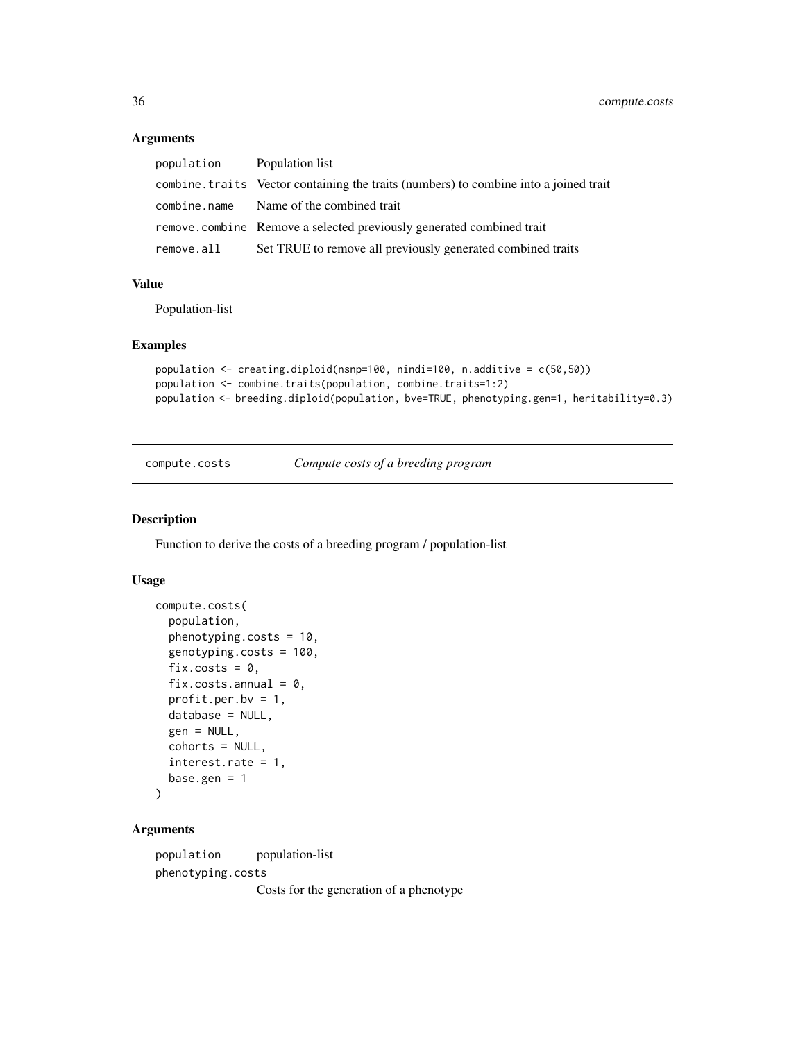### Arguments

| | |
|---|---|
| population | Population list |
| combine.traits | Vector containing the traits (numbers) to combine into a joined trait |
| combine.name | Name of the combined trait |
| remove.combine | Remove a selected previously generated combined trait |
| remove.all | Set TRUE to remove all previously generated combined traits |

### Value

Population-list

### Examples

```
population <- creating.diploid(nsnp=100, nindi=100, n.additive = c(50,50))
population <- combine.traits(population, combine.traits=1:2)
population <- breeding.diploid(population, bve=TRUE, phenotyping.gen=1, heritability=0.3)
```

---

## compute.costs    *Compute costs of a breeding program*

### Description

Function to derive the costs of a breeding program / population-list

### Usage

```
compute.costs(
  population,
  phenotyping.costs = 10,
  genotyping.costs = 100,
  fix.costs = 0,
  fix.costs.annual = 0,
  profit.per.bv = 1,
  database = NULL,
  gen = NULL,
  cohorts = NULL,
  interest.rate = 1,
  base.gen = 1
)
```

### Arguments

| | |
|---|---|
| population | population-list |
| phenotyping.costs | Costs for the generation of a phenotype |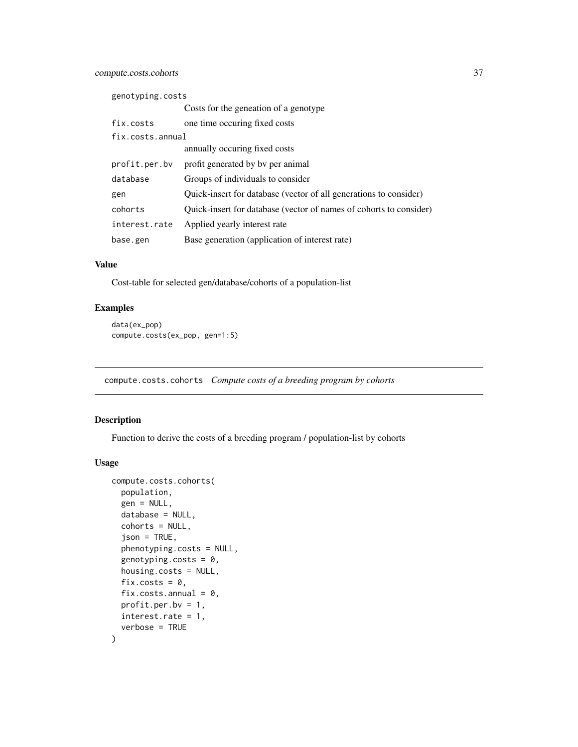| | |
|---|---|
| genotyping.costs | Costs for the geneation of a genotype |
| fix.costs | one time occuring fixed costs |
| fix.costs.annual | annually occuring fixed costs |
| profit.per.bv | profit generated by bv per animal |
| database | Groups of individuals to consider |
| gen | Quick-insert for database (vector of all generations to consider) |
| cohorts | Quick-insert for database (vector of names of cohorts to consider) |
| interest.rate | Applied yearly interest rate |
| base.gen | Base generation (application of interest rate) |

### Value

Cost-table for selected gen/database/cohorts of a population-list

### Examples

```
data(ex_pop)
compute.costs(ex_pop, gen=1:5)
```

---

## compute.costs.cohorts *Compute costs of a breeding program by cohorts*

---

### Description

Function to derive the costs of a breeding program / population-list by cohorts

### Usage

```
compute.costs.cohorts(
  population,
  gen = NULL,
  database = NULL,
  cohorts = NULL,
  json = TRUE,
  phenotyping.costs = NULL,
  genotyping.costs = 0,
  housing.costs = NULL,
  fix.costs = 0,
  fix.costs.annual = 0,
  profit.per.bv = 1,
  interest.rate = 1,
  verbose = TRUE
)
```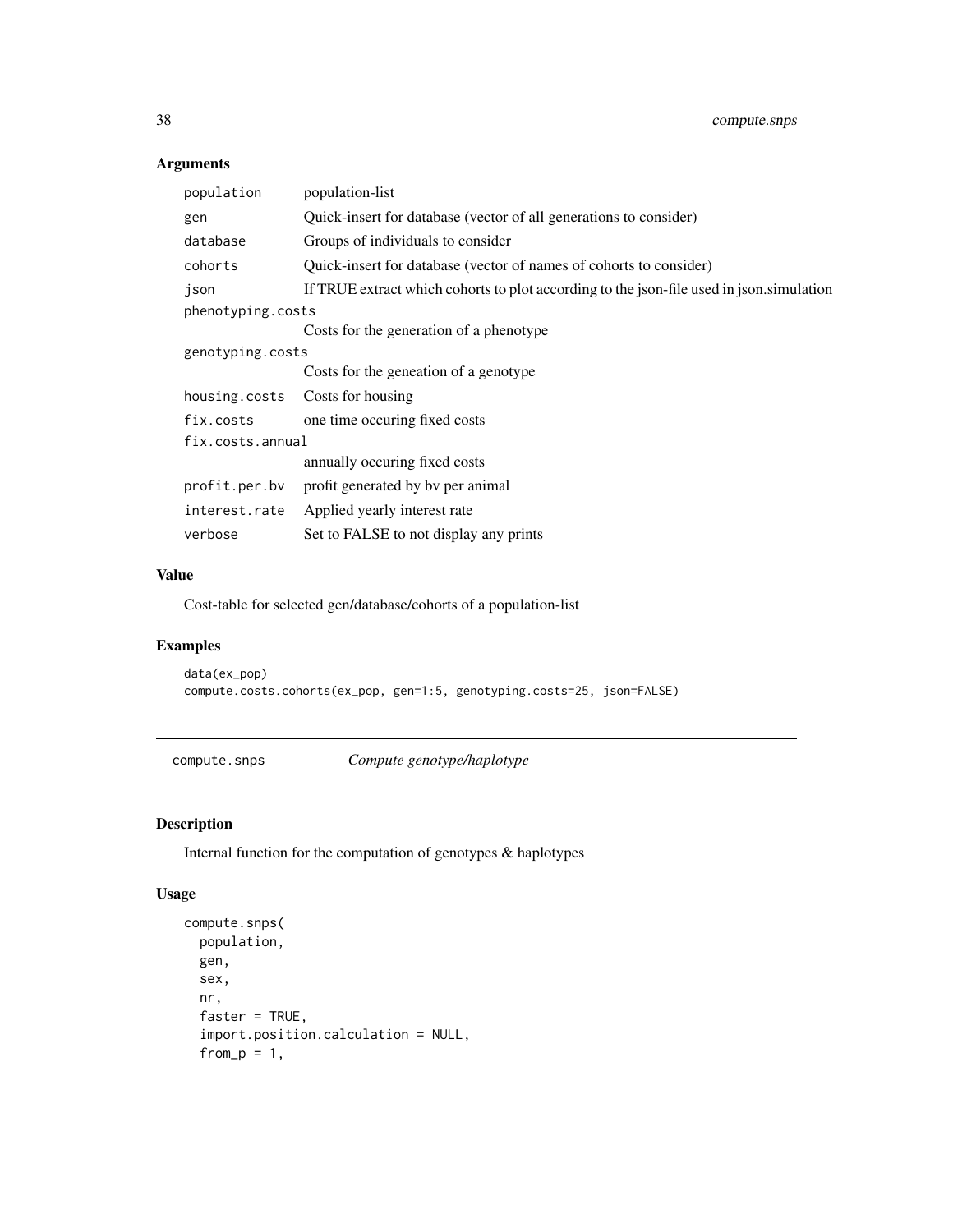### Arguments

| | |
|---|---|
| population | population-list |
| gen | Quick-insert for database (vector of all generations to consider) |
| database | Groups of individuals to consider |
| cohorts | Quick-insert for database (vector of names of cohorts to consider) |
| json | If TRUE extract which cohorts to plot according to the json-file used in json.simulation |
| phenotyping.costs | Costs for the generation of a phenotype |
| genotyping.costs | Costs for the geneation of a genotype |
| housing.costs | Costs for housing |
| fix.costs | one time occuring fixed costs |
| fix.costs.annual | annually occuring fixed costs |
| profit.per.bv | profit generated by bv per animal |
| interest.rate | Applied yearly interest rate |
| verbose | Set to FALSE to not display any prints |

### Value

Cost-table for selected gen/database/cohorts of a population-list

### Examples

```
data(ex_pop)
compute.costs.cohorts(ex_pop, gen=1:5, genotyping.costs=25, json=FALSE)
```

## compute.snps    *Compute genotype/haplotype*

### Description

Internal function for the computation of genotypes & haplotypes

### Usage

```
compute.snps(
  population,
  gen,
  sex,
  nr,
  faster = TRUE,
  import.position.calculation = NULL,
  from_p = 1,
```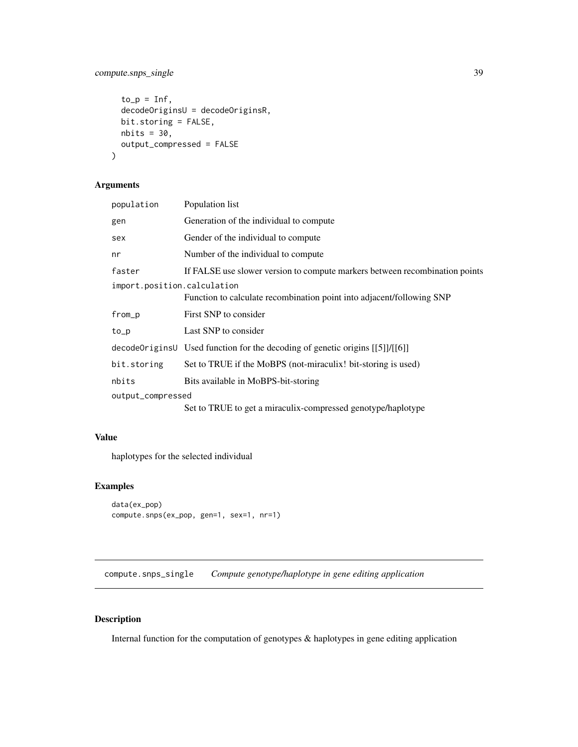```
  to_p = Inf,
  decodeOriginsU = decodeOriginsR,
  bit.storing = FALSE,
  nbits = 30,
  output_compressed = FALSE
)
```

## Arguments

| | |
|---|---|
| population | Population list |
| gen | Generation of the individual to compute |
| sex | Gender of the individual to compute |
| nr | Number of the individual to compute |
| faster | If FALSE use slower version to compute markers between recombination points |
| import.position.calculation | Function to calculate recombination point into adjacent/following SNP |
| from_p | First SNP to consider |
| to_p | Last SNP to consider |
| decodeOriginsU | Used function for the decoding of genetic origins [[5]]/[[6]] |
| bit.storing | Set to TRUE if the MoBPS (not-miraculix! bit-storing is used) |
| nbits | Bits available in MoBPS-bit-storing |
| output_compressed | Set to TRUE to get a miraculix-compressed genotype/haplotype |

## Value

haplotypes for the selected individual

## Examples

```
data(ex_pop)
compute.snps(ex_pop, gen=1, sex=1, nr=1)
```

---

# compute.snps_single *Compute genotype/haplotype in gene editing application*

## Description

Internal function for the computation of genotypes & haplotypes in gene editing application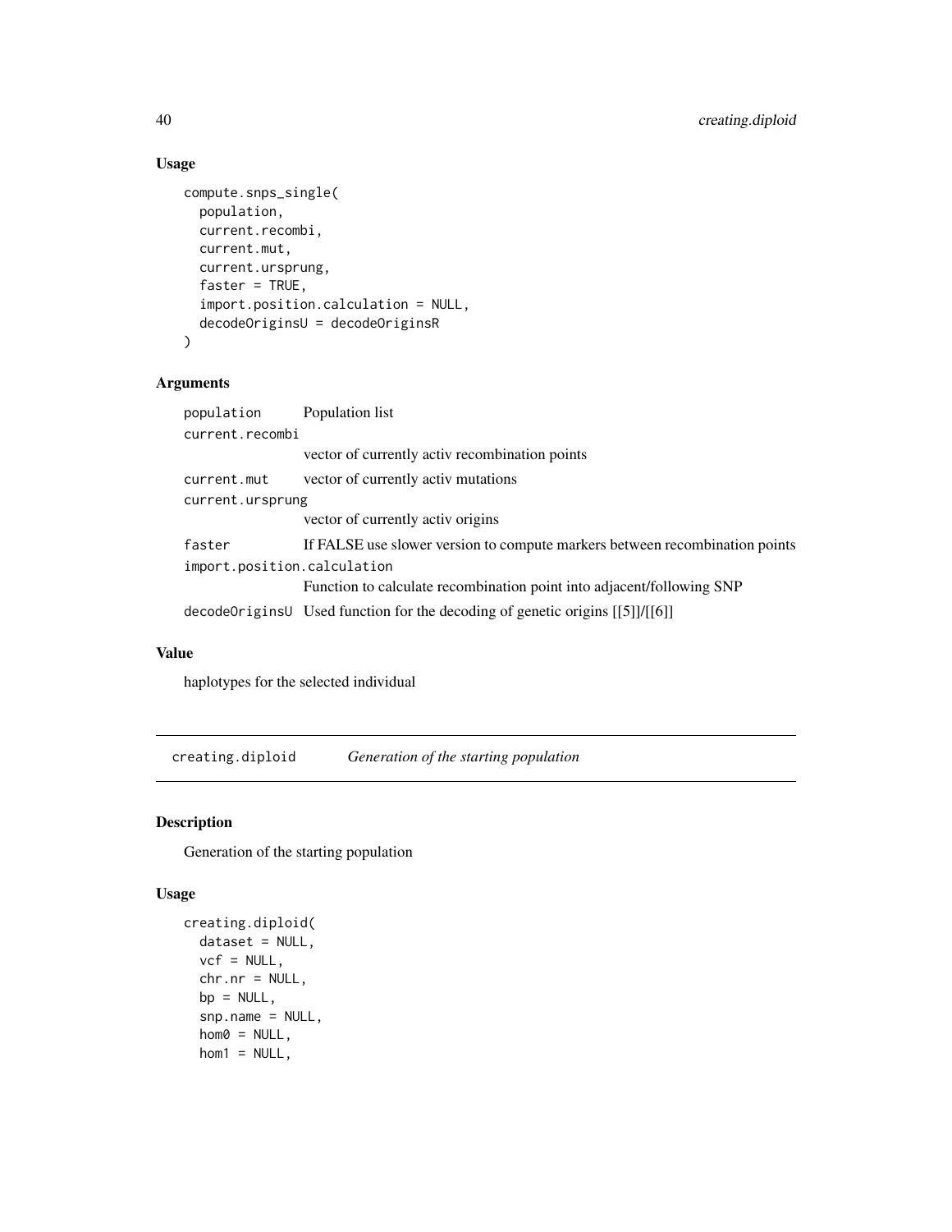## Usage

```
compute.snps_single(
  population,
  current.recombi,
  current.mut,
  current.ursprung,
  faster = TRUE,
  import.position.calculation = NULL,
  decodeOriginsU = decodeOriginsR
)
```

## Arguments

| | |
|---|---|
| `population` | Population list |
| `current.recombi` | vector of currently activ recombination points |
| `current.mut` | vector of currently activ mutations |
| `current.ursprung` | vector of currently activ origins |
| `faster` | If FALSE use slower version to compute markers between recombination points |
| `import.position.calculation` | Function to calculate recombination point into adjacent/following SNP |
| `decodeOriginsU` | Used function for the decoding of genetic origins [[5]]/[[6]] |

## Value

haplotypes for the selected individual

---

# creating.diploid — *Generation of the starting population*

## Description

Generation of the starting population

## Usage

```
creating.diploid(
  dataset = NULL,
  vcf = NULL,
  chr.nr = NULL,
  bp = NULL,
  snp.name = NULL,
  hom0 = NULL,
  hom1 = NULL,
```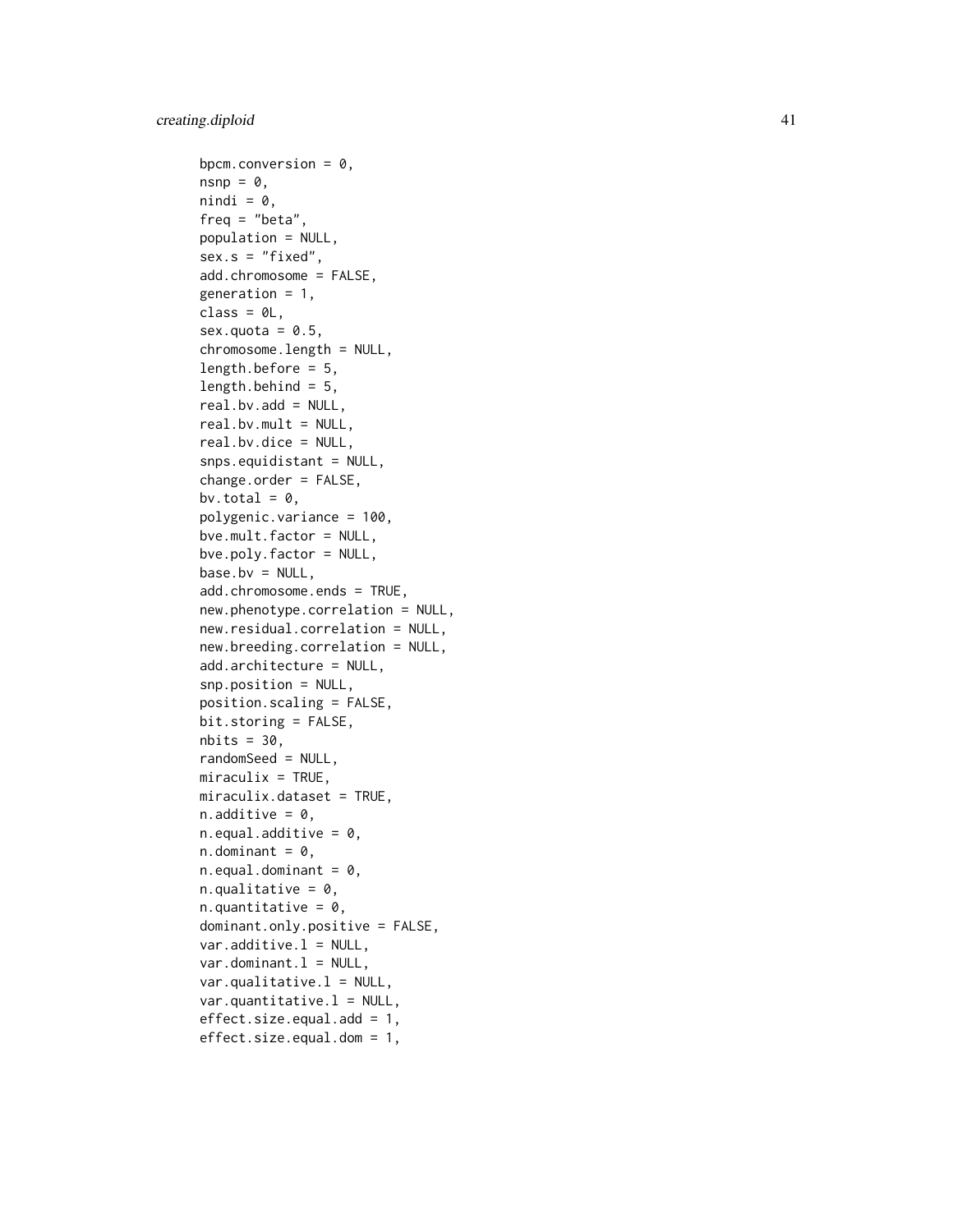```
bpcm.conversion = 0,
nsnp = 0,
nindi = 0,
freq = "beta",
population = NULL,
sex.s = "fixed",
add.chromosome = FALSE,
generation = 1,
class = 0L,
sex.quota = 0.5,
chromosome.length = NULL,
length.before = 5,
length.behind = 5,
real.bv.add = NULL,
real.bv.mult = NULL,
real.bv.dice = NULL,
snps.equidistant = NULL,
change.order = FALSE,
bv.total = 0,
polygenic.variance = 100,
bve.mult.factor = NULL,
bve.poly.factor = NULL,
base.bv = NULL,
add.chromosome.ends = TRUE,
new.phenotype.correlation = NULL,
new.residual.correlation = NULL,
new.breeding.correlation = NULL,
add.architecture = NULL,
snp.position = NULL,
position.scaling = FALSE,
bit.storing = FALSE,
nbits = 30,
randomSeed = NULL,
miraculix = TRUE,
miraculix.dataset = TRUE,
n.additive = 0,
n.equal.additive = 0,
n.dominant = 0,
n.equal.dominant = 0,
n.qualitative = 0,
n.quantitative = 0,
dominant.only.positive = FALSE,
var.additive.l = NULL,
var.dominant.l = NULL,
var.qualitative.l = NULL,
var.quantitative.l = NULL,
effect.size.equal.add = 1,
effect.size.equal.dom = 1,
```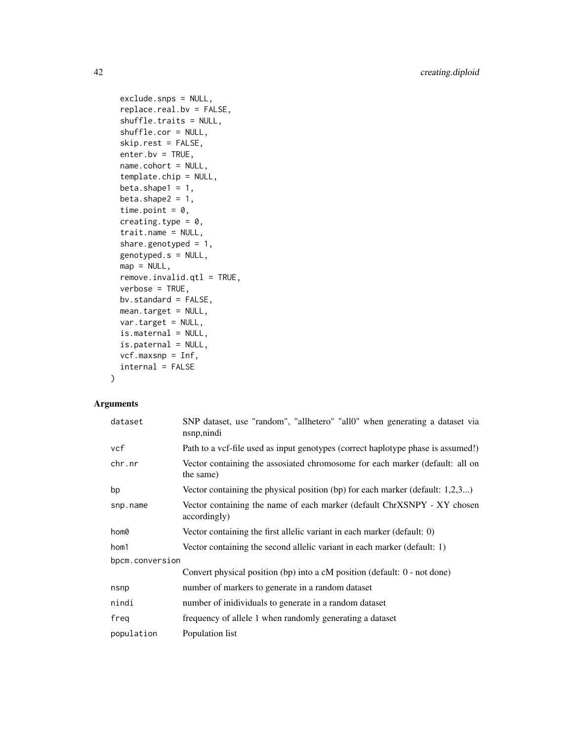```
  exclude.snps = NULL,
  replace.real.bv = FALSE,
  shuffle.traits = NULL,
  shuffle.cor = NULL,
  skip.rest = FALSE,
  enter.bv = TRUE,
  name.cohort = NULL,
  template.chip = NULL,
  beta.shape1 = 1,
  beta.shape2 = 1,
  time.point = 0,
  creating.type = 0,
  trait.name = NULL,
  share.genotyped = 1,
  genotyped.s = NULL,
  map = NULL,
  remove.invalid.qtl = TRUE,
  verbose = TRUE,
  bv.standard = FALSE,
  mean.target = NULL,
  var.target = NULL,
  is.maternal = NULL,
  is.paternal = NULL,
  vcf.maxsnp = Inf,
  internal = FALSE
)
```

## Arguments

| | |
|---|---|
| `dataset` | SNP dataset, use "random", "allhetero" "all0" when generating a dataset via nsnp,nindi |
| `vcf` | Path to a vcf-file used as input genotypes (correct haplotype phase is assumed!) |
| `chr.nr` | Vector containing the assosiated chromosome for each marker (default: all on the same) |
| `bp` | Vector containing the physical position (bp) for each marker (default: 1,2,3...) |
| `snp.name` | Vector containing the name of each marker (default ChrXSNPY - XY chosen accordingly) |
| `hom0` | Vector containing the first allelic variant in each marker (default: 0) |
| `hom1` | Vector containing the second allelic variant in each marker (default: 1) |
| `bpcm.conversion` | Convert physical position (bp) into a cM position (default: 0 - not done) |
| `nsnp` | number of markers to generate in a random dataset |
| `nindi` | number of inidividuals to generate in a random dataset |
| `freq` | frequency of allele 1 when randomly generating a dataset |
| `population` | Population list |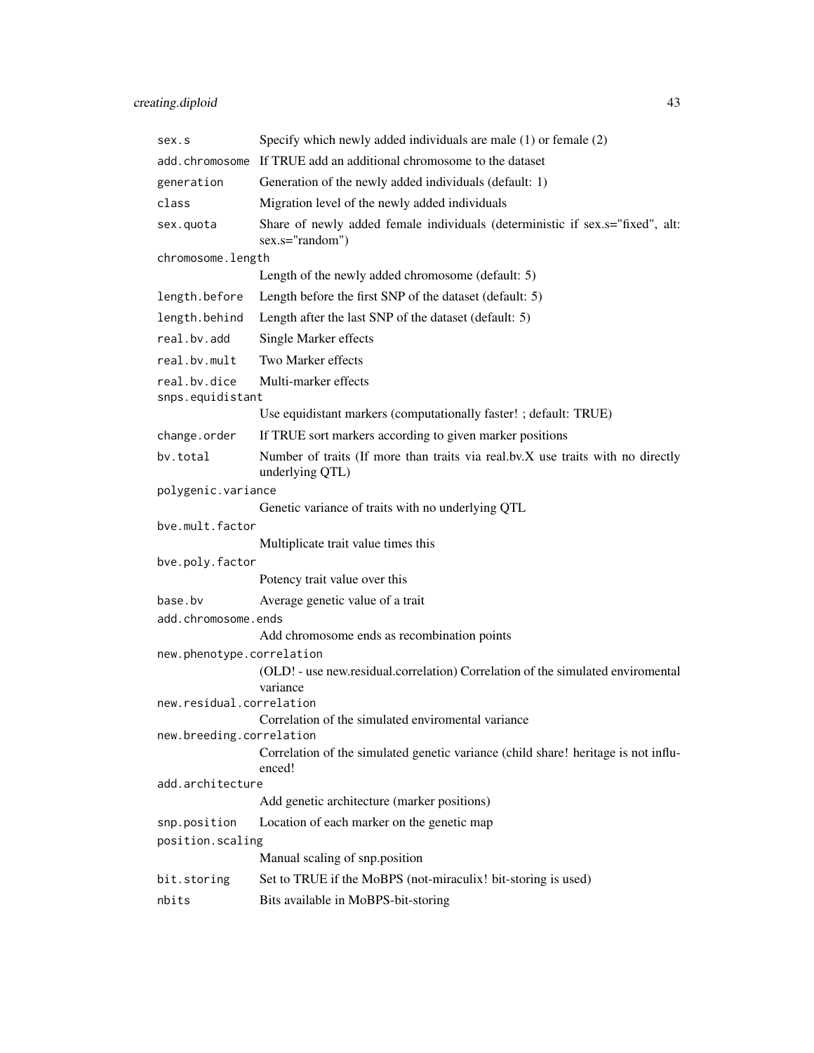| | |
|---|---|
| `sex.s` | Specify which newly added individuals are male (1) or female (2) |
| `add.chromosome` | If TRUE add an additional chromosome to the dataset |
| `generation` | Generation of the newly added individuals (default: 1) |
| `class` | Migration level of the newly added individuals |
| `sex.quota` | Share of newly added female individuals (deterministic if sex.s="fixed", alt: sex.s="random") |
| `chromosome.length` | Length of the newly added chromosome (default: 5) |
| `length.before` | Length before the first SNP of the dataset (default: 5) |
| `length.behind` | Length after the last SNP of the dataset (default: 5) |
| `real.bv.add` | Single Marker effects |
| `real.bv.mult` | Two Marker effects |
| `real.bv.dice` | Multi-marker effects |
| `snps.equidistant` | Use equidistant markers (computationally faster! ; default: TRUE) |
| `change.order` | If TRUE sort markers according to given marker positions |
| `bv.total` | Number of traits (If more than traits via real.bv.X use traits with no directly underlying QTL) |
| `polygenic.variance` | Genetic variance of traits with no underlying QTL |
| `bve.mult.factor` | Multiplicate trait value times this |
| `bve.poly.factor` | Potency trait value over this |
| `base.bv` | Average genetic value of a trait |
| `add.chromosome.ends` | Add chromosome ends as recombination points |
| `new.phenotype.correlation` | (OLD! - use new.residual.correlation) Correlation of the simulated enviromental variance |
| `new.residual.correlation` | Correlation of the simulated enviromental variance |
| `new.breeding.correlation` | Correlation of the simulated genetic variance (child share! heritage is not influenced! |
| `add.architecture` | Add genetic architecture (marker positions) |
| `snp.position` | Location of each marker on the genetic map |
| `position.scaling` | Manual scaling of snp.position |
| `bit.storing` | Set to TRUE if the MoBPS (not-miraculix! bit-storing is used) |
| `nbits` | Bits available in MoBPS-bit-storing |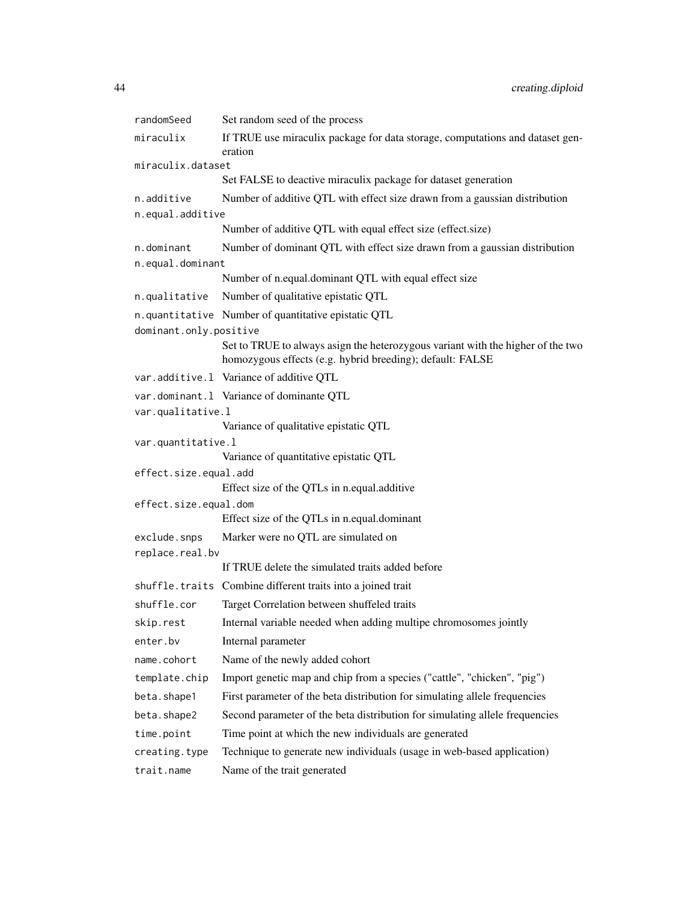| | |
|---|---|
| `randomSeed` | Set random seed of the process |
| `miraculix` | If TRUE use miraculix package for data storage, computations and dataset generation |
| `miraculix.dataset` | Set FALSE to deactive miraculix package for dataset generation |
| `n.additive` | Number of additive QTL with effect size drawn from a gaussian distribution |
| `n.equal.additive` | Number of additive QTL with equal effect size (effect.size) |
| `n.dominant` | Number of dominant QTL with effect size drawn from a gaussian distribution |
| `n.equal.dominant` | Number of n.equal.dominant QTL with equal effect size |
| `n.qualitative` | Number of qualitative epistatic QTL |
| `n.quantitative` | Number of quantitative epistatic QTL |
| `dominant.only.positive` | Set to TRUE to always asign the heterozygous variant with the higher of the two homozygous effects (e.g. hybrid breeding); default: FALSE |
| `var.additive.l` | Variance of additive QTL |
| `var.dominant.l` | Variance of dominante QTL |
| `var.qualitative.l` | Variance of qualitative epistatic QTL |
| `var.quantitative.l` | Variance of quantitative epistatic QTL |
| `effect.size.equal.add` | Effect size of the QTLs in n.equal.additive |
| `effect.size.equal.dom` | Effect size of the QTLs in n.equal.dominant |
| `exclude.snps` | Marker were no QTL are simulated on |
| `replace.real.bv` | If TRUE delete the simulated traits added before |
| `shuffle.traits` | Combine different traits into a joined trait |
| `shuffle.cor` | Target Correlation between shuffeled traits |
| `skip.rest` | Internal variable needed when adding multipe chromosomes jointly |
| `enter.bv` | Internal parameter |
| `name.cohort` | Name of the newly added cohort |
| `template.chip` | Import genetic map and chip from a species ("cattle", "chicken", "pig") |
| `beta.shape1` | First parameter of the beta distribution for simulating allele frequencies |
| `beta.shape2` | Second parameter of the beta distribution for simulating allele frequencies |
| `time.point` | Time point at which the new individuals are generated |
| `creating.type` | Technique to generate new individuals (usage in web-based application) |
| `trait.name` | Name of the trait generated |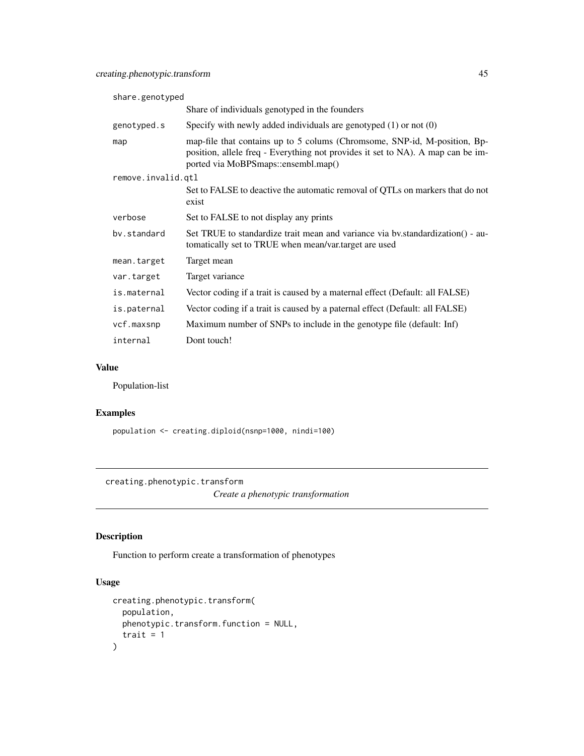| | |
|---|---|
| share.genotyped | Share of individuals genotyped in the founders |
| genotyped.s | Specify with newly added individuals are genotyped (1) or not (0) |
| map | map-file that contains up to 5 colums (Chromsome, SNP-id, M-position, Bp-position, allele freq - Everything not provides it set to NA). A map can be imported via MoBPSmaps::ensembl.map() |
| remove.invalid.qtl | Set to FALSE to deactive the automatic removal of QTLs on markers that do not exist |
| verbose | Set to FALSE to not display any prints |
| bv.standard | Set TRUE to standardize trait mean and variance via bv.standardization() - automatically set to TRUE when mean/var.target are used |
| mean.target | Target mean |
| var.target | Target variance |
| is.maternal | Vector coding if a trait is caused by a maternal effect (Default: all FALSE) |
| is.paternal | Vector coding if a trait is caused by a paternal effect (Default: all FALSE) |
| vcf.maxsnp | Maximum number of SNPs to include in the genotype file (default: Inf) |
| internal | Dont touch! |

## Value

Population-list

## Examples

```
population <- creating.diploid(nsnp=1000, nindi=100)
```

---

# creating.phenotypic.transform

*Create a phenotypic transformation*

## Description

Function to perform create a transformation of phenotypes

## Usage

```
creating.phenotypic.transform(
  population,
  phenotypic.transform.function = NULL,
  trait = 1
)
```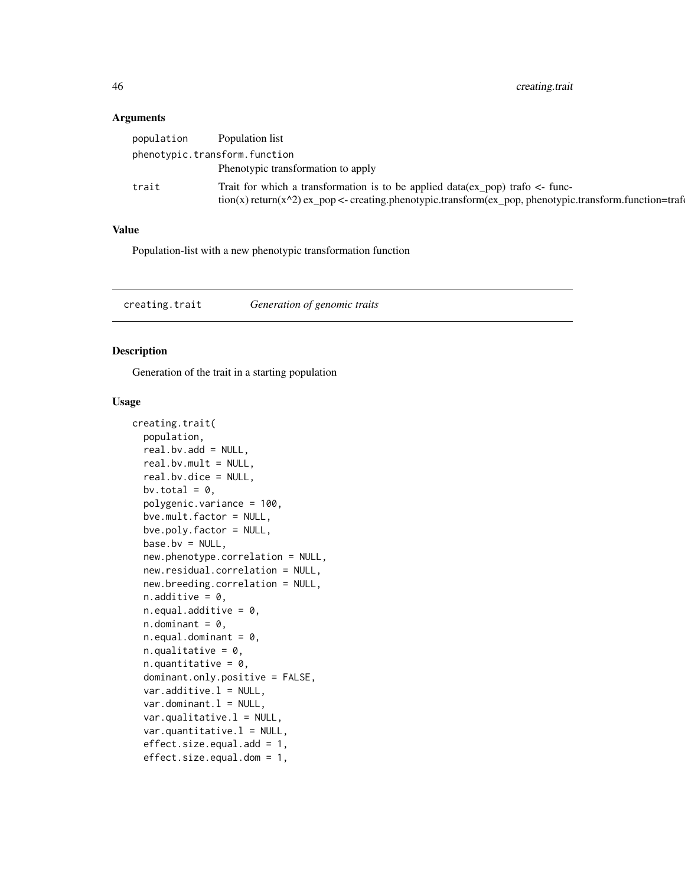### Arguments

| | |
|---|---|
| population | Population list |
| phenotypic.transform.function | Phenotypic transformation to apply |
| trait | Trait for which a transformation is to be applied data(ex_pop) trafo <- function(x) return(x^2) ex_pop <- creating.phenotypic.transform(ex_pop, phenotypic.transform.function=trafo |

### Value

Population-list with a new phenotypic transformation function

## creating.trait *Generation of genomic traits*

### Description

Generation of the trait in a starting population

### Usage

```
creating.trait(
  population,
  real.bv.add = NULL,
  real.bv.mult = NULL,
  real.bv.dice = NULL,
  bv.total = 0,
  polygenic.variance = 100,
  bve.mult.factor = NULL,
  bve.poly.factor = NULL,
  base.bv = NULL,
  new.phenotype.correlation = NULL,
  new.residual.correlation = NULL,
  new.breeding.correlation = NULL,
  n.additive = 0,
  n.equal.additive = 0,
  n.dominant = 0,
  n.equal.dominant = 0,
  n.qualitative = 0,
  n.quantitative = 0,
  dominant.only.positive = FALSE,
  var.additive.l = NULL,
  var.dominant.l = NULL,
  var.qualitative.l = NULL,
  var.quantitative.l = NULL,
  effect.size.equal.add = 1,
  effect.size.equal.dom = 1,
```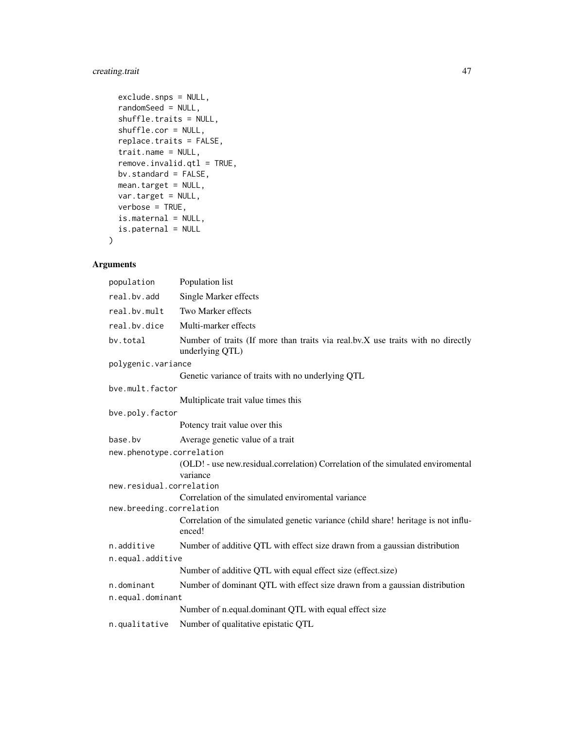```
  exclude.snps = NULL,
  randomSeed = NULL,
  shuffle.traits = NULL,
  shuffle.cor = NULL,
  replace.traits = FALSE,
  trait.name = NULL,
  remove.invalid.qtl = TRUE,
  bv.standard = FALSE,
  mean.target = NULL,
  var.target = NULL,
  verbose = TRUE,
  is.maternal = NULL,
  is.paternal = NULL
)
```

## Arguments

| | |
|---|---|
| `population` | Population list |
| `real.bv.add` | Single Marker effects |
| `real.bv.mult` | Two Marker effects |
| `real.bv.dice` | Multi-marker effects |
| `bv.total` | Number of traits (If more than traits via real.bv.X use traits with no directly underlying QTL) |
| `polygenic.variance` | Genetic variance of traits with no underlying QTL |
| `bve.mult.factor` | Multiplicate trait value times this |
| `bve.poly.factor` | Potency trait value over this |
| `base.bv` | Average genetic value of a trait |
| `new.phenotype.correlation` | (OLD! - use new.residual.correlation) Correlation of the simulated enviromental variance |
| `new.residual.correlation` | Correlation of the simulated enviromental variance |
| `new.breeding.correlation` | Correlation of the simulated genetic variance (child share! heritage is not influenced! |
| `n.additive` | Number of additive QTL with effect size drawn from a gaussian distribution |
| `n.equal.additive` | Number of additive QTL with equal effect size (effect.size) |
| `n.dominant` | Number of dominant QTL with effect size drawn from a gaussian distribution |
| `n.equal.dominant` | Number of n.equal.dominant QTL with equal effect size |
| `n.qualitative` | Number of qualitative epistatic QTL |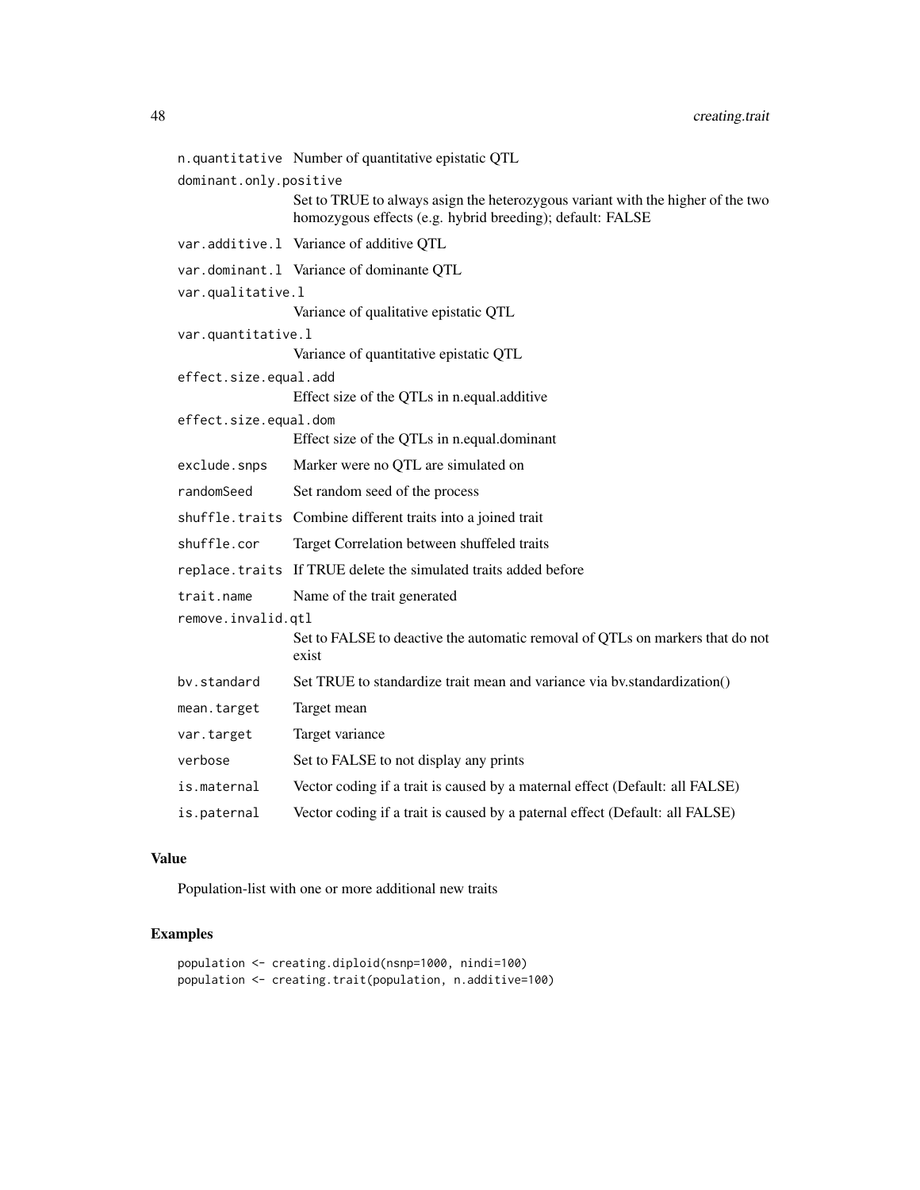| | |
|---|---|
| `n.quantitative` | Number of quantitative epistatic QTL |
| `dominant.only.positive` | Set to TRUE to always asign the heterozygous variant with the higher of the two homozygous effects (e.g. hybrid breeding); default: FALSE |
| `var.additive.l` | Variance of additive QTL |
| `var.dominant.l` | Variance of dominante QTL |
| `var.qualitative.l` | Variance of qualitative epistatic QTL |
| `var.quantitative.l` | Variance of quantitative epistatic QTL |
| `effect.size.equal.add` | Effect size of the QTLs in n.equal.additive |
| `effect.size.equal.dom` | Effect size of the QTLs in n.equal.dominant |
| `exclude.snps` | Marker were no QTL are simulated on |
| `randomSeed` | Set random seed of the process |
| `shuffle.traits` | Combine different traits into a joined trait |
| `shuffle.cor` | Target Correlation between shuffeled traits |
| `replace.traits` | If TRUE delete the simulated traits added before |
| `trait.name` | Name of the trait generated |
| `remove.invalid.qtl` | Set to FALSE to deactive the automatic removal of QTLs on markers that do not exist |
| `bv.standard` | Set TRUE to standardize trait mean and variance via bv.standardization() |
| `mean.target` | Target mean |
| `var.target` | Target variance |
| `verbose` | Set to FALSE to not display any prints |
| `is.maternal` | Vector coding if a trait is caused by a maternal effect (Default: all FALSE) |
| `is.paternal` | Vector coding if a trait is caused by a paternal effect (Default: all FALSE) |

## Value

Population-list with one or more additional new traits

## Examples

```
population <- creating.diploid(nsnp=1000, nindi=100)
population <- creating.trait(population, n.additive=100)
```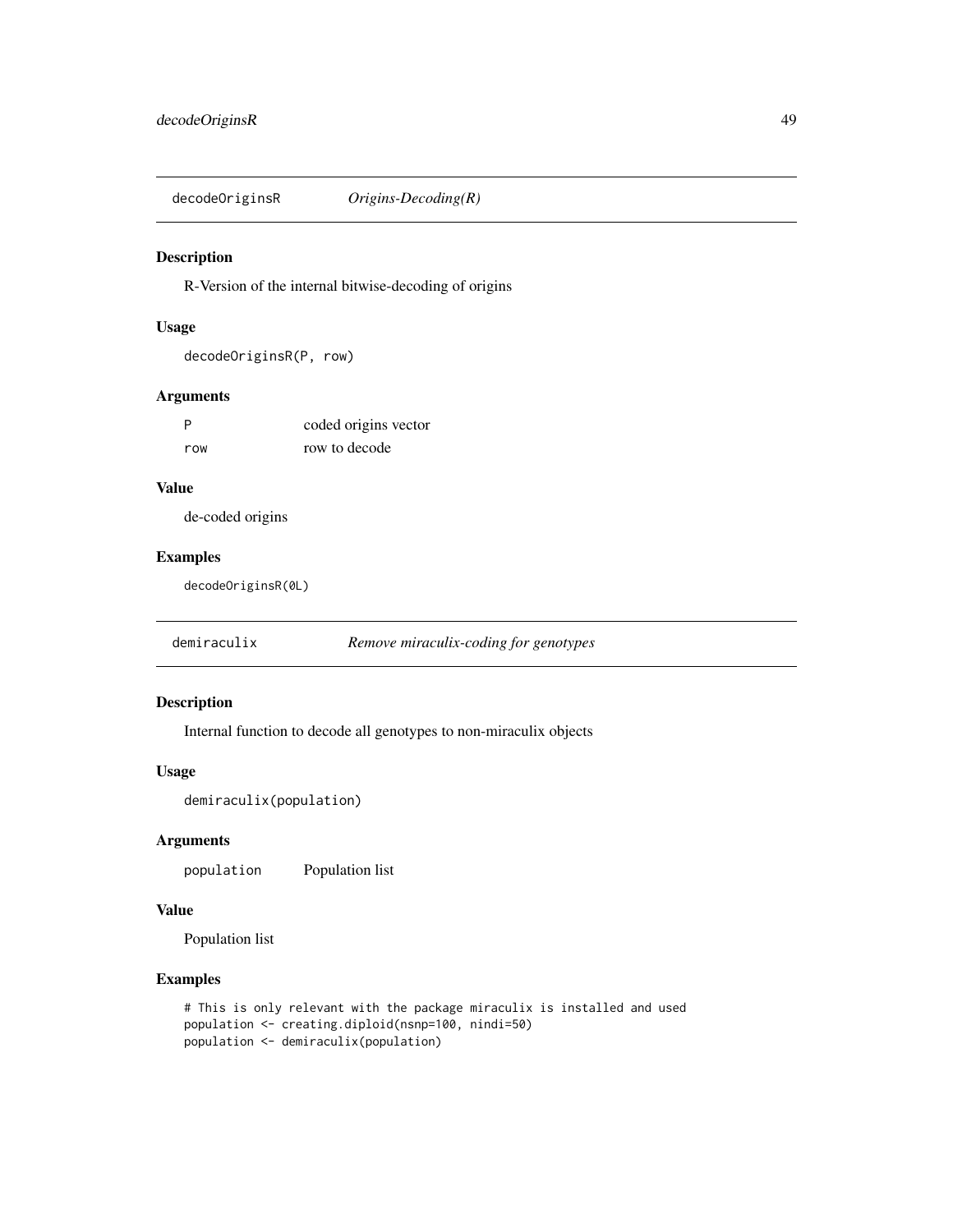# decodeOriginsR — *Origins-Decoding(R)*

## Description

R-Version of the internal bitwise-decoding of origins

## Usage

```
decodeOriginsR(P, row)
```

## Arguments

| | |
|---|---|
| P | coded origins vector |
| row | row to decode |

## Value

de-coded origins

## Examples

```
decodeOriginsR(0L)
```

# demiraculix — *Remove miraculix-coding for genotypes*

## Description

Internal function to decode all genotypes to non-miraculix objects

## Usage

```
demiraculix(population)
```

## Arguments

| | |
|---|---|
| population | Population list |

## Value

Population list

## Examples

```
# This is only relevant with the package miraculix is installed and used
population <- creating.diploid(nsnp=100, nindi=50)
population <- demiraculix(population)
```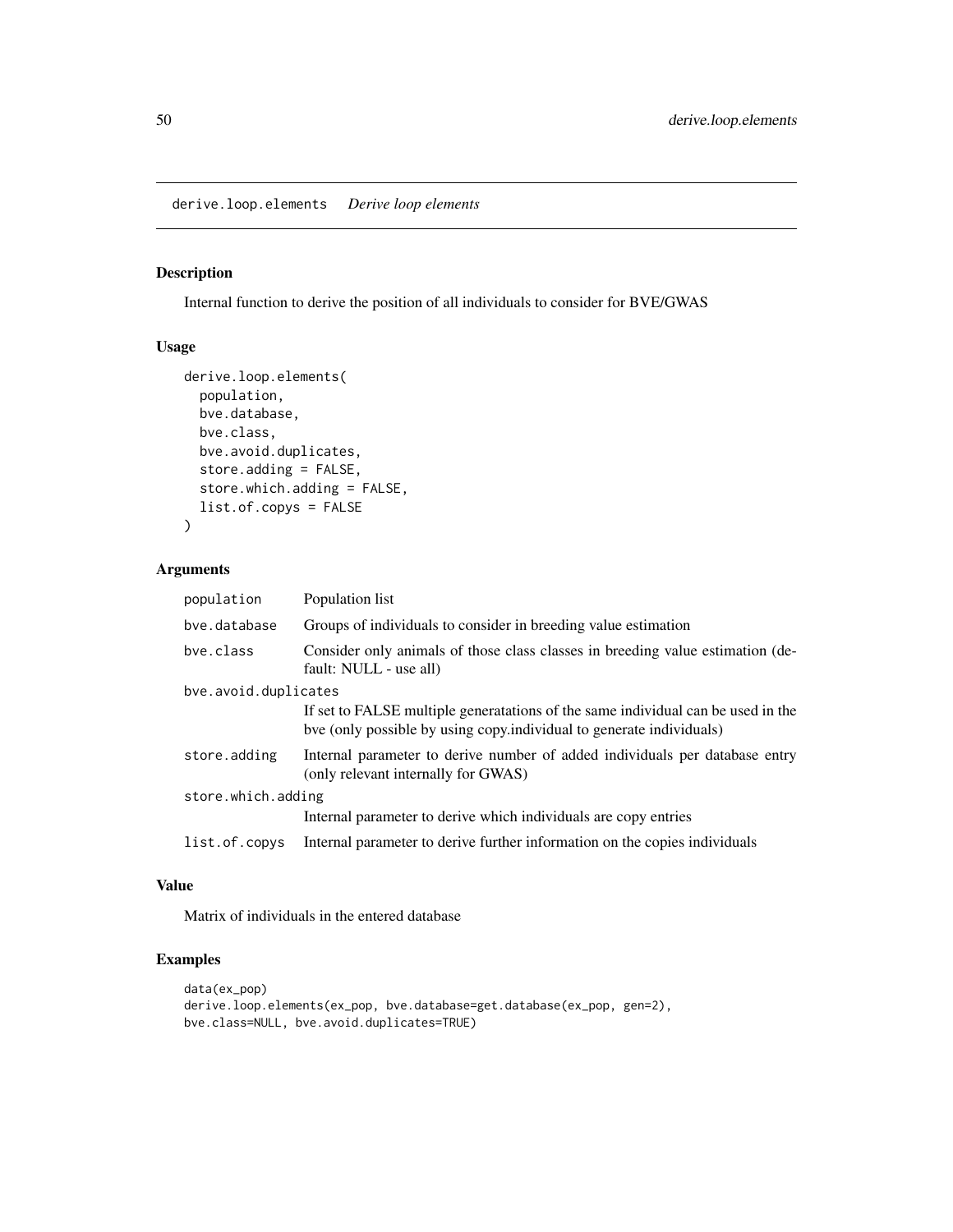# derive.loop.elements *Derive loop elements*

## Description

Internal function to derive the position of all individuals to consider for BVE/GWAS

## Usage

```
derive.loop.elements(
  population,
  bve.database,
  bve.class,
  bve.avoid.duplicates,
  store.adding = FALSE,
  store.which.adding = FALSE,
  list.of.copys = FALSE
)
```

## Arguments

| | |
|---|---|
| population | Population list |
| bve.database | Groups of individuals to consider in breeding value estimation |
| bve.class | Consider only animals of those class classes in breeding value estimation (default: NULL - use all) |
| bve.avoid.duplicates | If set to FALSE multiple generatations of the same individual can be used in the bve (only possible by using copy.individual to generate individuals) |
| store.adding | Internal parameter to derive number of added individuals per database entry (only relevant internally for GWAS) |
| store.which.adding | Internal parameter to derive which individuals are copy entries |
| list.of.copys | Internal parameter to derive further information on the copies individuals |

## Value

Matrix of individuals in the entered database

## Examples

```
data(ex_pop)
derive.loop.elements(ex_pop, bve.database=get.database(ex_pop, gen=2),
bve.class=NULL, bve.avoid.duplicates=TRUE)
```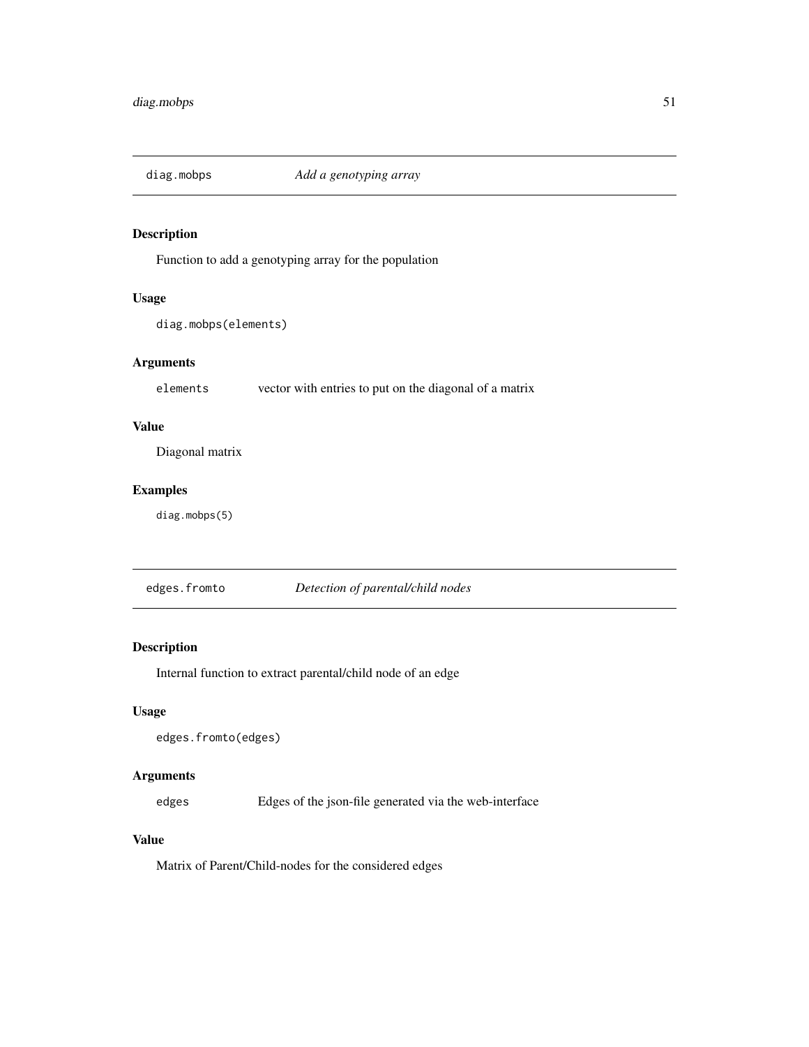## diag.mobps *Add a genotyping array*

### Description

Function to add a genotyping array for the population

### Usage

```
diag.mobps(elements)
```

### Arguments

| | |
|---|---|
| elements | vector with entries to put on the diagonal of a matrix |

### Value

Diagonal matrix

### Examples

```
diag.mobps(5)
```

## edges.fromto *Detection of parental/child nodes*

### Description

Internal function to extract parental/child node of an edge

### Usage

```
edges.fromto(edges)
```

### Arguments

| | |
|---|---|
| edges | Edges of the json-file generated via the web-interface |

### Value

Matrix of Parent/Child-nodes for the considered edges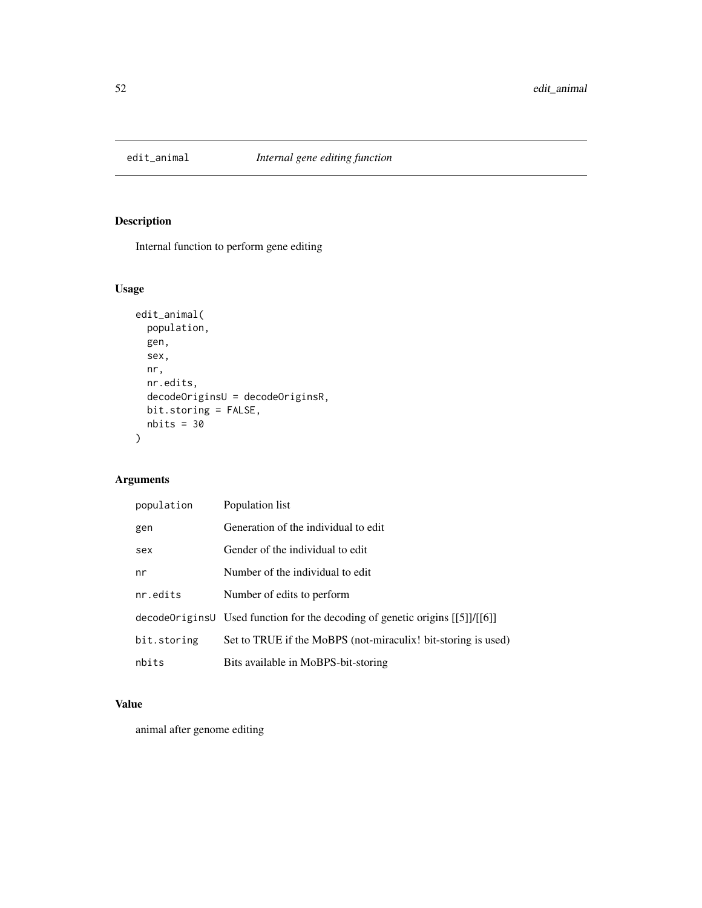# edit_animal *Internal gene editing function*

## Description

Internal function to perform gene editing

## Usage

```
edit_animal(
  population,
  gen,
  sex,
  nr,
  nr.edits,
  decodeOriginsU = decodeOriginsR,
  bit.storing = FALSE,
  nbits = 30
)
```

## Arguments

| | |
|---|---|
| population | Population list |
| gen | Generation of the individual to edit |
| sex | Gender of the individual to edit |
| nr | Number of the individual to edit |
| nr.edits | Number of edits to perform |
| decodeOriginsU | Used function for the decoding of genetic origins [[5]]/[[6]] |
| bit.storing | Set to TRUE if the MoBPS (not-miraculix! bit-storing is used) |
| nbits | Bits available in MoBPS-bit-storing |

## Value

animal after genome editing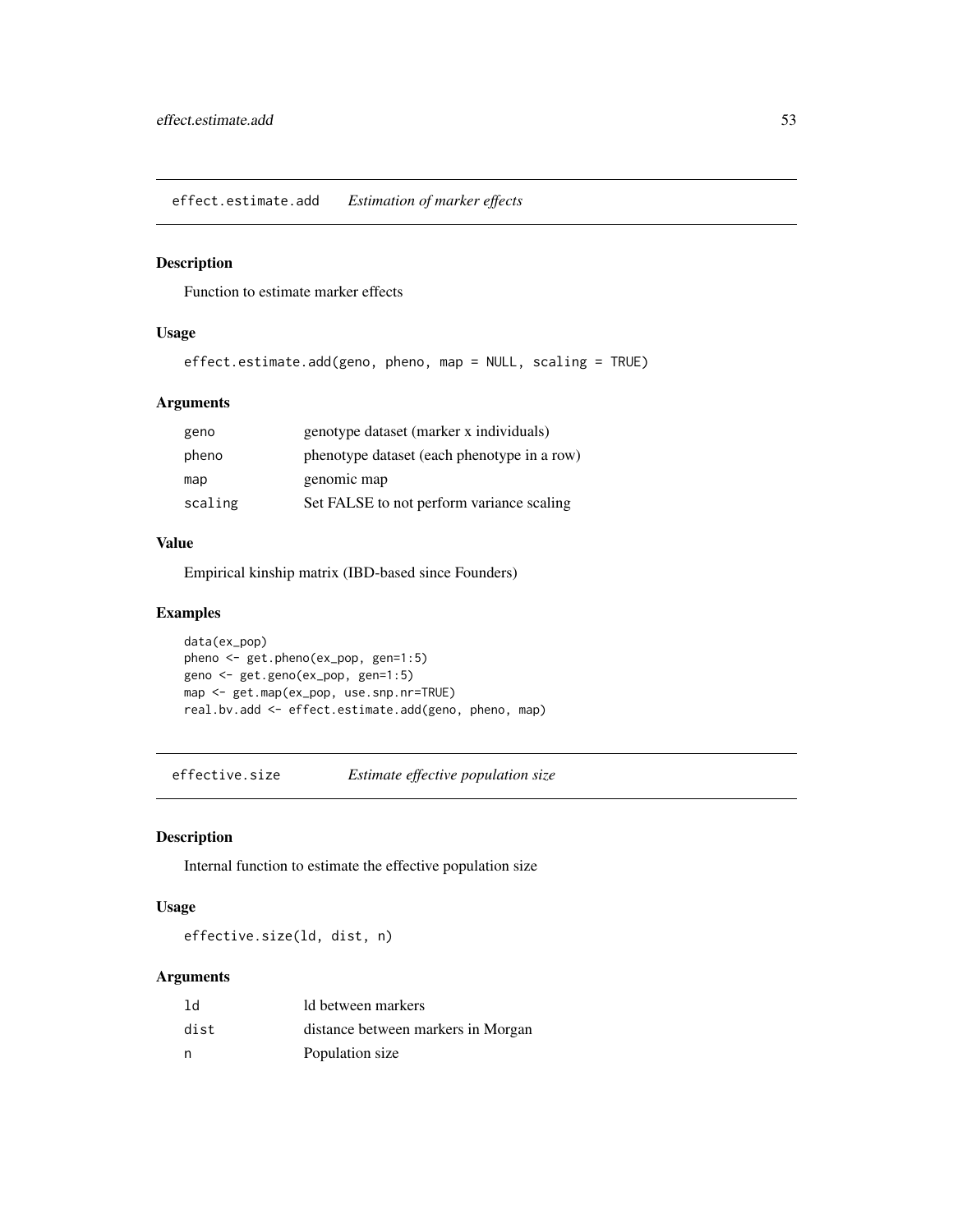## effect.estimate.add    *Estimation of marker effects*

### Description

Function to estimate marker effects

### Usage

```
effect.estimate.add(geno, pheno, map = NULL, scaling = TRUE)
```

### Arguments

| | |
|---|---|
| `geno` | genotype dataset (marker x individuals) |
| `pheno` | phenotype dataset (each phenotype in a row) |
| `map` | genomic map |
| `scaling` | Set FALSE to not perform variance scaling |

### Value

Empirical kinship matrix (IBD-based since Founders)

### Examples

```
data(ex_pop)
pheno <- get.pheno(ex_pop, gen=1:5)
geno <- get.geno(ex_pop, gen=1:5)
map <- get.map(ex_pop, use.snp.nr=TRUE)
real.bv.add <- effect.estimate.add(geno, pheno, map)
```

## effective.size    *Estimate effective population size*

### Description

Internal function to estimate the effective population size

### Usage

```
effective.size(ld, dist, n)
```

### Arguments

| | |
|---|---|
| `ld` | ld between markers |
| `dist` | distance between markers in Morgan |
| `n` | Population size |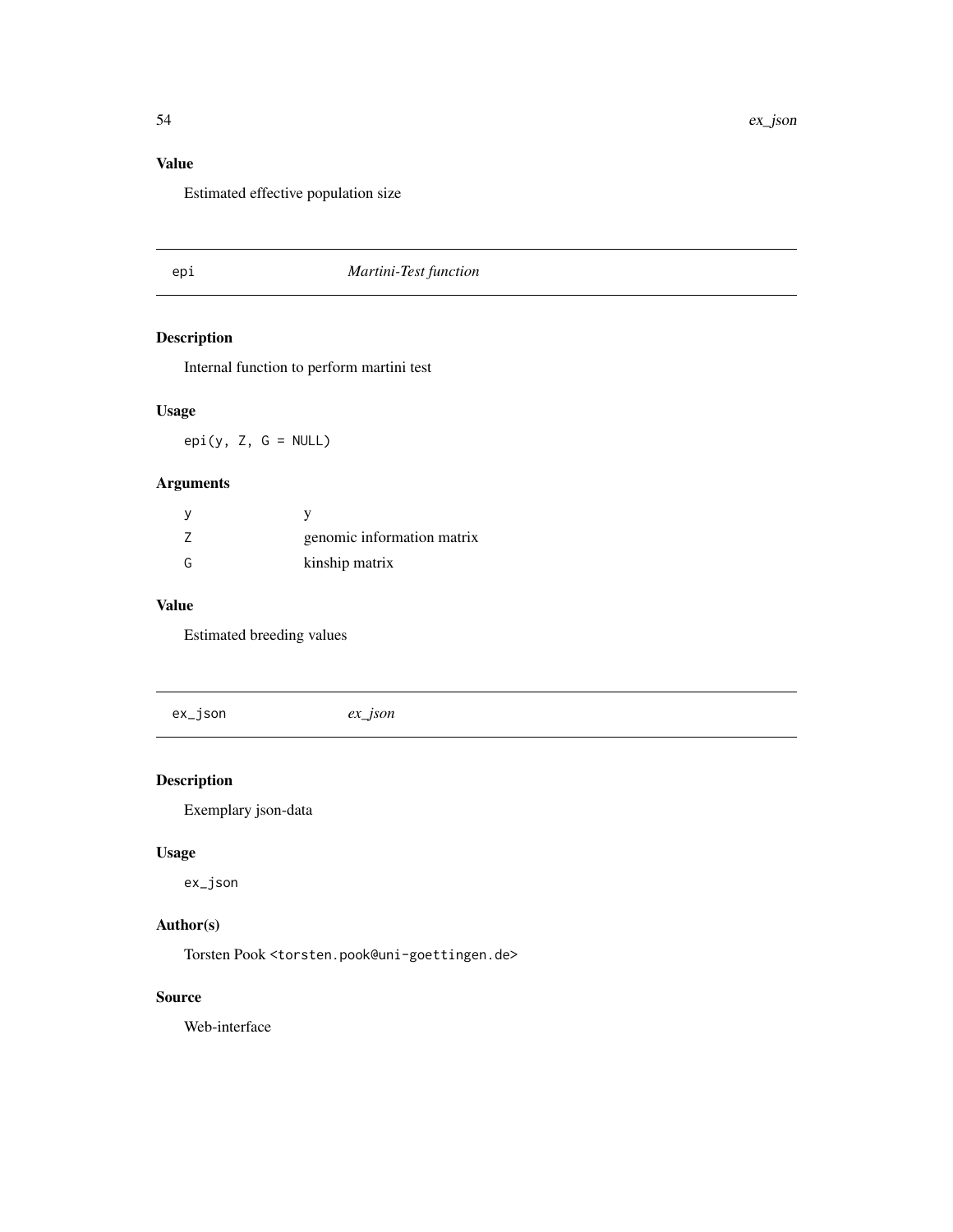## Value

Estimated effective population size

---

## epi — *Martini-Test function*

### Description

Internal function to perform martini test

### Usage

```
epi(y, Z, G = NULL)
```

### Arguments

| | |
|---|---|
| y | y |
| Z | genomic information matrix |
| G | kinship matrix |

### Value

Estimated breeding values

---

## ex_json — *ex_json*

### Description

Exemplary json-data

### Usage

```
ex_json
```

### Author(s)

Torsten Pook <torsten.pook@uni-goettingen.de>

### Source

Web-interface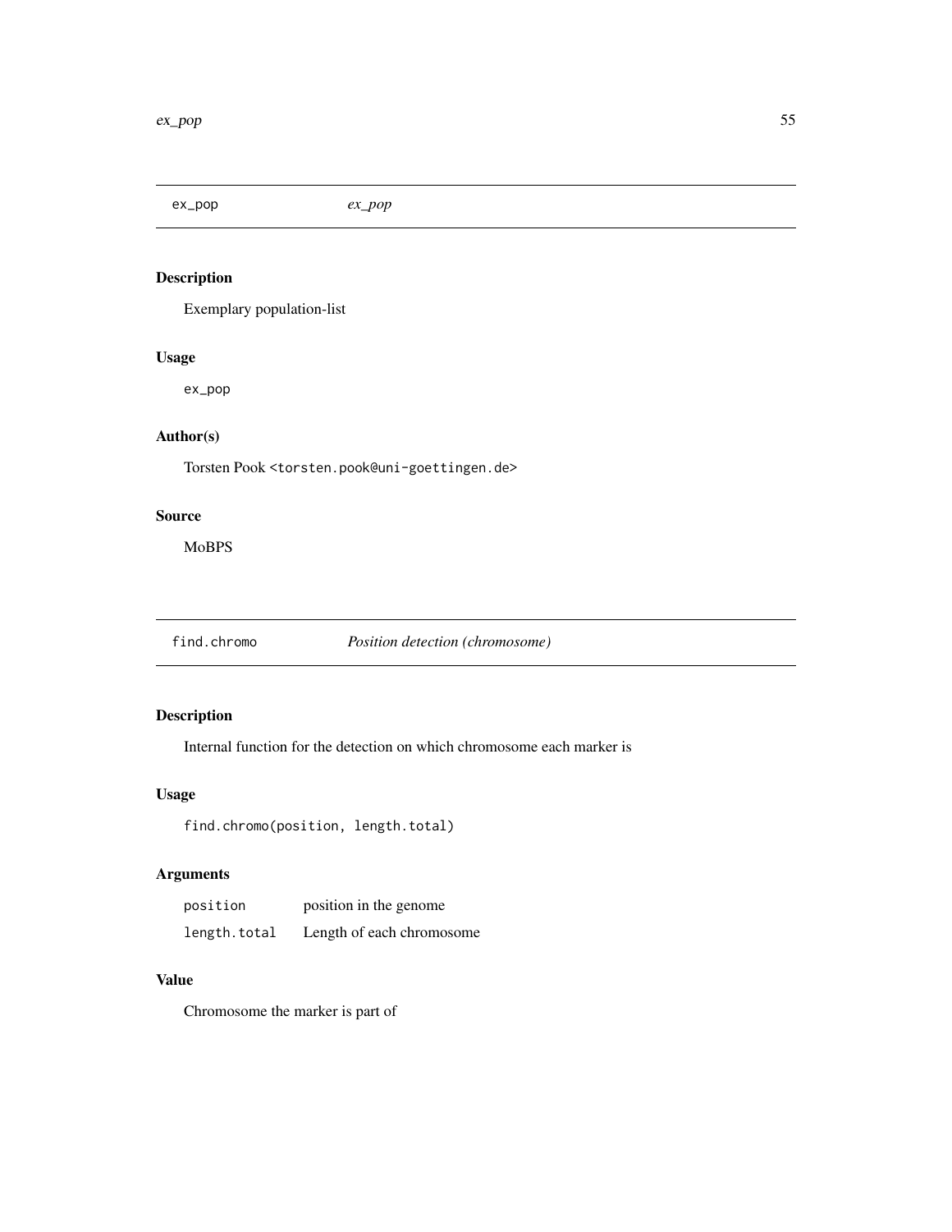## ex_pop *ex_pop*

### Description

Exemplary population-list

### Usage

```
ex_pop
```

### Author(s)

Torsten Pook <torsten.pook@uni-goettingen.de>

### Source

MoBPS

## find.chromo *Position detection (chromosome)*

### Description

Internal function for the detection on which chromosome each marker is

### Usage

```
find.chromo(position, length.total)
```

### Arguments

| | |
|---|---|
| position | position in the genome |
| length.total | Length of each chromosome |

### Value

Chromosome the marker is part of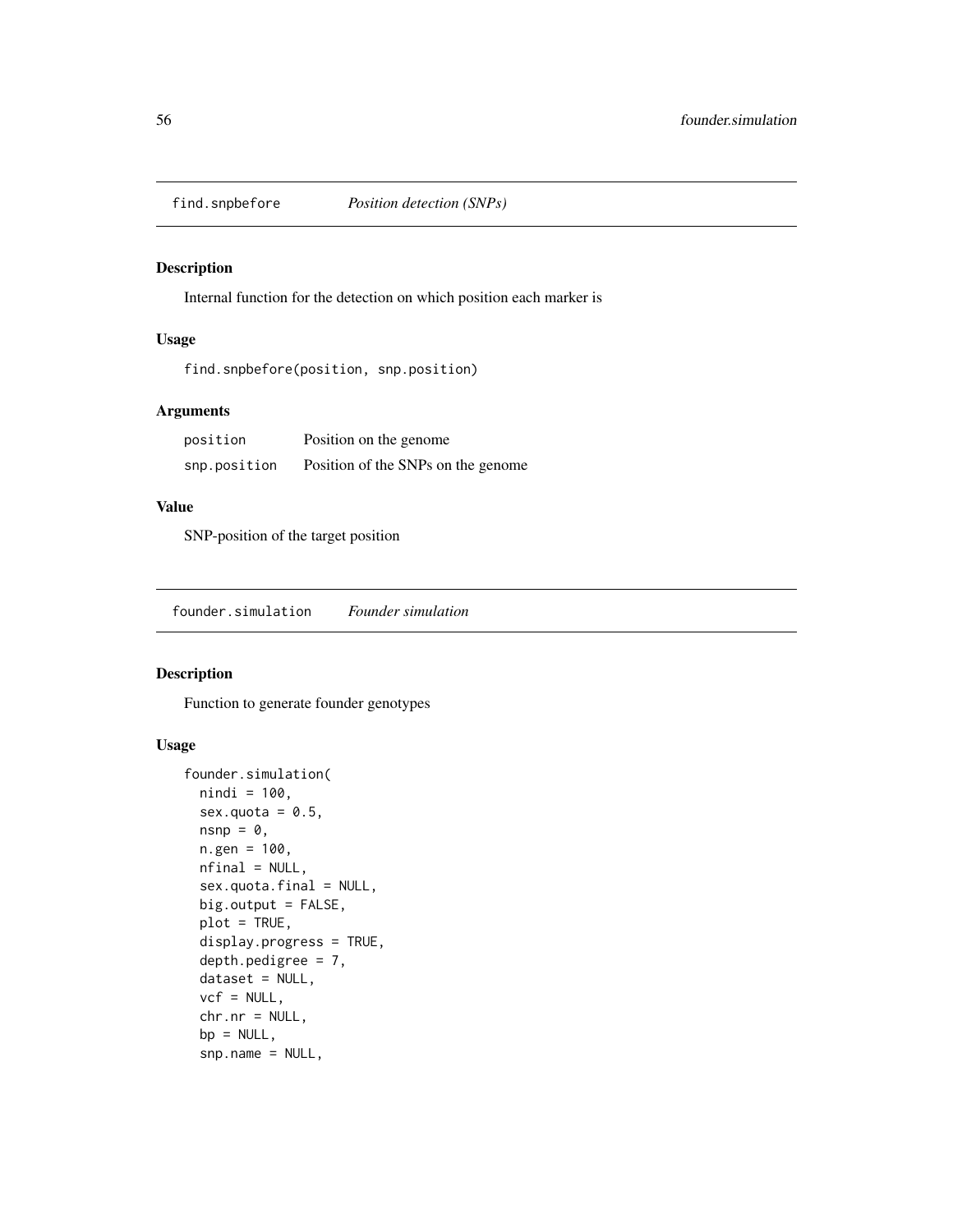## find.snpbefore — *Position detection (SNPs)*

### Description

Internal function for the detection on which position each marker is

### Usage

```
find.snpbefore(position, snp.position)
```

### Arguments

| | |
|---|---|
| position | Position on the genome |
| snp.position | Position of the SNPs on the genome |

### Value

SNP-position of the target position

## founder.simulation — *Founder simulation*

### Description

Function to generate founder genotypes

### Usage

```
founder.simulation(
  nindi = 100,
  sex.quota = 0.5,
  nsnp = 0,
  n.gen = 100,
  nfinal = NULL,
  sex.quota.final = NULL,
  big.output = FALSE,
  plot = TRUE,
  display.progress = TRUE,
  depth.pedigree = 7,
  dataset = NULL,
  vcf = NULL,
  chr.nr = NULL,
  bp = NULL,
  snp.name = NULL,
```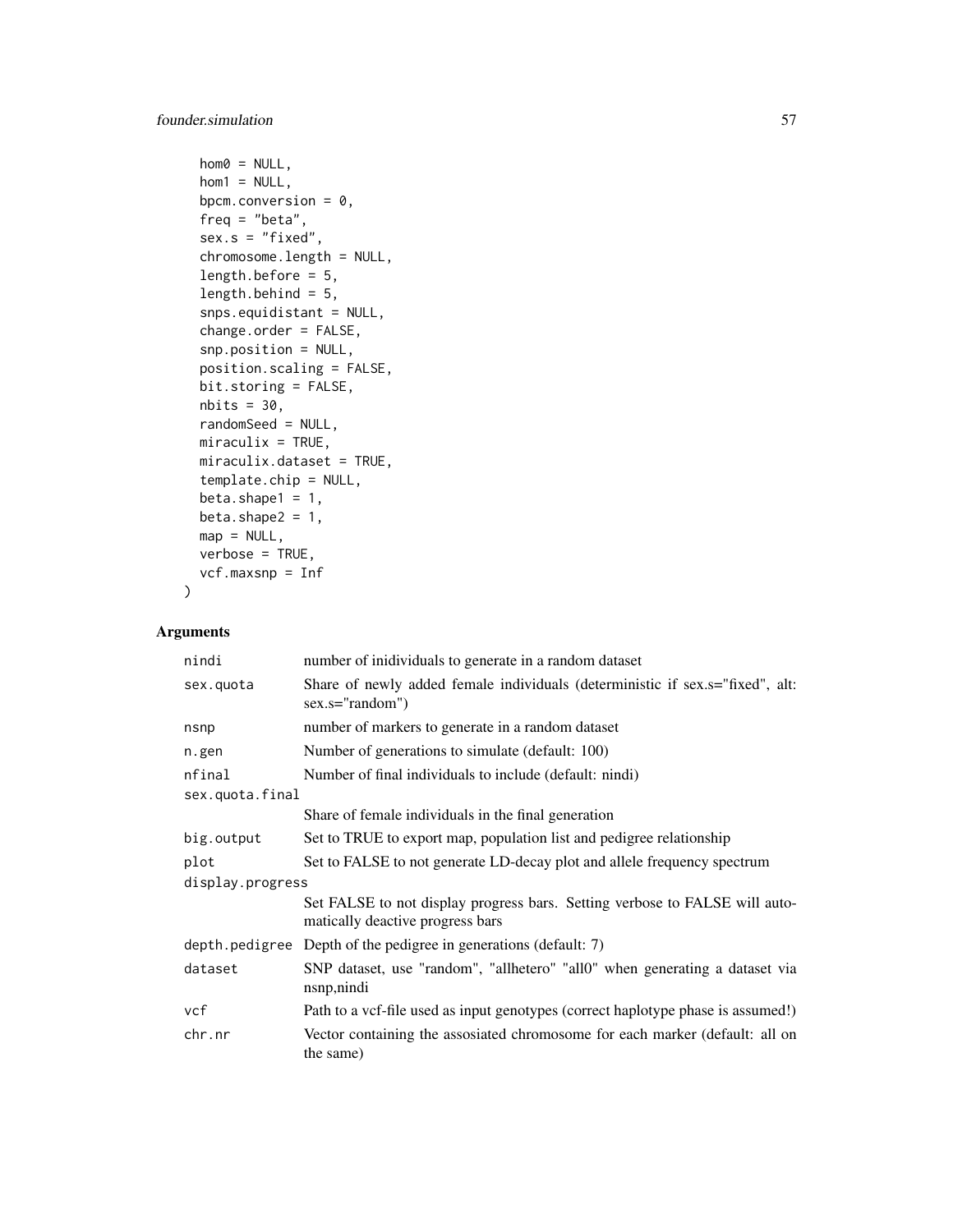```
  hom0 = NULL,
  hom1 = NULL,
  bpcm.conversion = 0,
  freq = "beta",
  sex.s = "fixed",
  chromosome.length = NULL,
  length.before = 5,
  length.behind = 5,
  snps.equidistant = NULL,
  change.order = FALSE,
  snp.position = NULL,
  position.scaling = FALSE,
  bit.storing = FALSE,
  nbits = 30,
  randomSeed = NULL,
  miraculix = TRUE,
  miraculix.dataset = TRUE,
  template.chip = NULL,
  beta.shape1 = 1,
  beta.shape2 = 1,
  map = NULL,
  verbose = TRUE,
  vcf.maxsnp = Inf
)
```

## Arguments

| | |
|---|---|
| `nindi` | number of inidividuals to generate in a random dataset |
| `sex.quota` | Share of newly added female individuals (deterministic if sex.s="fixed", alt: sex.s="random") |
| `nsnp` | number of markers to generate in a random dataset |
| `n.gen` | Number of generations to simulate (default: 100) |
| `nfinal` | Number of final individuals to include (default: nindi) |
| `sex.quota.final` | Share of female individuals in the final generation |
| `big.output` | Set to TRUE to export map, population list and pedigree relationship |
| `plot` | Set to FALSE to not generate LD-decay plot and allele frequency spectrum |
| `display.progress` | Set FALSE to not display progress bars. Setting verbose to FALSE will automatically deactive progress bars |
| `depth.pedigree` | Depth of the pedigree in generations (default: 7) |
| `dataset` | SNP dataset, use "random", "allhetero" "all0" when generating a dataset via nsnp,nindi |
| `vcf` | Path to a vcf-file used as input genotypes (correct haplotype phase is assumed!) |
| `chr.nr` | Vector containing the assosiated chromosome for each marker (default: all on the same) |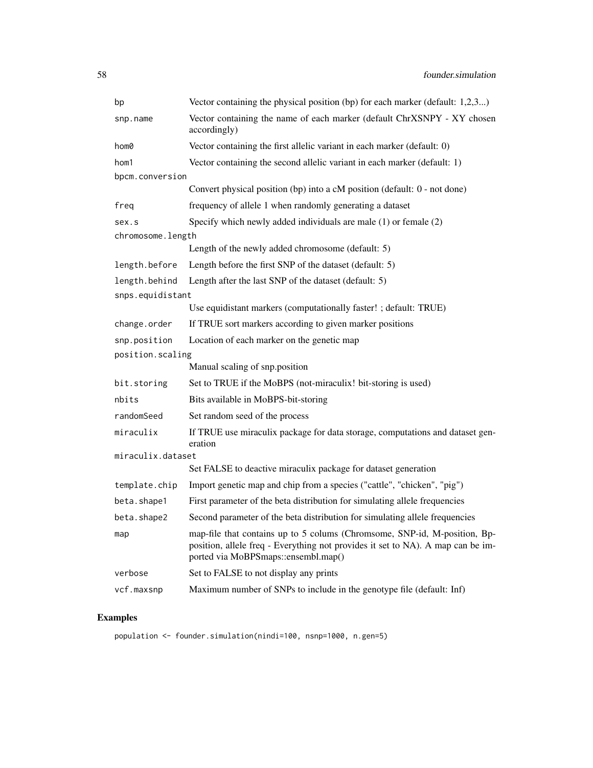| | |
|---|---|
| `bp` | Vector containing the physical position (bp) for each marker (default: 1,2,3...) |
| `snp.name` | Vector containing the name of each marker (default ChrXSNPY - XY chosen accordingly) |
| `hom0` | Vector containing the first allelic variant in each marker (default: 0) |
| `hom1` | Vector containing the second allelic variant in each marker (default: 1) |
| `bpcm.conversion` | Convert physical position (bp) into a cM position (default: 0 - not done) |
| `freq` | frequency of allele 1 when randomly generating a dataset |
| `sex.s` | Specify which newly added individuals are male (1) or female (2) |
| `chromosome.length` | Length of the newly added chromosome (default: 5) |
| `length.before` | Length before the first SNP of the dataset (default: 5) |
| `length.behind` | Length after the last SNP of the dataset (default: 5) |
| `snps.equidistant` | Use equidistant markers (computationally faster! ; default: TRUE) |
| `change.order` | If TRUE sort markers according to given marker positions |
| `snp.position` | Location of each marker on the genetic map |
| `position.scaling` | Manual scaling of snp.position |
| `bit.storing` | Set to TRUE if the MoBPS (not-miraculix! bit-storing is used) |
| `nbits` | Bits available in MoBPS-bit-storing |
| `randomSeed` | Set random seed of the process |
| `miraculix` | If TRUE use miraculix package for data storage, computations and dataset generation |
| `miraculix.dataset` | Set FALSE to deactive miraculix package for dataset generation |
| `template.chip` | Import genetic map and chip from a species ("cattle", "chicken", "pig") |
| `beta.shape1` | First parameter of the beta distribution for simulating allele frequencies |
| `beta.shape2` | Second parameter of the beta distribution for simulating allele frequencies |
| `map` | map-file that contains up to 5 colums (Chromsome, SNP-id, M-position, Bp-position, allele freq - Everything not provides it set to NA). A map can be imported via MoBPSmaps::ensembl.map() |
| `verbose` | Set to FALSE to not display any prints |
| `vcf.maxsnp` | Maximum number of SNPs to include in the genotype file (default: Inf) |

## Examples

```
population <- founder.simulation(nindi=100, nsnp=1000, n.gen=5)
```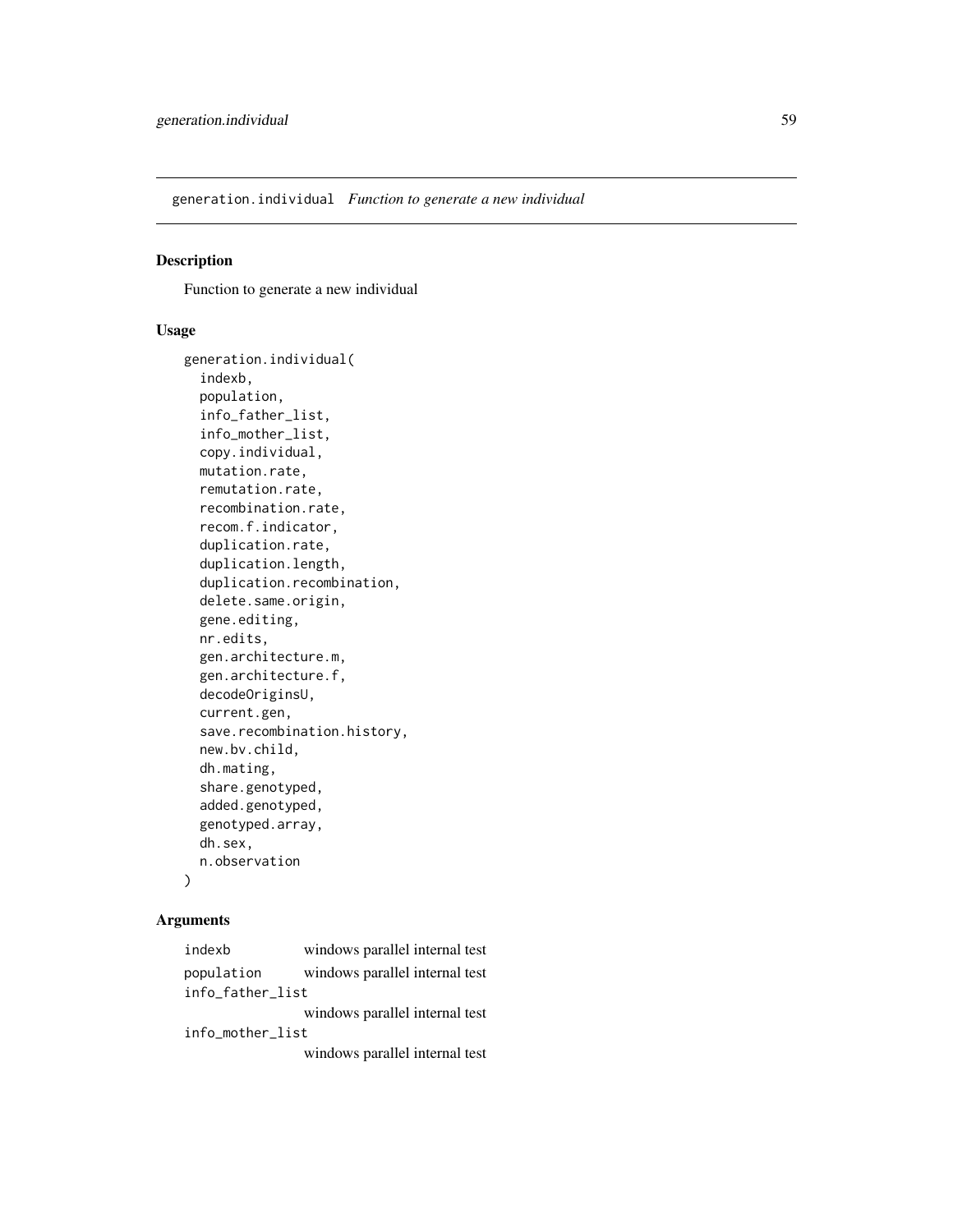## generation.individual *Function to generate a new individual*

### Description

Function to generate a new individual

### Usage

```
generation.individual(
  indexb,
  population,
  info_father_list,
  info_mother_list,
  copy.individual,
  mutation.rate,
  remutation.rate,
  recombination.rate,
  recom.f.indicator,
  duplication.rate,
  duplication.length,
  duplication.recombination,
  delete.same.origin,
  gene.editing,
  nr.edits,
  gen.architecture.m,
  gen.architecture.f,
  decodeOriginsU,
  current.gen,
  save.recombination.history,
  new.bv.child,
  dh.mating,
  share.genotyped,
  added.genotyped,
  genotyped.array,
  dh.sex,
  n.observation
)
```

### Arguments

| | |
|---|---|
| `indexb` | windows parallel internal test |
| `population` | windows parallel internal test |
| `info_father_list` | windows parallel internal test |
| `info_mother_list` | windows parallel internal test |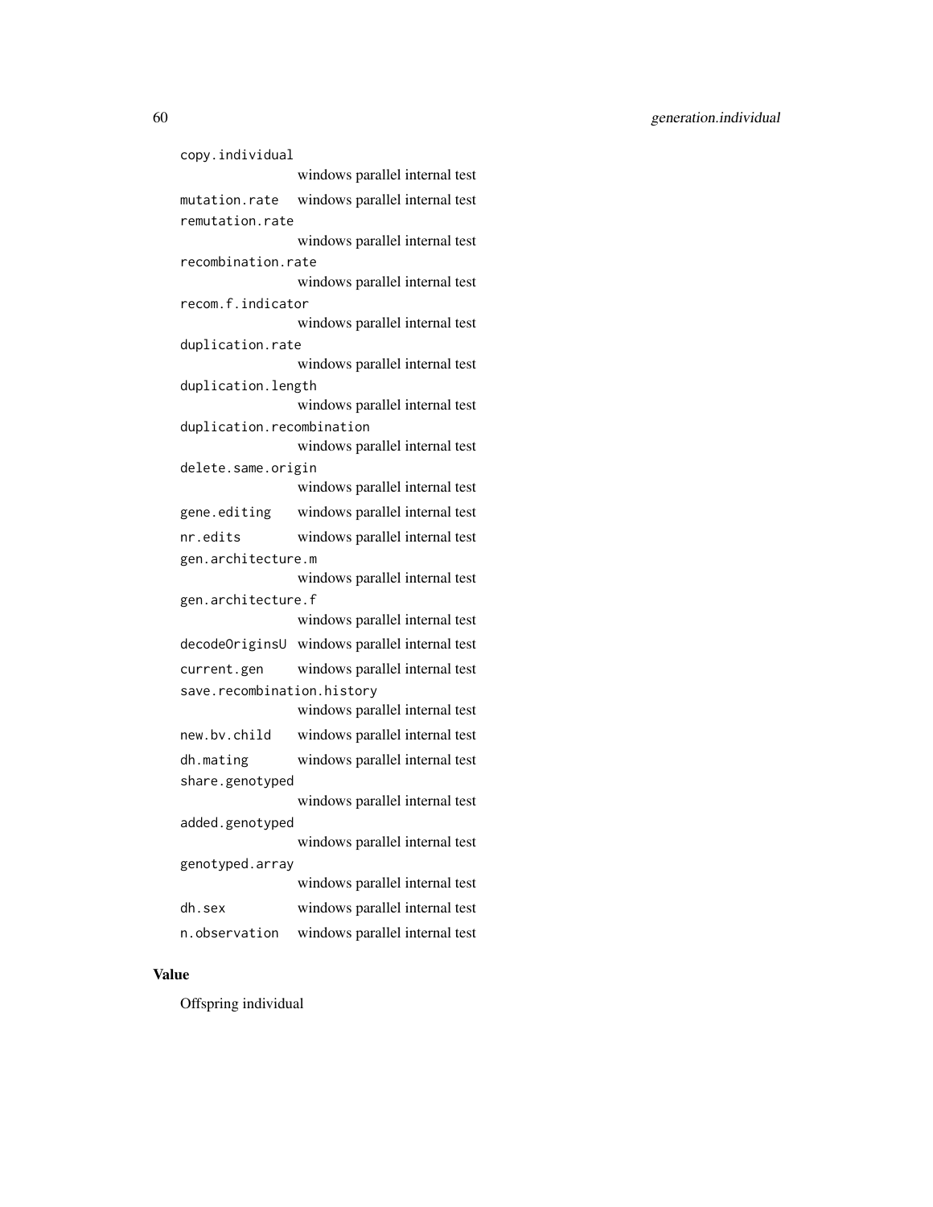| | |
|---|---|
| `copy.individual` | windows parallel internal test |
| `mutation.rate` | windows parallel internal test |
| `remutation.rate` | windows parallel internal test |
| `recombination.rate` | windows parallel internal test |
| `recom.f.indicator` | windows parallel internal test |
| `duplication.rate` | windows parallel internal test |
| `duplication.length` | windows parallel internal test |
| `duplication.recombination` | windows parallel internal test |
| `delete.same.origin` | windows parallel internal test |
| `gene.editing` | windows parallel internal test |
| `nr.edits` | windows parallel internal test |
| `gen.architecture.m` | windows parallel internal test |
| `gen.architecture.f` | windows parallel internal test |
| `decodeOriginsU` | windows parallel internal test |
| `current.gen` | windows parallel internal test |
| `save.recombination.history` | windows parallel internal test |
| `new.bv.child` | windows parallel internal test |
| `dh.mating` | windows parallel internal test |
| `share.genotyped` | windows parallel internal test |
| `added.genotyped` | windows parallel internal test |
| `genotyped.array` | windows parallel internal test |
| `dh.sex` | windows parallel internal test |
| `n.observation` | windows parallel internal test |

## Value

Offspring individual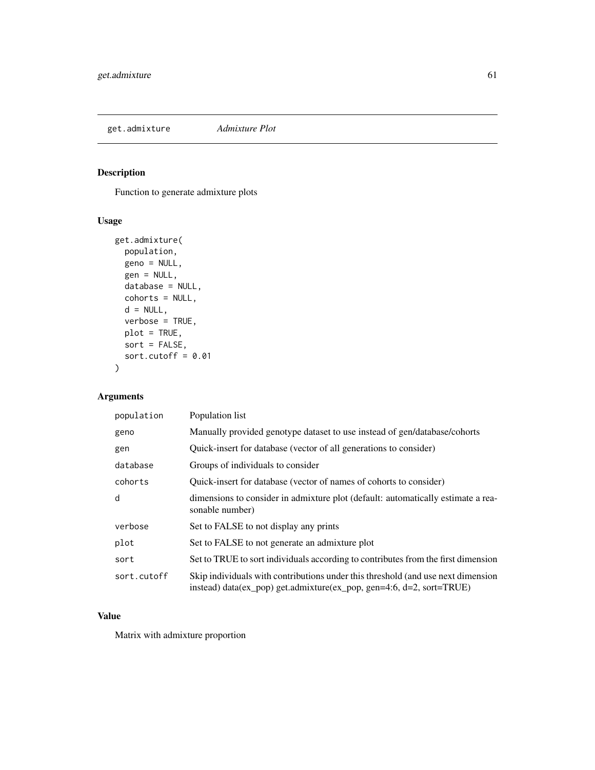get.admixture *Admixture Plot*

## Description

Function to generate admixture plots

## Usage

```
get.admixture(
  population,
  geno = NULL,
  gen = NULL,
  database = NULL,
  cohorts = NULL,
  d = NULL,
  verbose = TRUE,
  plot = TRUE,
  sort = FALSE,
  sort.cutoff = 0.01
)
```

## Arguments

| | |
|---|---|
| population | Population list |
| geno | Manually provided genotype dataset to use instead of gen/database/cohorts |
| gen | Quick-insert for database (vector of all generations to consider) |
| database | Groups of individuals to consider |
| cohorts | Quick-insert for database (vector of names of cohorts to consider) |
| d | dimensions to consider in admixture plot (default: automatically estimate a reasonable number) |
| verbose | Set to FALSE to not display any prints |
| plot | Set to FALSE to not generate an admixture plot |
| sort | Set to TRUE to sort individuals according to contributes from the first dimension |
| sort.cutoff | Skip individuals with contributions under this threshold (and use next dimension instead) data(ex_pop) get.admixture(ex_pop, gen=4:6, d=2, sort=TRUE) |

## Value

Matrix with admixture proportion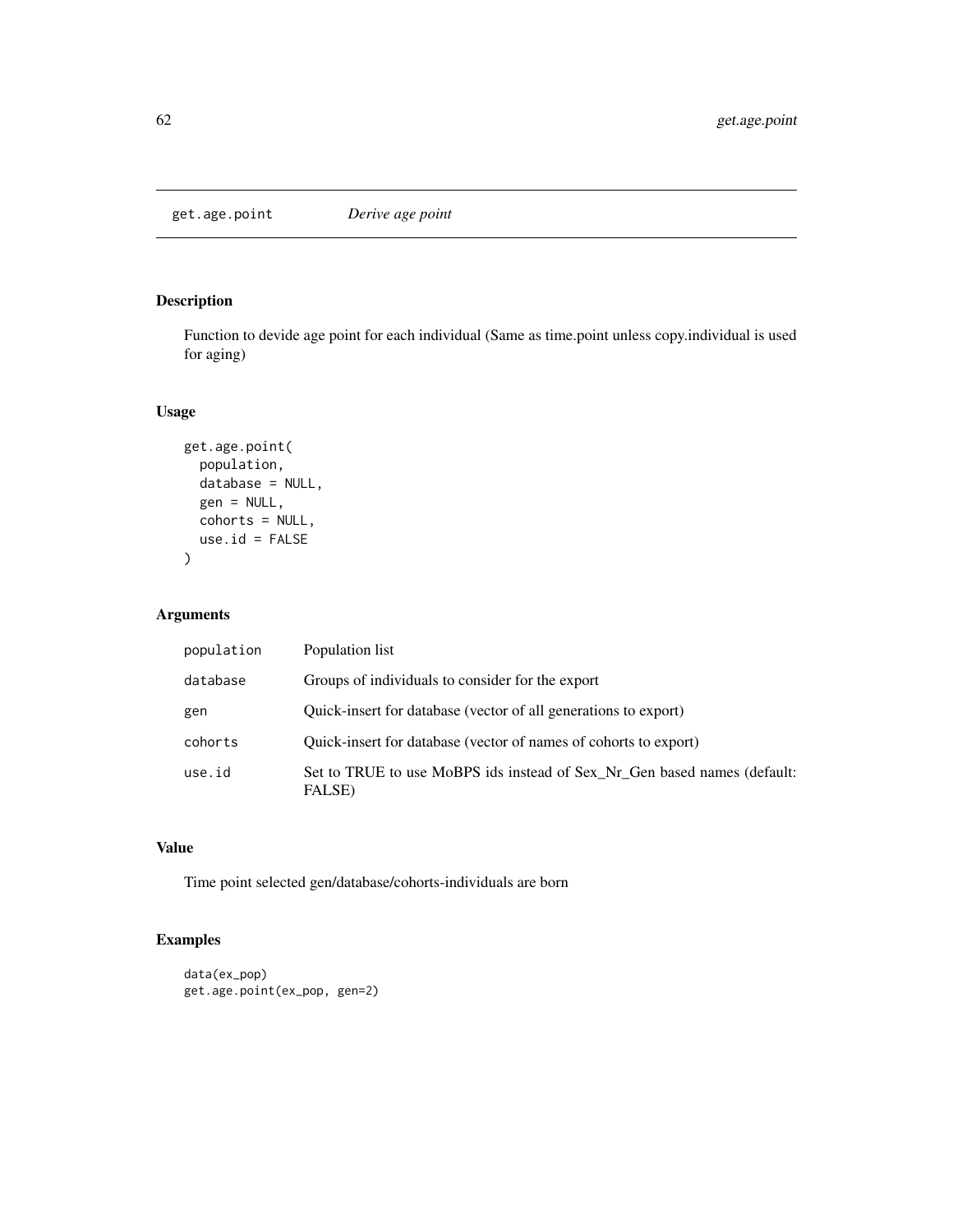# get.age.point *Derive age point*

## Description

Function to devide age point for each individual (Same as time.point unless copy.individual is used for aging)

## Usage

```
get.age.point(
  population,
  database = NULL,
  gen = NULL,
  cohorts = NULL,
  use.id = FALSE
)
```

## Arguments

| | |
|---|---|
| population | Population list |
| database | Groups of individuals to consider for the export |
| gen | Quick-insert for database (vector of all generations to export) |
| cohorts | Quick-insert for database (vector of names of cohorts to export) |
| use.id | Set to TRUE to use MoBPS ids instead of Sex_Nr_Gen based names (default: FALSE) |

## Value

Time point selected gen/database/cohorts-individuals are born

## Examples

```
data(ex_pop)
get.age.point(ex_pop, gen=2)
```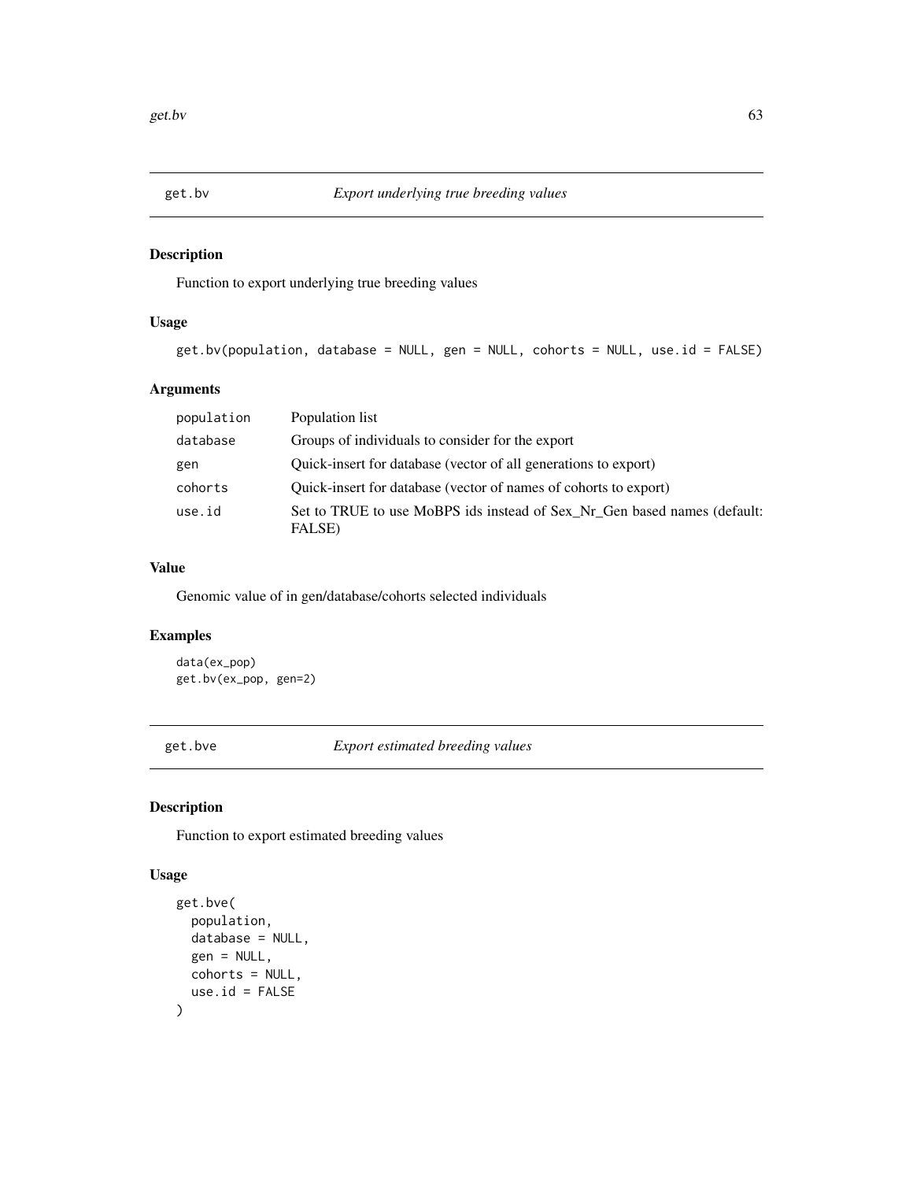## get.bv — *Export underlying true breeding values*

### Description

Function to export underlying true breeding values

### Usage

```
get.bv(population, database = NULL, gen = NULL, cohorts = NULL, use.id = FALSE)
```

### Arguments

| | |
|---|---|
| population | Population list |
| database | Groups of individuals to consider for the export |
| gen | Quick-insert for database (vector of all generations to export) |
| cohorts | Quick-insert for database (vector of names of cohorts to export) |
| use.id | Set to TRUE to use MoBPS ids instead of Sex_Nr_Gen based names (default: FALSE) |

### Value

Genomic value of in gen/database/cohorts selected individuals

### Examples

```
data(ex_pop)
get.bv(ex_pop, gen=2)
```

## get.bve — *Export estimated breeding values*

### Description

Function to export estimated breeding values

### Usage

```
get.bve(
  population,
  database = NULL,
  gen = NULL,
  cohorts = NULL,
  use.id = FALSE
)
```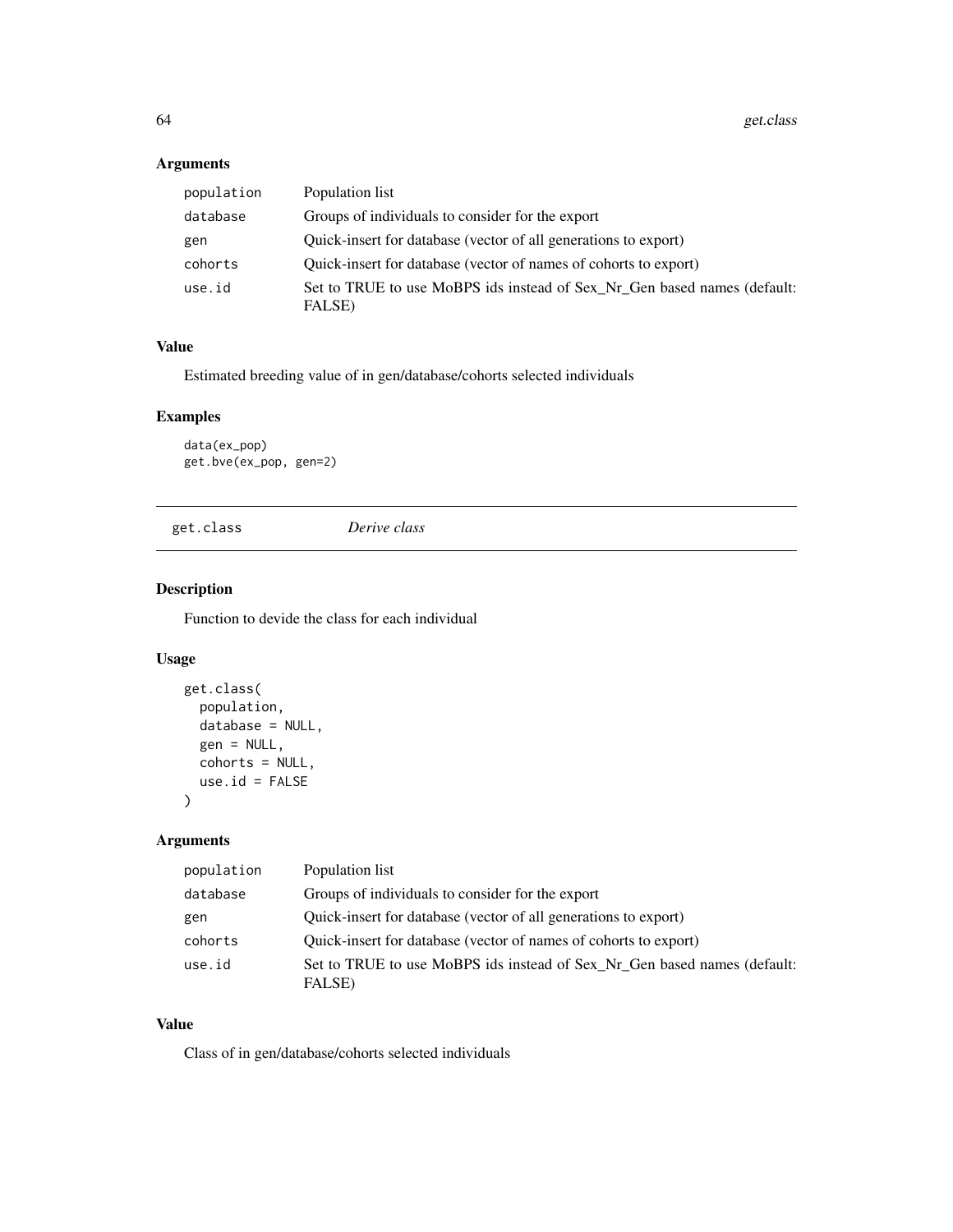## Arguments

| | |
|---|---|
| population | Population list |
| database | Groups of individuals to consider for the export |
| gen | Quick-insert for database (vector of all generations to export) |
| cohorts | Quick-insert for database (vector of names of cohorts to export) |
| use.id | Set to TRUE to use MoBPS ids instead of Sex_Nr_Gen based names (default: FALSE) |

## Value

Estimated breeding value of in gen/database/cohorts selected individuals

## Examples

```
data(ex_pop)
get.bve(ex_pop, gen=2)
```

---

# get.class *Derive class*

## Description

Function to devide the class for each individual

## Usage

```
get.class(
  population,
  database = NULL,
  gen = NULL,
  cohorts = NULL,
  use.id = FALSE
)
```

## Arguments

| | |
|---|---|
| population | Population list |
| database | Groups of individuals to consider for the export |
| gen | Quick-insert for database (vector of all generations to export) |
| cohorts | Quick-insert for database (vector of names of cohorts to export) |
| use.id | Set to TRUE to use MoBPS ids instead of Sex_Nr_Gen based names (default: FALSE) |

## Value

Class of in gen/database/cohorts selected individuals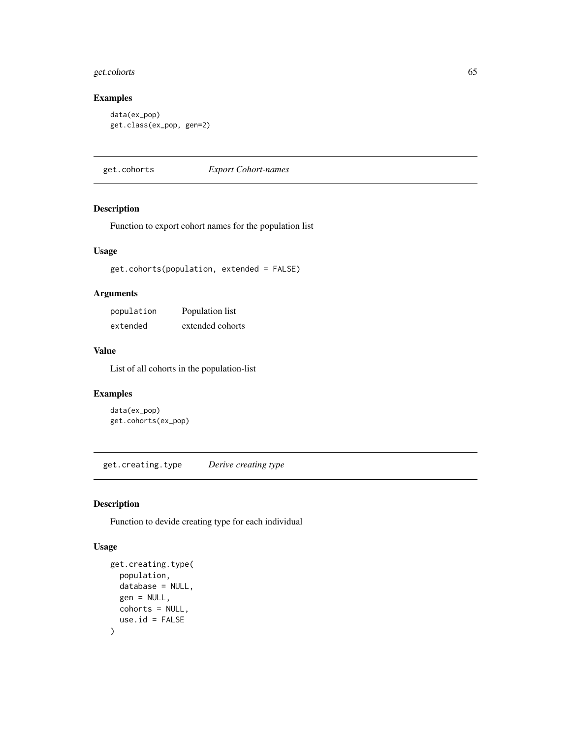### Examples

```
data(ex_pop)
get.class(ex_pop, gen=2)
```

---

## get.cohorts *Export Cohort-names*

### Description

Function to export cohort names for the population list

### Usage

```
get.cohorts(population, extended = FALSE)
```

### Arguments

| | |
|---|---|
| population | Population list |
| extended | extended cohorts |

### Value

List of all cohorts in the population-list

### Examples

```
data(ex_pop)
get.cohorts(ex_pop)
```

---

## get.creating.type *Derive creating type*

### Description

Function to devide creating type for each individual

### Usage

```
get.creating.type(
  population,
  database = NULL,
  gen = NULL,
  cohorts = NULL,
  use.id = FALSE
)
```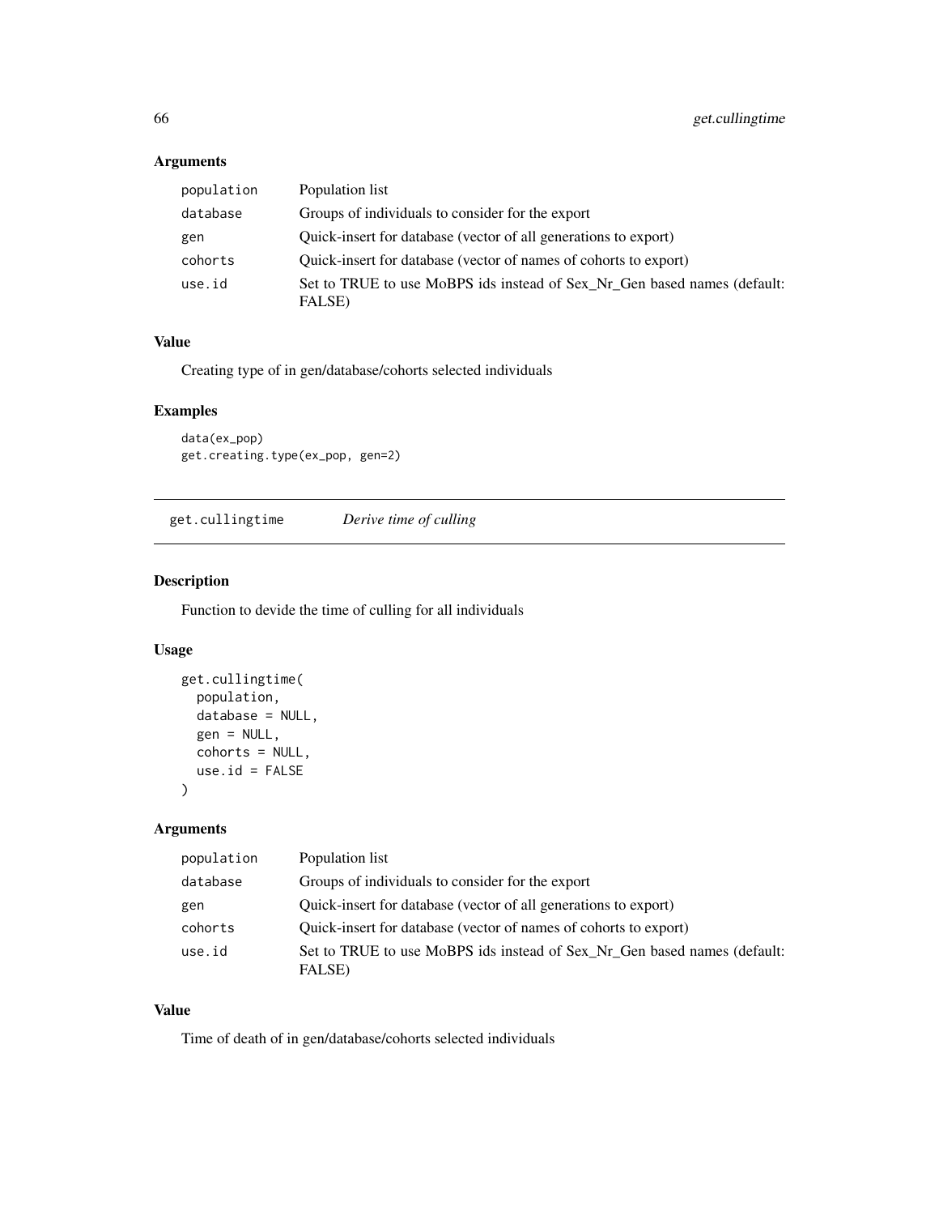## Arguments

| | |
|---|---|
| population | Population list |
| database | Groups of individuals to consider for the export |
| gen | Quick-insert for database (vector of all generations to export) |
| cohorts | Quick-insert for database (vector of names of cohorts to export) |
| use.id | Set to TRUE to use MoBPS ids instead of Sex_Nr_Gen based names (default: FALSE) |

## Value

Creating type of in gen/database/cohorts selected individuals

## Examples

```
data(ex_pop)
get.creating.type(ex_pop, gen=2)
```

---

# get.cullingtime    *Derive time of culling*

## Description

Function to devide the time of culling for all individuals

## Usage

```
get.cullingtime(
  population,
  database = NULL,
  gen = NULL,
  cohorts = NULL,
  use.id = FALSE
)
```

## Arguments

| | |
|---|---|
| population | Population list |
| database | Groups of individuals to consider for the export |
| gen | Quick-insert for database (vector of all generations to export) |
| cohorts | Quick-insert for database (vector of names of cohorts to export) |
| use.id | Set to TRUE to use MoBPS ids instead of Sex_Nr_Gen based names (default: FALSE) |

## Value

Time of death of in gen/database/cohorts selected individuals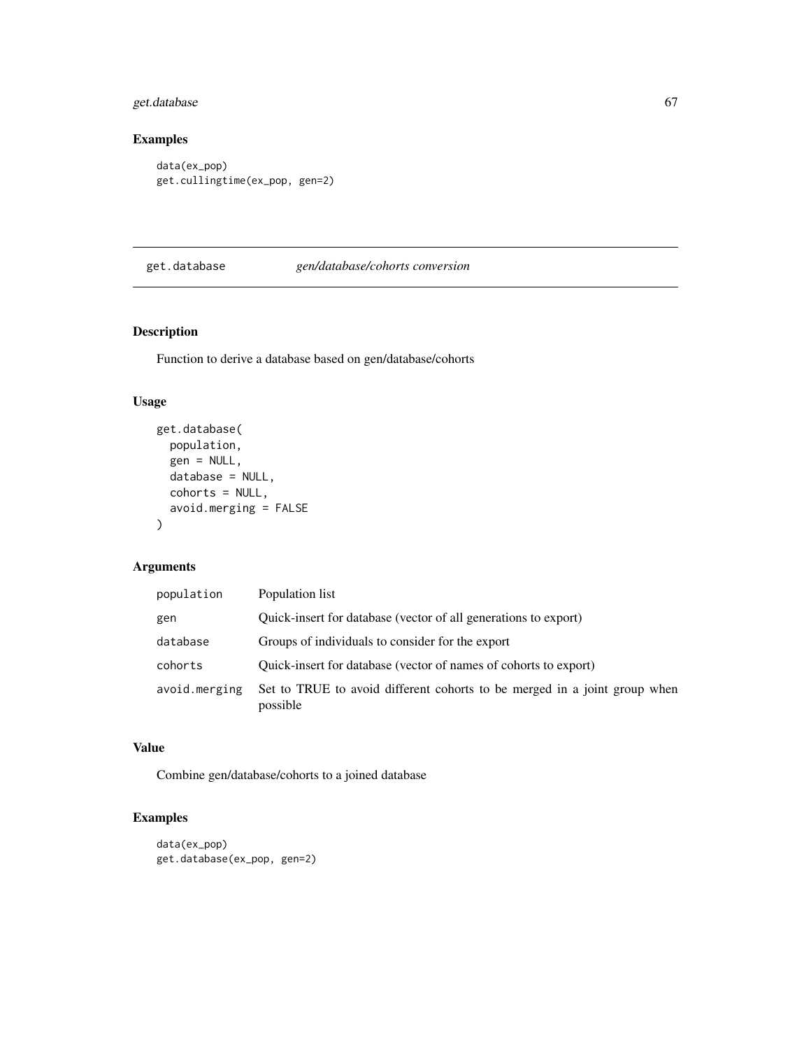## Examples

```
data(ex_pop)
get.cullingtime(ex_pop, gen=2)
```

---

# get.database — *gen/database/cohorts conversion*

## Description

Function to derive a database based on gen/database/cohorts

## Usage

```
get.database(
  population,
  gen = NULL,
  database = NULL,
  cohorts = NULL,
  avoid.merging = FALSE
)
```

## Arguments

| | |
|---|---|
| `population` | Population list |
| `gen` | Quick-insert for database (vector of all generations to export) |
| `database` | Groups of individuals to consider for the export |
| `cohorts` | Quick-insert for database (vector of names of cohorts to export) |
| `avoid.merging` | Set to TRUE to avoid different cohorts to be merged in a joint group when possible |

## Value

Combine gen/database/cohorts to a joined database

## Examples

```
data(ex_pop)
get.database(ex_pop, gen=2)
```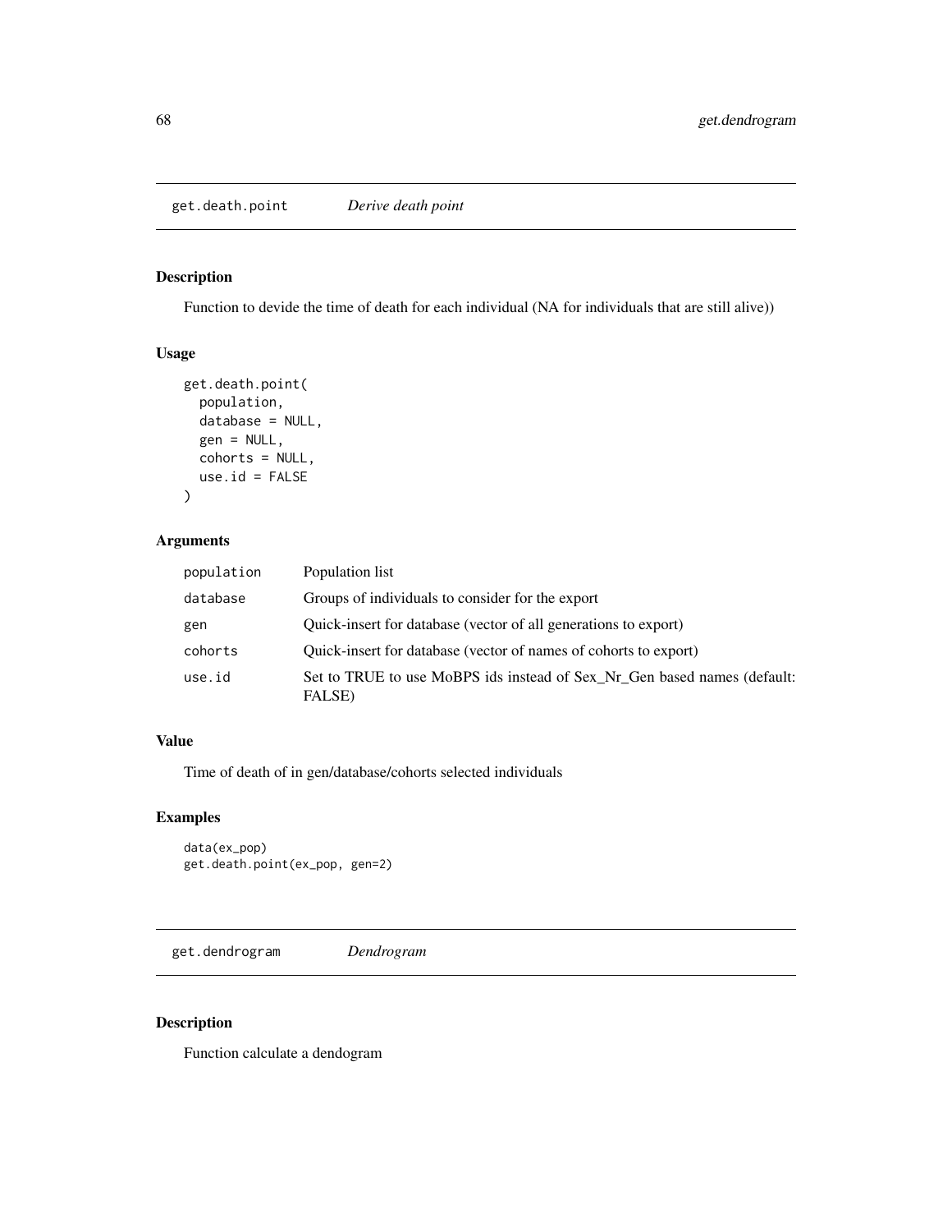## get.death.point — *Derive death point*

### Description

Function to devide the time of death for each individual (NA for individuals that are still alive))

### Usage

```
get.death.point(
  population,
  database = NULL,
  gen = NULL,
  cohorts = NULL,
  use.id = FALSE
)
```

### Arguments

| | |
|---|---|
| population | Population list |
| database | Groups of individuals to consider for the export |
| gen | Quick-insert for database (vector of all generations to export) |
| cohorts | Quick-insert for database (vector of names of cohorts to export) |
| use.id | Set to TRUE to use MoBPS ids instead of Sex_Nr_Gen based names (default: FALSE) |

### Value

Time of death of in gen/database/cohorts selected individuals

### Examples

```
data(ex_pop)
get.death.point(ex_pop, gen=2)
```

## get.dendrogram — *Dendrogram*

### Description

Function calculate a dendogram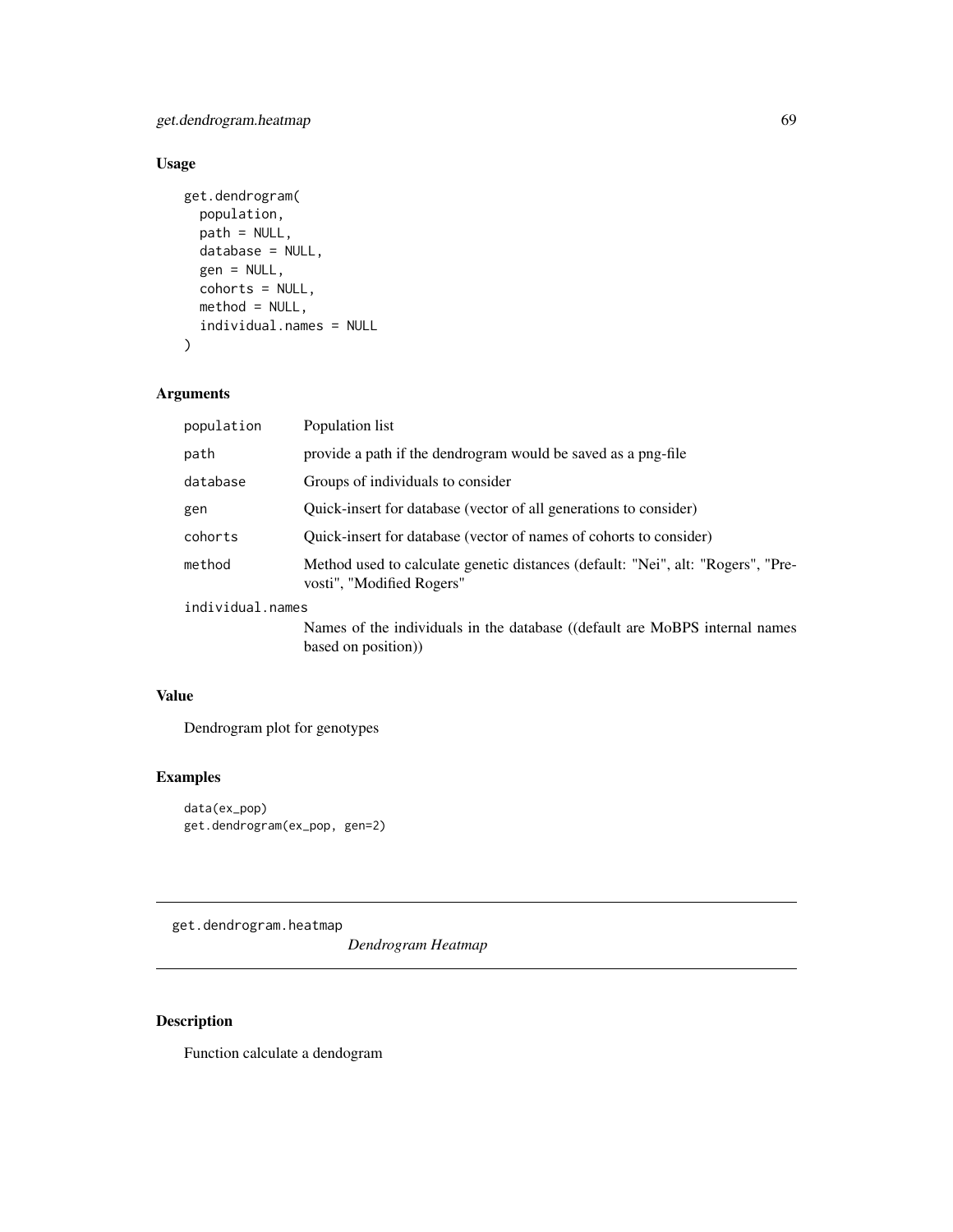## Usage

```
get.dendrogram(
  population,
  path = NULL,
  database = NULL,
  gen = NULL,
  cohorts = NULL,
  method = NULL,
  individual.names = NULL
)
```

## Arguments

| | |
|---|---|
| population | Population list |
| path | provide a path if the dendrogram would be saved as a png-file |
| database | Groups of individuals to consider |
| gen | Quick-insert for database (vector of all generations to consider) |
| cohorts | Quick-insert for database (vector of names of cohorts to consider) |
| method | Method used to calculate genetic distances (default: "Nei", alt: "Rogers", "Prevosti", "Modified Rogers" |
| individual.names | Names of the individuals in the database ((default are MoBPS internal names based on position)) |

## Value

Dendrogram plot for genotypes

## Examples

```
data(ex_pop)
get.dendrogram(ex_pop, gen=2)
```

---

# get.dendrogram.heatmap *Dendrogram Heatmap*

---

## Description

Function calculate a dendogram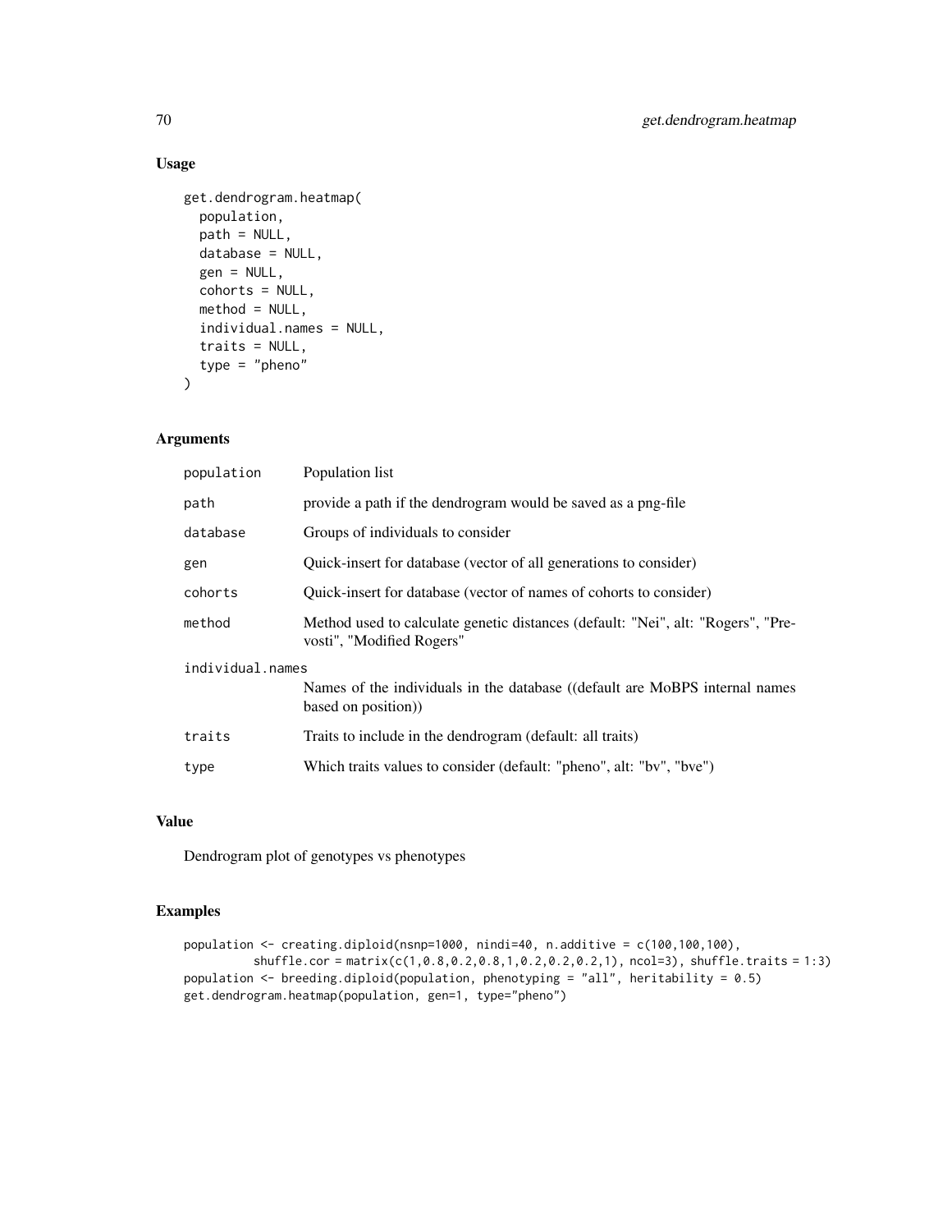## Usage

```
get.dendrogram.heatmap(
  population,
  path = NULL,
  database = NULL,
  gen = NULL,
  cohorts = NULL,
  method = NULL,
  individual.names = NULL,
  traits = NULL,
  type = "pheno"
)
```

## Arguments

| | |
|---|---|
| population | Population list |
| path | provide a path if the dendrogram would be saved as a png-file |
| database | Groups of individuals to consider |
| gen | Quick-insert for database (vector of all generations to consider) |
| cohorts | Quick-insert for database (vector of names of cohorts to consider) |
| method | Method used to calculate genetic distances (default: "Nei", alt: "Rogers", "Prevosti", "Modified Rogers" |
| individual.names | Names of the individuals in the database ((default are MoBPS internal names based on position)) |
| traits | Traits to include in the dendrogram (default: all traits) |
| type | Which traits values to consider (default: "pheno", alt: "bv", "bve") |

## Value

Dendrogram plot of genotypes vs phenotypes

## Examples

```
population <- creating.diploid(nsnp=1000, nindi=40, n.additive = c(100,100,100),
          shuffle.cor = matrix(c(1,0.8,0.2,0.8,1,0.2,0.2,0.2,1), ncol=3), shuffle.traits = 1:3)
population <- breeding.diploid(population, phenotyping = "all", heritability = 0.5)
get.dendrogram.heatmap(population, gen=1, type="pheno")
```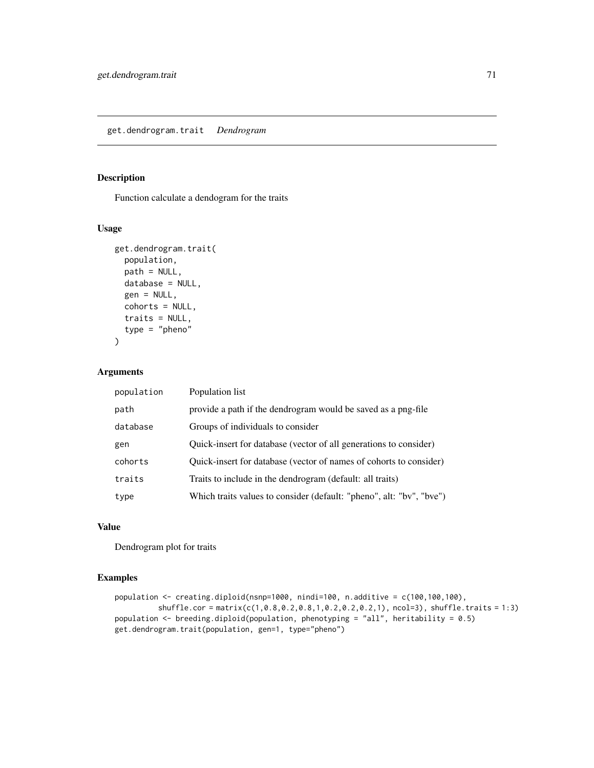## get.dendrogram.trait *Dendrogram*

### Description

Function calculate a dendogram for the traits

### Usage

```
get.dendrogram.trait(
  population,
  path = NULL,
  database = NULL,
  gen = NULL,
  cohorts = NULL,
  traits = NULL,
  type = "pheno"
)
```

### Arguments

| | |
|---|---|
| population | Population list |
| path | provide a path if the dendrogram would be saved as a png-file |
| database | Groups of individuals to consider |
| gen | Quick-insert for database (vector of all generations to consider) |
| cohorts | Quick-insert for database (vector of names of cohorts to consider) |
| traits | Traits to include in the dendrogram (default: all traits) |
| type | Which traits values to consider (default: "pheno", alt: "bv", "bve") |

### Value

Dendrogram plot for traits

### Examples

```
population <- creating.diploid(nsnp=1000, nindi=100, n.additive = c(100,100,100),
          shuffle.cor = matrix(c(1,0.8,0.2,0.8,1,0.2,0.2,0.2,1), ncol=3), shuffle.traits = 1:3)
population <- breeding.diploid(population, phenotyping = "all", heritability = 0.5)
get.dendrogram.trait(population, gen=1, type="pheno")
```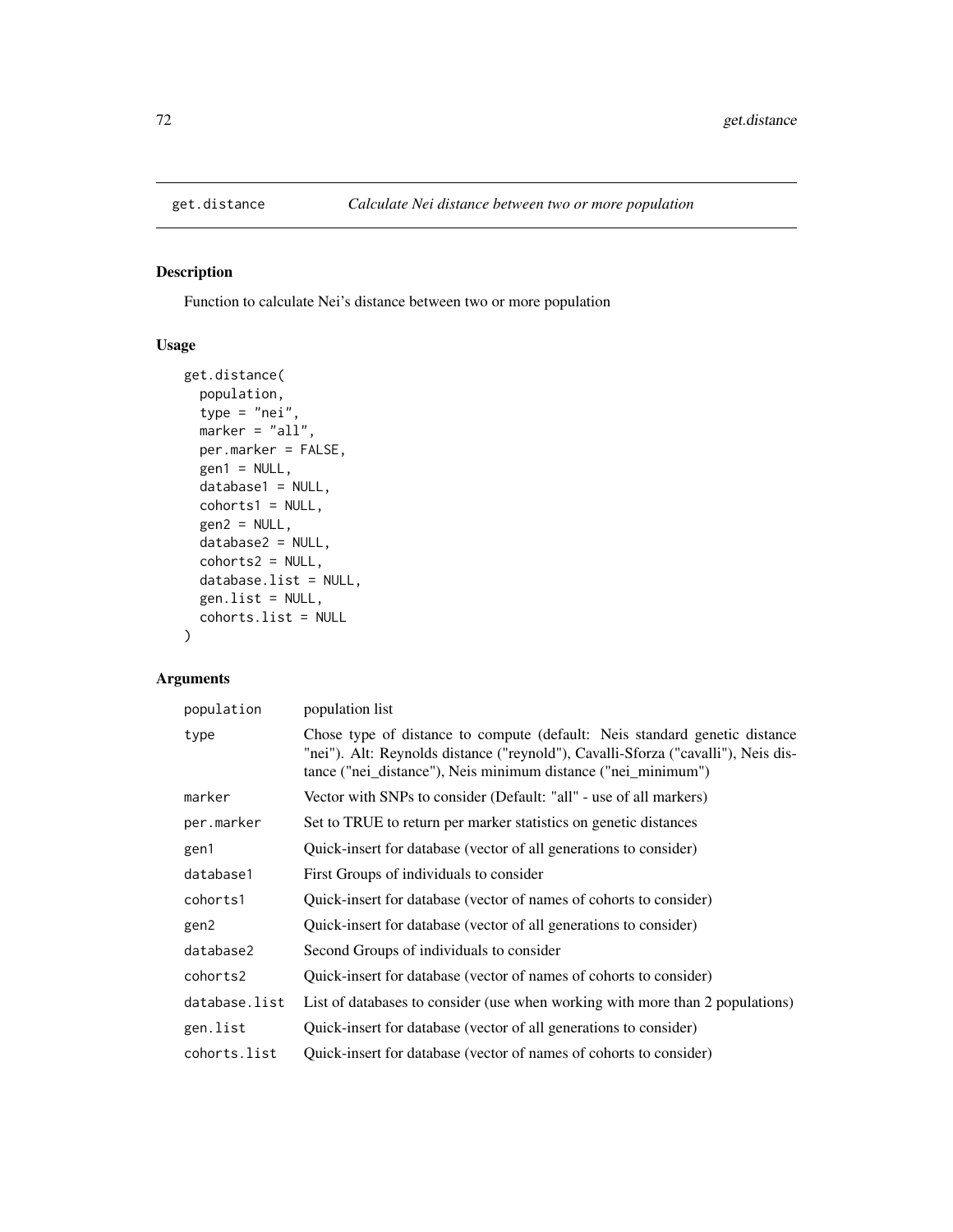# get.distance — *Calculate Nei distance between two or more population*

## Description

Function to calculate Nei's distance between two or more population

## Usage

```
get.distance(
  population,
  type = "nei",
  marker = "all",
  per.marker = FALSE,
  gen1 = NULL,
  database1 = NULL,
  cohorts1 = NULL,
  gen2 = NULL,
  database2 = NULL,
  cohorts2 = NULL,
  database.list = NULL,
  gen.list = NULL,
  cohorts.list = NULL
)
```

## Arguments

| | |
|---|---|
| population | population list |
| type | Chose type of distance to compute (default: Neis standard genetic distance "nei"). Alt: Reynolds distance ("reynold"), Cavalli-Sforza ("cavalli"), Neis distance ("nei_distance"), Neis minimum distance ("nei_minimum") |
| marker | Vector with SNPs to consider (Default: "all" - use of all markers) |
| per.marker | Set to TRUE to return per marker statistics on genetic distances |
| gen1 | Quick-insert for database (vector of all generations to consider) |
| database1 | First Groups of individuals to consider |
| cohorts1 | Quick-insert for database (vector of names of cohorts to consider) |
| gen2 | Quick-insert for database (vector of all generations to consider) |
| database2 | Second Groups of individuals to consider |
| cohorts2 | Quick-insert for database (vector of names of cohorts to consider) |
| database.list | List of databases to consider (use when working with more than 2 populations) |
| gen.list | Quick-insert for database (vector of all generations to consider) |
| cohorts.list | Quick-insert for database (vector of names of cohorts to consider) |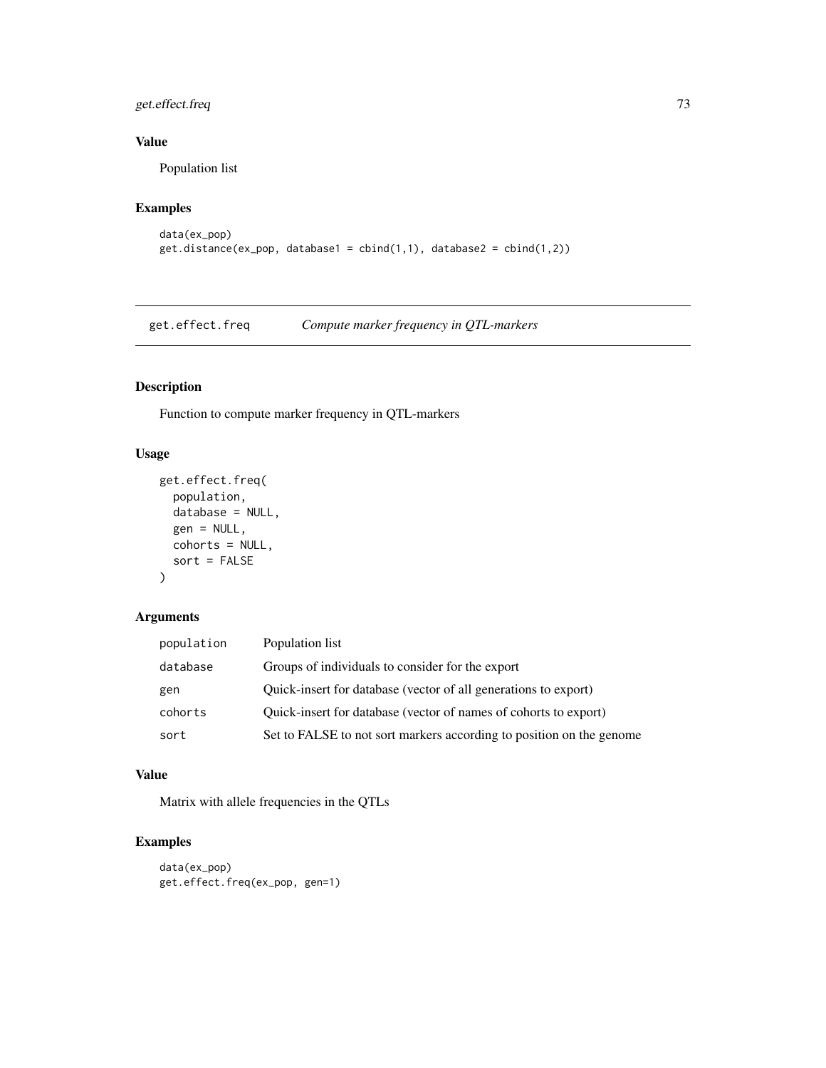## Value

Population list

## Examples

```
data(ex_pop)
get.distance(ex_pop, database1 = cbind(1,1), database2 = cbind(1,2))
```

---

# get.effect.freq — *Compute marker frequency in QTL-markers*

## Description

Function to compute marker frequency in QTL-markers

## Usage

```
get.effect.freq(
  population,
  database = NULL,
  gen = NULL,
  cohorts = NULL,
  sort = FALSE
)
```

## Arguments

| | |
|---|---|
| population | Population list |
| database | Groups of individuals to consider for the export |
| gen | Quick-insert for database (vector of all generations to export) |
| cohorts | Quick-insert for database (vector of names of cohorts to export) |
| sort | Set to FALSE to not sort markers according to position on the genome |

## Value

Matrix with allele frequencies in the QTLs

## Examples

```
data(ex_pop)
get.effect.freq(ex_pop, gen=1)
```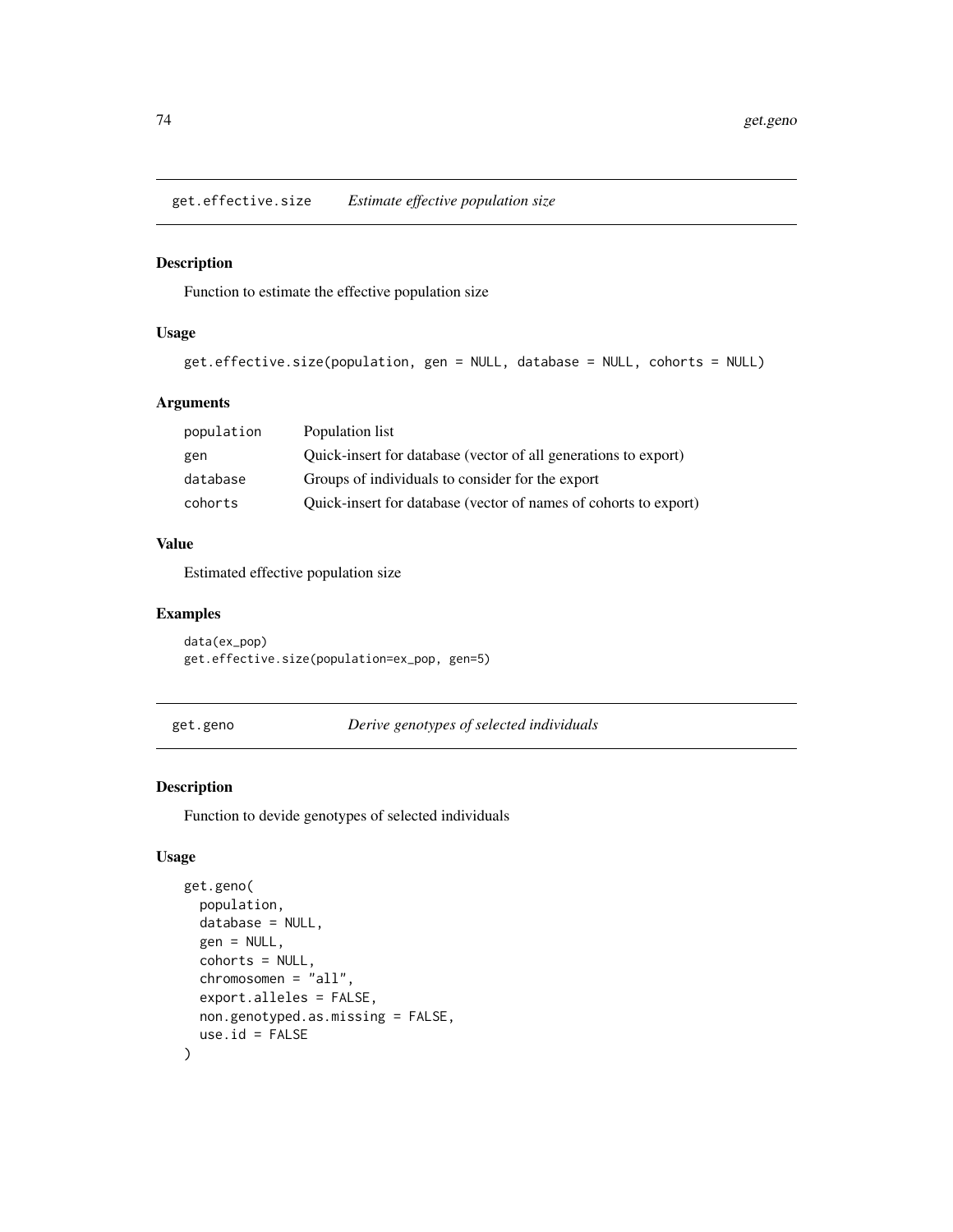## get.effective.size *Estimate effective population size*

### Description

Function to estimate the effective population size

### Usage

```
get.effective.size(population, gen = NULL, database = NULL, cohorts = NULL)
```

### Arguments

| | |
|---|---|
| population | Population list |
| gen | Quick-insert for database (vector of all generations to export) |
| database | Groups of individuals to consider for the export |
| cohorts | Quick-insert for database (vector of names of cohorts to export) |

### Value

Estimated effective population size

### Examples

```
data(ex_pop)
get.effective.size(population=ex_pop, gen=5)
```

## get.geno *Derive genotypes of selected individuals*

### Description

Function to devide genotypes of selected individuals

### Usage

```
get.geno(
  population,
  database = NULL,
  gen = NULL,
  cohorts = NULL,
  chromosomen = "all",
  export.alleles = FALSE,
  non.genotyped.as.missing = FALSE,
  use.id = FALSE
)
```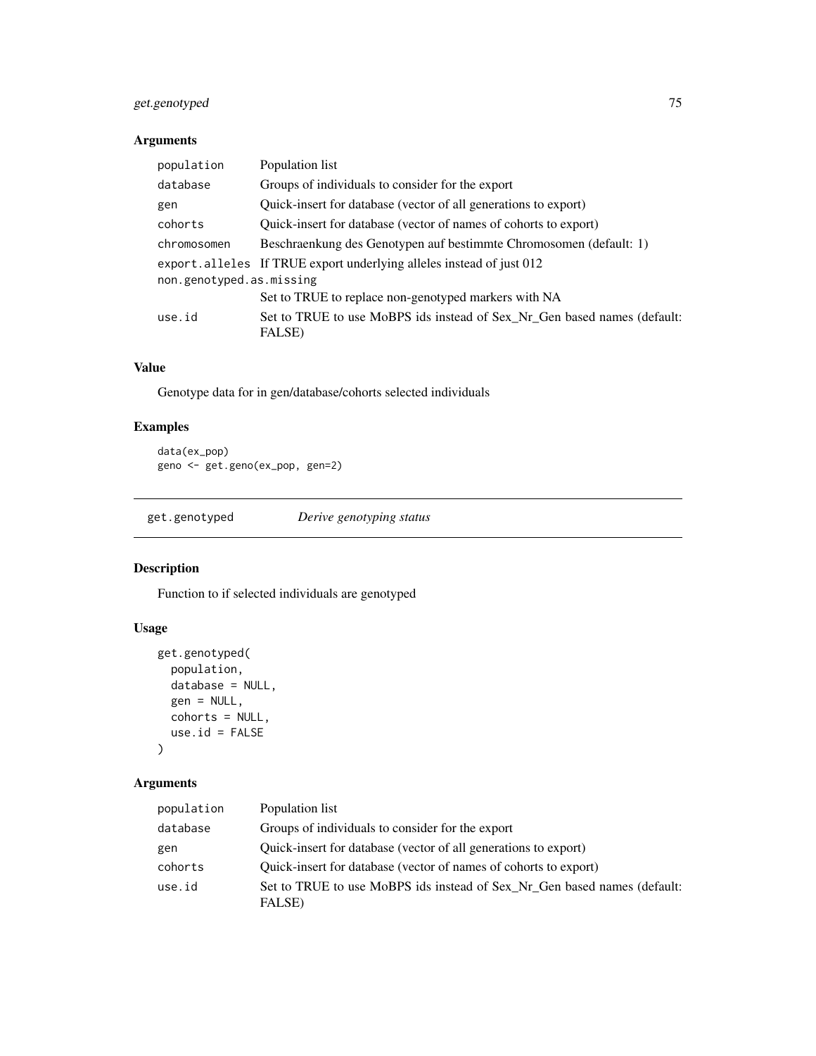## Arguments

| | |
|---|---|
| population | Population list |
| database | Groups of individuals to consider for the export |
| gen | Quick-insert for database (vector of all generations to export) |
| cohorts | Quick-insert for database (vector of names of cohorts to export) |
| chromosomen | Beschraenkung des Genotypen auf bestimmte Chromosomen (default: 1) |
| export.alleles | If TRUE export underlying alleles instead of just 012 |
| non.genotyped.as.missing | Set to TRUE to replace non-genotyped markers with NA |
| use.id | Set to TRUE to use MoBPS ids instead of Sex_Nr_Gen based names (default: FALSE) |

## Value

Genotype data for in gen/database/cohorts selected individuals

## Examples

```
data(ex_pop)
geno <- get.geno(ex_pop, gen=2)
```

---

# get.genotyped *Derive genotyping status*

## Description

Function to if selected individuals are genotyped

## Usage

```
get.genotyped(
  population,
  database = NULL,
  gen = NULL,
  cohorts = NULL,
  use.id = FALSE
)
```

## Arguments

| | |
|---|---|
| population | Population list |
| database | Groups of individuals to consider for the export |
| gen | Quick-insert for database (vector of all generations to export) |
| cohorts | Quick-insert for database (vector of names of cohorts to export) |
| use.id | Set to TRUE to use MoBPS ids instead of Sex_Nr_Gen based names (default: FALSE) |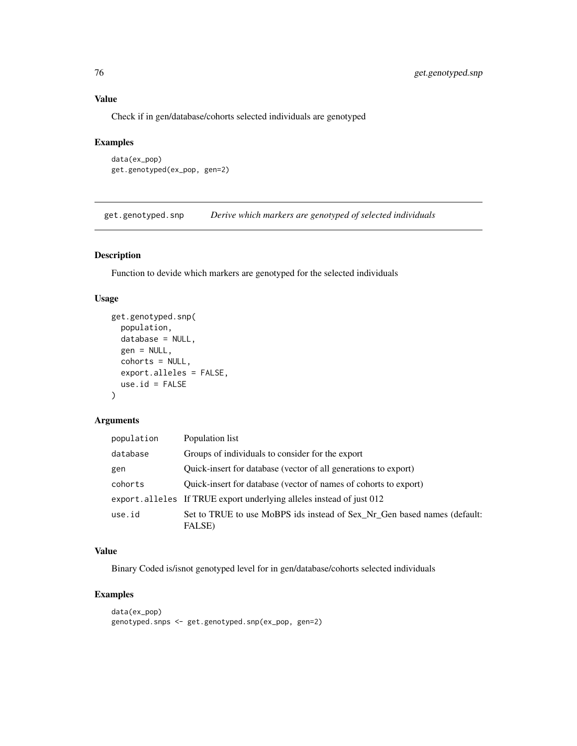### Value

Check if in gen/database/cohorts selected individuals are genotyped

### Examples

```
data(ex_pop)
get.genotyped(ex_pop, gen=2)
```

## get.genotyped.snp *Derive which markers are genotyped of selected individuals*

### Description

Function to devide which markers are genotyped for the selected individuals

### Usage

```
get.genotyped.snp(
  population,
  database = NULL,
  gen = NULL,
  cohorts = NULL,
  export.alleles = FALSE,
  use.id = FALSE
)
```

### Arguments

| | |
|---|---|
| population | Population list |
| database | Groups of individuals to consider for the export |
| gen | Quick-insert for database (vector of all generations to export) |
| cohorts | Quick-insert for database (vector of names of cohorts to export) |
| export.alleles | If TRUE export underlying alleles instead of just 012 |
| use.id | Set to TRUE to use MoBPS ids instead of Sex_Nr_Gen based names (default: FALSE) |

### Value

Binary Coded is/isnot genotyped level for in gen/database/cohorts selected individuals

### Examples

```
data(ex_pop)
genotyped.snps <- get.genotyped.snp(ex_pop, gen=2)
```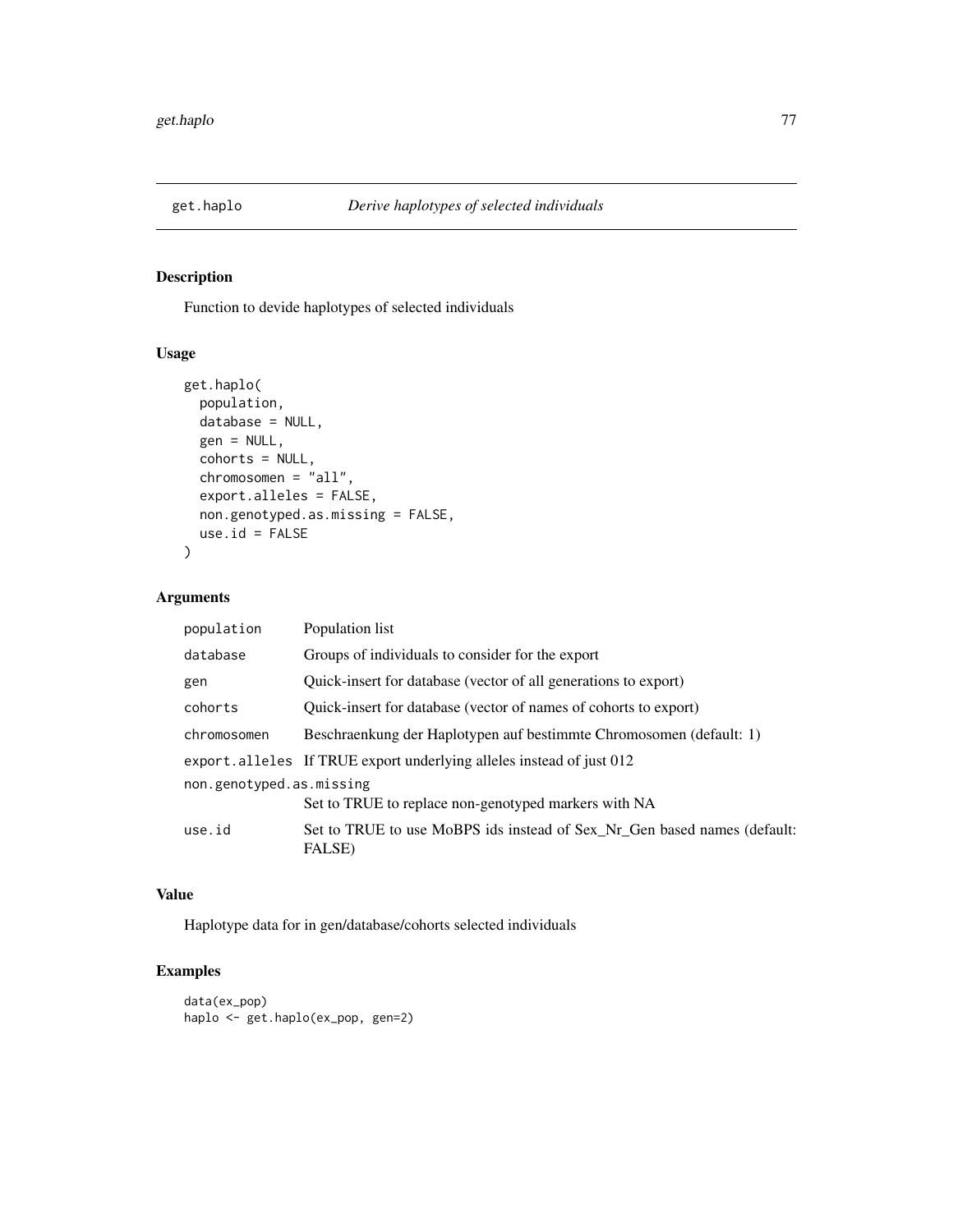# get.haplo — *Derive haplotypes of selected individuals*

## Description

Function to devide haplotypes of selected individuals

## Usage

```
get.haplo(
  population,
  database = NULL,
  gen = NULL,
  cohorts = NULL,
  chromosomen = "all",
  export.alleles = FALSE,
  non.genotyped.as.missing = FALSE,
  use.id = FALSE
)
```

## Arguments

| Argument | Description |
|---|---|
| population | Population list |
| database | Groups of individuals to consider for the export |
| gen | Quick-insert for database (vector of all generations to export) |
| cohorts | Quick-insert for database (vector of names of cohorts to export) |
| chromosomen | Beschraenkung der Haplotypen auf bestimmte Chromosomen (default: 1) |
| export.alleles | If TRUE export underlying alleles instead of just 012 |
| non.genotyped.as.missing | Set to TRUE to replace non-genotyped markers with NA |
| use.id | Set to TRUE to use MoBPS ids instead of Sex_Nr_Gen based names (default: FALSE) |

## Value

Haplotype data for in gen/database/cohorts selected individuals

## Examples

```
data(ex_pop)
haplo <- get.haplo(ex_pop, gen=2)
```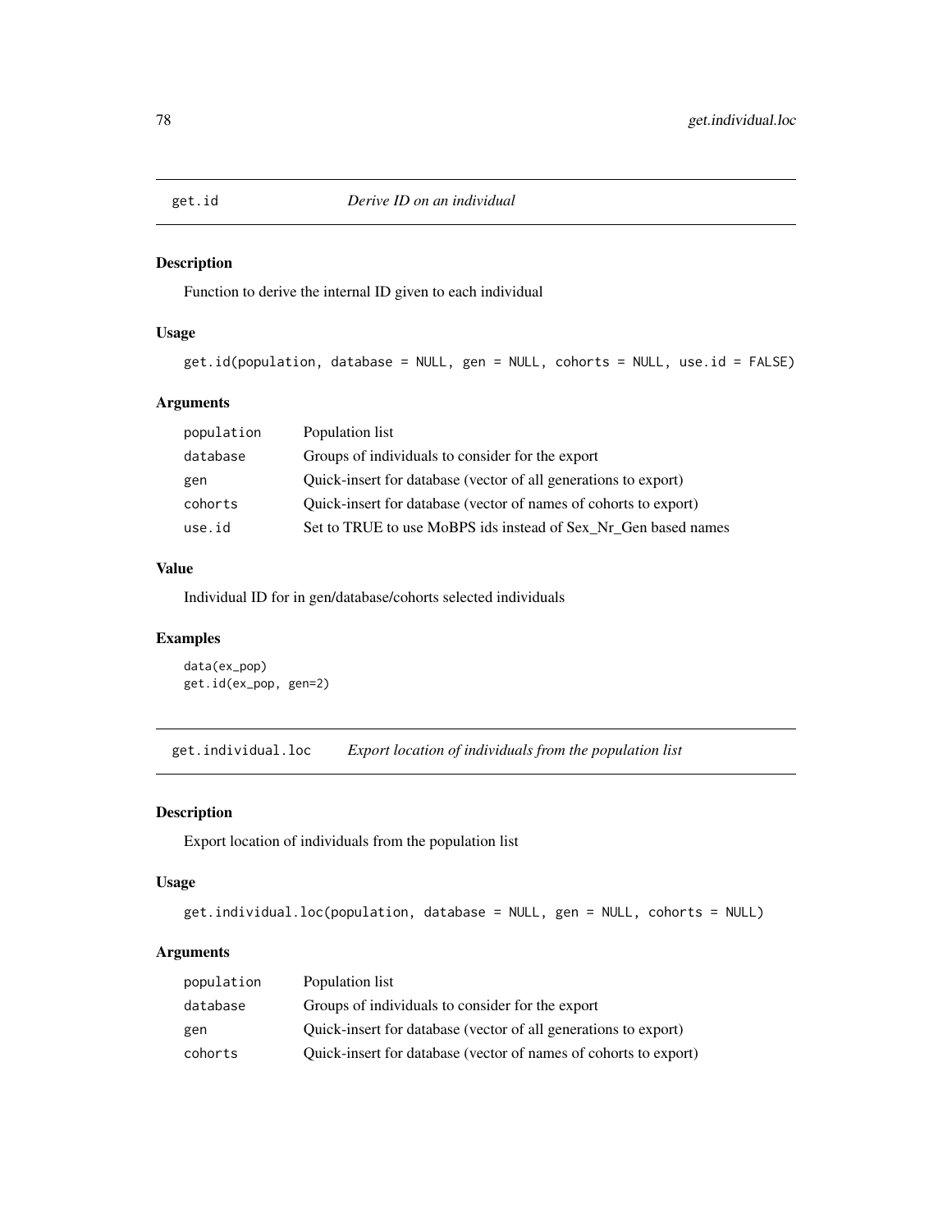## get.id — *Derive ID on an individual*

### Description

Function to derive the internal ID given to each individual

### Usage

```
get.id(population, database = NULL, gen = NULL, cohorts = NULL, use.id = FALSE)
```

### Arguments

| | |
|---|---|
| population | Population list |
| database | Groups of individuals to consider for the export |
| gen | Quick-insert for database (vector of all generations to export) |
| cohorts | Quick-insert for database (vector of names of cohorts to export) |
| use.id | Set to TRUE to use MoBPS ids instead of Sex_Nr_Gen based names |

### Value

Individual ID for in gen/database/cohorts selected individuals

### Examples

```
data(ex_pop)
get.id(ex_pop, gen=2)
```

## get.individual.loc — *Export location of individuals from the population list*

### Description

Export location of individuals from the population list

### Usage

```
get.individual.loc(population, database = NULL, gen = NULL, cohorts = NULL)
```

### Arguments

| | |
|---|---|
| population | Population list |
| database | Groups of individuals to consider for the export |
| gen | Quick-insert for database (vector of all generations to export) |
| cohorts | Quick-insert for database (vector of names of cohorts to export) |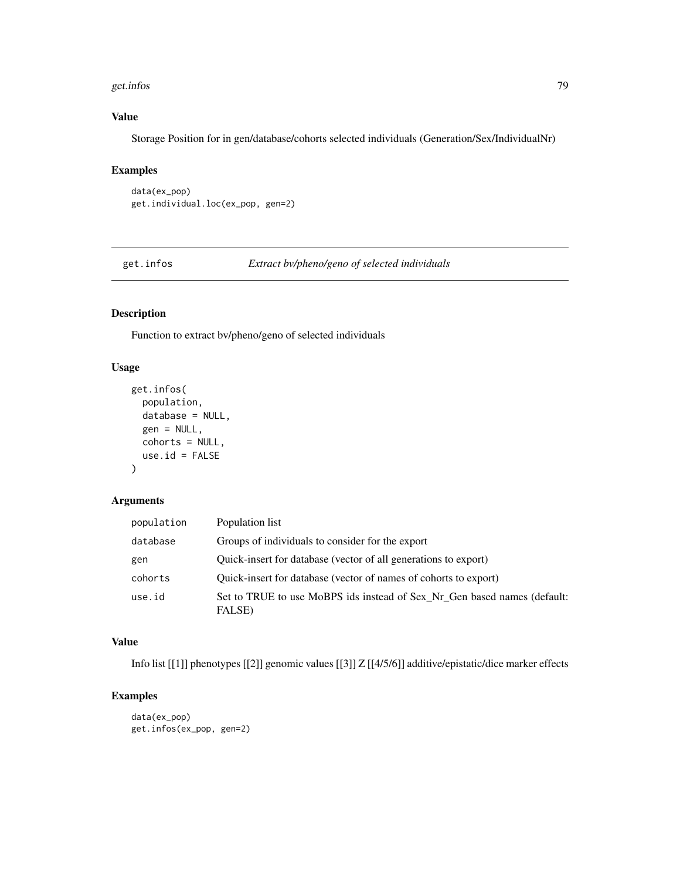### Value

Storage Position for in gen/database/cohorts selected individuals (Generation/Sex/IndividualNr)

### Examples

```
data(ex_pop)
get.individual.loc(ex_pop, gen=2)
```

## get.infos *Extract bv/pheno/geno of selected individuals*

### Description

Function to extract bv/pheno/geno of selected individuals

### Usage

```
get.infos(
  population,
  database = NULL,
  gen = NULL,
  cohorts = NULL,
  use.id = FALSE
)
```

### Arguments

| | |
|---|---|
| population | Population list |
| database | Groups of individuals to consider for the export |
| gen | Quick-insert for database (vector of all generations to export) |
| cohorts | Quick-insert for database (vector of names of cohorts to export) |
| use.id | Set to TRUE to use MoBPS ids instead of Sex_Nr_Gen based names (default: FALSE) |

### Value

Info list [[1]] phenotypes [[2]] genomic values [[3]] Z [[4/5/6]] additive/epistatic/dice marker effects

### Examples

```
data(ex_pop)
get.infos(ex_pop, gen=2)
```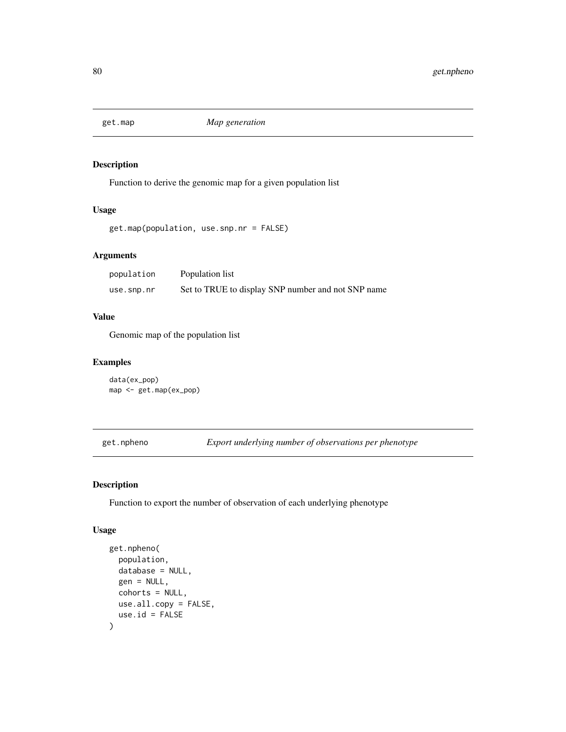## get.map — *Map generation*

### Description

Function to derive the genomic map for a given population list

### Usage

```
get.map(population, use.snp.nr = FALSE)
```

### Arguments

| | |
|---|---|
| population | Population list |
| use.snp.nr | Set to TRUE to display SNP number and not SNP name |

### Value

Genomic map of the population list

### Examples

```
data(ex_pop)
map <- get.map(ex_pop)
```

## get.npheno — *Export underlying number of observations per phenotype*

### Description

Function to export the number of observation of each underlying phenotype

### Usage

```
get.npheno(
  population,
  database = NULL,
  gen = NULL,
  cohorts = NULL,
  use.all.copy = FALSE,
  use.id = FALSE
)
```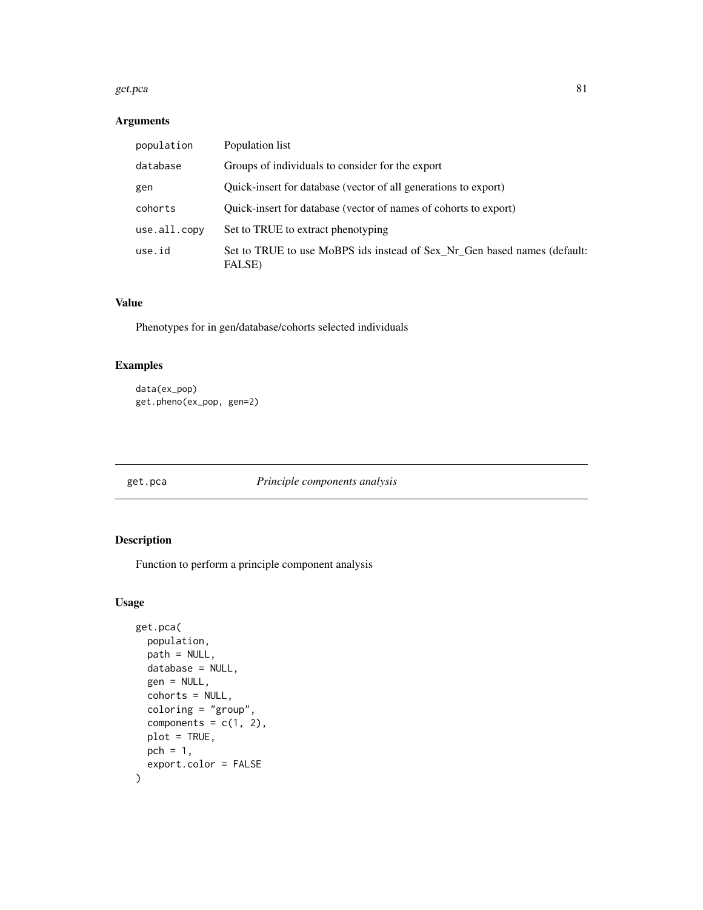## Arguments

| | |
|---|---|
| population | Population list |
| database | Groups of individuals to consider for the export |
| gen | Quick-insert for database (vector of all generations to export) |
| cohorts | Quick-insert for database (vector of names of cohorts to export) |
| use.all.copy | Set to TRUE to extract phenotyping |
| use.id | Set to TRUE to use MoBPS ids instead of Sex_Nr_Gen based names (default: FALSE) |

## Value

Phenotypes for in gen/database/cohorts selected individuals

## Examples

```
data(ex_pop)
get.pheno(ex_pop, gen=2)
```

---

# get.pca *Principle components analysis*

## Description

Function to perform a principle component analysis

## Usage

```
get.pca(
  population,
  path = NULL,
  database = NULL,
  gen = NULL,
  cohorts = NULL,
  coloring = "group",
  components = c(1, 2),
  plot = TRUE,
  pch = 1,
  export.color = FALSE
)
```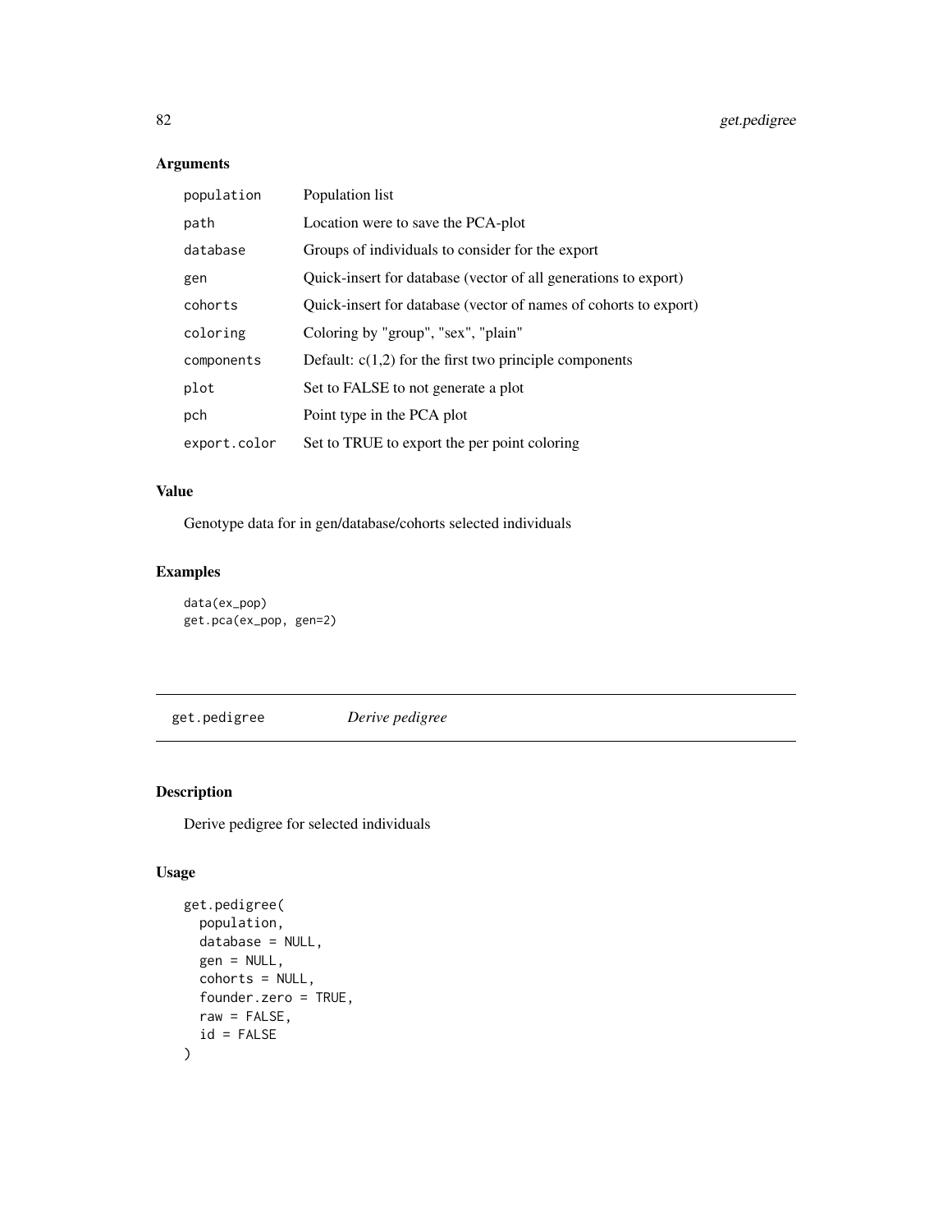## Arguments

| | |
|---|---|
| `population` | Population list |
| `path` | Location were to save the PCA-plot |
| `database` | Groups of individuals to consider for the export |
| `gen` | Quick-insert for database (vector of all generations to export) |
| `cohorts` | Quick-insert for database (vector of names of cohorts to export) |
| `coloring` | Coloring by "group", "sex", "plain" |
| `components` | Default: c(1,2) for the first two principle components |
| `plot` | Set to FALSE to not generate a plot |
| `pch` | Point type in the PCA plot |
| `export.color` | Set to TRUE to export the per point coloring |

## Value

Genotype data for in gen/database/cohorts selected individuals

## Examples

```
data(ex_pop)
get.pca(ex_pop, gen=2)
```

---

# get.pedigree *Derive pedigree*

## Description

Derive pedigree for selected individuals

## Usage

```
get.pedigree(
  population,
  database = NULL,
  gen = NULL,
  cohorts = NULL,
  founder.zero = TRUE,
  raw = FALSE,
  id = FALSE
)
```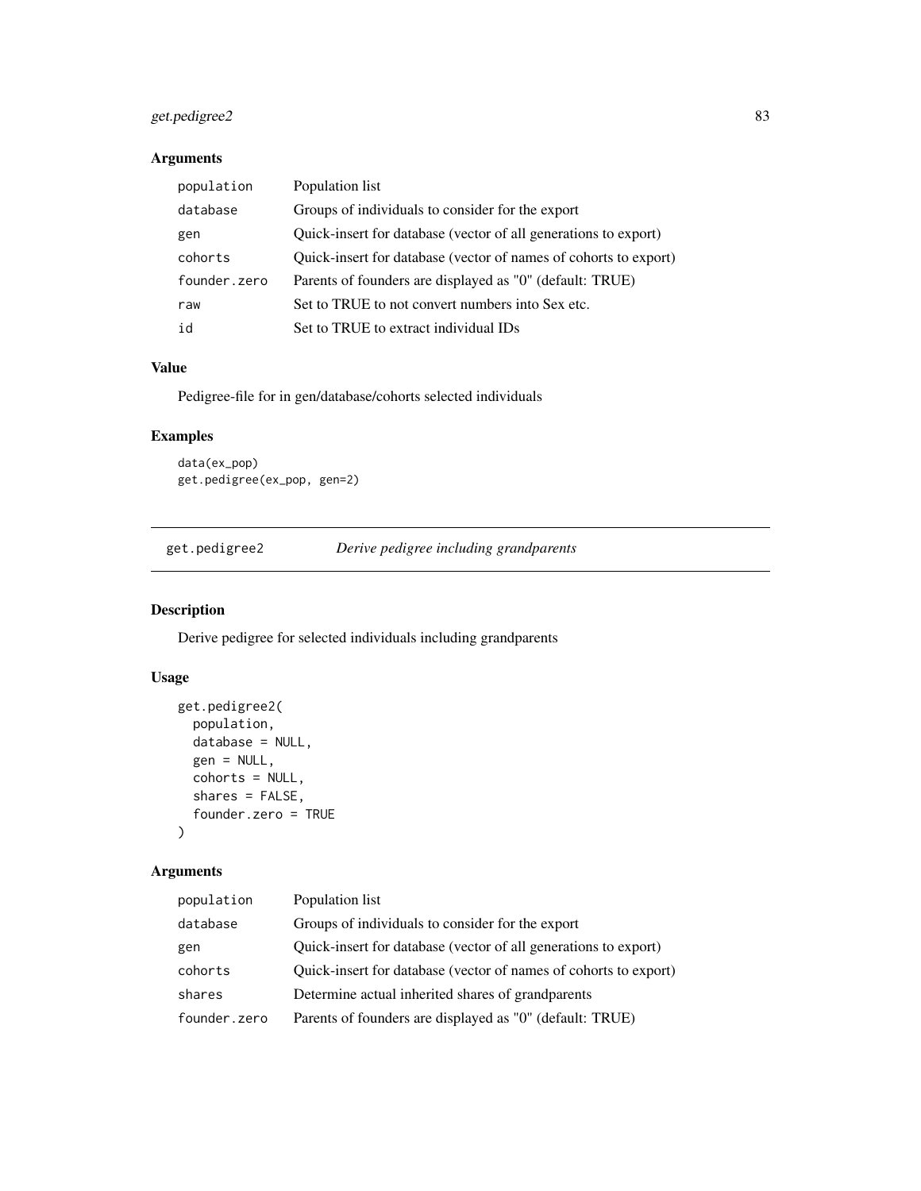### Arguments

| | |
|---|---|
| population | Population list |
| database | Groups of individuals to consider for the export |
| gen | Quick-insert for database (vector of all generations to export) |
| cohorts | Quick-insert for database (vector of names of cohorts to export) |
| founder.zero | Parents of founders are displayed as "0" (default: TRUE) |
| raw | Set to TRUE to not convert numbers into Sex etc. |
| id | Set to TRUE to extract individual IDs |

### Value

Pedigree-file for in gen/database/cohorts selected individuals

### Examples

```
data(ex_pop)
get.pedigree(ex_pop, gen=2)
```

---

## get.pedigree2 *Derive pedigree including grandparents*

---

### Description

Derive pedigree for selected individuals including grandparents

### Usage

```
get.pedigree2(
  population,
  database = NULL,
  gen = NULL,
  cohorts = NULL,
  shares = FALSE,
  founder.zero = TRUE
)
```

### Arguments

| | |
|---|---|
| population | Population list |
| database | Groups of individuals to consider for the export |
| gen | Quick-insert for database (vector of all generations to export) |
| cohorts | Quick-insert for database (vector of names of cohorts to export) |
| shares | Determine actual inherited shares of grandparents |
| founder.zero | Parents of founders are displayed as "0" (default: TRUE) |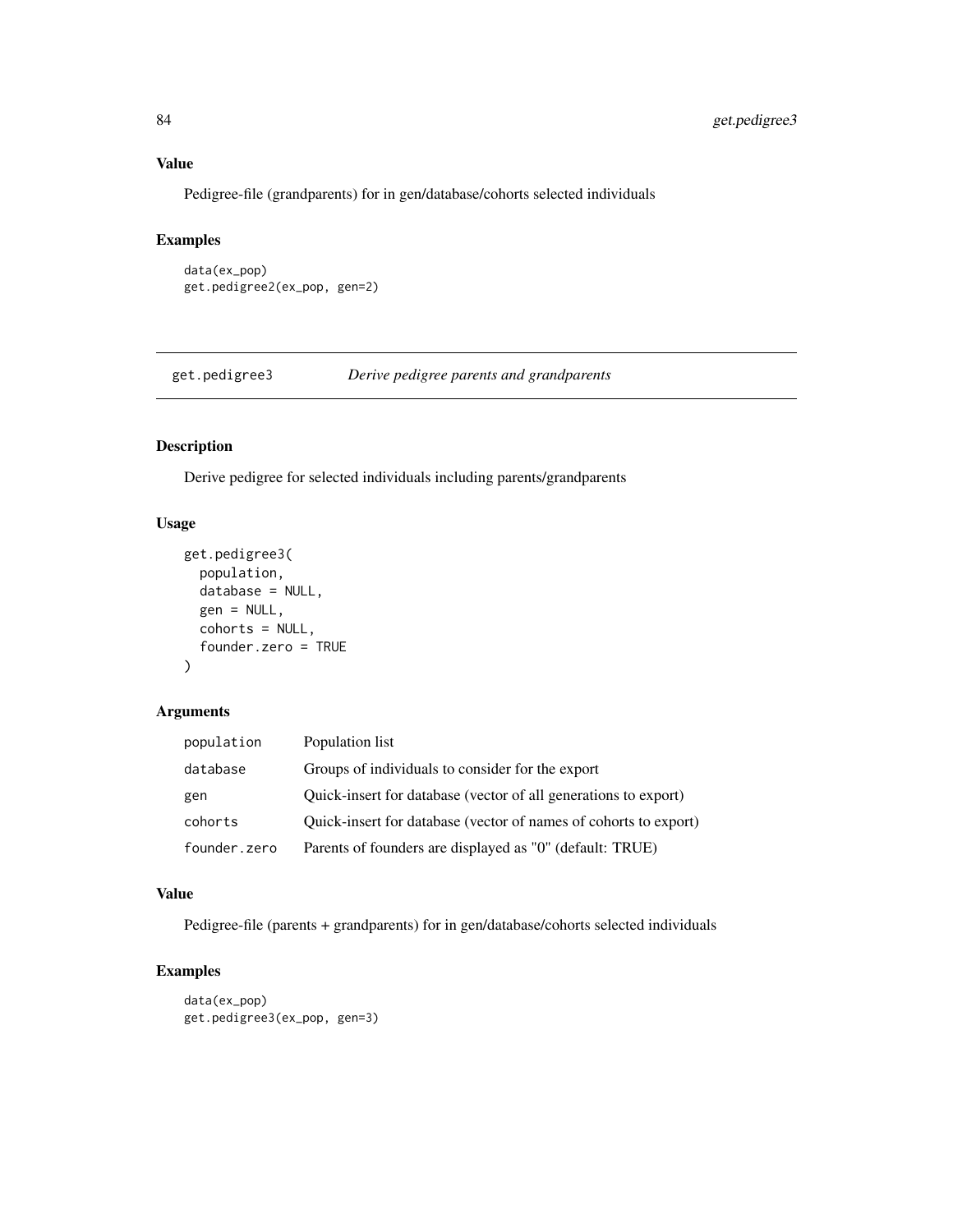## Value

Pedigree-file (grandparents) for in gen/database/cohorts selected individuals

## Examples

```
data(ex_pop)
get.pedigree2(ex_pop, gen=2)
```

---

# get.pedigree3 *Derive pedigree parents and grandparents*

---

## Description

Derive pedigree for selected individuals including parents/grandparents

## Usage

```
get.pedigree3(
  population,
  database = NULL,
  gen = NULL,
  cohorts = NULL,
  founder.zero = TRUE
)
```

## Arguments

| | |
|---|---|
| population | Population list |
| database | Groups of individuals to consider for the export |
| gen | Quick-insert for database (vector of all generations to export) |
| cohorts | Quick-insert for database (vector of names of cohorts to export) |
| founder.zero | Parents of founders are displayed as "0" (default: TRUE) |

## Value

Pedigree-file (parents + grandparents) for in gen/database/cohorts selected individuals

## Examples

```
data(ex_pop)
get.pedigree3(ex_pop, gen=3)
```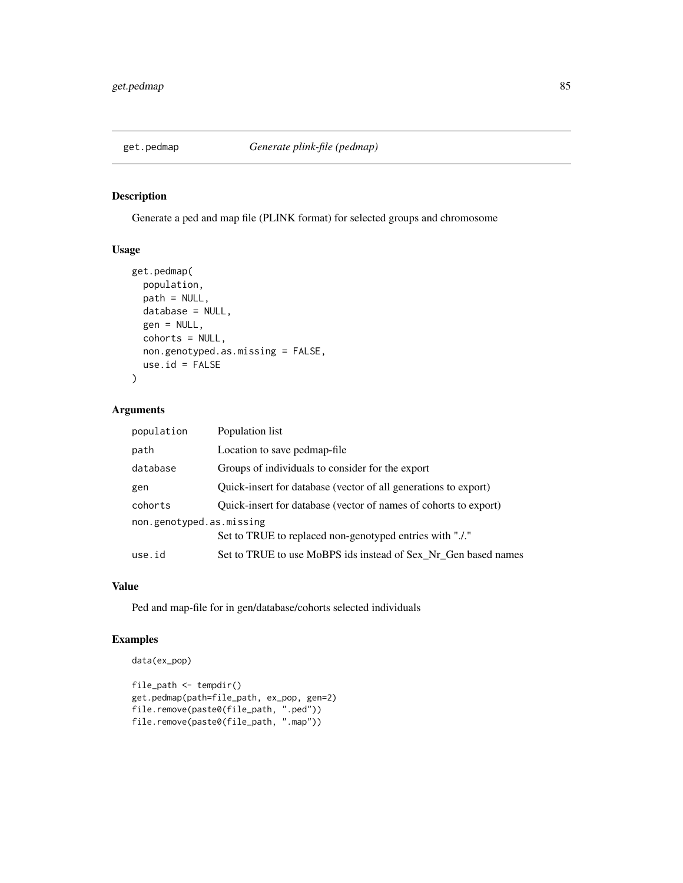# get.pedmap *Generate plink-file (pedmap)*

## Description

Generate a ped and map file (PLINK format) for selected groups and chromosome

## Usage

```
get.pedmap(
  population,
  path = NULL,
  database = NULL,
  gen = NULL,
  cohorts = NULL,
  non.genotyped.as.missing = FALSE,
  use.id = FALSE
)
```

## Arguments

| | |
|---|---|
| population | Population list |
| path | Location to save pedmap-file |
| database | Groups of individuals to consider for the export |
| gen | Quick-insert for database (vector of all generations to export) |
| cohorts | Quick-insert for database (vector of names of cohorts to export) |
| non.genotyped.as.missing | Set to TRUE to replaced non-genotyped entries with "./." |
| use.id | Set to TRUE to use MoBPS ids instead of Sex_Nr_Gen based names |

## Value

Ped and map-file for in gen/database/cohorts selected individuals

## Examples

```
data(ex_pop)

file_path <- tempdir()
get.pedmap(path=file_path, ex_pop, gen=2)
file.remove(paste0(file_path, ".ped"))
file.remove(paste0(file_path, ".map"))
```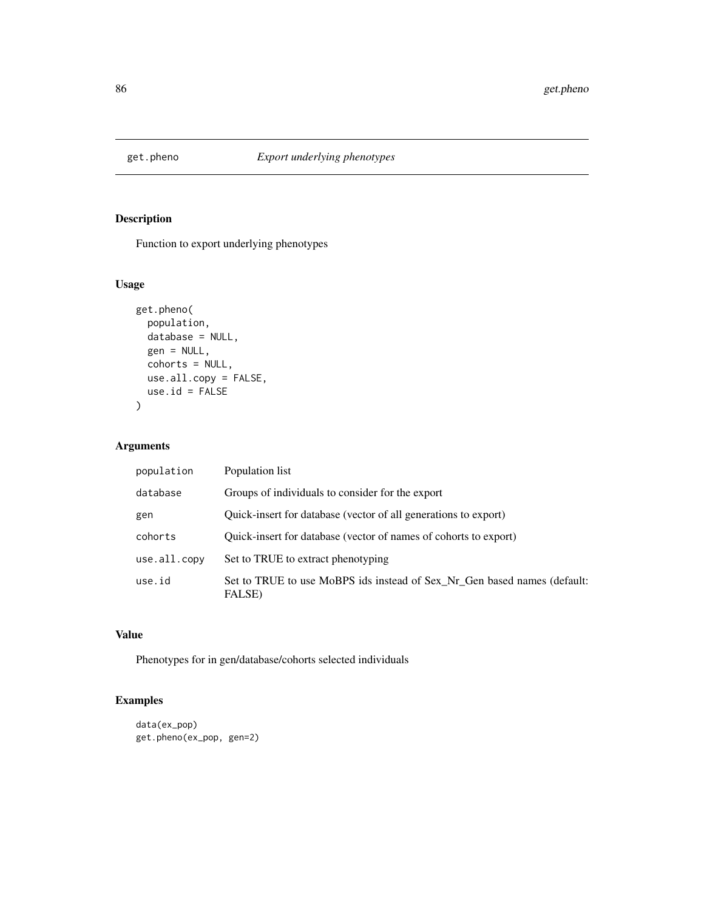# get.pheno *Export underlying phenotypes*

## Description

Function to export underlying phenotypes

## Usage

```
get.pheno(
  population,
  database = NULL,
  gen = NULL,
  cohorts = NULL,
  use.all.copy = FALSE,
  use.id = FALSE
)
```

## Arguments

| | |
|---|---|
| population | Population list |
| database | Groups of individuals to consider for the export |
| gen | Quick-insert for database (vector of all generations to export) |
| cohorts | Quick-insert for database (vector of names of cohorts to export) |
| use.all.copy | Set to TRUE to extract phenotyping |
| use.id | Set to TRUE to use MoBPS ids instead of Sex_Nr_Gen based names (default: FALSE) |

## Value

Phenotypes for in gen/database/cohorts selected individuals

## Examples

```
data(ex_pop)
get.pheno(ex_pop, gen=2)
```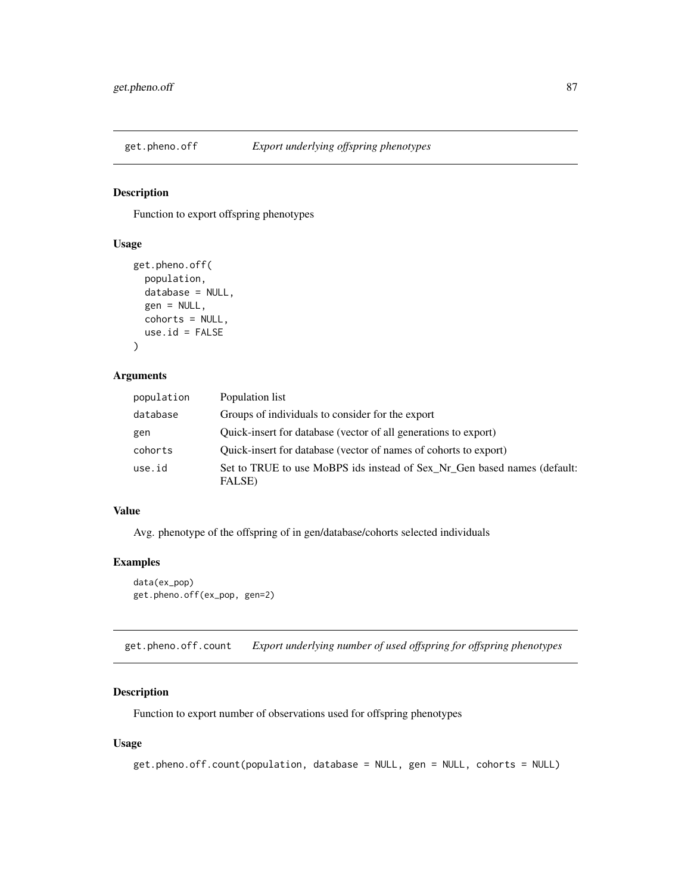## get.pheno.off — *Export underlying offspring phenotypes*

### Description

Function to export offspring phenotypes

### Usage

```
get.pheno.off(
  population,
  database = NULL,
  gen = NULL,
  cohorts = NULL,
  use.id = FALSE
)
```

### Arguments

| | |
|---|---|
| population | Population list |
| database | Groups of individuals to consider for the export |
| gen | Quick-insert for database (vector of all generations to export) |
| cohorts | Quick-insert for database (vector of names of cohorts to export) |
| use.id | Set to TRUE to use MoBPS ids instead of Sex_Nr_Gen based names (default: FALSE) |

### Value

Avg. phenotype of the offspring of in gen/database/cohorts selected individuals

### Examples

```
data(ex_pop)
get.pheno.off(ex_pop, gen=2)
```

## get.pheno.off.count — *Export underlying number of used offspring for offspring phenotypes*

### Description

Function to export number of observations used for offspring phenotypes

### Usage

```
get.pheno.off.count(population, database = NULL, gen = NULL, cohorts = NULL)
```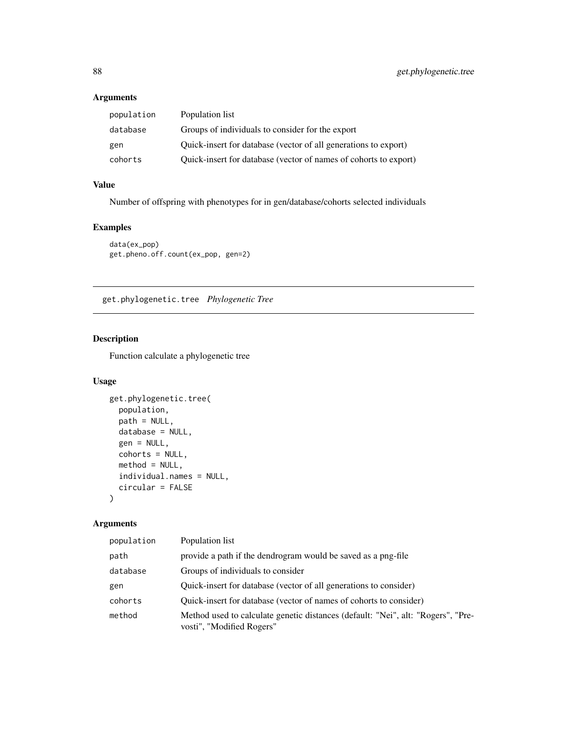## Arguments

| | |
|---|---|
| population | Population list |
| database | Groups of individuals to consider for the export |
| gen | Quick-insert for database (vector of all generations to export) |
| cohorts | Quick-insert for database (vector of names of cohorts to export) |

## Value

Number of offspring with phenotypes for in gen/database/cohorts selected individuals

## Examples

```
data(ex_pop)
get.pheno.off.count(ex_pop, gen=2)
```

---

# get.phylogenetic.tree *Phylogenetic Tree*

## Description

Function calculate a phylogenetic tree

## Usage

```
get.phylogenetic.tree(
  population,
  path = NULL,
  database = NULL,
  gen = NULL,
  cohorts = NULL,
  method = NULL,
  individual.names = NULL,
  circular = FALSE
)
```

## Arguments

| | |
|---|---|
| population | Population list |
| path | provide a path if the dendrogram would be saved as a png-file |
| database | Groups of individuals to consider |
| gen | Quick-insert for database (vector of all generations to consider) |
| cohorts | Quick-insert for database (vector of names of cohorts to consider) |
| method | Method used to calculate genetic distances (default: "Nei", alt: "Rogers", "Prevosti", "Modified Rogers" |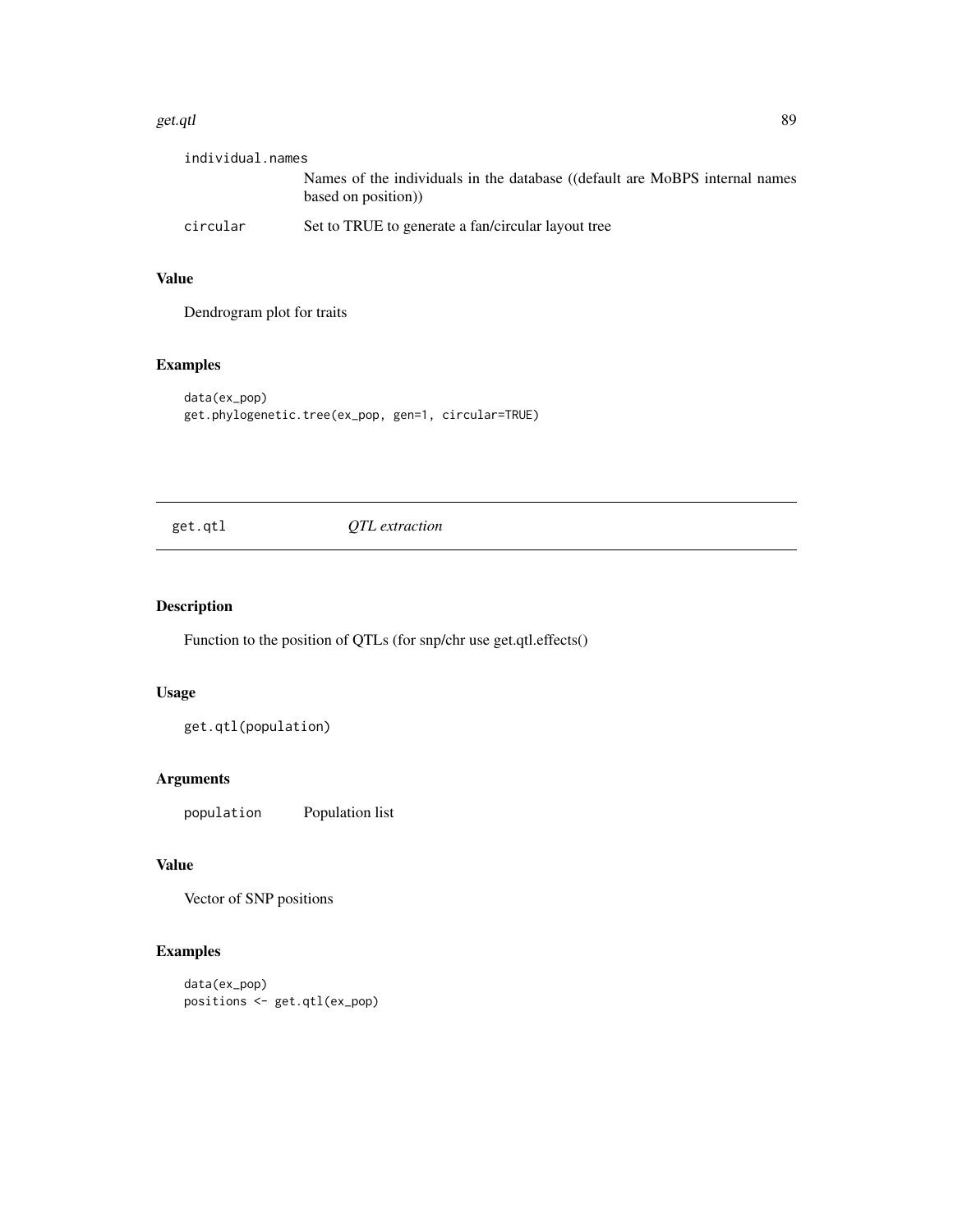individual.names
: Names of the individuals in the database ((default are MoBPS internal names based on position))

circular
: Set to TRUE to generate a fan/circular layout tree

### Value

Dendrogram plot for traits

### Examples

```
data(ex_pop)
get.phylogenetic.tree(ex_pop, gen=1, circular=TRUE)
```

---

## get.qtl *QTL extraction*

---

### Description

Function to the position of QTLs (for snp/chr use get.qtl.effects()

### Usage

```
get.qtl(population)
```

### Arguments

population
: Population list

### Value

Vector of SNP positions

### Examples

```
data(ex_pop)
positions <- get.qtl(ex_pop)
```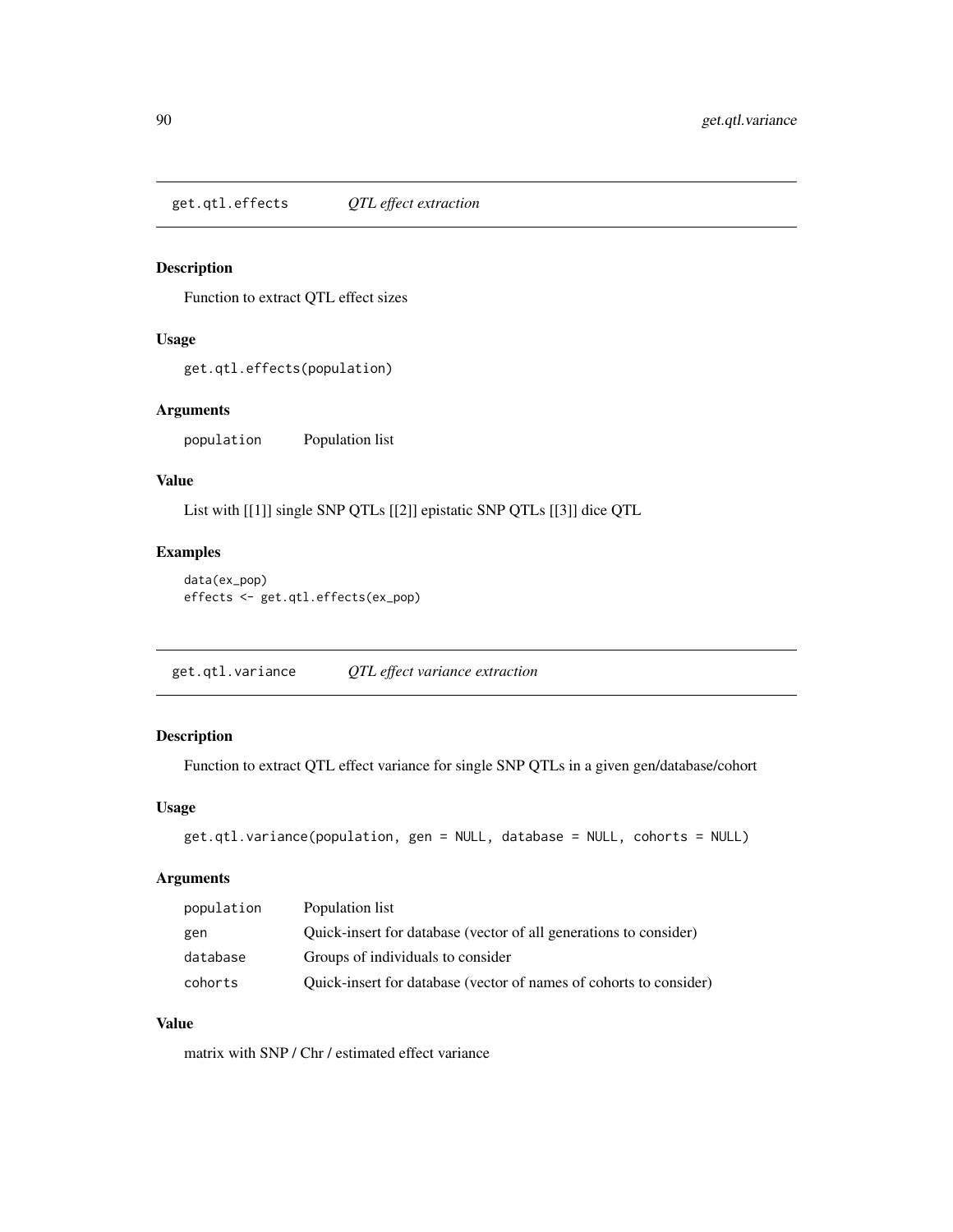## get.qtl.effects *QTL effect extraction*

### Description

Function to extract QTL effect sizes

### Usage

```
get.qtl.effects(population)
```

### Arguments

| | |
|---|---|
| population | Population list |

### Value

List with [[1]] single SNP QTLs [[2]] epistatic SNP QTLs [[3]] dice QTL

### Examples

```
data(ex_pop)
effects <- get.qtl.effects(ex_pop)
```

## get.qtl.variance *QTL effect variance extraction*

### Description

Function to extract QTL effect variance for single SNP QTLs in a given gen/database/cohort

### Usage

```
get.qtl.variance(population, gen = NULL, database = NULL, cohorts = NULL)
```

### Arguments

| | |
|---|---|
| population | Population list |
| gen | Quick-insert for database (vector of all generations to consider) |
| database | Groups of individuals to consider |
| cohorts | Quick-insert for database (vector of names of cohorts to consider) |

### Value

matrix with SNP / Chr / estimated effect variance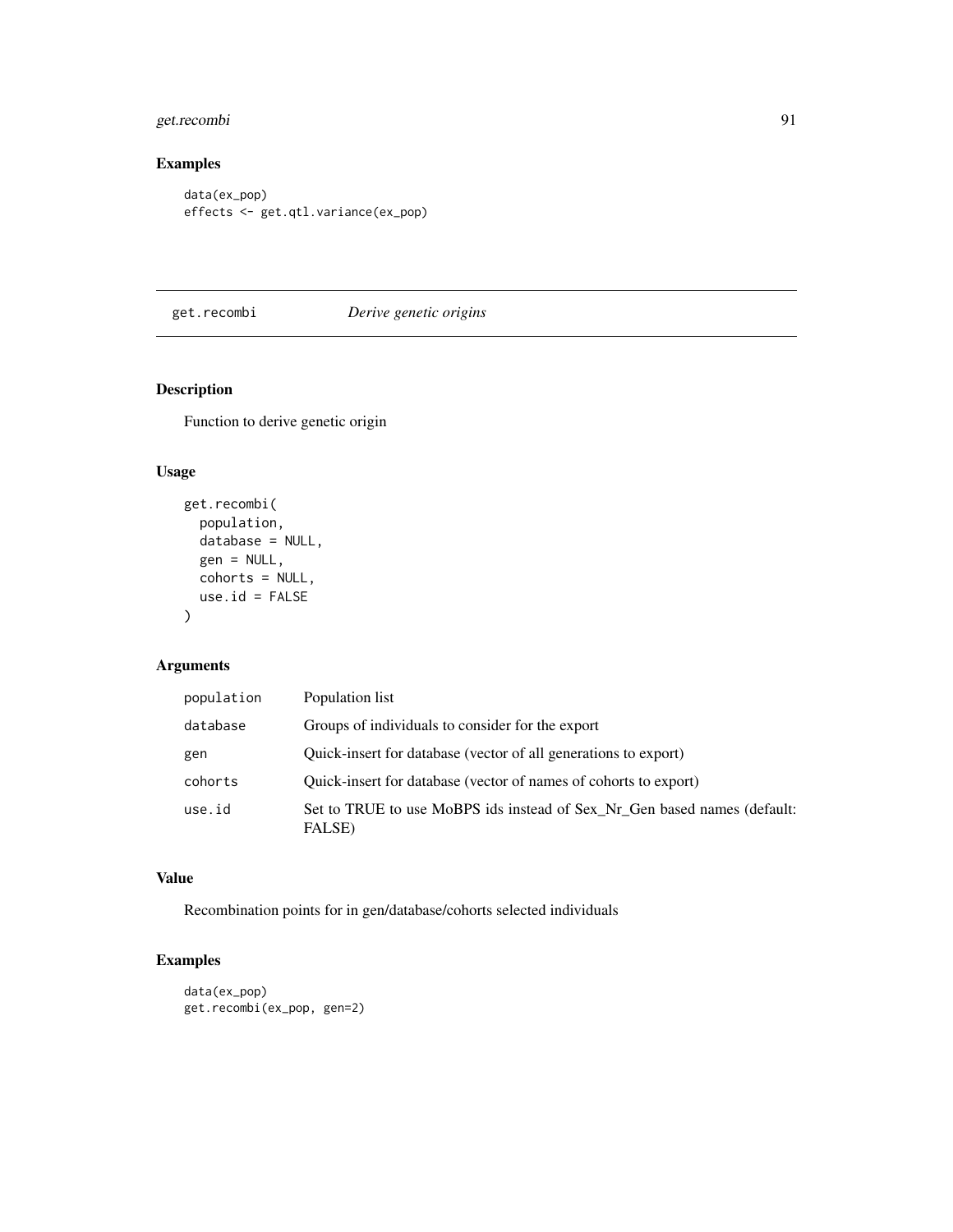## Examples

```
data(ex_pop)
effects <- get.qtl.variance(ex_pop)
```

---

# get.recombi *Derive genetic origins*

---

## Description

Function to derive genetic origin

## Usage

```
get.recombi(
  population,
  database = NULL,
  gen = NULL,
  cohorts = NULL,
  use.id = FALSE
)
```

## Arguments

| | |
|---|---|
| population | Population list |
| database | Groups of individuals to consider for the export |
| gen | Quick-insert for database (vector of all generations to export) |
| cohorts | Quick-insert for database (vector of names of cohorts to export) |
| use.id | Set to TRUE to use MoBPS ids instead of Sex_Nr_Gen based names (default: FALSE) |

## Value

Recombination points for in gen/database/cohorts selected individuals

## Examples

```
data(ex_pop)
get.recombi(ex_pop, gen=2)
```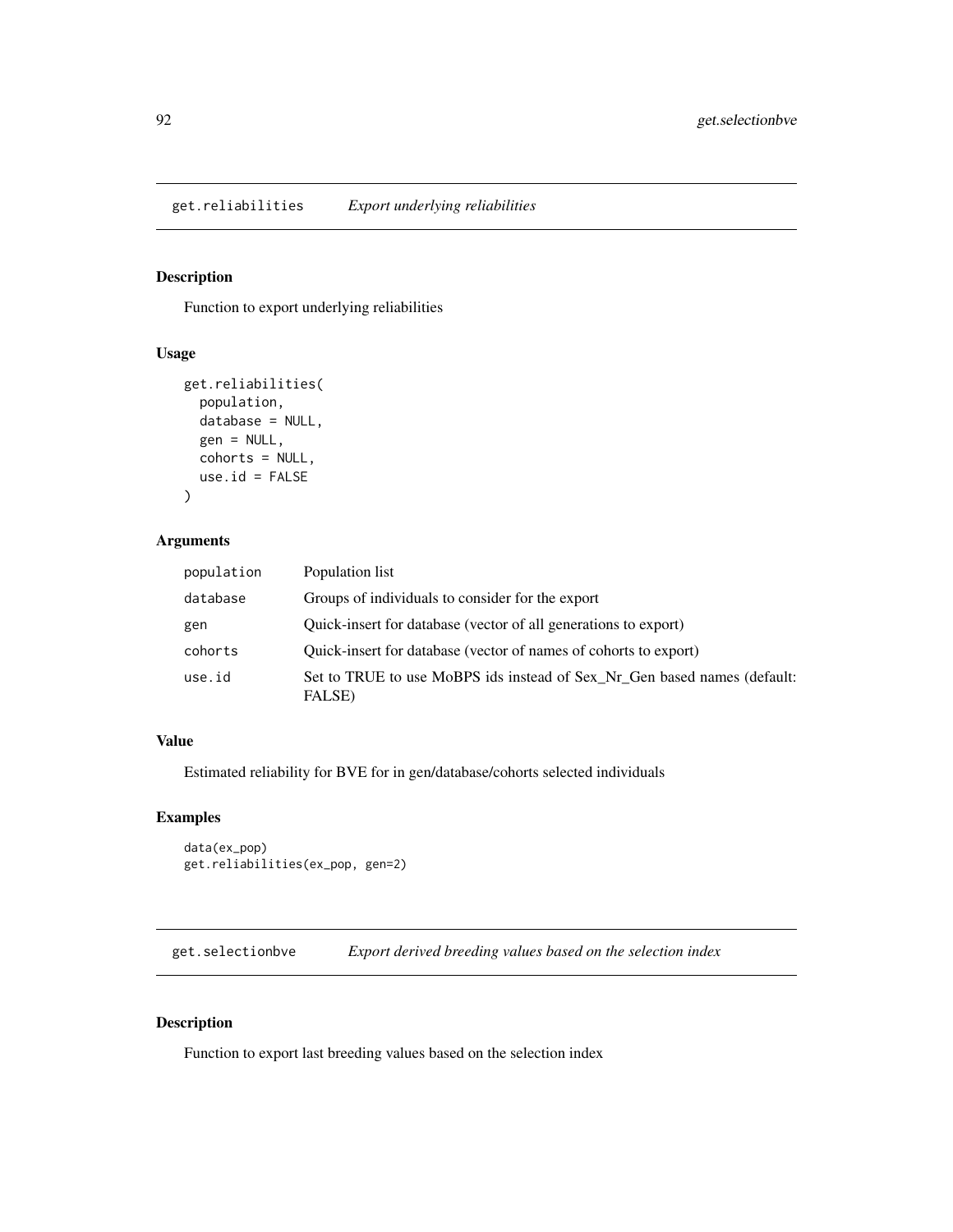## get.reliabilities *Export underlying reliabilities*

### Description

Function to export underlying reliabilities

### Usage

```
get.reliabilities(
  population,
  database = NULL,
  gen = NULL,
  cohorts = NULL,
  use.id = FALSE
)
```

### Arguments

| | |
|---|---|
| population | Population list |
| database | Groups of individuals to consider for the export |
| gen | Quick-insert for database (vector of all generations to export) |
| cohorts | Quick-insert for database (vector of names of cohorts to export) |
| use.id | Set to TRUE to use MoBPS ids instead of Sex_Nr_Gen based names (default: FALSE) |

### Value

Estimated reliability for BVE for in gen/database/cohorts selected individuals

### Examples

```
data(ex_pop)
get.reliabilities(ex_pop, gen=2)
```

## get.selectionbve *Export derived breeding values based on the selection index*

### Description

Function to export last breeding values based on the selection index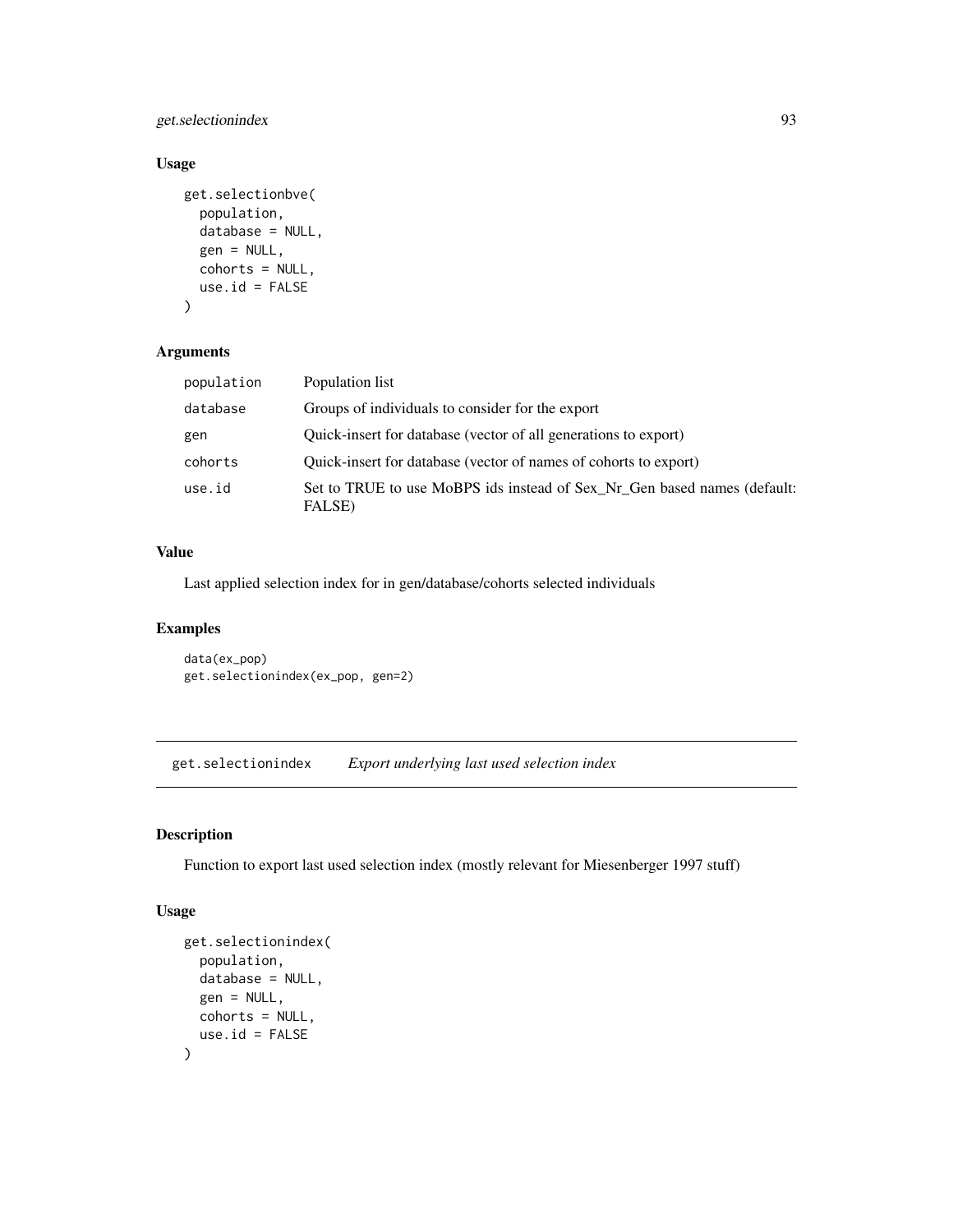## Usage

```
get.selectionbve(
  population,
  database = NULL,
  gen = NULL,
  cohorts = NULL,
  use.id = FALSE
)
```

## Arguments

| | |
|---|---|
| population | Population list |
| database | Groups of individuals to consider for the export |
| gen | Quick-insert for database (vector of all generations to export) |
| cohorts | Quick-insert for database (vector of names of cohorts to export) |
| use.id | Set to TRUE to use MoBPS ids instead of Sex_Nr_Gen based names (default: FALSE) |

## Value

Last applied selection index for in gen/database/cohorts selected individuals

## Examples

```
data(ex_pop)
get.selectionindex(ex_pop, gen=2)
```

---

# get.selectionindex *Export underlying last used selection index*

## Description

Function to export last used selection index (mostly relevant for Miesenberger 1997 stuff)

## Usage

```
get.selectionindex(
  population,
  database = NULL,
  gen = NULL,
  cohorts = NULL,
  use.id = FALSE
)
```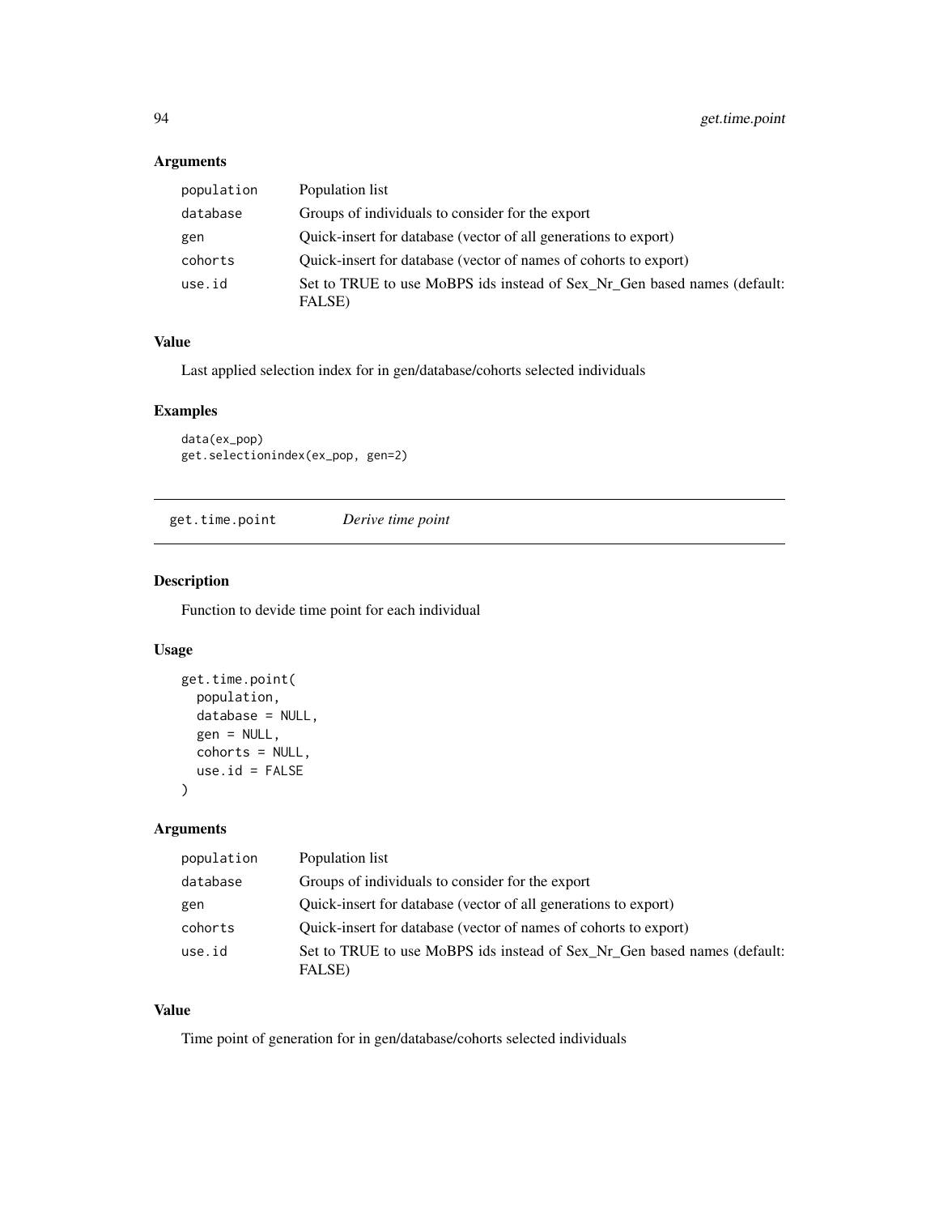## Arguments

| | |
|---|---|
| population | Population list |
| database | Groups of individuals to consider for the export |
| gen | Quick-insert for database (vector of all generations to export) |
| cohorts | Quick-insert for database (vector of names of cohorts to export) |
| use.id | Set to TRUE to use MoBPS ids instead of Sex_Nr_Gen based names (default: FALSE) |

## Value

Last applied selection index for in gen/database/cohorts selected individuals

## Examples

```
data(ex_pop)
get.selectionindex(ex_pop, gen=2)
```

# get.time.point *Derive time point*

## Description

Function to devide time point for each individual

## Usage

```
get.time.point(
  population,
  database = NULL,
  gen = NULL,
  cohorts = NULL,
  use.id = FALSE
)
```

## Arguments

| | |
|---|---|
| population | Population list |
| database | Groups of individuals to consider for the export |
| gen | Quick-insert for database (vector of all generations to export) |
| cohorts | Quick-insert for database (vector of names of cohorts to export) |
| use.id | Set to TRUE to use MoBPS ids instead of Sex_Nr_Gen based names (default: FALSE) |

## Value

Time point of generation for in gen/database/cohorts selected individuals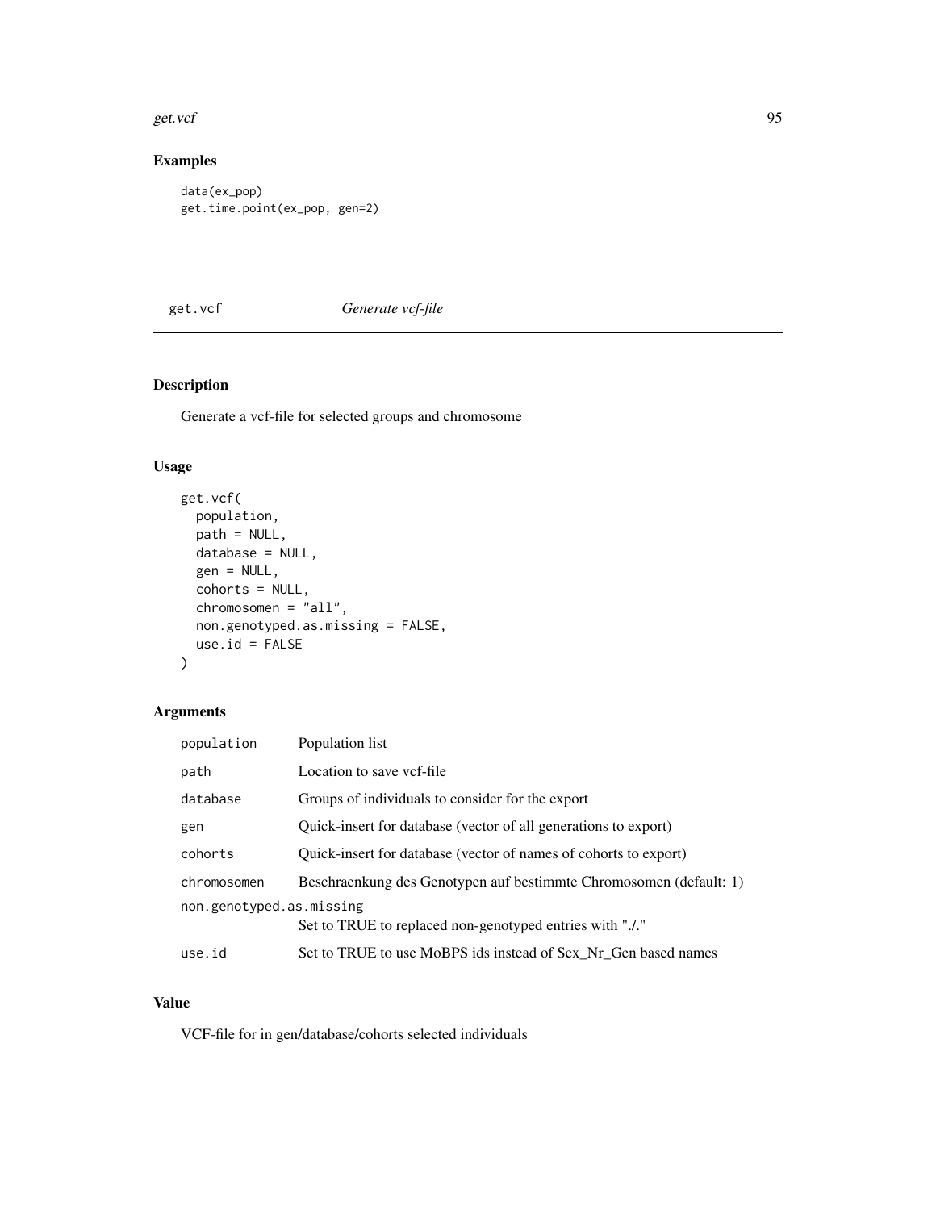## Examples

```
data(ex_pop)
get.time.point(ex_pop, gen=2)
```

---

# get.vcf *Generate vcf-file*

## Description

Generate a vcf-file for selected groups and chromosome

## Usage

```
get.vcf(
  population,
  path = NULL,
  database = NULL,
  gen = NULL,
  cohorts = NULL,
  chromosomen = "all",
  non.genotyped.as.missing = FALSE,
  use.id = FALSE
)
```

## Arguments

| | |
|---|---|
| population | Population list |
| path | Location to save vcf-file |
| database | Groups of individuals to consider for the export |
| gen | Quick-insert for database (vector of all generations to export) |
| cohorts | Quick-insert for database (vector of names of cohorts to export) |
| chromosomen | Beschraenkung des Genotypen auf bestimmte Chromosomen (default: 1) |
| non.genotyped.as.missing | Set to TRUE to replaced non-genotyped entries with "./." |
| use.id | Set to TRUE to use MoBPS ids instead of Sex_Nr_Gen based names |

## Value

VCF-file for in gen/database/cohorts selected individuals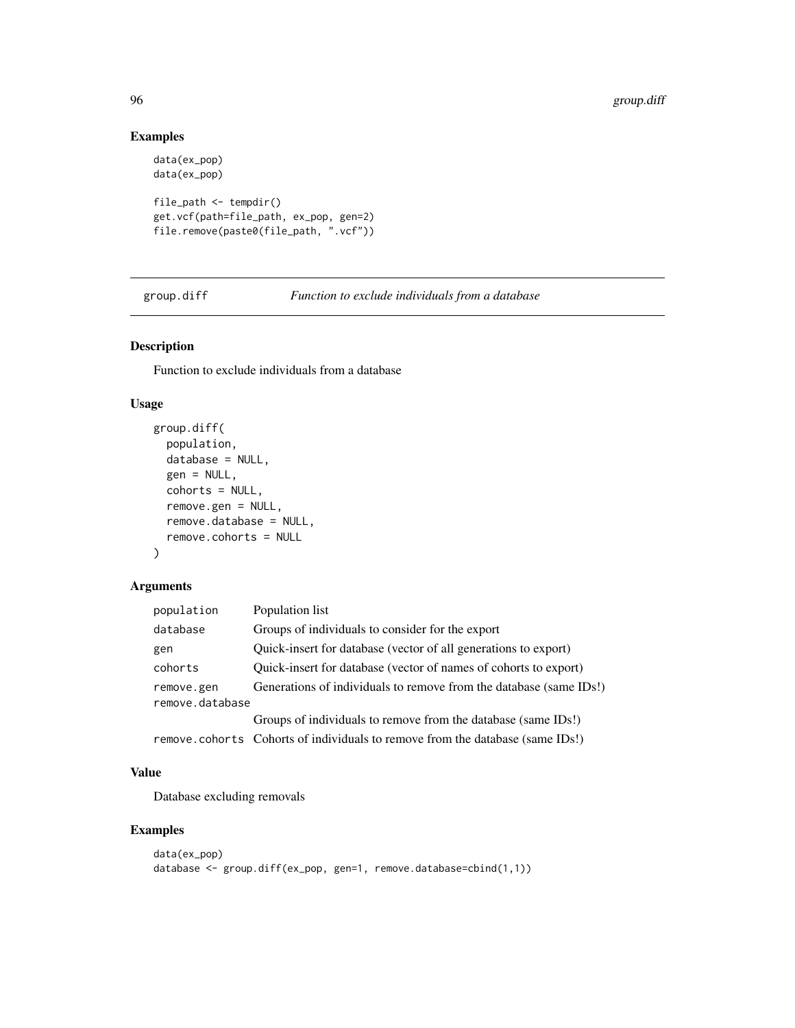## Examples

```
data(ex_pop)
data(ex_pop)

file_path <- tempdir()
get.vcf(path=file_path, ex_pop, gen=2)
file.remove(paste0(file_path, ".vcf"))
```

---

## group.diff *Function to exclude individuals from a database*

---

### Description

Function to exclude individuals from a database

### Usage

```
group.diff(
  population,
  database = NULL,
  gen = NULL,
  cohorts = NULL,
  remove.gen = NULL,
  remove.database = NULL,
  remove.cohorts = NULL
)
```

### Arguments

| | |
|---|---|
| population | Population list |
| database | Groups of individuals to consider for the export |
| gen | Quick-insert for database (vector of all generations to export) |
| cohorts | Quick-insert for database (vector of names of cohorts to export) |
| remove.gen | Generations of individuals to remove from the database (same IDs!) |
| remove.database | Groups of individuals to remove from the database (same IDs!) |
| remove.cohorts | Cohorts of individuals to remove from the database (same IDs!) |

### Value

Database excluding removals

### Examples

```
data(ex_pop)
database <- group.diff(ex_pop, gen=1, remove.database=cbind(1,1))
```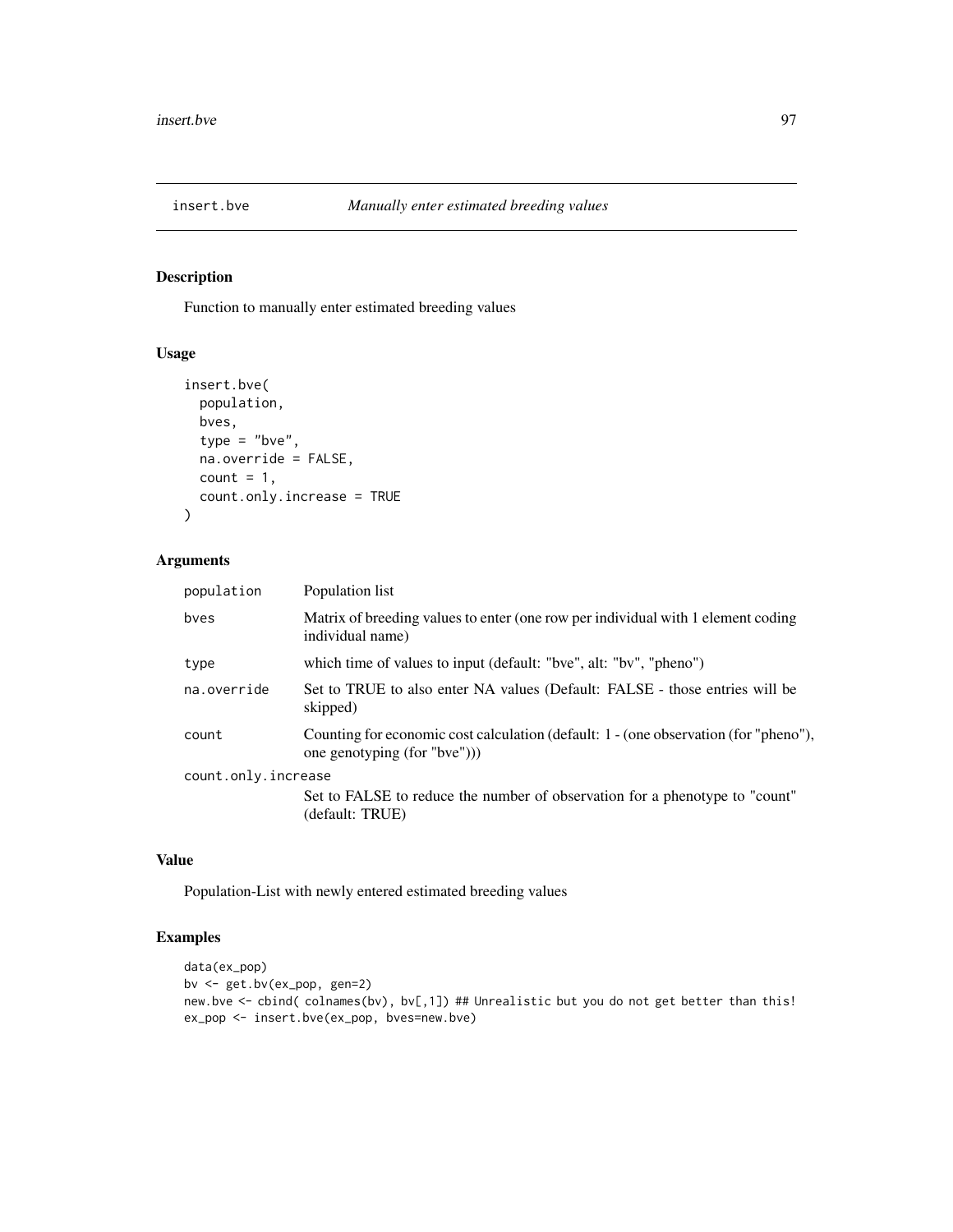# insert.bve — *Manually enter estimated breeding values*

## Description

Function to manually enter estimated breeding values

## Usage

```
insert.bve(
  population,
  bves,
  type = "bve",
  na.override = FALSE,
  count = 1,
  count.only.increase = TRUE
)
```

## Arguments

| | |
|---|---|
| population | Population list |
| bves | Matrix of breeding values to enter (one row per individual with 1 element coding individual name) |
| type | which time of values to input (default: "bve", alt: "bv", "pheno") |
| na.override | Set to TRUE to also enter NA values (Default: FALSE - those entries will be skipped) |
| count | Counting for economic cost calculation (default: 1 - (one observation (for "pheno"), one genotyping (for "bve"))) |
| count.only.increase | Set to FALSE to reduce the number of observation for a phenotype to "count" (default: TRUE) |

## Value

Population-List with newly entered estimated breeding values

## Examples

```
data(ex_pop)
bv <- get.bv(ex_pop, gen=2)
new.bve <- cbind( colnames(bv), bv[,1]) ## Unrealistic but you do not get better than this!
ex_pop <- insert.bve(ex_pop, bves=new.bve)
```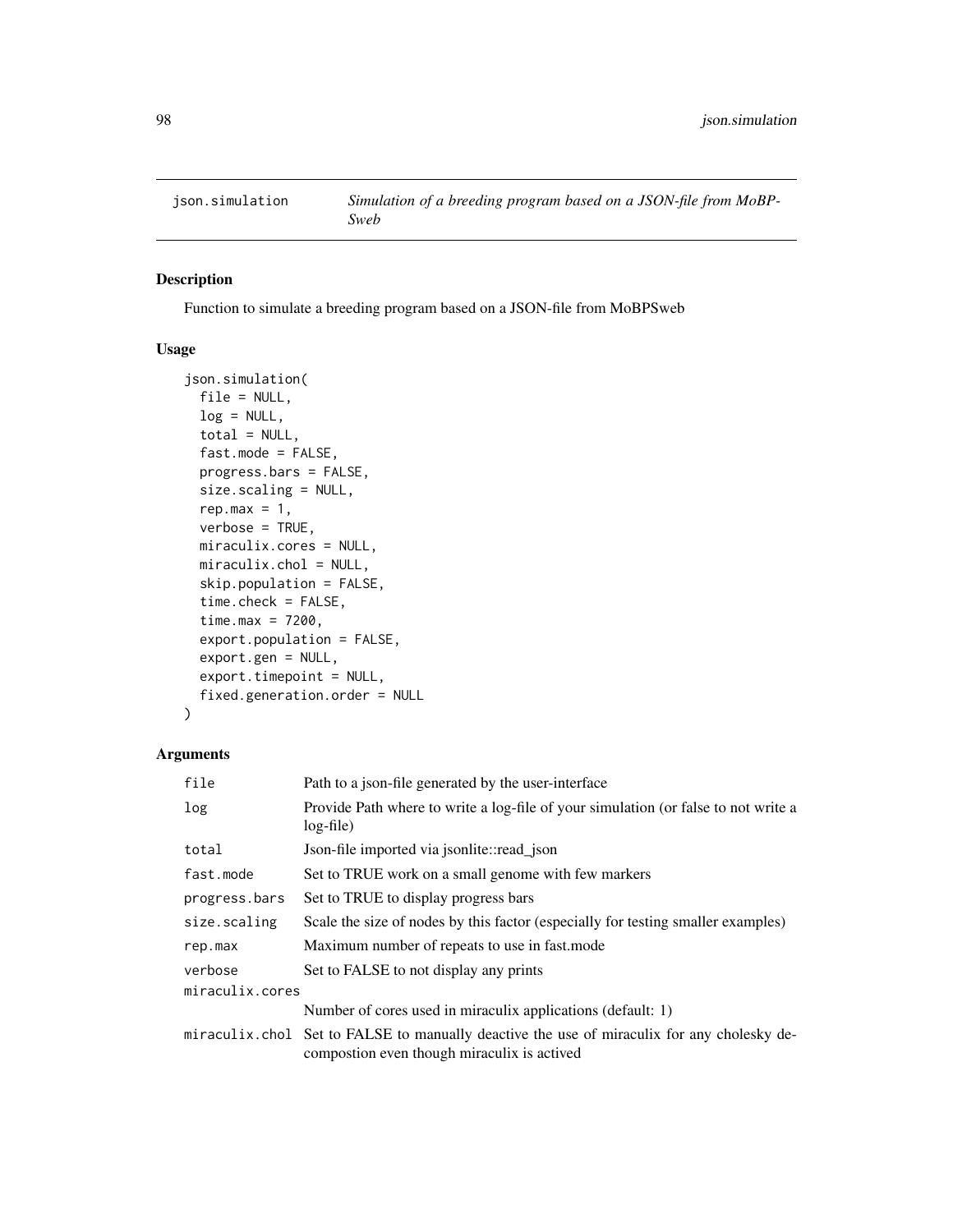## json.simulation — *Simulation of a breeding program based on a JSON-file from MoBPSweb*

### Description

Function to simulate a breeding program based on a JSON-file from MoBPSweb

### Usage

```
json.simulation(
  file = NULL,
  log = NULL,
  total = NULL,
  fast.mode = FALSE,
  progress.bars = FALSE,
  size.scaling = NULL,
  rep.max = 1,
  verbose = TRUE,
  miraculix.cores = NULL,
  miraculix.chol = NULL,
  skip.population = FALSE,
  time.check = FALSE,
  time.max = 7200,
  export.population = FALSE,
  export.gen = NULL,
  export.timepoint = NULL,
  fixed.generation.order = NULL
)
```

### Arguments

| Argument | Description |
|---|---|
| `file` | Path to a json-file generated by the user-interface |
| `log` | Provide Path where to write a log-file of your simulation (or false to not write a log-file) |
| `total` | Json-file imported via jsonlite::read_json |
| `fast.mode` | Set to TRUE work on a small genome with few markers |
| `progress.bars` | Set to TRUE to display progress bars |
| `size.scaling` | Scale the size of nodes by this factor (especially for testing smaller examples) |
| `rep.max` | Maximum number of repeats to use in fast.mode |
| `verbose` | Set to FALSE to not display any prints |
| `miraculix.cores` | Number of cores used in miraculix applications (default: 1) |
| `miraculix.chol` | Set to FALSE to manually deactive the use of miraculix for any cholesky decompostion even though miraculix is actived |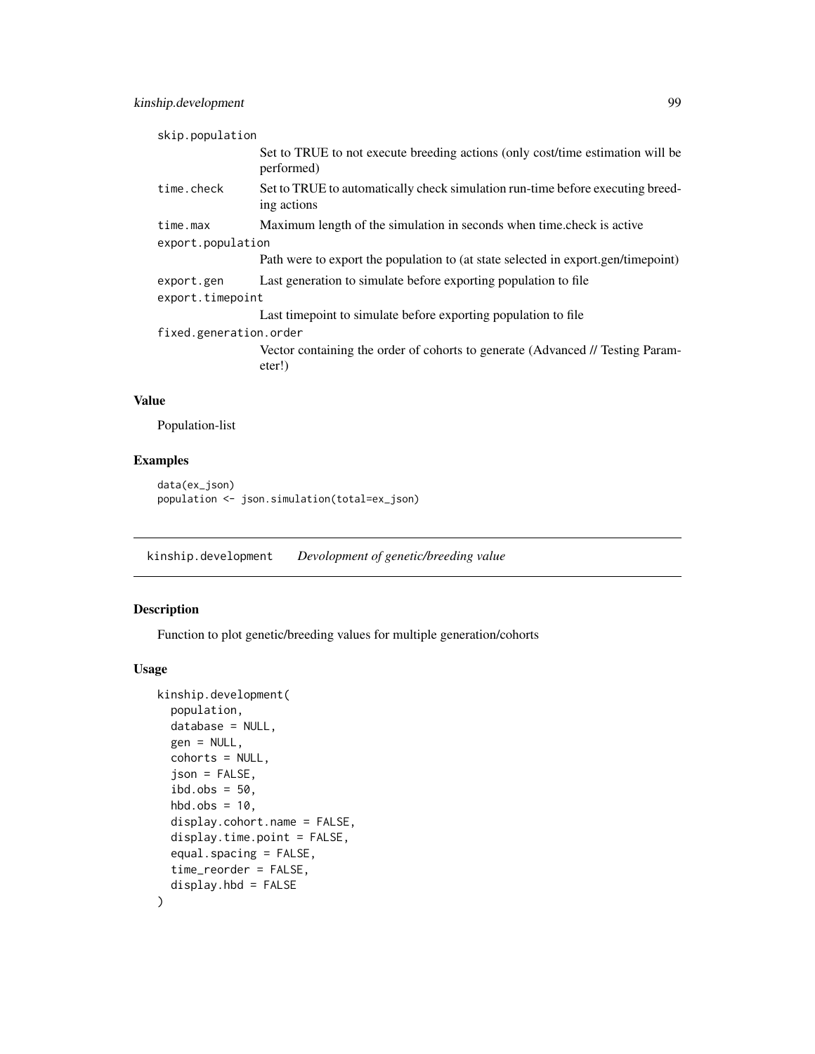| | |
|---|---|
| skip.population | Set to TRUE to not execute breeding actions (only cost/time estimation will be performed) |
| time.check | Set to TRUE to automatically check simulation run-time before executing breeding actions |
| time.max | Maximum length of the simulation in seconds when time.check is active |
| export.population | Path were to export the population to (at state selected in export.gen/timepoint) |
| export.gen | Last generation to simulate before exporting population to file |
| export.timepoint | Last timepoint to simulate before exporting population to file |
| fixed.generation.order | Vector containing the order of cohorts to generate (Advanced // Testing Parameter!) |

### Value

Population-list

### Examples

```
data(ex_json)
population <- json.simulation(total=ex_json)
```

---

## kinship.development *Devolopment of genetic/breeding value*

---

### Description

Function to plot genetic/breeding values for multiple generation/cohorts

### Usage

```
kinship.development(
  population,
  database = NULL,
  gen = NULL,
  cohorts = NULL,
  json = FALSE,
  ibd.obs = 50,
  hbd.obs = 10,
  display.cohort.name = FALSE,
  display.time.point = FALSE,
  equal.spacing = FALSE,
  time_reorder = FALSE,
  display.hbd = FALSE
)
```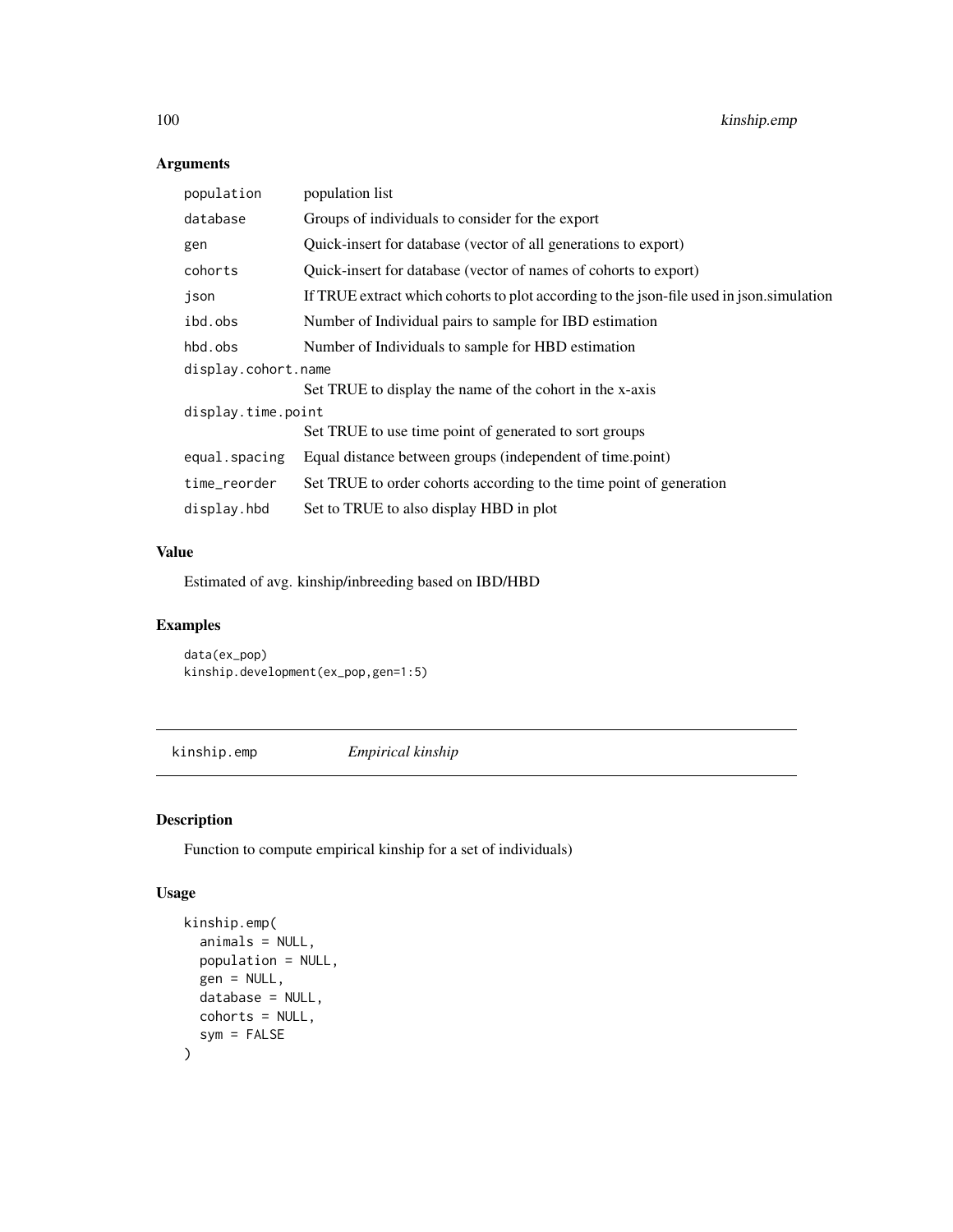## Arguments

| | |
|---|---|
| population | population list |
| database | Groups of individuals to consider for the export |
| gen | Quick-insert for database (vector of all generations to export) |
| cohorts | Quick-insert for database (vector of names of cohorts to export) |
| json | If TRUE extract which cohorts to plot according to the json-file used in json.simulation |
| ibd.obs | Number of Individual pairs to sample for IBD estimation |
| hbd.obs | Number of Individuals to sample for HBD estimation |
| display.cohort.name | Set TRUE to display the name of the cohort in the x-axis |
| display.time.point | Set TRUE to use time point of generated to sort groups |
| equal.spacing | Equal distance between groups (independent of time.point) |
| time_reorder | Set TRUE to order cohorts according to the time point of generation |
| display.hbd | Set to TRUE to also display HBD in plot |

## Value

Estimated of avg. kinship/inbreeding based on IBD/HBD

## Examples

```
data(ex_pop)
kinship.development(ex_pop,gen=1:5)
```

---

# kinship.emp    *Empirical kinship*

## Description

Function to compute empirical kinship for a set of individuals)

## Usage

```
kinship.emp(
  animals = NULL,
  population = NULL,
  gen = NULL,
  database = NULL,
  cohorts = NULL,
  sym = FALSE
)
```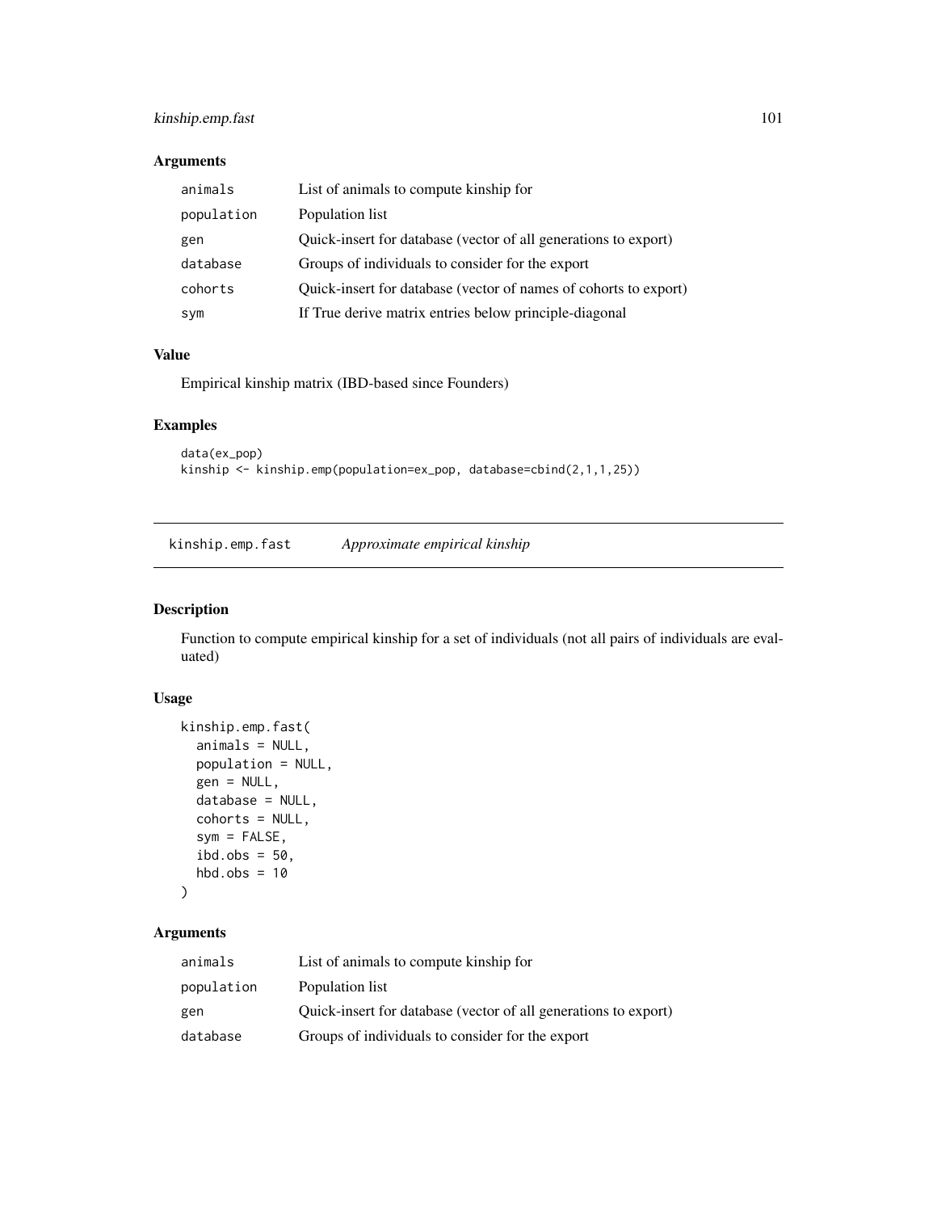## Arguments

| | |
|---|---|
| animals | List of animals to compute kinship for |
| population | Population list |
| gen | Quick-insert for database (vector of all generations to export) |
| database | Groups of individuals to consider for the export |
| cohorts | Quick-insert for database (vector of names of cohorts to export) |
| sym | If True derive matrix entries below principle-diagonal |

## Value

Empirical kinship matrix (IBD-based since Founders)

## Examples

```
data(ex_pop)
kinship <- kinship.emp(population=ex_pop, database=cbind(2,1,1,25))
```

---

# kinship.emp.fast *Approximate empirical kinship*

## Description

Function to compute empirical kinship for a set of individuals (not all pairs of individuals are evaluated)

## Usage

```
kinship.emp.fast(
  animals = NULL,
  population = NULL,
  gen = NULL,
  database = NULL,
  cohorts = NULL,
  sym = FALSE,
  ibd.obs = 50,
  hbd.obs = 10
)
```

## Arguments

| | |
|---|---|
| animals | List of animals to compute kinship for |
| population | Population list |
| gen | Quick-insert for database (vector of all generations to export) |
| database | Groups of individuals to consider for the export |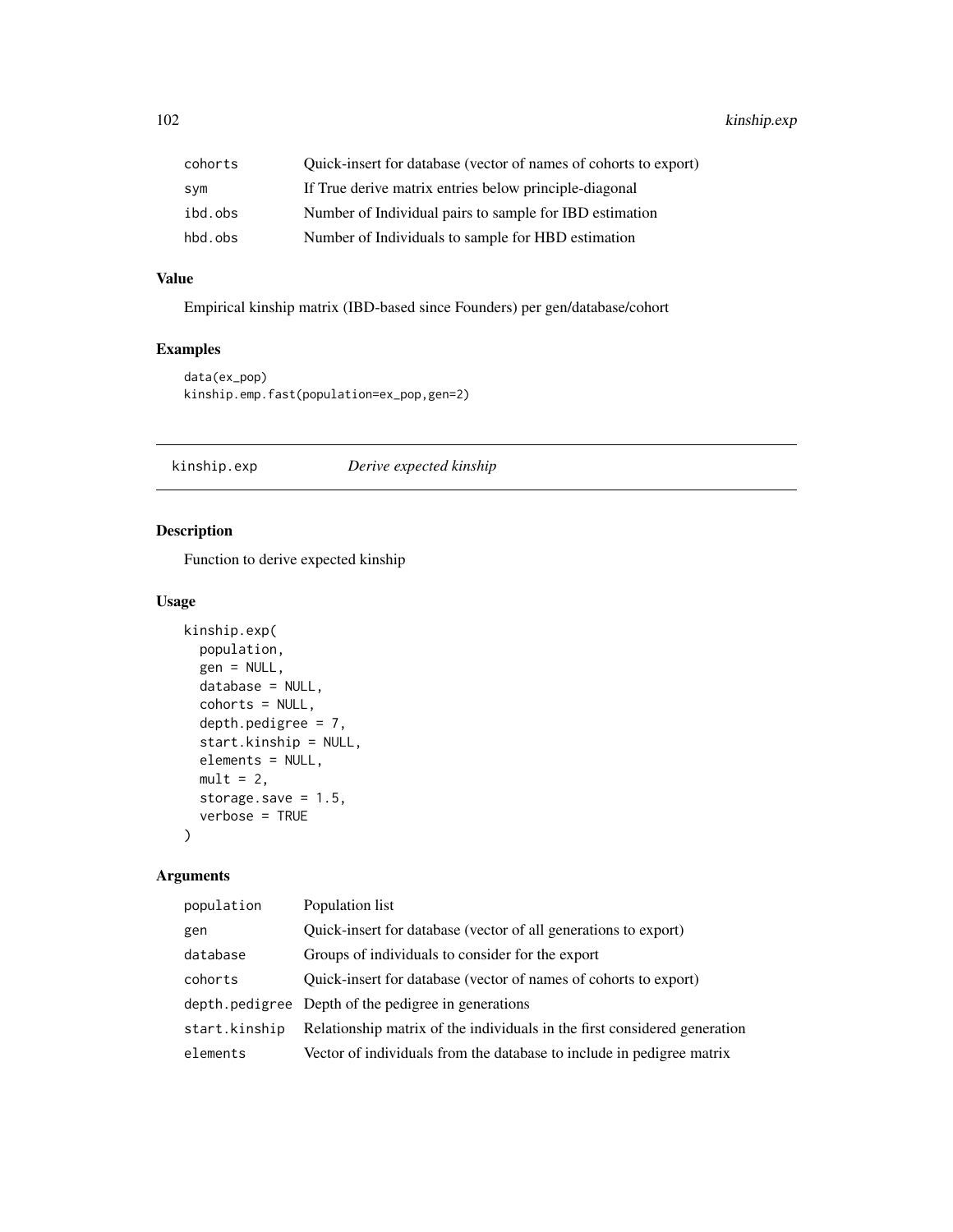| | |
|---|---|
| cohorts | Quick-insert for database (vector of names of cohorts to export) |
| sym | If True derive matrix entries below principle-diagonal |
| ibd.obs | Number of Individual pairs to sample for IBD estimation |
| hbd.obs | Number of Individuals to sample for HBD estimation |

## Value

Empirical kinship matrix (IBD-based since Founders) per gen/database/cohort

## Examples

```
data(ex_pop)
kinship.emp.fast(population=ex_pop,gen=2)
```

---

# kinship.exp *Derive expected kinship*

## Description

Function to derive expected kinship

## Usage

```
kinship.exp(
  population,
  gen = NULL,
  database = NULL,
  cohorts = NULL,
  depth.pedigree = 7,
  start.kinship = NULL,
  elements = NULL,
  mult = 2,
  storage.save = 1.5,
  verbose = TRUE
)
```

## Arguments

| | |
|---|---|
| population | Population list |
| gen | Quick-insert for database (vector of all generations to export) |
| database | Groups of individuals to consider for the export |
| cohorts | Quick-insert for database (vector of names of cohorts to export) |
| depth.pedigree | Depth of the pedigree in generations |
| start.kinship | Relationship matrix of the individuals in the first considered generation |
| elements | Vector of individuals from the database to include in pedigree matrix |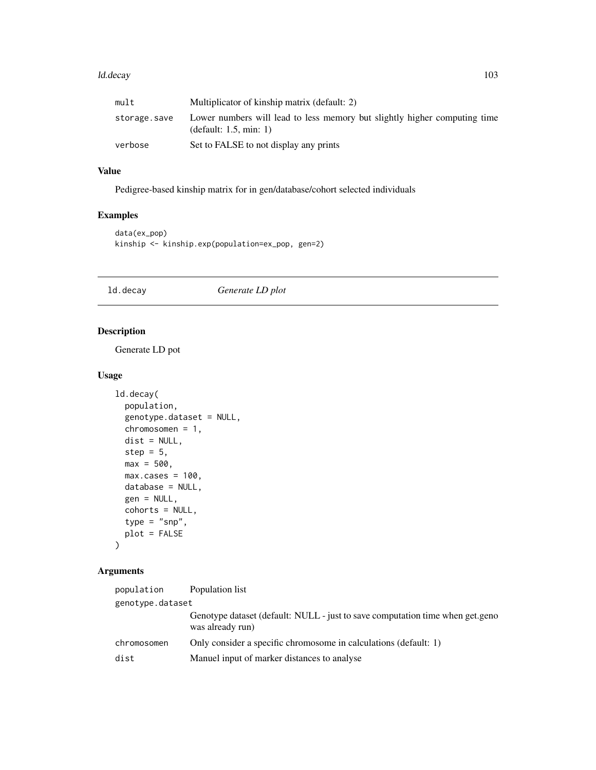| | |
|---|---|
| mult | Multiplicator of kinship matrix (default: 2) |
| storage.save | Lower numbers will lead to less memory but slightly higher computing time (default: 1.5, min: 1) |
| verbose | Set to FALSE to not display any prints |

### Value

Pedigree-based kinship matrix for in gen/database/cohort selected individuals

### Examples

```
data(ex_pop)
kinship <- kinship.exp(population=ex_pop, gen=2)
```

---

## ld.decay *Generate LD plot*

### Description

Generate LD pot

### Usage

```
ld.decay(
  population,
  genotype.dataset = NULL,
  chromosomen = 1,
  dist = NULL,
  step = 5,
  max = 500,
  max.cases = 100,
  database = NULL,
  gen = NULL,
  cohorts = NULL,
  type = "snp",
  plot = FALSE
)
```

### Arguments

| | |
|---|---|
| population | Population list |
| genotype.dataset | Genotype dataset (default: NULL - just to save computation time when get.geno was already run) |
| chromosomen | Only consider a specific chromosome in calculations (default: 1) |
| dist | Manuel input of marker distances to analyse |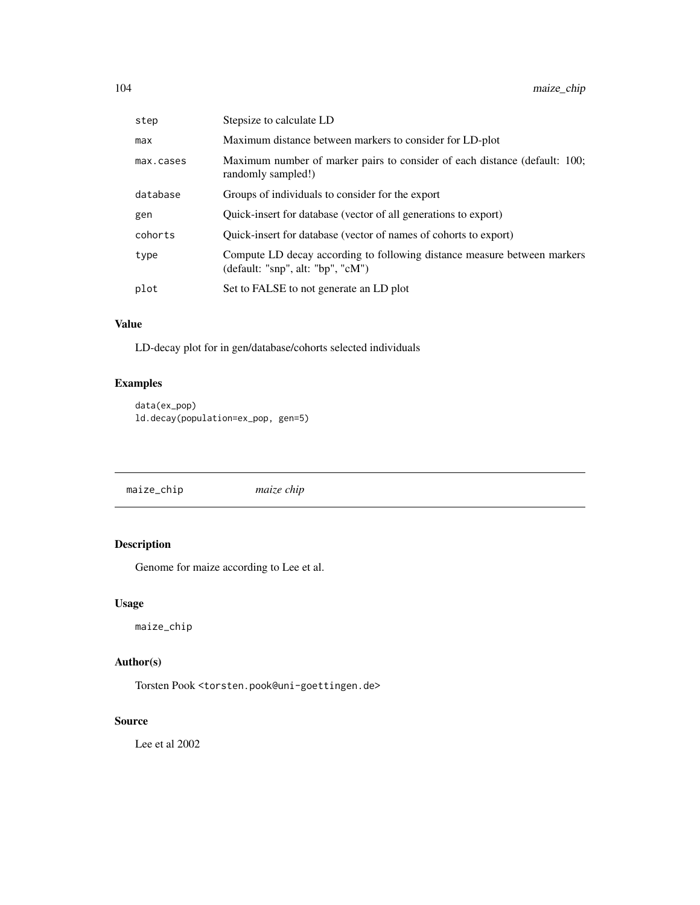| | |
|---|---|
| step | Stepsize to calculate LD |
| max | Maximum distance between markers to consider for LD-plot |
| max.cases | Maximum number of marker pairs to consider of each distance (default: 100; randomly sampled!) |
| database | Groups of individuals to consider for the export |
| gen | Quick-insert for database (vector of all generations to export) |
| cohorts | Quick-insert for database (vector of names of cohorts to export) |
| type | Compute LD decay according to following distance measure between markers (default: "snp", alt: "bp", "cM") |
| plot | Set to FALSE to not generate an LD plot |

### Value

LD-decay plot for in gen/database/cohorts selected individuals

### Examples

```
data(ex_pop)
ld.decay(population=ex_pop, gen=5)
```

---

## maize_chip *maize chip*

### Description

Genome for maize according to Lee et al.

### Usage

```
maize_chip
```

### Author(s)

Torsten Pook <torsten.pook@uni-goettingen.de>

### Source

Lee et al 2002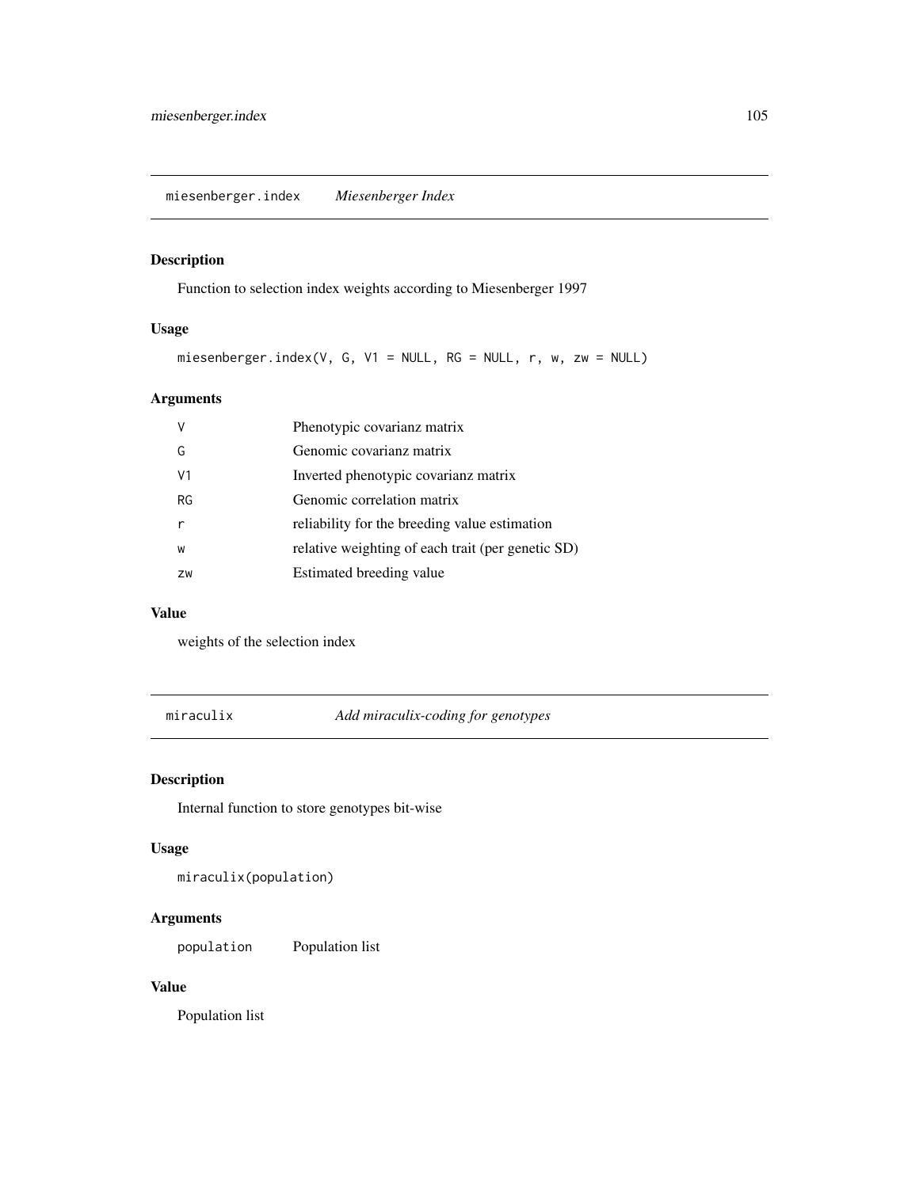## miesenberger.index *Miesenberger Index*

### Description

Function to selection index weights according to Miesenberger 1997

### Usage

```
miesenberger.index(V, G, V1 = NULL, RG = NULL, r, w, zw = NULL)
```

### Arguments

| | |
|---|---|
| V | Phenotypic covarianz matrix |
| G | Genomic covarianz matrix |
| V1 | Inverted phenotypic covarianz matrix |
| RG | Genomic correlation matrix |
| r | reliability for the breeding value estimation |
| w | relative weighting of each trait (per genetic SD) |
| zw | Estimated breeding value |

### Value

weights of the selection index

## miraculix *Add miraculix-coding for genotypes*

### Description

Internal function to store genotypes bit-wise

### Usage

```
miraculix(population)
```

### Arguments

| | |
|---|---|
| population | Population list |

### Value

Population list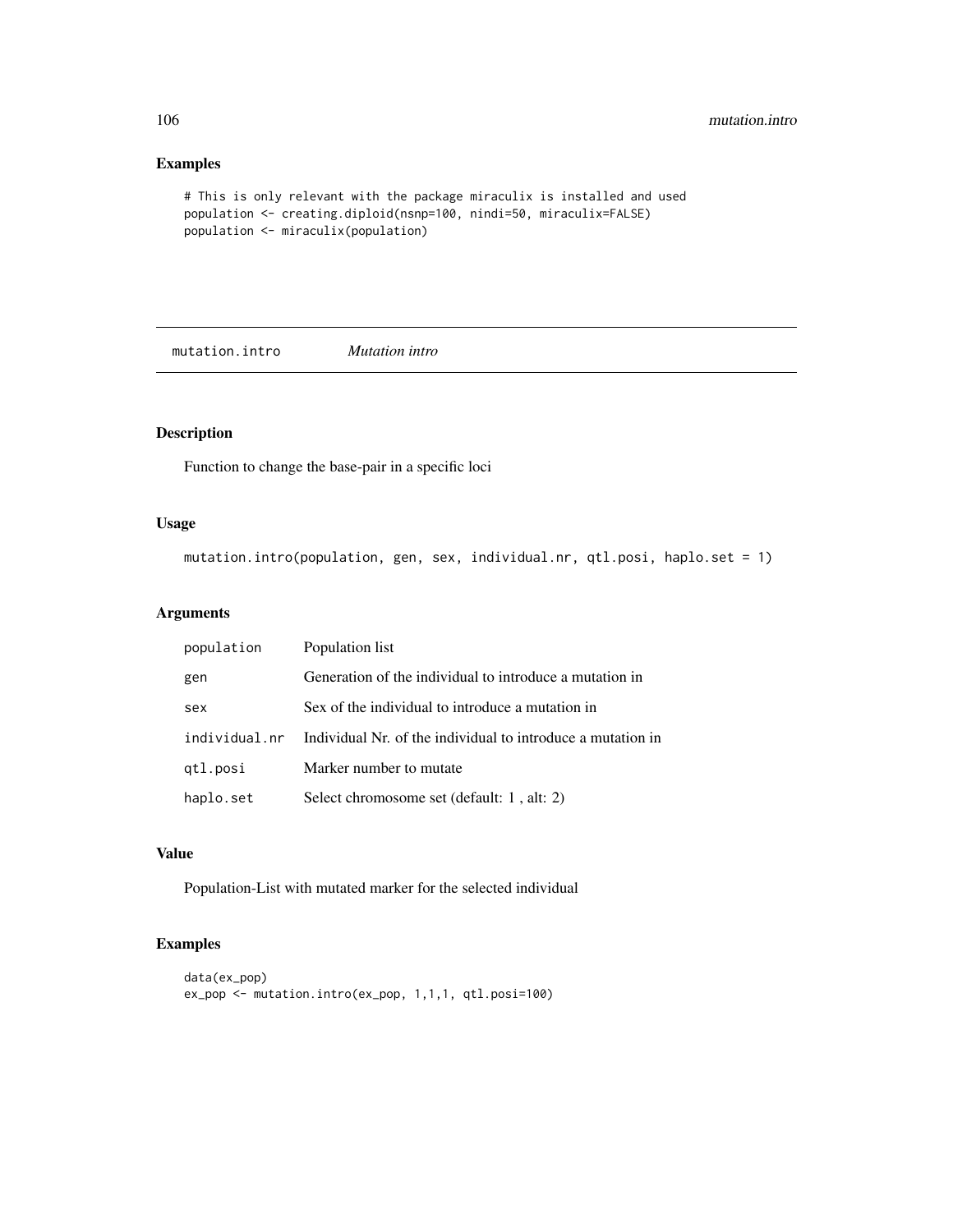## Examples

```
# This is only relevant with the package miraculix is installed and used
population <- creating.diploid(nsnp=100, nindi=50, miraculix=FALSE)
population <- miraculix(population)
```

---

# mutation.intro &nbsp;&nbsp;&nbsp; *Mutation intro*

---

## Description

Function to change the base-pair in a specific loci

## Usage

```
mutation.intro(population, gen, sex, individual.nr, qtl.posi, haplo.set = 1)
```

## Arguments

| | |
|---|---|
| population | Population list |
| gen | Generation of the individual to introduce a mutation in |
| sex | Sex of the individual to introduce a mutation in |
| individual.nr | Individual Nr. of the individual to introduce a mutation in |
| qtl.posi | Marker number to mutate |
| haplo.set | Select chromosome set (default: 1 , alt: 2) |

## Value

Population-List with mutated marker for the selected individual

## Examples

```
data(ex_pop)
ex_pop <- mutation.intro(ex_pop, 1,1,1, qtl.posi=100)
```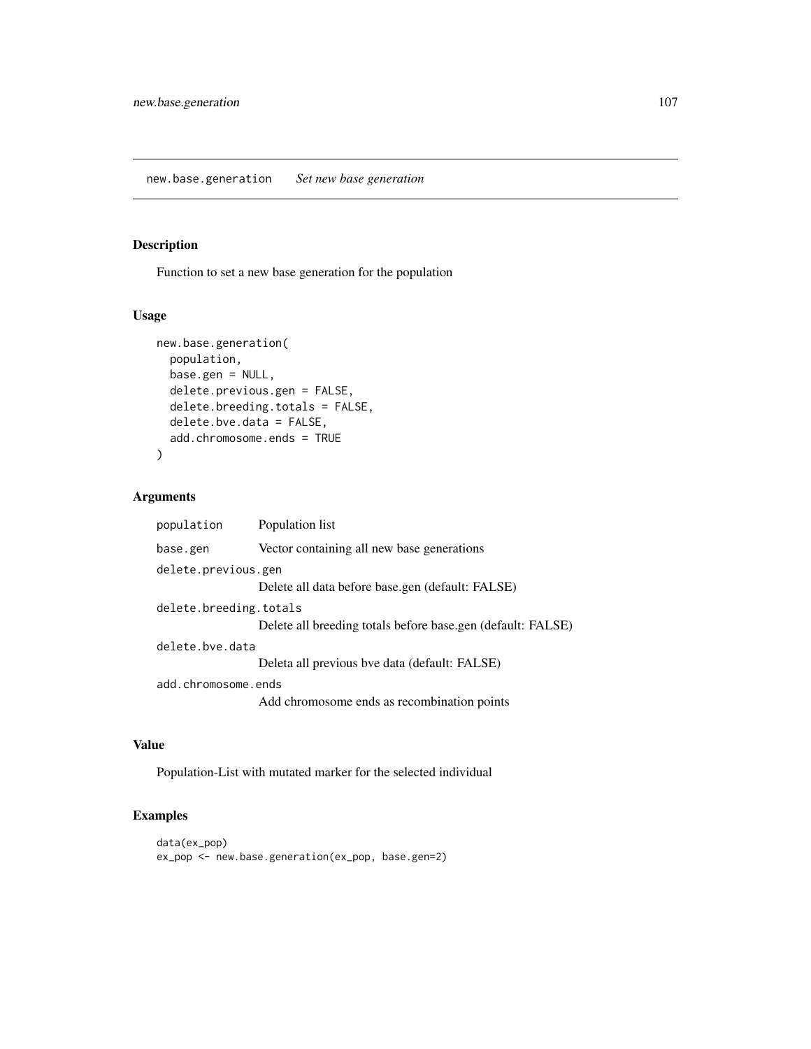## new.base.generation *Set new base generation*

### Description

Function to set a new base generation for the population

### Usage

```
new.base.generation(
  population,
  base.gen = NULL,
  delete.previous.gen = FALSE,
  delete.breeding.totals = FALSE,
  delete.bve.data = FALSE,
  add.chromosome.ends = TRUE
)
```

### Arguments

| | |
|---|---|
| `population` | Population list |
| `base.gen` | Vector containing all new base generations |
| `delete.previous.gen` | Delete all data before base.gen (default: FALSE) |
| `delete.breeding.totals` | Delete all breeding totals before base.gen (default: FALSE) |
| `delete.bve.data` | Deleta all previous bve data (default: FALSE) |
| `add.chromosome.ends` | Add chromosome ends as recombination points |

### Value

Population-List with mutated marker for the selected individual

### Examples

```
data(ex_pop)
ex_pop <- new.base.generation(ex_pop, base.gen=2)
```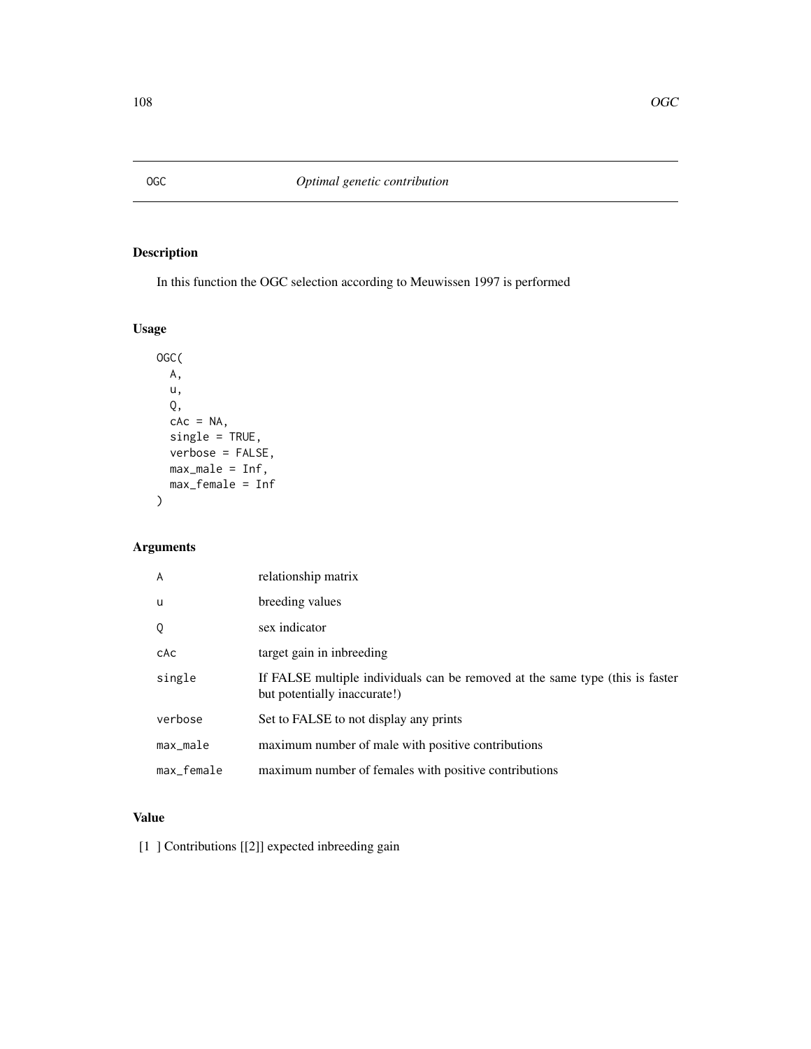# OGC — *Optimal genetic contribution*

## Description

In this function the OGC selection according to Meuwissen 1997 is performed

## Usage

```
OGC(
  A,
  u,
  Q,
  cAc = NA,
  single = TRUE,
  verbose = FALSE,
  max_male = Inf,
  max_female = Inf
)
```

## Arguments

| | |
|---|---|
| A | relationship matrix |
| u | breeding values |
| Q | sex indicator |
| cAc | target gain in inbreeding |
| single | If FALSE multiple individuals can be removed at the same type (this is faster but potentially inaccurate!) |
| verbose | Set to FALSE to not display any prints |
| max_male | maximum number of male with positive contributions |
| max_female | maximum number of females with positive contributions |

## Value

[1 ] Contributions [[2]] expected inbreeding gain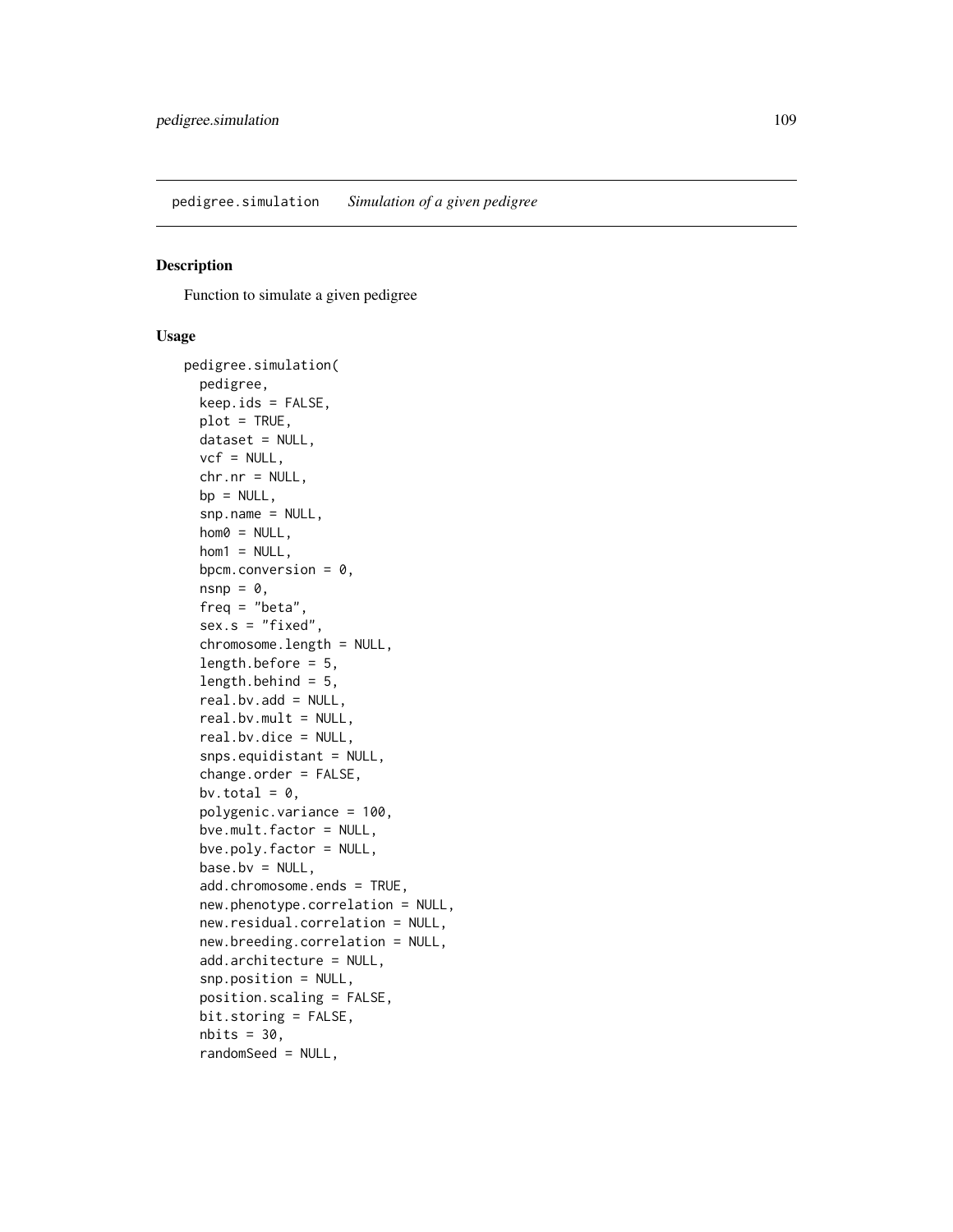pedigree.simulation *Simulation of a given pedigree*

## Description

Function to simulate a given pedigree

## Usage

```
pedigree.simulation(
  pedigree,
  keep.ids = FALSE,
  plot = TRUE,
  dataset = NULL,
  vcf = NULL,
  chr.nr = NULL,
  bp = NULL,
  snp.name = NULL,
  hom0 = NULL,
  hom1 = NULL,
  bpcm.conversion = 0,
  nsnp = 0,
  freq = "beta",
  sex.s = "fixed",
  chromosome.length = NULL,
  length.before = 5,
  length.behind = 5,
  real.bv.add = NULL,
  real.bv.mult = NULL,
  real.bv.dice = NULL,
  snps.equidistant = NULL,
  change.order = FALSE,
  bv.total = 0,
  polygenic.variance = 100,
  bve.mult.factor = NULL,
  bve.poly.factor = NULL,
  base.bv = NULL,
  add.chromosome.ends = TRUE,
  new.phenotype.correlation = NULL,
  new.residual.correlation = NULL,
  new.breeding.correlation = NULL,
  add.architecture = NULL,
  snp.position = NULL,
  position.scaling = FALSE,
  bit.storing = FALSE,
  nbits = 30,
  randomSeed = NULL,
```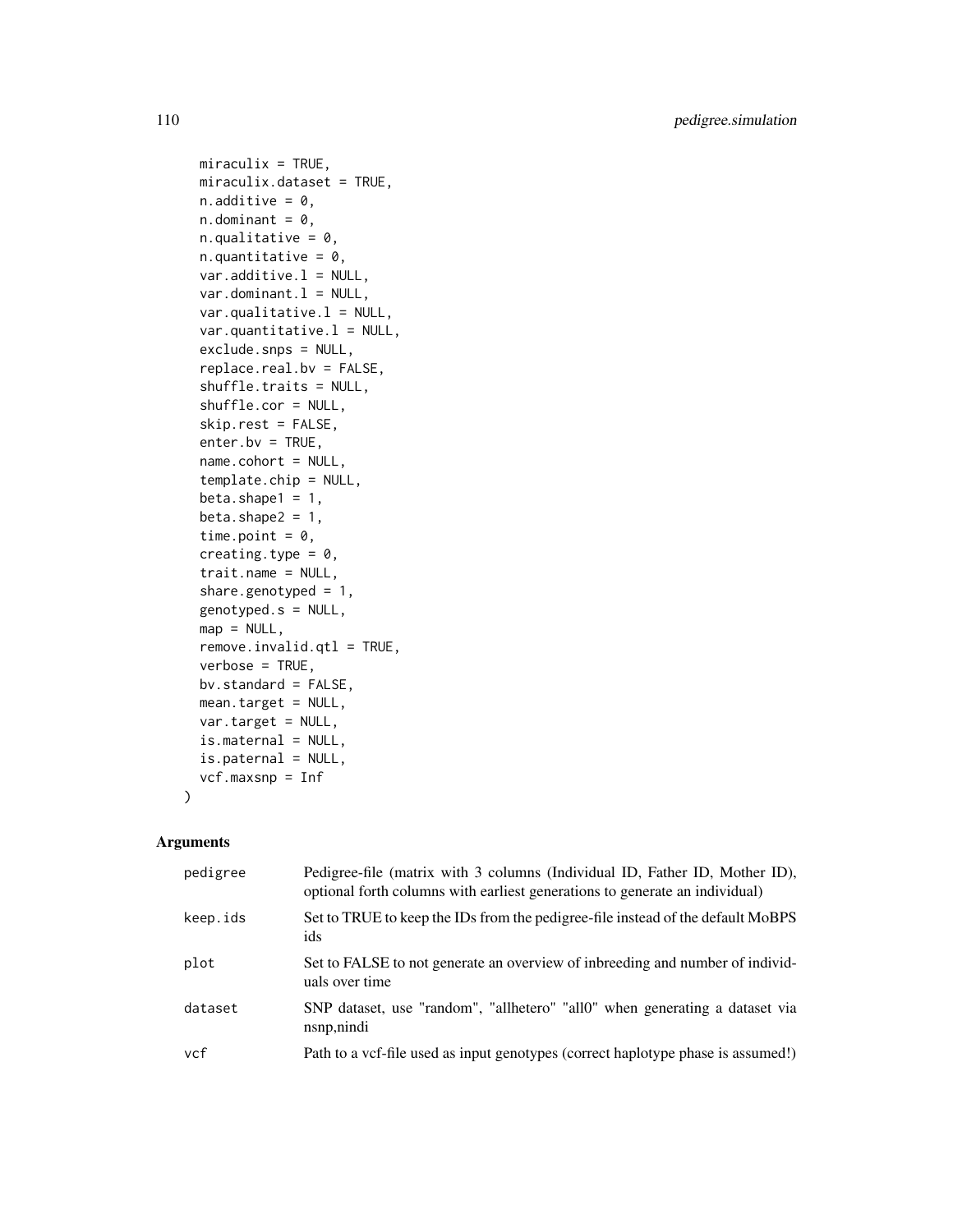```
  miraculix = TRUE,
  miraculix.dataset = TRUE,
  n.additive = 0,
  n.dominant = 0,
  n.qualitative = 0,
  n.quantitative = 0,
  var.additive.l = NULL,
  var.dominant.l = NULL,
  var.qualitative.l = NULL,
  var.quantitative.l = NULL,
  exclude.snps = NULL,
  replace.real.bv = FALSE,
  shuffle.traits = NULL,
  shuffle.cor = NULL,
  skip.rest = FALSE,
  enter.bv = TRUE,
  name.cohort = NULL,
  template.chip = NULL,
  beta.shape1 = 1,
  beta.shape2 = 1,
  time.point = 0,
  creating.type = 0,
  trait.name = NULL,
  share.genotyped = 1,
  genotyped.s = NULL,
  map = NULL,
  remove.invalid.qtl = TRUE,
  verbose = TRUE,
  bv.standard = FALSE,
  mean.target = NULL,
  var.target = NULL,
  is.maternal = NULL,
  is.paternal = NULL,
  vcf.maxsnp = Inf
)
```

## Arguments

| | |
|---|---|
| pedigree | Pedigree-file (matrix with 3 columns (Individual ID, Father ID, Mother ID), optional forth columns with earliest generations to generate an individual) |
| keep.ids | Set to TRUE to keep the IDs from the pedigree-file instead of the default MoBPS ids |
| plot | Set to FALSE to not generate an overview of inbreeding and number of individuals over time |
| dataset | SNP dataset, use "random", "allhetero" "all0" when generating a dataset via nsnp,nindi |
| vcf | Path to a vcf-file used as input genotypes (correct haplotype phase is assumed!) |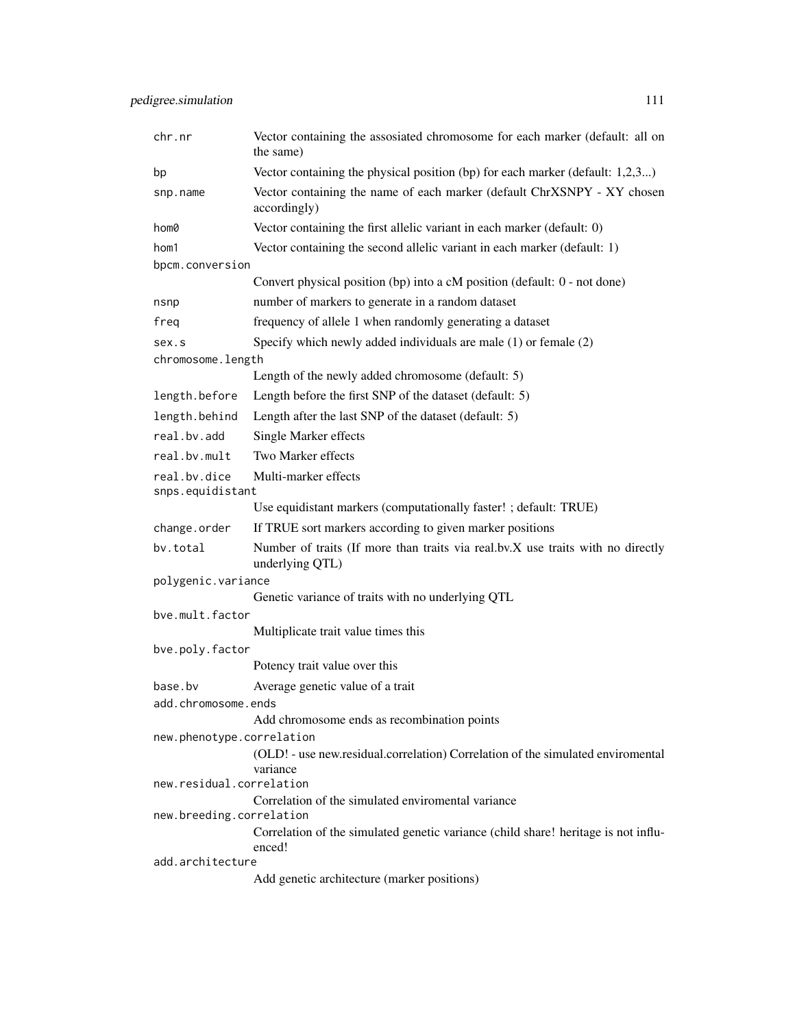| | |
|---|---|
| `chr.nr` | Vector containing the assosiated chromosome for each marker (default: all on the same) |
| `bp` | Vector containing the physical position (bp) for each marker (default: 1,2,3...) |
| `snp.name` | Vector containing the name of each marker (default ChrXSNPY - XY chosen accordingly) |
| `hom0` | Vector containing the first allelic variant in each marker (default: 0) |
| `hom1` | Vector containing the second allelic variant in each marker (default: 1) |
| `bpcm.conversion` | Convert physical position (bp) into a cM position (default: 0 - not done) |
| `nsnp` | number of markers to generate in a random dataset |
| `freq` | frequency of allele 1 when randomly generating a dataset |
| `sex.s` | Specify which newly added individuals are male (1) or female (2) |
| `chromosome.length` | Length of the newly added chromosome (default: 5) |
| `length.before` | Length before the first SNP of the dataset (default: 5) |
| `length.behind` | Length after the last SNP of the dataset (default: 5) |
| `real.bv.add` | Single Marker effects |
| `real.bv.mult` | Two Marker effects |
| `real.bv.dice` | Multi-marker effects |
| `snps.equidistant` | Use equidistant markers (computationally faster! ; default: TRUE) |
| `change.order` | If TRUE sort markers according to given marker positions |
| `bv.total` | Number of traits (If more than traits via real.bv.X use traits with no directly underlying QTL) |
| `polygenic.variance` | Genetic variance of traits with no underlying QTL |
| `bve.mult.factor` | Multiplicate trait value times this |
| `bve.poly.factor` | Potency trait value over this |
| `base.bv` | Average genetic value of a trait |
| `add.chromosome.ends` | Add chromosome ends as recombination points |
| `new.phenotype.correlation` | (OLD! - use new.residual.correlation) Correlation of the simulated enviromental variance |
| `new.residual.correlation` | Correlation of the simulated enviromental variance |
| `new.breeding.correlation` | Correlation of the simulated genetic variance (child share! heritage is not influenced! |
| `add.architecture` | Add genetic architecture (marker positions) |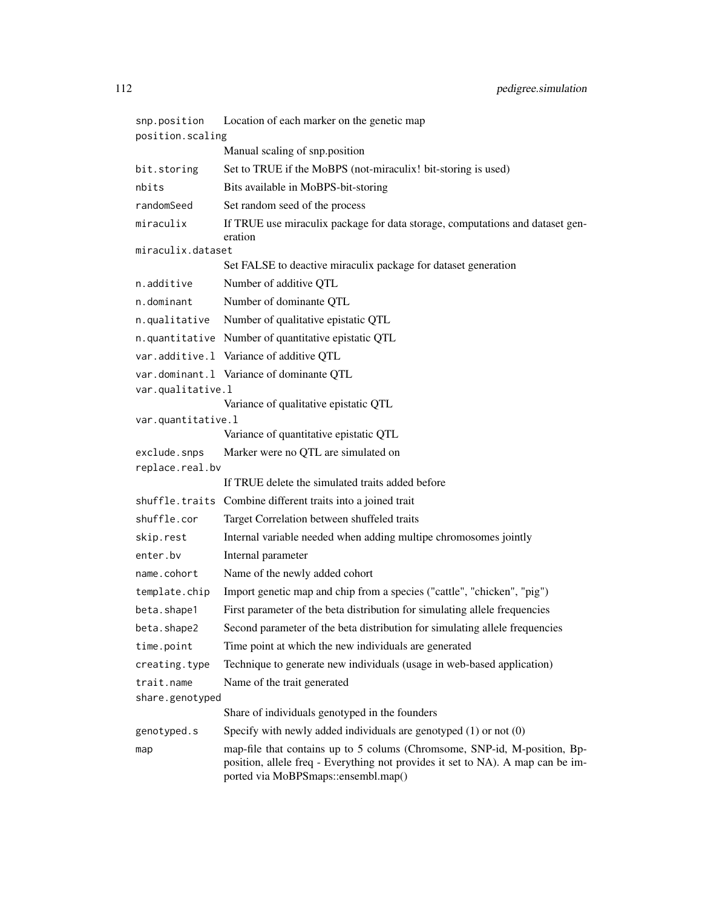| | |
|---|---|
| snp.position | Location of each marker on the genetic map |
| position.scaling | Manual scaling of snp.position |
| bit.storing | Set to TRUE if the MoBPS (not-miraculix! bit-storing is used) |
| nbits | Bits available in MoBPS-bit-storing |
| randomSeed | Set random seed of the process |
| miraculix | If TRUE use miraculix package for data storage, computations and dataset generation |
| miraculix.dataset | Set FALSE to deactive miraculix package for dataset generation |
| n.additive | Number of additive QTL |
| n.dominant | Number of dominante QTL |
| n.qualitative | Number of qualitative epistatic QTL |
| n.quantitative | Number of quantitative epistatic QTL |
| var.additive.l | Variance of additive QTL |
| var.dominant.l | Variance of dominante QTL |
| var.qualitative.l | Variance of qualitative epistatic QTL |
| var.quantitative.l | Variance of quantitative epistatic QTL |
| exclude.snps | Marker were no QTL are simulated on |
| replace.real.bv | If TRUE delete the simulated traits added before |
| shuffle.traits | Combine different traits into a joined trait |
| shuffle.cor | Target Correlation between shuffeled traits |
| skip.rest | Internal variable needed when adding multipe chromosomes jointly |
| enter.bv | Internal parameter |
| name.cohort | Name of the newly added cohort |
| template.chip | Import genetic map and chip from a species ("cattle", "chicken", "pig") |
| beta.shape1 | First parameter of the beta distribution for simulating allele frequencies |
| beta.shape2 | Second parameter of the beta distribution for simulating allele frequencies |
| time.point | Time point at which the new individuals are generated |
| creating.type | Technique to generate new individuals (usage in web-based application) |
| trait.name | Name of the trait generated |
| share.genotyped | Share of individuals genotyped in the founders |
| genotyped.s | Specify with newly added individuals are genotyped (1) or not (0) |
| map | map-file that contains up to 5 colums (Chromsome, SNP-id, M-position, Bp-position, allele freq - Everything not provides it set to NA). A map can be imported via MoBPSmaps::ensembl.map() |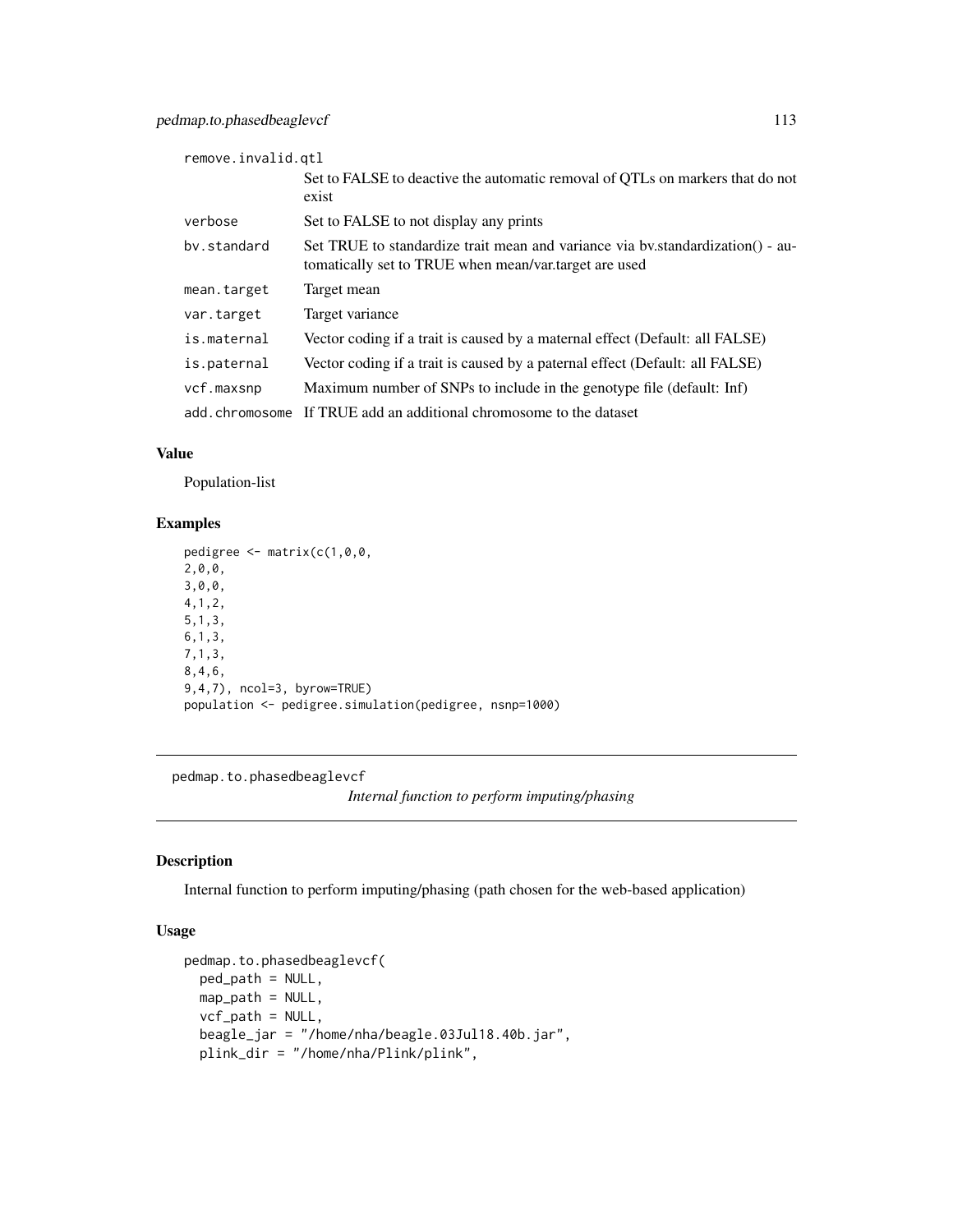| | |
|---|---|
| remove.invalid.qtl | Set to FALSE to deactive the automatic removal of QTLs on markers that do not exist |
| verbose | Set to FALSE to not display any prints |
| bv.standard | Set TRUE to standardize trait mean and variance via bv.standardization() - automatically set to TRUE when mean/var.target are used |
| mean.target | Target mean |
| var.target | Target variance |
| is.maternal | Vector coding if a trait is caused by a maternal effect (Default: all FALSE) |
| is.paternal | Vector coding if a trait is caused by a paternal effect (Default: all FALSE) |
| vcf.maxsnp | Maximum number of SNPs to include in the genotype file (default: Inf) |
| add.chromosome | If TRUE add an additional chromosome to the dataset |

### Value

Population-list

### Examples

```
pedigree <- matrix(c(1,0,0,
2,0,0,
3,0,0,
4,1,2,
5,1,3,
6,1,3,
7,1,3,
8,4,6,
9,4,7), ncol=3, byrow=TRUE)
population <- pedigree.simulation(pedigree, nsnp=1000)
```

---

## pedmap.to.phasedbeaglevcf

*Internal function to perform imputing/phasing*

### Description

Internal function to perform imputing/phasing (path chosen for the web-based application)

### Usage

```
pedmap.to.phasedbeaglevcf(
  ped_path = NULL,
  map_path = NULL,
  vcf_path = NULL,
  beagle_jar = "/home/nha/beagle.03Jul18.40b.jar",
  plink_dir = "/home/nha/Plink/plink",
```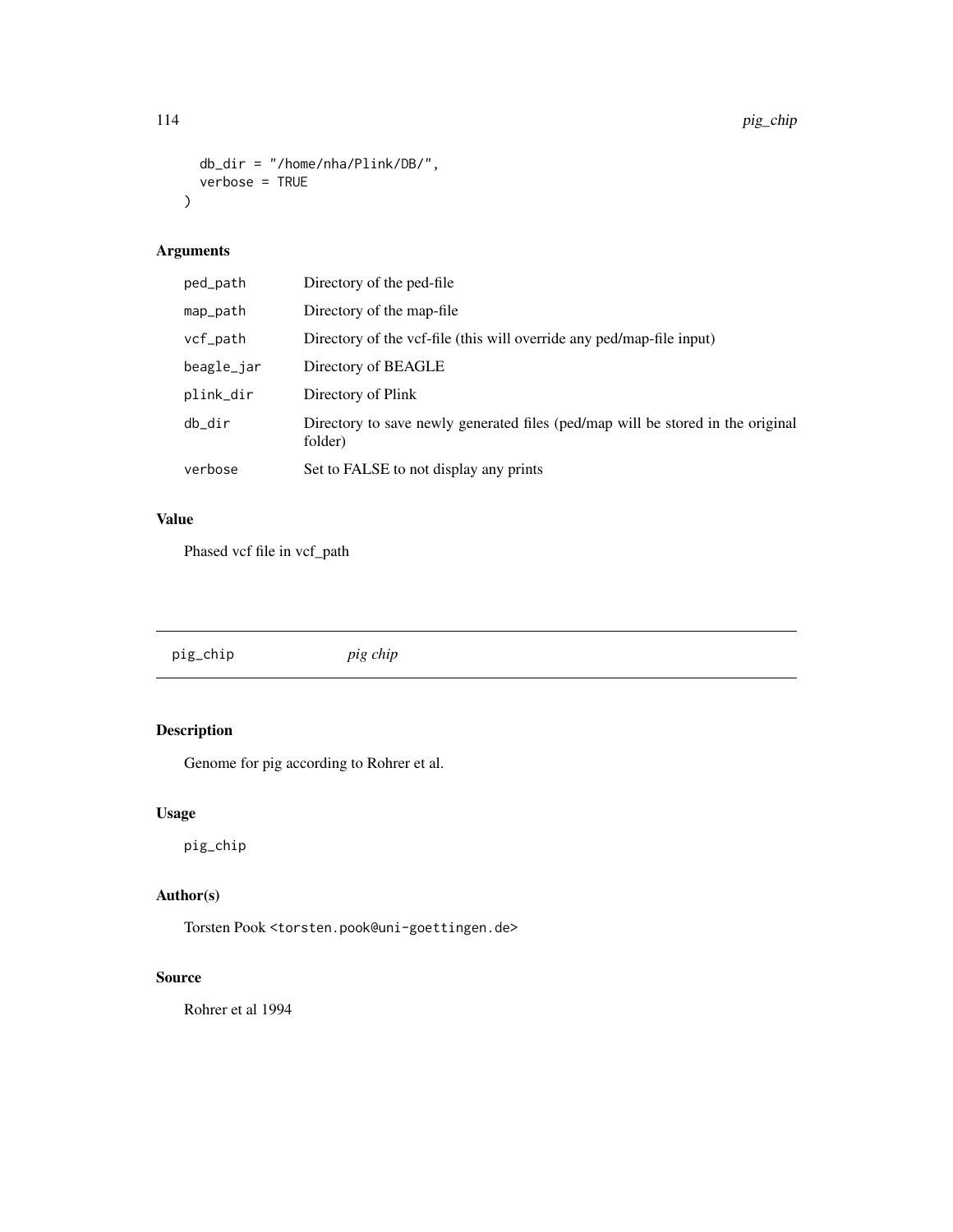```
  db_dir = "/home/nha/Plink/DB/",
  verbose = TRUE
)
```

### Arguments

| | |
|---|---|
| ped_path | Directory of the ped-file |
| map_path | Directory of the map-file |
| vcf_path | Directory of the vcf-file (this will override any ped/map-file input) |
| beagle_jar | Directory of BEAGLE |
| plink_dir | Directory of Plink |
| db_dir | Directory to save newly generated files (ped/map will be stored in the original folder) |
| verbose | Set to FALSE to not display any prints |

### Value

Phased vcf file in vcf_path

## pig_chip *pig chip*

### Description

Genome for pig according to Rohrer et al.

### Usage

```
pig_chip
```

### Author(s)

Torsten Pook <torsten.pook@uni-goettingen.de>

### Source

Rohrer et al 1994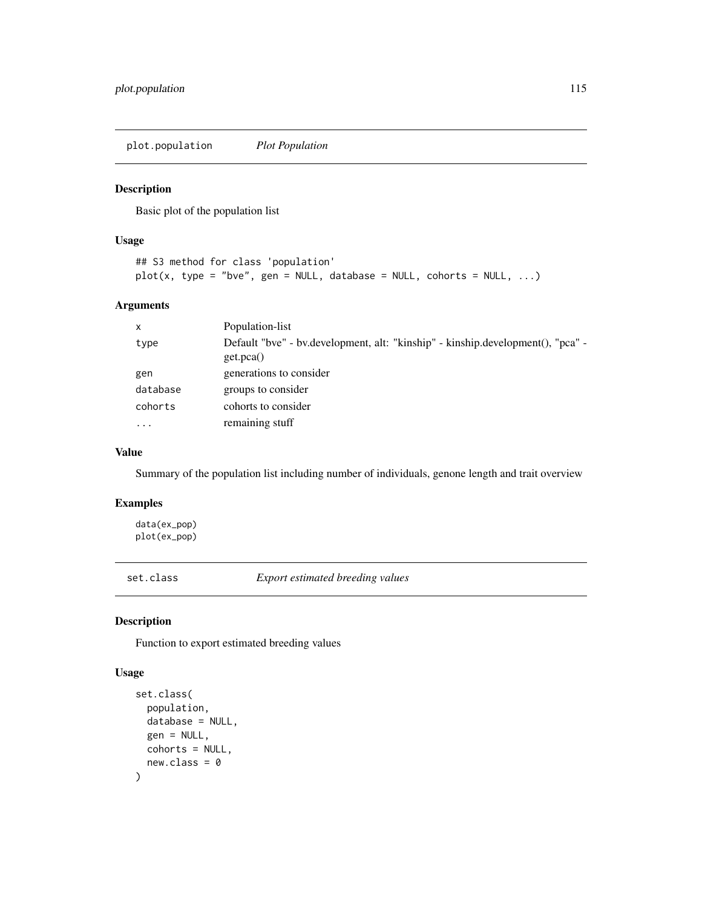## plot.population *Plot Population*

### Description

Basic plot of the population list

### Usage

```
## S3 method for class 'population'
plot(x, type = "bve", gen = NULL, database = NULL, cohorts = NULL, ...)
```

### Arguments

| | |
|---|---|
| x | Population-list |
| type | Default "bve" - bv.development, alt: "kinship" - kinship.development(), "pca" - get.pca() |
| gen | generations to consider |
| database | groups to consider |
| cohorts | cohorts to consider |
| ... | remaining stuff |

### Value

Summary of the population list including number of individuals, genone length and trait overview

### Examples

```
data(ex_pop)
plot(ex_pop)
```

## set.class *Export estimated breeding values*

### Description

Function to export estimated breeding values

### Usage

```
set.class(
  population,
  database = NULL,
  gen = NULL,
  cohorts = NULL,
  new.class = 0
)
```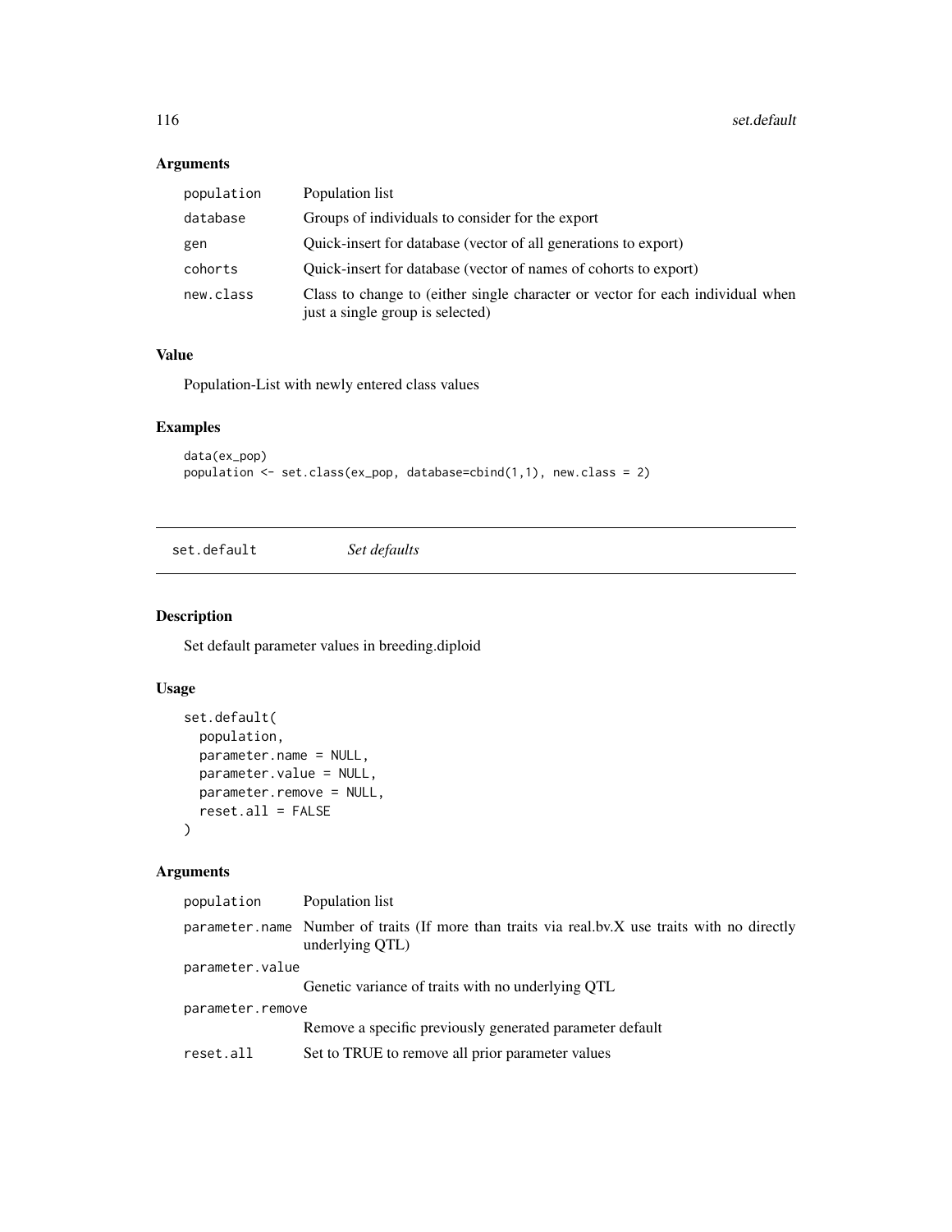## Arguments

| | |
|---|---|
| population | Population list |
| database | Groups of individuals to consider for the export |
| gen | Quick-insert for database (vector of all generations to export) |
| cohorts | Quick-insert for database (vector of names of cohorts to export) |
| new.class | Class to change to (either single character or vector for each individual when just a single group is selected) |

## Value

Population-List with newly entered class values

## Examples

```
data(ex_pop)
population <- set.class(ex_pop, database=cbind(1,1), new.class = 2)
```

---

# set.default *Set defaults*

---

## Description

Set default parameter values in breeding.diploid

## Usage

```
set.default(
  population,
  parameter.name = NULL,
  parameter.value = NULL,
  parameter.remove = NULL,
  reset.all = FALSE
)
```

## Arguments

| | |
|---|---|
| population | Population list |
| parameter.name | Number of traits (If more than traits via real.bv.X use traits with no directly underlying QTL) |
| parameter.value | Genetic variance of traits with no underlying QTL |
| parameter.remove | Remove a specific previously generated parameter default |
| reset.all | Set to TRUE to remove all prior parameter values |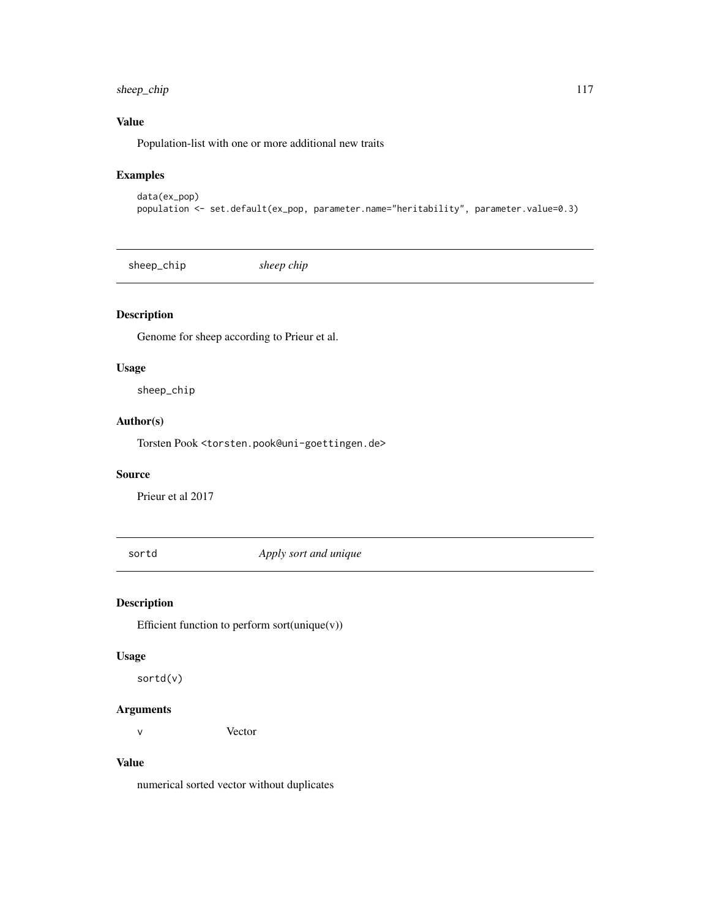### Value

Population-list with one or more additional new traits

### Examples

```
data(ex_pop)
population <- set.default(ex_pop, parameter.name="heritability", parameter.value=0.3)
```

## sheep_chip *sheep chip*

### Description

Genome for sheep according to Prieur et al.

### Usage

```
sheep_chip
```

### Author(s)

Torsten Pook <torsten.pook@uni-goettingen.de>

### Source

Prieur et al 2017

## sortd *Apply sort and unique*

### Description

Efficient function to perform sort(unique(v))

### Usage

```
sortd(v)
```

### Arguments

| | |
|---|---|
| v | Vector |

### Value

numerical sorted vector without duplicates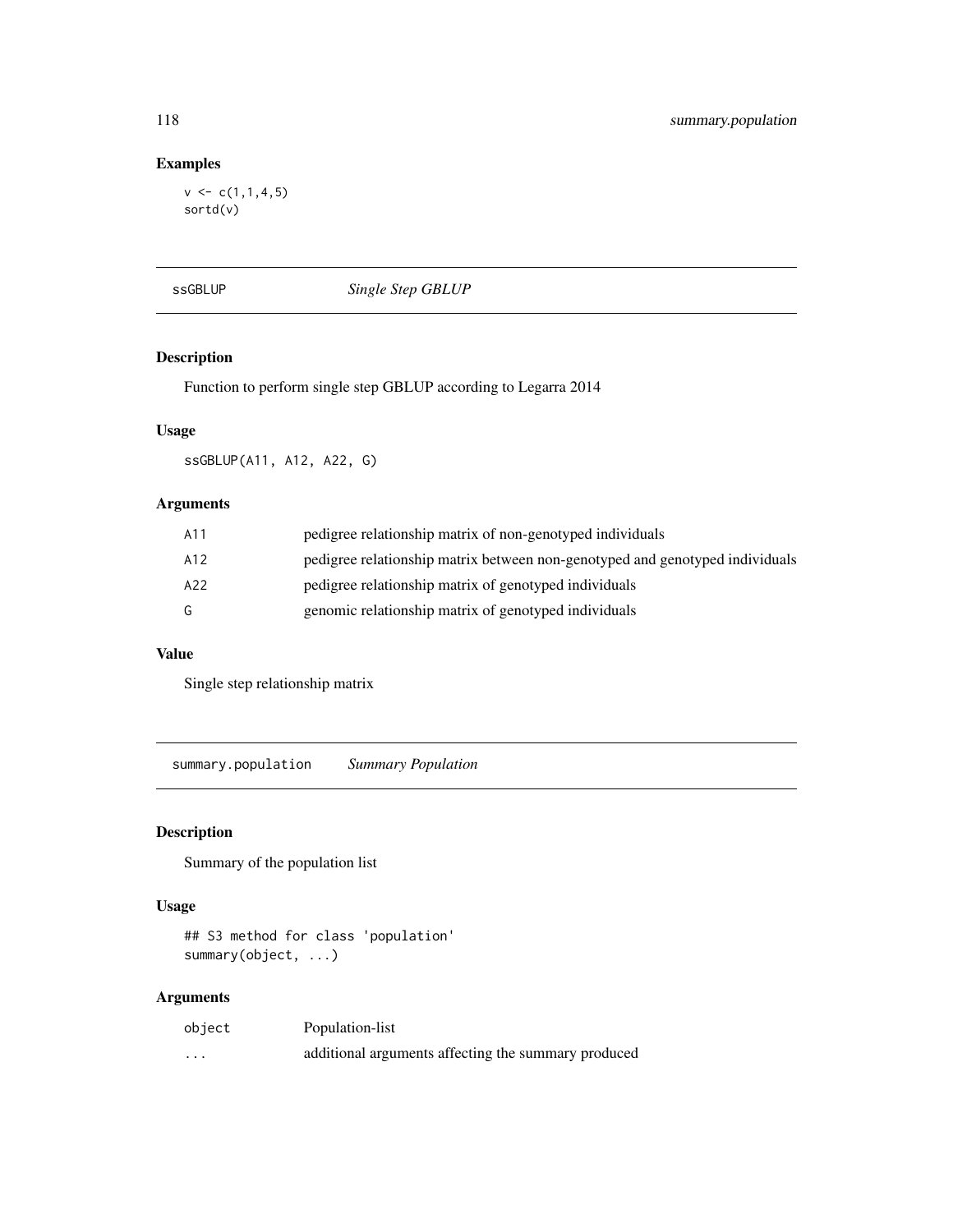## Examples

```
v <- c(1,1,4,5)
sortd(v)
```

---

# ssGBLUP *Single Step GBLUP*

---

## Description

Function to perform single step GBLUP according to Legarra 2014

## Usage

```
ssGBLUP(A11, A12, A22, G)
```

## Arguments

| | |
|---|---|
| A11 | pedigree relationship matrix of non-genotyped individuals |
| A12 | pedigree relationship matrix between non-genotyped and genotyped individuals |
| A22 | pedigree relationship matrix of genotyped individuals |
| G | genomic relationship matrix of genotyped individuals |

## Value

Single step relationship matrix

---

# summary.population *Summary Population*

---

## Description

Summary of the population list

## Usage

```
## S3 method for class 'population'
summary(object, ...)
```

## Arguments

| | |
|---|---|
| object | Population-list |
| ... | additional arguments affecting the summary produced |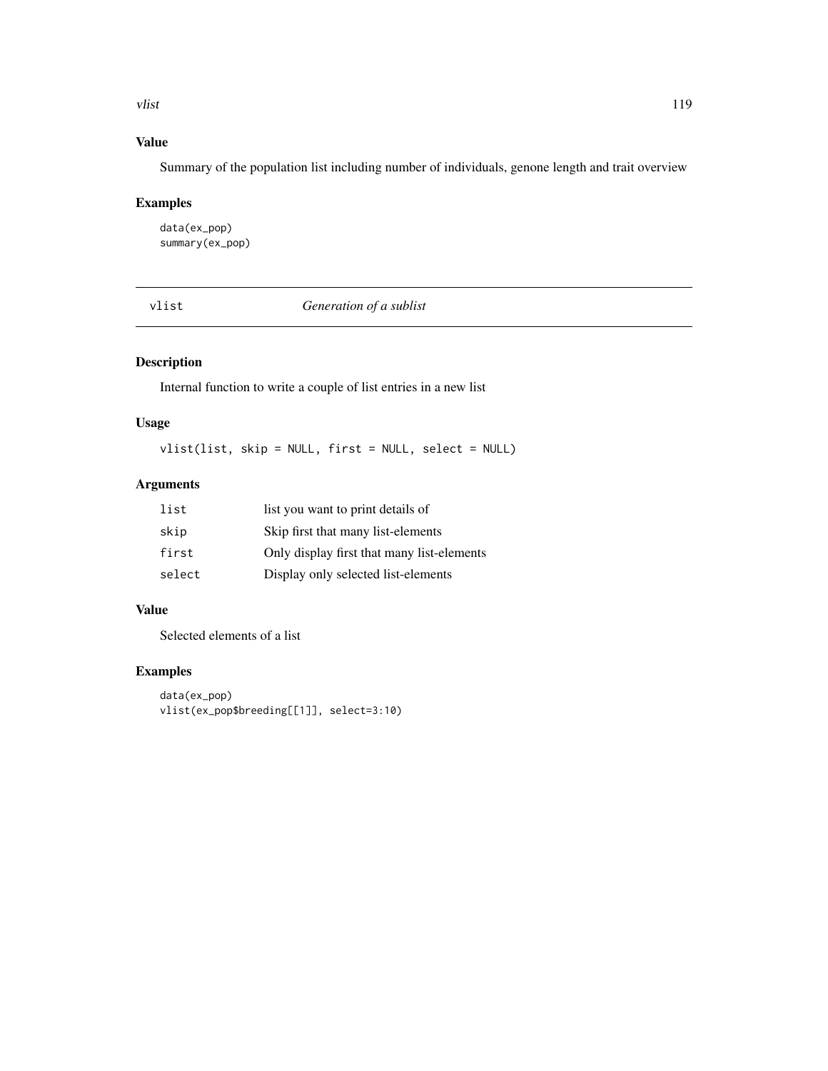### Value

Summary of the population list including number of individuals, genone length and trait overview

### Examples

```
data(ex_pop)
summary(ex_pop)
```

## vlist *Generation of a sublist*

### Description

Internal function to write a couple of list entries in a new list

### Usage

```
vlist(list, skip = NULL, first = NULL, select = NULL)
```

### Arguments

| | |
|---|---|
| list | list you want to print details of |
| skip | Skip first that many list-elements |
| first | Only display first that many list-elements |
| select | Display only selected list-elements |

### Value

Selected elements of a list

### Examples

```
data(ex_pop)
vlist(ex_pop$breeding[[1]], select=3:10)
```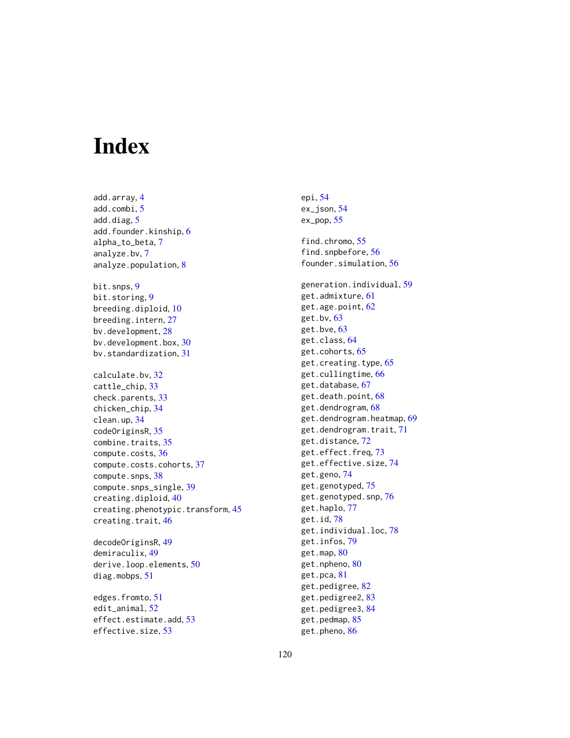# Index

add.array, 4
add.combi, 5
add.diag, 5
add.founder.kinship, 6
alpha_to_beta, 7
analyze.bv, 7
analyze.population, 8

bit.snps, 9
bit.storing, 9
breeding.diploid, 10
breeding.intern, 27
bv.development, 28
bv.development.box, 30
bv.standardization, 31

calculate.bv, 32
cattle_chip, 33
check.parents, 33
chicken_chip, 34
clean.up, 34
codeOriginsR, 35
combine.traits, 35
compute.costs, 36
compute.costs.cohorts, 37
compute.snps, 38
compute.snps_single, 39
creating.diploid, 40
creating.phenotypic.transform, 45
creating.trait, 46

decodeOriginsR, 49
demiraculix, 49
derive.loop.elements, 50
diag.mobps, 51

edges.fromto, 51
edit_animal, 52
effect.estimate.add, 53
effective.size, 53
epi, 54
ex_json, 54
ex_pop, 55

find.chromo, 55
find.snpbefore, 56
founder.simulation, 56

generation.individual, 59
get.admixture, 61
get.age.point, 62
get.bv, 63
get.bve, 63
get.class, 64
get.cohorts, 65
get.creating.type, 65
get.cullingtime, 66
get.database, 67
get.death.point, 68
get.dendrogram, 68
get.dendrogram.heatmap, 69
get.dendrogram.trait, 71
get.distance, 72
get.effect.freq, 73
get.effective.size, 74
get.geno, 74
get.genotyped, 75
get.genotyped.snp, 76
get.haplo, 77
get.id, 78
get.individual.loc, 78
get.infos, 79
get.map, 80
get.npheno, 80
get.pca, 81
get.pedigree, 82
get.pedigree2, 83
get.pedigree3, 84
get.pedmap, 85
get.pheno, 86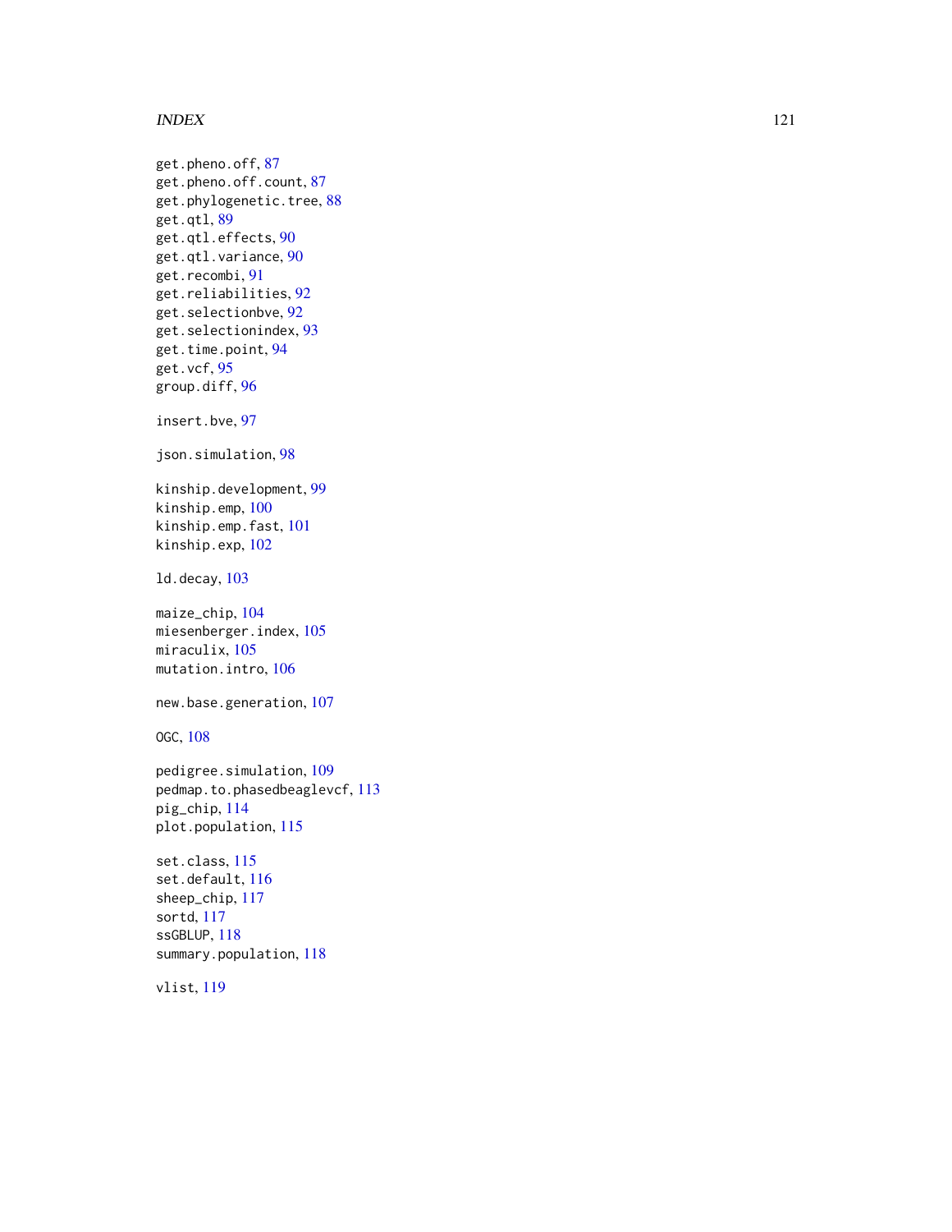get.pheno.off, 87
get.pheno.off.count, 87
get.phylogenetic.tree, 88
get.qtl, 89
get.qtl.effects, 90
get.qtl.variance, 90
get.recombi, 91
get.reliabilities, 92
get.selectionbve, 92
get.selectionindex, 93
get.time.point, 94
get.vcf, 95
group.diff, 96

insert.bve, 97

json.simulation, 98

kinship.development, 99
kinship.emp, 100
kinship.emp.fast, 101
kinship.exp, 102

ld.decay, 103

maize_chip, 104
miesenberger.index, 105
miraculix, 105
mutation.intro, 106

new.base.generation, 107

OGC, 108

pedigree.simulation, 109
pedmap.to.phasedbeaglevcf, 113
pig_chip, 114
plot.population, 115

set.class, 115
set.default, 116
sheep_chip, 117
sortd, 117
ssGBLUP, 118
summary.population, 118

vlist, 119